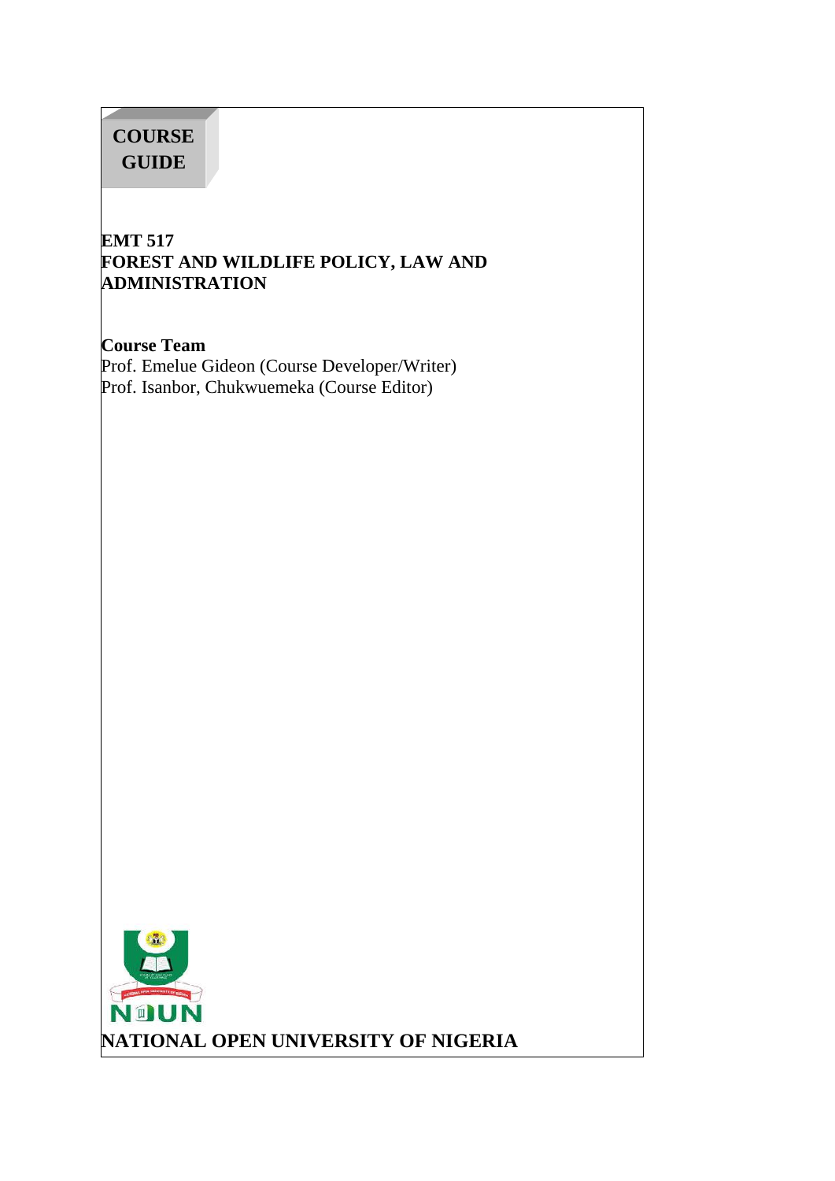# COURSE GUIDE

**EMT 517**
**FOREST AND WILDLIFE POLICY, LAW AND ADMINISTRATION**

**Course Team**
Prof. Emelue Gideon (Course Developer/Writer)
Prof. Isanbor, Chukwuemeka (Course Editor)

**NOUN**

**NATIONAL OPEN UNIVERSITY OF NIGERIA**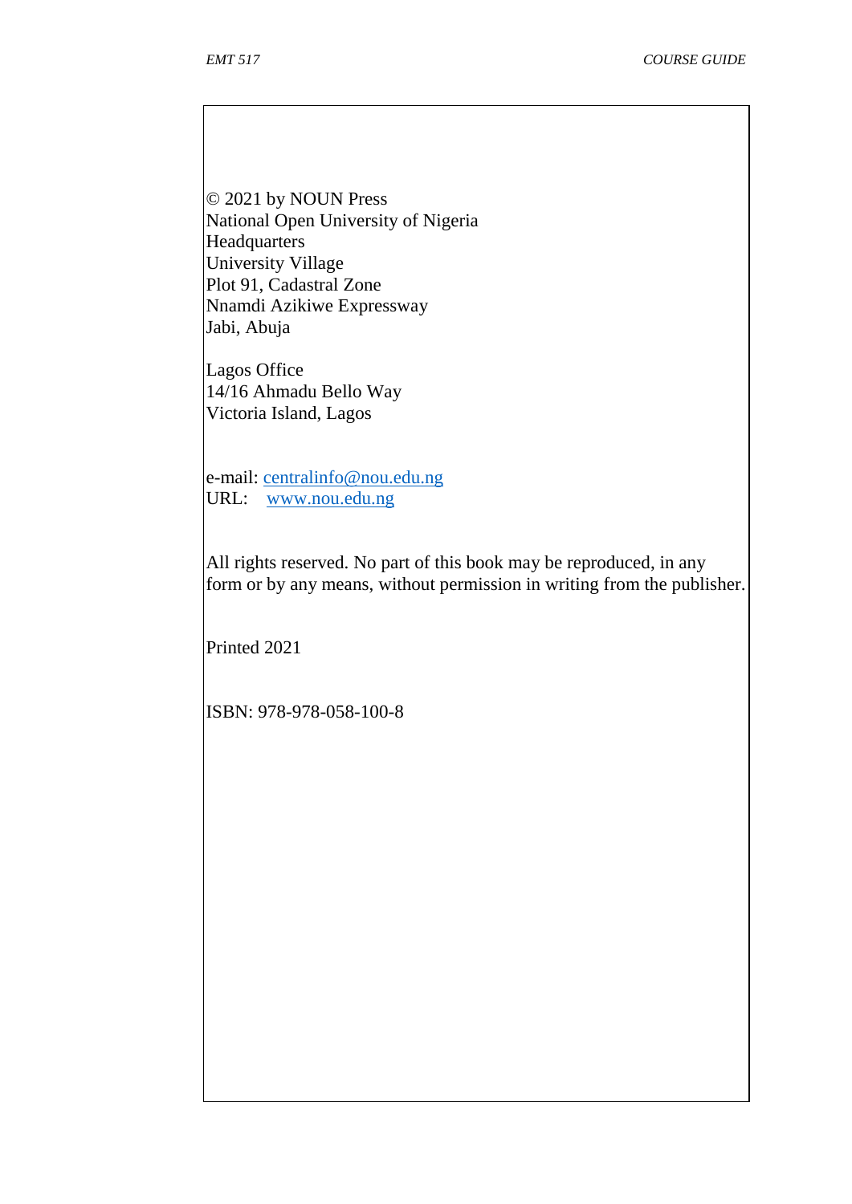© 2021 by NOUN Press
National Open University of Nigeria
Headquarters
University Village
Plot 91, Cadastral Zone
Nnamdi Azikiwe Expressway
Jabi, Abuja

Lagos Office
14/16 Ahmadu Bello Way
Victoria Island, Lagos

e-mail: centralinfo@nou.edu.ng
URL: www.nou.edu.ng

All rights reserved. No part of this book may be reproduced, in any form or by any means, without permission in writing from the publisher.

Printed 2021

ISBN: 978-978-058-100-8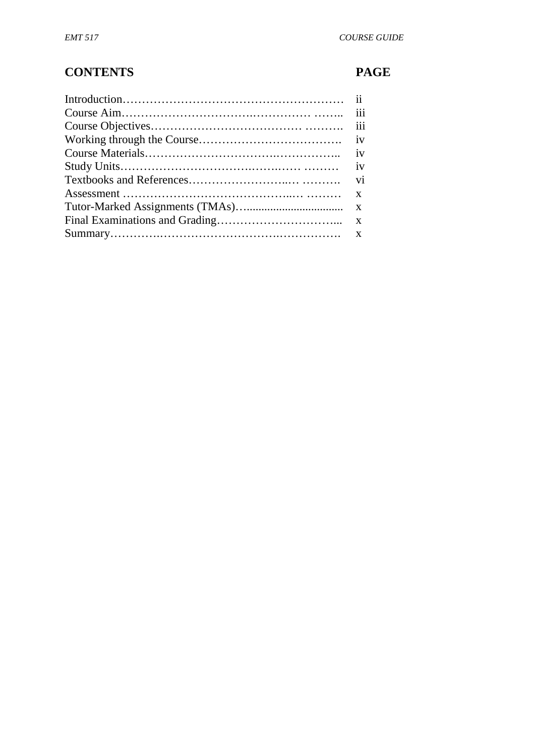## CONTENTS PAGE

| | |
|---|---|
| Introduction…………………………………………………… | ii |
| Course Aim……………………………….…………… …….. | iii |
| Course Objectives………………………………… ………. | iii |
| Working through the Course………………………………. | iv |
| Course Materials…………………………….…………….. | iv |
| Study Units……………………………….…….…… ……… | iv |
| Textbooks and References……………………..… ………. | vi |
| Assessment …………………………………..… ……… | x |
| Tutor-Marked Assignments (TMAs)…................................. | x |
| Final Examinations and Grading…………………………... | x |
| Summary……….…………………………….……………. | x |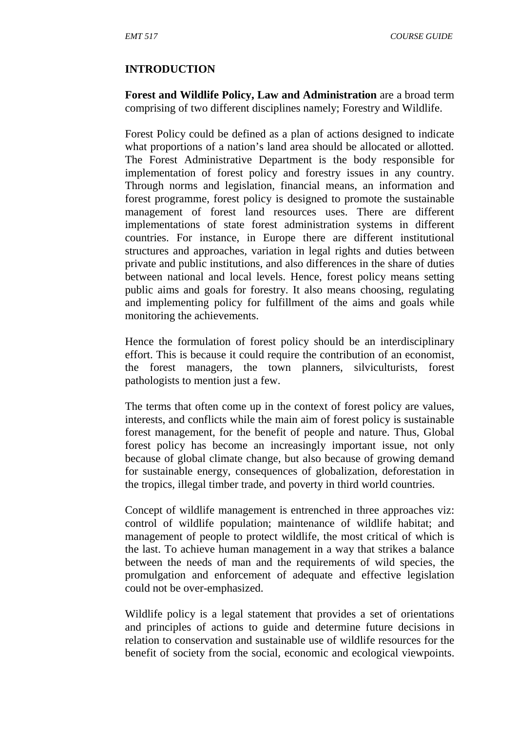## INTRODUCTION

**Forest and Wildlife Policy, Law and Administration** are a broad term comprising of two different disciplines namely; Forestry and Wildlife.

Forest Policy could be defined as a plan of actions designed to indicate what proportions of a nation's land area should be allocated or allotted. The Forest Administrative Department is the body responsible for implementation of forest policy and forestry issues in any country. Through norms and legislation, financial means, an information and forest programme, forest policy is designed to promote the sustainable management of forest land resources uses. There are different implementations of state forest administration systems in different countries. For instance, in Europe there are different institutional structures and approaches, variation in legal rights and duties between private and public institutions, and also differences in the share of duties between national and local levels. Hence, forest policy means setting public aims and goals for forestry. It also means choosing, regulating and implementing policy for fulfillment of the aims and goals while monitoring the achievements.

Hence the formulation of forest policy should be an interdisciplinary effort. This is because it could require the contribution of an economist, the forest managers, the town planners, silviculturists, forest pathologists to mention just a few.

The terms that often come up in the context of forest policy are values, interests, and conflicts while the main aim of forest policy is sustainable forest management, for the benefit of people and nature. Thus, Global forest policy has become an increasingly important issue, not only because of global climate change, but also because of growing demand for sustainable energy, consequences of globalization, deforestation in the tropics, illegal timber trade, and poverty in third world countries.

Concept of wildlife management is entrenched in three approaches viz: control of wildlife population; maintenance of wildlife habitat; and management of people to protect wildlife, the most critical of which is the last. To achieve human management in a way that strikes a balance between the needs of man and the requirements of wild species, the promulgation and enforcement of adequate and effective legislation could not be over-emphasized.

Wildlife policy is a legal statement that provides a set of orientations and principles of actions to guide and determine future decisions in relation to conservation and sustainable use of wildlife resources for the benefit of society from the social, economic and ecological viewpoints.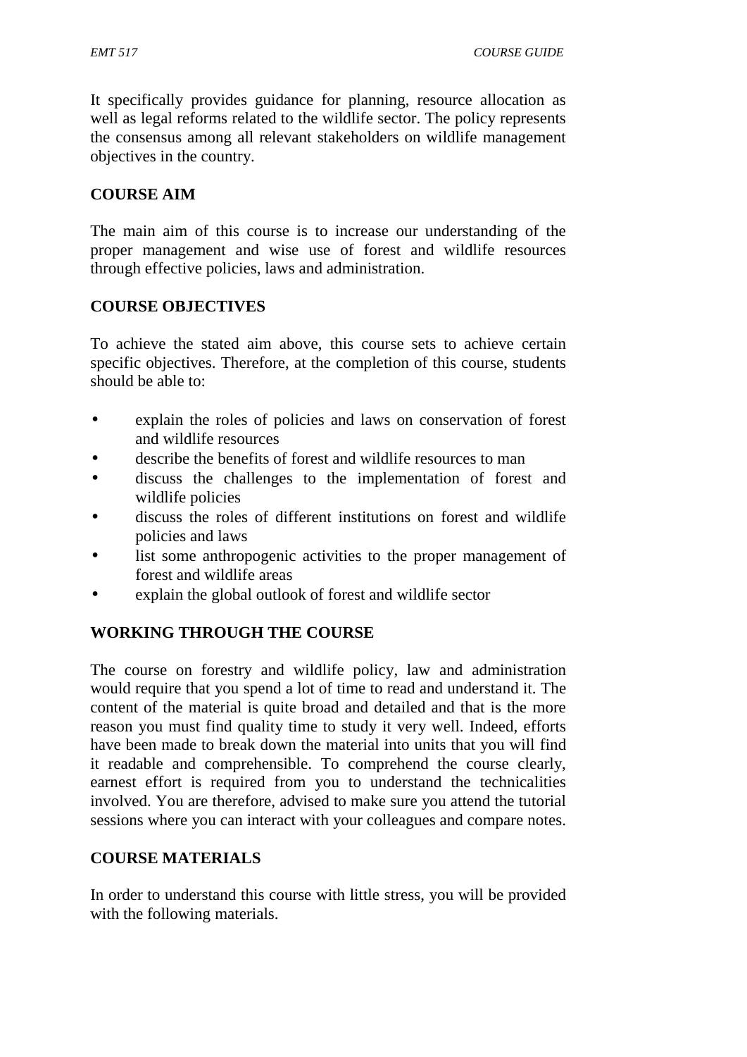It specifically provides guidance for planning, resource allocation as well as legal reforms related to the wildlife sector. The policy represents the consensus among all relevant stakeholders on wildlife management objectives in the country.

## COURSE AIM

The main aim of this course is to increase our understanding of the proper management and wise use of forest and wildlife resources through effective policies, laws and administration.

## COURSE OBJECTIVES

To achieve the stated aim above, this course sets to achieve certain specific objectives. Therefore, at the completion of this course, students should be able to:

- explain the roles of policies and laws on conservation of forest and wildlife resources
- describe the benefits of forest and wildlife resources to man
- discuss the challenges to the implementation of forest and wildlife policies
- discuss the roles of different institutions on forest and wildlife policies and laws
- list some anthropogenic activities to the proper management of forest and wildlife areas
- explain the global outlook of forest and wildlife sector

## WORKING THROUGH THE COURSE

The course on forestry and wildlife policy, law and administration would require that you spend a lot of time to read and understand it. The content of the material is quite broad and detailed and that is the more reason you must find quality time to study it very well. Indeed, efforts have been made to break down the material into units that you will find it readable and comprehensible. To comprehend the course clearly, earnest effort is required from you to understand the technicalities involved. You are therefore, advised to make sure you attend the tutorial sessions where you can interact with your colleagues and compare notes.

## COURSE MATERIALS

In order to understand this course with little stress, you will be provided with the following materials.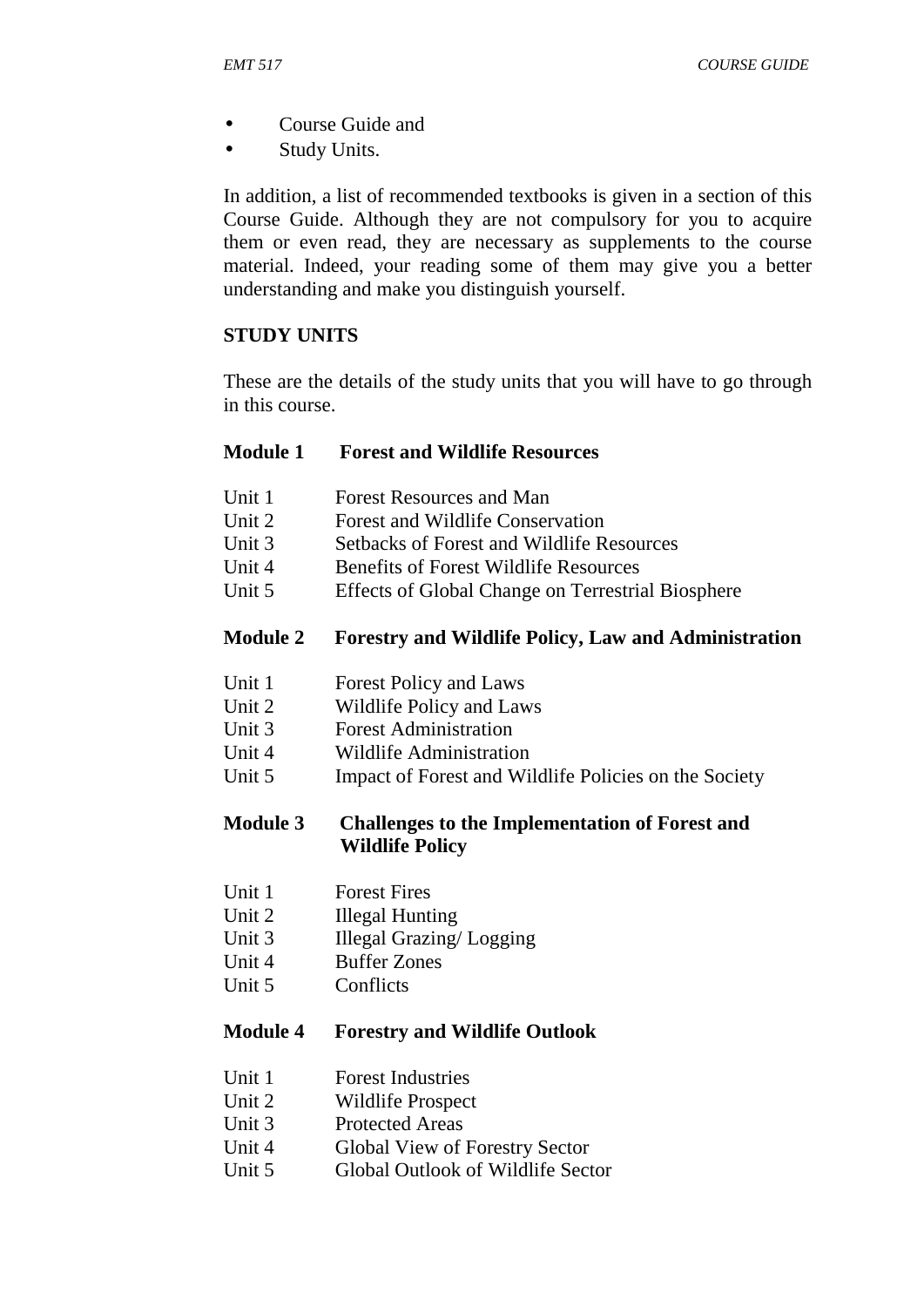- Course Guide and
- Study Units.

In addition, a list of recommended textbooks is given in a section of this Course Guide. Although they are not compulsory for you to acquire them or even read, they are necessary as supplements to the course material. Indeed, your reading some of them may give you a better understanding and make you distinguish yourself.

## STUDY UNITS

These are the details of the study units that you will have to go through in this course.

### Module 1 Forest and Wildlife Resources

Unit 1 Forest Resources and Man
Unit 2 Forest and Wildlife Conservation
Unit 3 Setbacks of Forest and Wildlife Resources
Unit 4 Benefits of Forest Wildlife Resources
Unit 5 Effects of Global Change on Terrestrial Biosphere

### Module 2 Forestry and Wildlife Policy, Law and Administration

Unit 1 Forest Policy and Laws
Unit 2 Wildlife Policy and Laws
Unit 3 Forest Administration
Unit 4 Wildlife Administration
Unit 5 Impact of Forest and Wildlife Policies on the Society

### Module 3 Challenges to the Implementation of Forest and Wildlife Policy

Unit 1 Forest Fires
Unit 2 Illegal Hunting
Unit 3 Illegal Grazing/ Logging
Unit 4 Buffer Zones
Unit 5 Conflicts

### Module 4 Forestry and Wildlife Outlook

Unit 1 Forest Industries
Unit 2 Wildlife Prospect
Unit 3 Protected Areas
Unit 4 Global View of Forestry Sector
Unit 5 Global Outlook of Wildlife Sector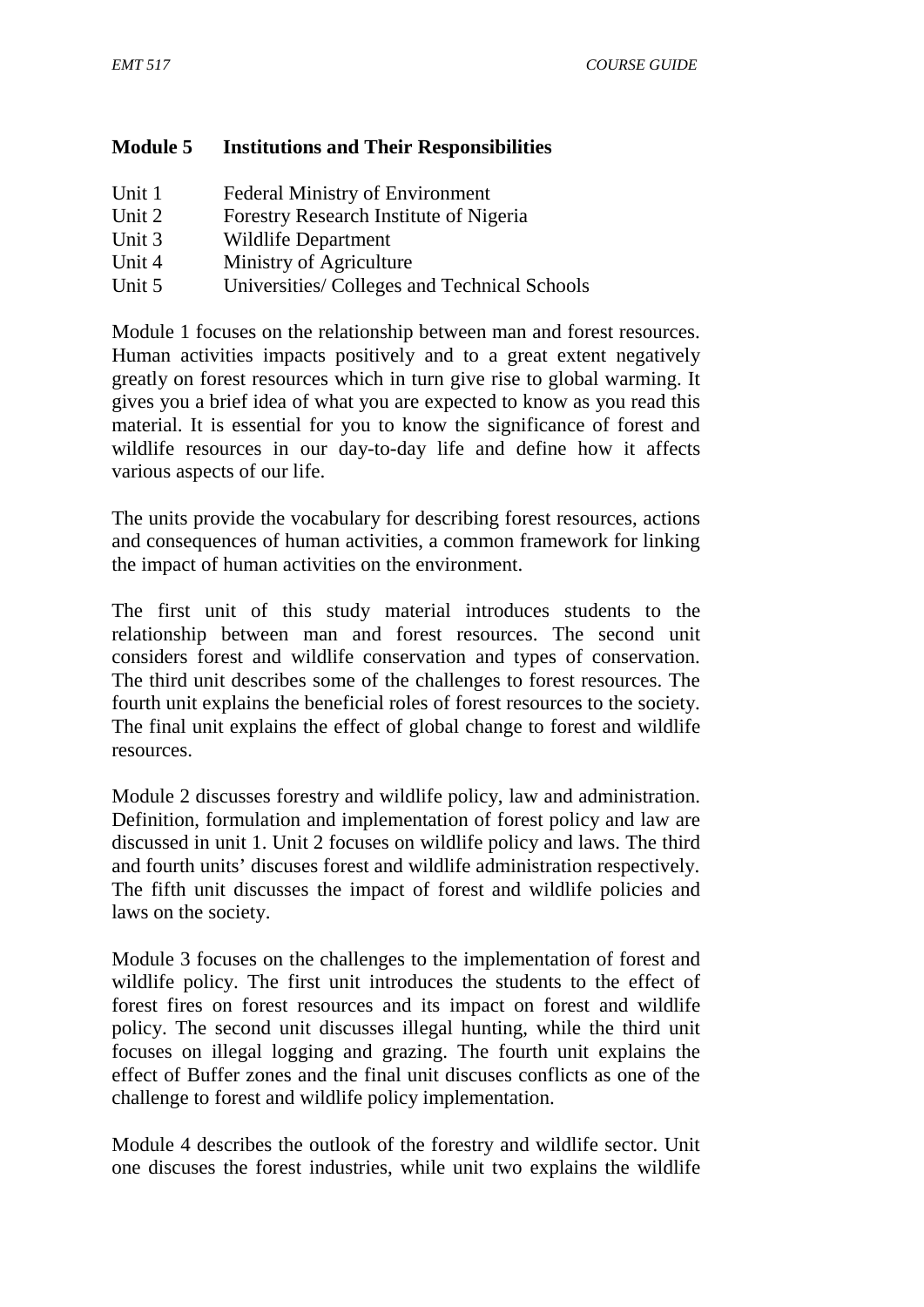**Module 5 Institutions and Their Responsibilities**

Unit 1 Federal Ministry of Environment
Unit 2 Forestry Research Institute of Nigeria
Unit 3 Wildlife Department
Unit 4 Ministry of Agriculture
Unit 5 Universities/ Colleges and Technical Schools

Module 1 focuses on the relationship between man and forest resources. Human activities impacts positively and to a great extent negatively greatly on forest resources which in turn give rise to global warming. It gives you a brief idea of what you are expected to know as you read this material. It is essential for you to know the significance of forest and wildlife resources in our day-to-day life and define how it affects various aspects of our life.

The units provide the vocabulary for describing forest resources, actions and consequences of human activities, a common framework for linking the impact of human activities on the environment.

The first unit of this study material introduces students to the relationship between man and forest resources. The second unit considers forest and wildlife conservation and types of conservation. The third unit describes some of the challenges to forest resources. The fourth unit explains the beneficial roles of forest resources to the society. The final unit explains the effect of global change to forest and wildlife resources.

Module 2 discusses forestry and wildlife policy, law and administration. Definition, formulation and implementation of forest policy and law are discussed in unit 1. Unit 2 focuses on wildlife policy and laws. The third and fourth units' discuses forest and wildlife administration respectively. The fifth unit discusses the impact of forest and wildlife policies and laws on the society.

Module 3 focuses on the challenges to the implementation of forest and wildlife policy. The first unit introduces the students to the effect of forest fires on forest resources and its impact on forest and wildlife policy. The second unit discusses illegal hunting, while the third unit focuses on illegal logging and grazing. The fourth unit explains the effect of Buffer zones and the final unit discuses conflicts as one of the challenge to forest and wildlife policy implementation.

Module 4 describes the outlook of the forestry and wildlife sector. Unit one discuses the forest industries, while unit two explains the wildlife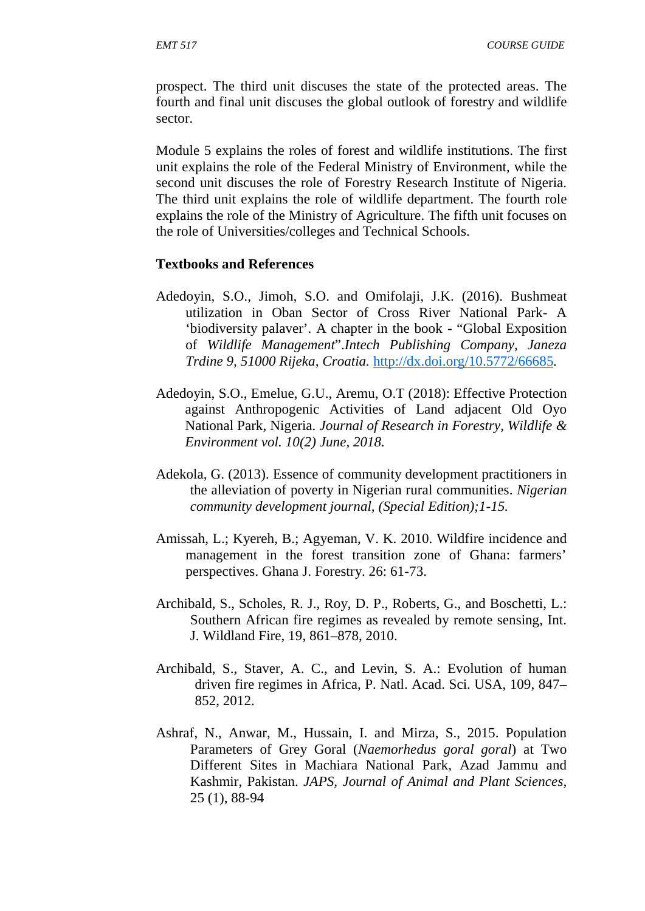prospect. The third unit discuses the state of the protected areas. The fourth and final unit discuses the global outlook of forestry and wildlife sector.

Module 5 explains the roles of forest and wildlife institutions. The first unit explains the role of the Federal Ministry of Environment, while the second unit discuses the role of Forestry Research Institute of Nigeria. The third unit explains the role of wildlife department. The fourth role explains the role of the Ministry of Agriculture. The fifth unit focuses on the role of Universities/colleges and Technical Schools.

**Textbooks and References**

Adedoyin, S.O., Jimoh, S.O. and Omifolaji, J.K. (2016). Bushmeat utilization in Oban Sector of Cross River National Park- A 'biodiversity palaver'. A chapter in the book - "Global Exposition of *Wildlife Management*".*Intech Publishing Company*, *Janeza Trdine 9, 51000 Rijeka, Croatia.* http://dx.doi.org/10.5772/66685*.*

Adedoyin, S.O., Emelue, G.U., Aremu, O.T (2018): Effective Protection against Anthropogenic Activities of Land adjacent Old Oyo National Park, Nigeria. *Journal of Research in Forestry, Wildlife & Environment vol. 10(2) June, 2018.*

Adekola, G. (2013). Essence of community development practitioners in the alleviation of poverty in Nigerian rural communities. *Nigerian community development journal, (Special Edition);1-15.*

Amissah, L.; Kyereh, B.; Agyeman, V. K. 2010. Wildfire incidence and management in the forest transition zone of Ghana: farmers' perspectives. Ghana J. Forestry. 26: 61-73.

Archibald, S., Scholes, R. J., Roy, D. P., Roberts, G., and Boschetti, L.: Southern African fire regimes as revealed by remote sensing, Int. J. Wildland Fire, 19, 861–878, 2010.

Archibald, S., Staver, A. C., and Levin, S. A.: Evolution of human driven fire regimes in Africa, P. Natl. Acad. Sci. USA, 109, 847–852, 2012.

Ashraf, N., Anwar, M., Hussain, I. and Mirza, S., 2015. Population Parameters of Grey Goral (*Naemorhedus goral goral*) at Two Different Sites in Machiara National Park, Azad Jammu and Kashmir, Pakistan. *JAPS, Journal of Animal and Plant Sciences*, 25 (1), 88-94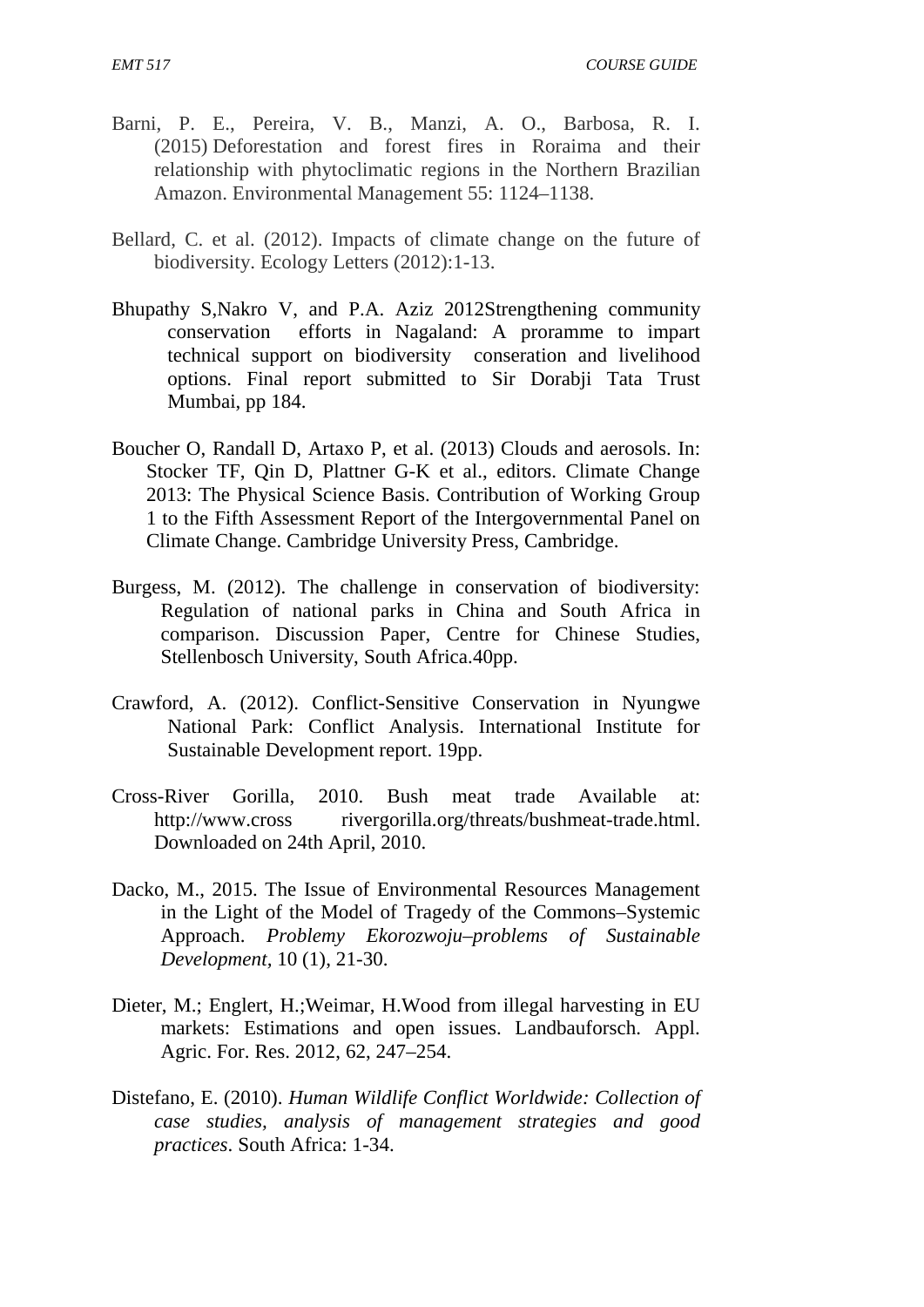Barni, P. E., Pereira, V. B., Manzi, A. O., Barbosa, R. I. (2015) Deforestation and forest fires in Roraima and their relationship with phytoclimatic regions in the Northern Brazilian Amazon. Environmental Management 55: 1124–1138.

Bellard, C. et al. (2012). Impacts of climate change on the future of biodiversity. Ecology Letters (2012):1-13.

Bhupathy S,Nakro V, and P.A. Aziz 2012Strengthening community conservation efforts in Nagaland: A proramme to impart technical support on biodiversity conseration and livelihood options. Final report submitted to Sir Dorabji Tata Trust Mumbai, pp 184.

Boucher O, Randall D, Artaxo P, et al. (2013) Clouds and aerosols. In: Stocker TF, Qin D, Plattner G-K et al., editors. Climate Change 2013: The Physical Science Basis. Contribution of Working Group 1 to the Fifth Assessment Report of the Intergovernmental Panel on Climate Change. Cambridge University Press, Cambridge.

Burgess, M. (2012). The challenge in conservation of biodiversity: Regulation of national parks in China and South Africa in comparison. Discussion Paper, Centre for Chinese Studies, Stellenbosch University, South Africa.40pp.

Crawford, A. (2012). Conflict-Sensitive Conservation in Nyungwe National Park: Conflict Analysis. International Institute for Sustainable Development report. 19pp.

Cross-River Gorilla, 2010. Bush meat trade Available at: http://www.cross rivergorilla.org/threats/bushmeat-trade.html. Downloaded on 24th April, 2010.

Dacko, M., 2015. The Issue of Environmental Resources Management in the Light of the Model of Tragedy of the Commons–Systemic Approach. *Problemy Ekorozwoju–problems of Sustainable Development*, 10 (1), 21-30.

Dieter, M.; Englert, H.;Weimar, H.Wood from illegal harvesting in EU markets: Estimations and open issues. Landbauforsch. Appl. Agric. For. Res. 2012, 62, 247–254.

Distefano, E. (2010). *Human Wildlife Conflict Worldwide: Collection of case studies, analysis of management strategies and good practices*. South Africa: 1-34.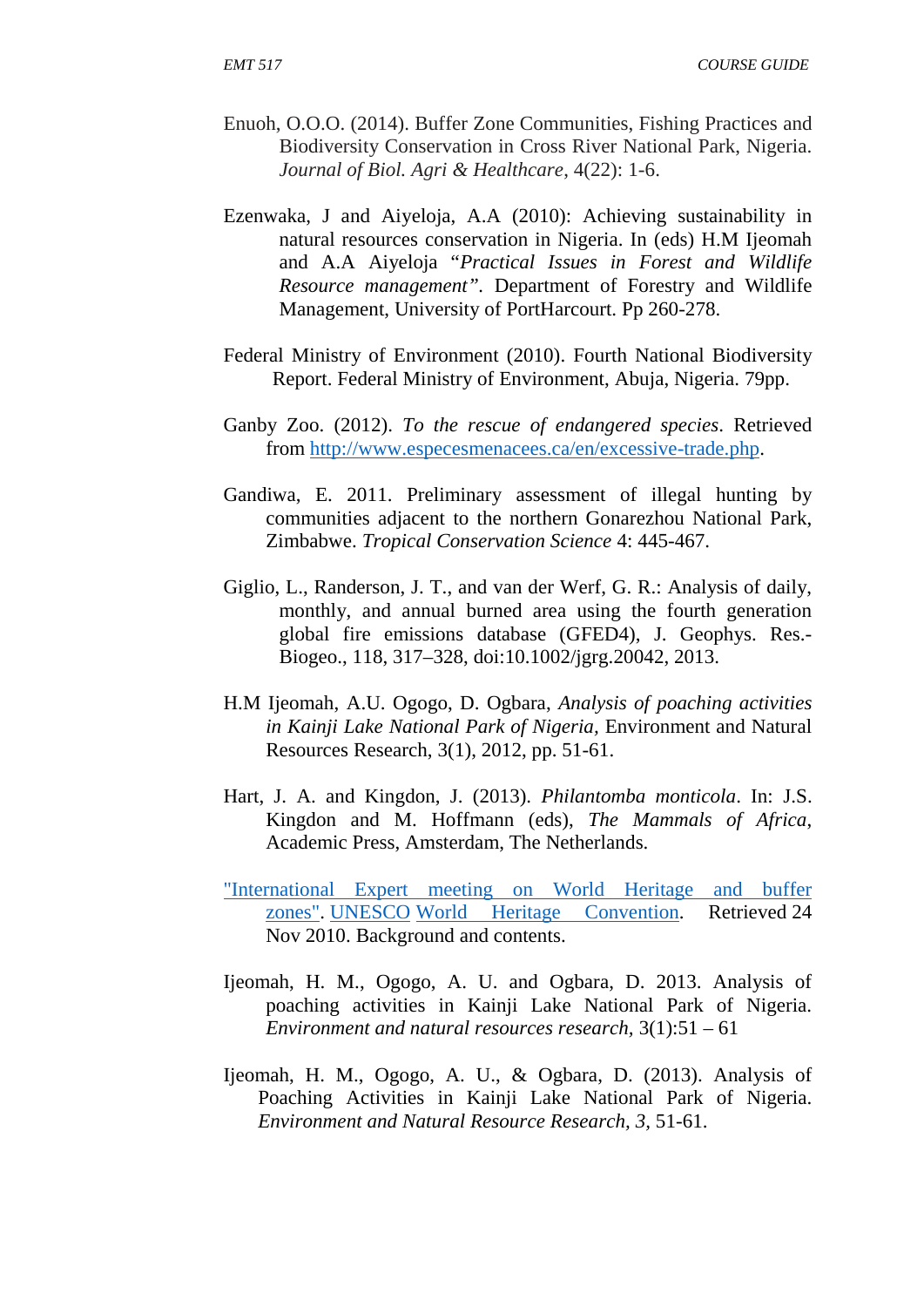Enuoh, O.O.O. (2014). Buffer Zone Communities, Fishing Practices and Biodiversity Conservation in Cross River National Park, Nigeria. *Journal of Biol. Agri & Healthcare*, 4(22): 1-6.

Ezenwaka, J and Aiyeloja, A.A (2010): Achieving sustainability in natural resources conservation in Nigeria. In (eds) H.M Ijeomah and A.A Aiyeloja "*Practical Issues in Forest and Wildlife Resource management*". Department of Forestry and Wildlife Management, University of PortHarcourt. Pp 260-278.

Federal Ministry of Environment (2010). Fourth National Biodiversity Report. Federal Ministry of Environment, Abuja, Nigeria. 79pp.

Ganby Zoo. (2012). *To the rescue of endangered species*. Retrieved from [http://www.especesmenacees.ca/en/excessive-trade.php](http://www.especesmenacees.ca/en/excessive-trade.php).

Gandiwa, E. 2011. Preliminary assessment of illegal hunting by communities adjacent to the northern Gonarezhou National Park, Zimbabwe. *Tropical Conservation Science* 4: 445-467.

Giglio, L., Randerson, J. T., and van der Werf, G. R.: Analysis of daily, monthly, and annual burned area using the fourth generation global fire emissions database (GFED4), J. Geophys. Res.-Biogeo., 118, 317–328, doi:10.1002/jgrg.20042, 2013.

H.M Ijeomah, A.U. Ogogo, D. Ogbara, *Analysis of poaching activities in Kainji Lake National Park of Nigeria*, Environment and Natural Resources Research, 3(1), 2012, pp. 51-61.

Hart, J. A. and Kingdon, J. (2013). *Philantomba monticola*. In: J.S. Kingdon and M. Hoffmann (eds), *The Mammals of Africa*, Academic Press, Amsterdam, The Netherlands.

"International Expert meeting on World Heritage and buffer zones". UNESCO World Heritage Convention. Retrieved 24 Nov 2010. Background and contents.

Ijeomah, H. M., Ogogo, A. U. and Ogbara, D. 2013. Analysis of poaching activities in Kainji Lake National Park of Nigeria. *Environment and natural resources research,* 3(1):51 – 61

Ijeomah, H. M., Ogogo, A. U., & Ogbara, D. (2013). Analysis of Poaching Activities in Kainji Lake National Park of Nigeria. *Environment and Natural Resource Research, 3,* 51-61.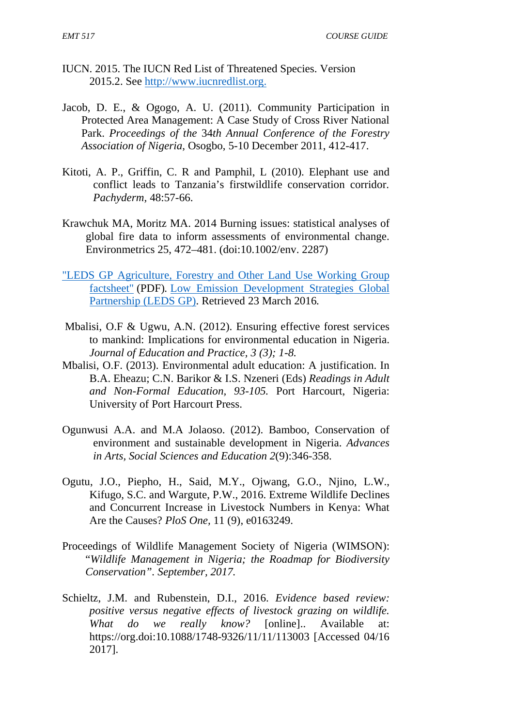IUCN. 2015. The IUCN Red List of Threatened Species. Version 2015.2. See [http://www.iucnredlist.org.](http://www.iucnredlist.org.)

Jacob, D. E., & Ogogo, A. U. (2011). Community Participation in Protected Area Management: A Case Study of Cross River National Park. *Proceedings of the* 34*th Annual Conference of the Forestry Association of Nigeria*, Osogbo, 5-10 December 2011, 412-417.

Kitoti, A. P., Griffin, C. R and Pamphil, L (2010). Elephant use and conflict leads to Tanzania's firstwildlife conservation corridor. *Pachyderm*, 48:57-66.

Krawchuk MA, Moritz MA. 2014 Burning issues: statistical analyses of global fire data to inform assessments of environmental change. Environmetrics 25, 472–481. (doi:10.1002/env. 2287)

"LEDS GP Agriculture, Forestry and Other Land Use Working Group factsheet" (PDF). Low Emission Development Strategies Global Partnership (LEDS GP). Retrieved 23 March 2016.

Mbalisi, O.F & Ugwu, A.N. (2012). Ensuring effective forest services to mankind: Implications for environmental education in Nigeria. *Journal of Education and Practice, 3 (3); 1-8.*

Mbalisi, O.F. (2013). Environmental adult education: A justification. In B.A. Eheazu; C.N. Barikor & I.S. Nzeneri (Eds) *Readings in Adult and Non-Formal Education, 93-105.* Port Harcourt, Nigeria: University of Port Harcourt Press.

Ogunwusi A.A. and M.A Jolaoso. (2012). Bamboo, Conservation of environment and sustainable development in Nigeria. *Advances in Arts, Social Sciences and Education 2*(9):346-358.

Ogutu, J.O., Piepho, H., Said, M.Y., Ojwang, G.O., Njino, L.W., Kifugo, S.C. and Wargute, P.W., 2016. Extreme Wildlife Declines and Concurrent Increase in Livestock Numbers in Kenya: What Are the Causes? *PloS One*, 11 (9), e0163249.

Proceedings of Wildlife Management Society of Nigeria (WIMSON): "*Wildlife Management in Nigeria; the Roadmap for Biodiversity Conservation*". *September, 2017.*

Schieltz, J.M. and Rubenstein, D.I., 2016. *Evidence based review: positive versus negative effects of livestock grazing on wildlife. What do we really know?* [online].. Available at: https://org.doi:10.1088/1748-9326/11/11/113003 [Accessed 04/16 2017].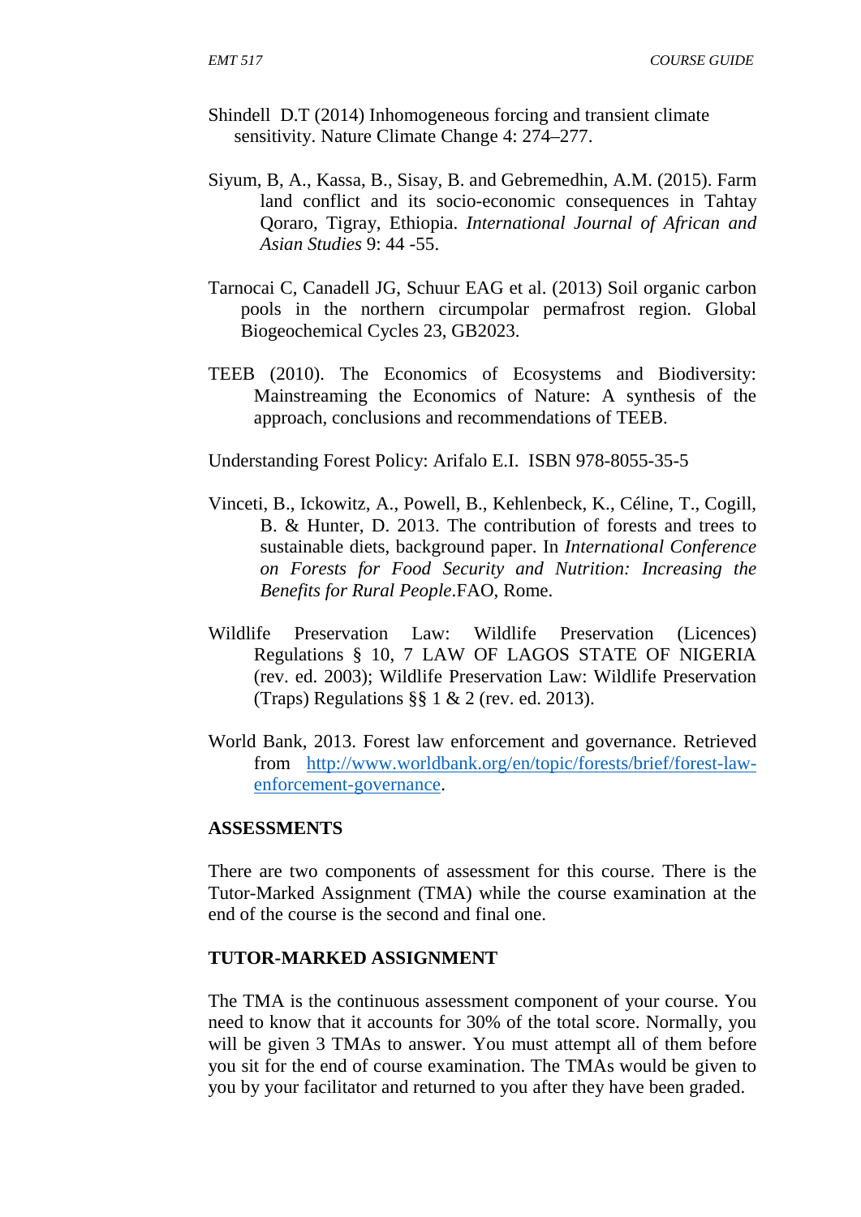Shindell D.T (2014) Inhomogeneous forcing and transient climate sensitivity. Nature Climate Change 4: 274–277.

Siyum, B, A., Kassa, B., Sisay, B. and Gebremedhin, A.M. (2015). Farm land conflict and its socio-economic consequences in Tahtay Qoraro, Tigray, Ethiopia. *International Journal of African and Asian Studies* 9: 44 -55.

Tarnocai C, Canadell JG, Schuur EAG et al. (2013) Soil organic carbon pools in the northern circumpolar permafrost region. Global Biogeochemical Cycles 23, GB2023.

TEEB (2010). The Economics of Ecosystems and Biodiversity: Mainstreaming the Economics of Nature: A synthesis of the approach, conclusions and recommendations of TEEB.

Understanding Forest Policy: Arifalo E.I. ISBN 978-8055-35-5

Vinceti, B., Ickowitz, A., Powell, B., Kehlenbeck, K., Céline, T., Cogill, B. & Hunter, D. 2013. The contribution of forests and trees to sustainable diets, background paper. In *International Conference on Forests for Food Security and Nutrition: Increasing the Benefits for Rural People*.FAO, Rome.

Wildlife Preservation Law: Wildlife Preservation (Licences) Regulations § 10, 7 LAW OF LAGOS STATE OF NIGERIA (rev. ed. 2003); Wildlife Preservation Law: Wildlife Preservation (Traps) Regulations §§ 1 & 2 (rev. ed. 2013).

World Bank, 2013. Forest law enforcement and governance. Retrieved from http://www.worldbank.org/en/topic/forests/brief/forest-law-enforcement-governance.

## ASSESSMENTS

There are two components of assessment for this course. There is the Tutor-Marked Assignment (TMA) while the course examination at the end of the course is the second and final one.

## TUTOR-MARKED ASSIGNMENT

The TMA is the continuous assessment component of your course. You need to know that it accounts for 30% of the total score. Normally, you will be given 3 TMAs to answer. You must attempt all of them before you sit for the end of course examination. The TMAs would be given to you by your facilitator and returned to you after they have been graded.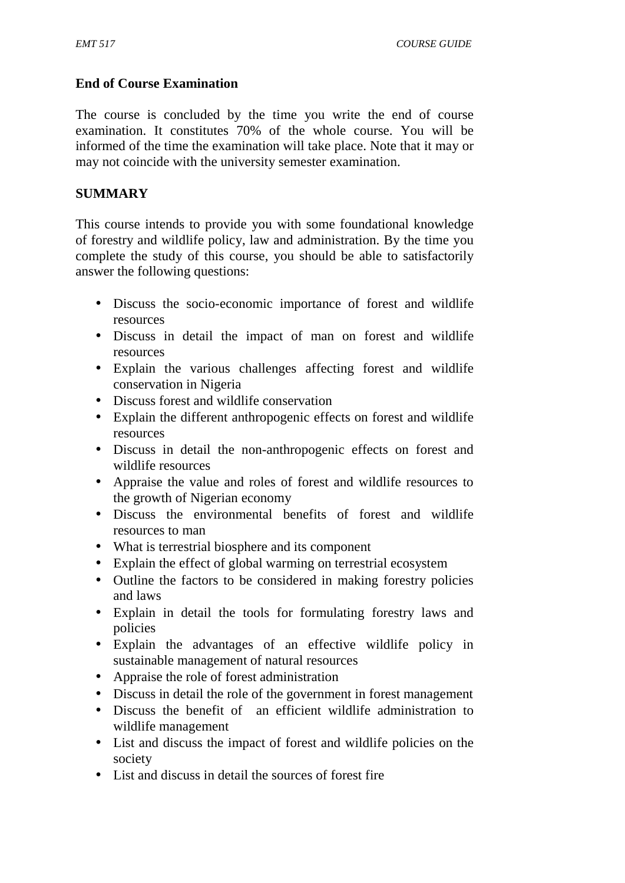## End of Course Examination

The course is concluded by the time you write the end of course examination. It constitutes 70% of the whole course. You will be informed of the time the examination will take place. Note that it may or may not coincide with the university semester examination.

## SUMMARY

This course intends to provide you with some foundational knowledge of forestry and wildlife policy, law and administration. By the time you complete the study of this course, you should be able to satisfactorily answer the following questions:

- Discuss the socio-economic importance of forest and wildlife resources
- Discuss in detail the impact of man on forest and wildlife resources
- Explain the various challenges affecting forest and wildlife conservation in Nigeria
- Discuss forest and wildlife conservation
- Explain the different anthropogenic effects on forest and wildlife resources
- Discuss in detail the non-anthropogenic effects on forest and wildlife resources
- Appraise the value and roles of forest and wildlife resources to the growth of Nigerian economy
- Discuss the environmental benefits of forest and wildlife resources to man
- What is terrestrial biosphere and its component
- Explain the effect of global warming on terrestrial ecosystem
- Outline the factors to be considered in making forestry policies and laws
- Explain in detail the tools for formulating forestry laws and policies
- Explain the advantages of an effective wildlife policy in sustainable management of natural resources
- Appraise the role of forest administration
- Discuss in detail the role of the government in forest management
- Discuss the benefit of an efficient wildlife administration to wildlife management
- List and discuss the impact of forest and wildlife policies on the society
- List and discuss in detail the sources of forest fire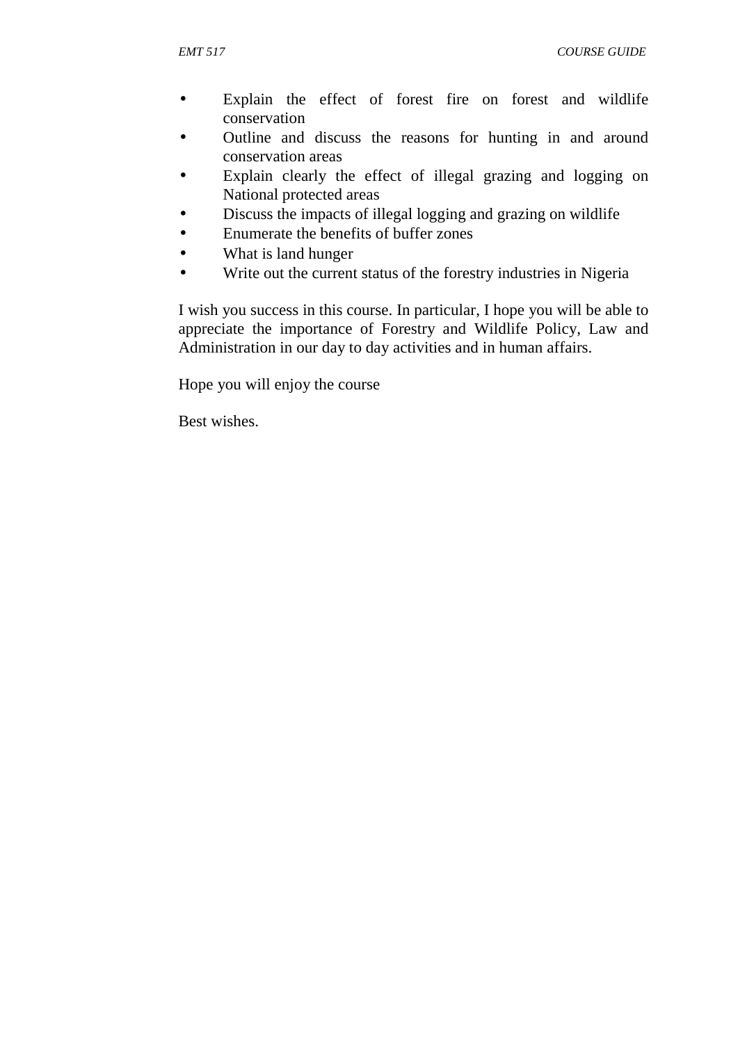- Explain the effect of forest fire on forest and wildlife conservation
- Outline and discuss the reasons for hunting in and around conservation areas
- Explain clearly the effect of illegal grazing and logging on National protected areas
- Discuss the impacts of illegal logging and grazing on wildlife
- Enumerate the benefits of buffer zones
- What is land hunger
- Write out the current status of the forestry industries in Nigeria

I wish you success in this course. In particular, I hope you will be able to appreciate the importance of Forestry and Wildlife Policy, Law and Administration in our day to day activities and in human affairs.

Hope you will enjoy the course

Best wishes.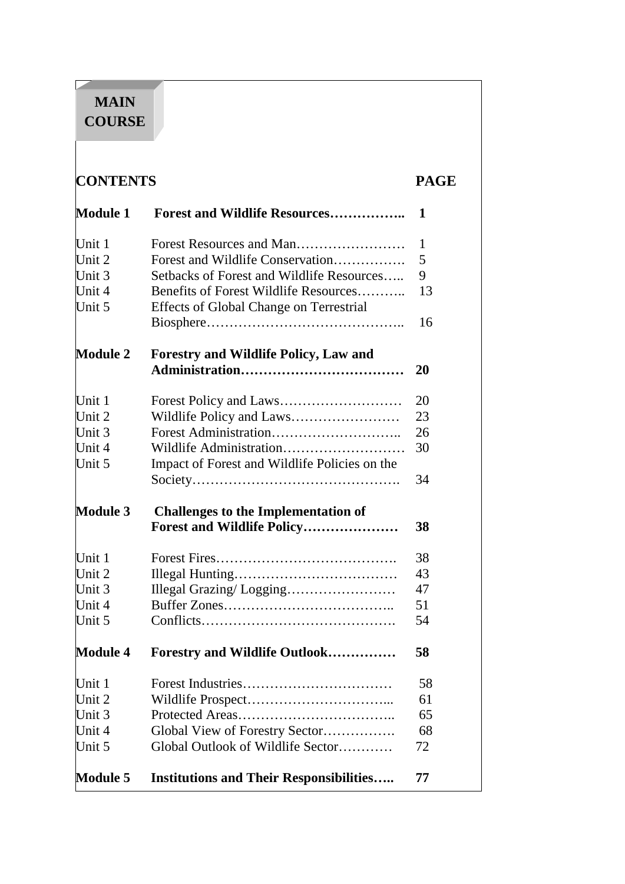# MAIN COURSE

| CONTENTS | | PAGE |
|---|---|---|
| **Module 1** | **Forest and Wildlife Resources……………..** | **1** |
| Unit 1 | Forest Resources and Man…………………… | 1 |
| Unit 2 | Forest and Wildlife Conservation……………. | 5 |
| Unit 3 | Setbacks of Forest and Wildlife Resources….. | 9 |
| Unit 4 | Benefits of Forest Wildlife Resources……….. | 13 |
| Unit 5 | Effects of Global Change on Terrestrial Biosphere…………………………………….. | 16 |
| **Module 2** | **Forestry and Wildlife Policy, Law and Administration………………………………** | **20** |
| Unit 1 | Forest Policy and Laws……………………… | 20 |
| Unit 2 | Wildlife Policy and Laws…………………… | 23 |
| Unit 3 | Forest Administration……………………….. | 26 |
| Unit 4 | Wildlife Administration……………………… | 30 |
| Unit 5 | Impact of Forest and Wildlife Policies on the Society………………………………………. | 34 |
| **Module 3** | **Challenges to the Implementation of Forest and Wildlife Policy…………………** | **38** |
| Unit 1 | Forest Fires…………………………………. | 38 |
| Unit 2 | Illegal Hunting……………………………… | 43 |
| Unit 3 | Illegal Grazing/ Logging…………………… | 47 |
| Unit 4 | Buffer Zones……………………………….. | 51 |
| Unit 5 | Conflicts……………………………………. | 54 |
| **Module 4** | **Forestry and Wildlife Outlook……………** | **58** |
| Unit 1 | Forest Industries…………………………… | 58 |
| Unit 2 | Wildlife Prospect………………………….... | 61 |
| Unit 3 | Protected Areas…………………………….. | 65 |
| Unit 4 | Global View of Forestry Sector……………. | 68 |
| Unit 5 | Global Outlook of Wildlife Sector………… | 72 |
| **Module 5** | **Institutions and Their Responsibilities…..** | **77** |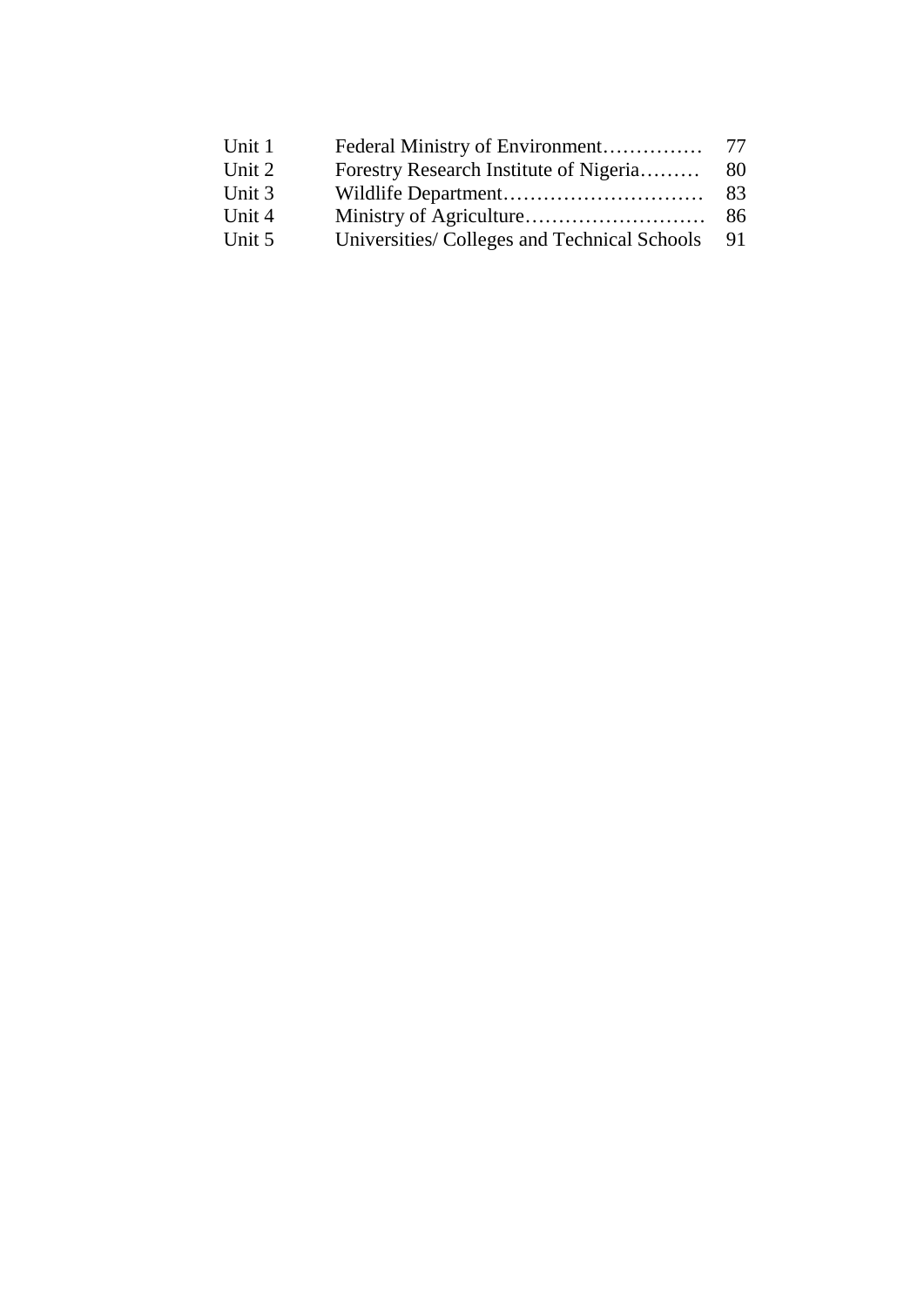| | | |
|---|---|---|
| Unit 1 | Federal Ministry of Environment…………… | 77 |
| Unit 2 | Forestry Research Institute of Nigeria……… | 80 |
| Unit 3 | Wildlife Department………………………… | 83 |
| Unit 4 | Ministry of Agriculture……………………… | 86 |
| Unit 5 | Universities/ Colleges and Technical Schools | 91 |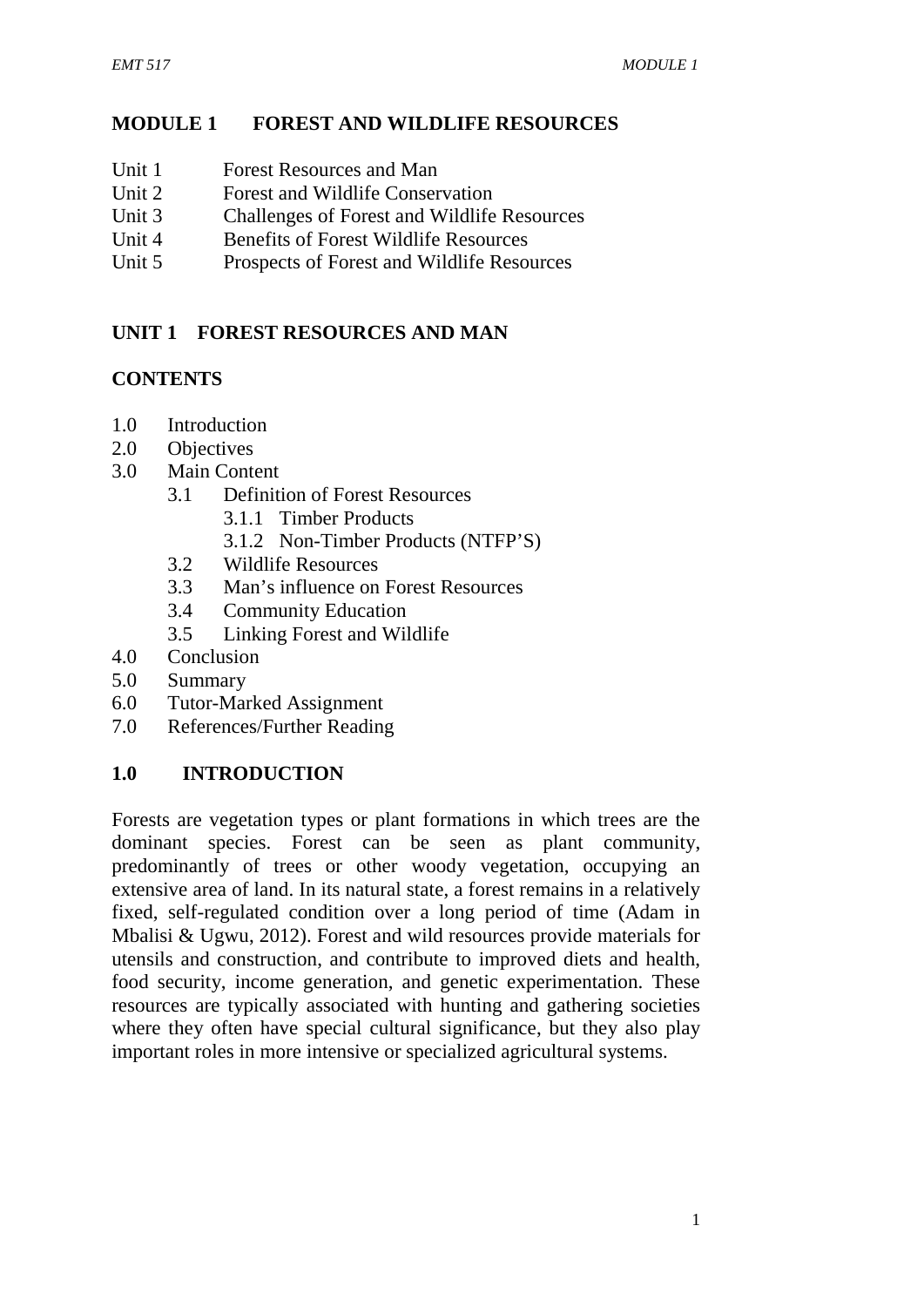# MODULE 1 FOREST AND WILDLIFE RESOURCES

Unit 1 Forest Resources and Man
Unit 2 Forest and Wildlife Conservation
Unit 3 Challenges of Forest and Wildlife Resources
Unit 4 Benefits of Forest Wildlife Resources
Unit 5 Prospects of Forest and Wildlife Resources

## UNIT 1 FOREST RESOURCES AND MAN

### CONTENTS

1.0 Introduction
2.0 Objectives
3.0 Main Content
- 3.1 Definition of Forest Resources
  - 3.1.1 Timber Products
  - 3.1.2 Non-Timber Products (NTFP'S)
- 3.2 Wildlife Resources
- 3.3 Man's influence on Forest Resources
- 3.4 Community Education
- 3.5 Linking Forest and Wildlife

4.0 Conclusion
5.0 Summary
6.0 Tutor-Marked Assignment
7.0 References/Further Reading

### 1.0 INTRODUCTION

Forests are vegetation types or plant formations in which trees are the dominant species. Forest can be seen as plant community, predominantly of trees or other woody vegetation, occupying an extensive area of land. In its natural state, a forest remains in a relatively fixed, self-regulated condition over a long period of time (Adam in Mbalisi & Ugwu, 2012). Forest and wild resources provide materials for utensils and construction, and contribute to improved diets and health, food security, income generation, and genetic experimentation. These resources are typically associated with hunting and gathering societies where they often have special cultural significance, but they also play important roles in more intensive or specialized agricultural systems.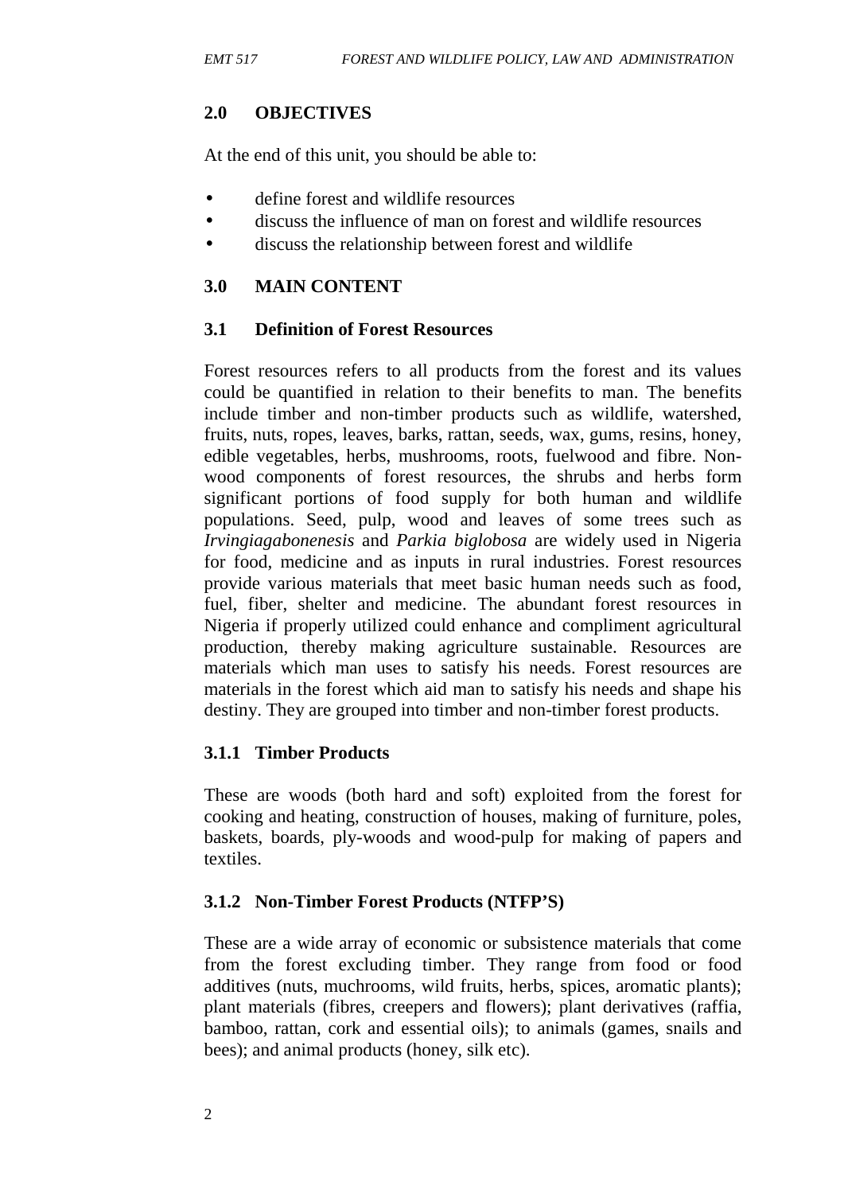## 2.0 OBJECTIVES

At the end of this unit, you should be able to:

- define forest and wildlife resources
- discuss the influence of man on forest and wildlife resources
- discuss the relationship between forest and wildlife

## 3.0 MAIN CONTENT

### 3.1 Definition of Forest Resources

Forest resources refers to all products from the forest and its values could be quantified in relation to their benefits to man. The benefits include timber and non-timber products such as wildlife, watershed, fruits, nuts, ropes, leaves, barks, rattan, seeds, wax, gums, resins, honey, edible vegetables, herbs, mushrooms, roots, fuelwood and fibre. Non-wood components of forest resources, the shrubs and herbs form significant portions of food supply for both human and wildlife populations. Seed, pulp, wood and leaves of some trees such as *Irvingiagabonenesis* and *Parkia biglobosa* are widely used in Nigeria for food, medicine and as inputs in rural industries. Forest resources provide various materials that meet basic human needs such as food, fuel, fiber, shelter and medicine. The abundant forest resources in Nigeria if properly utilized could enhance and compliment agricultural production, thereby making agriculture sustainable. Resources are materials which man uses to satisfy his needs. Forest resources are materials in the forest which aid man to satisfy his needs and shape his destiny. They are grouped into timber and non-timber forest products.

#### 3.1.1 Timber Products

These are woods (both hard and soft) exploited from the forest for cooking and heating, construction of houses, making of furniture, poles, baskets, boards, ply-woods and wood-pulp for making of papers and textiles.

#### 3.1.2 Non-Timber Forest Products (NTFP'S)

These are a wide array of economic or subsistence materials that come from the forest excluding timber. They range from food or food additives (nuts, muchrooms, wild fruits, herbs, spices, aromatic plants); plant materials (fibres, creepers and flowers); plant derivatives (raffia, bamboo, rattan, cork and essential oils); to animals (games, snails and bees); and animal products (honey, silk etc).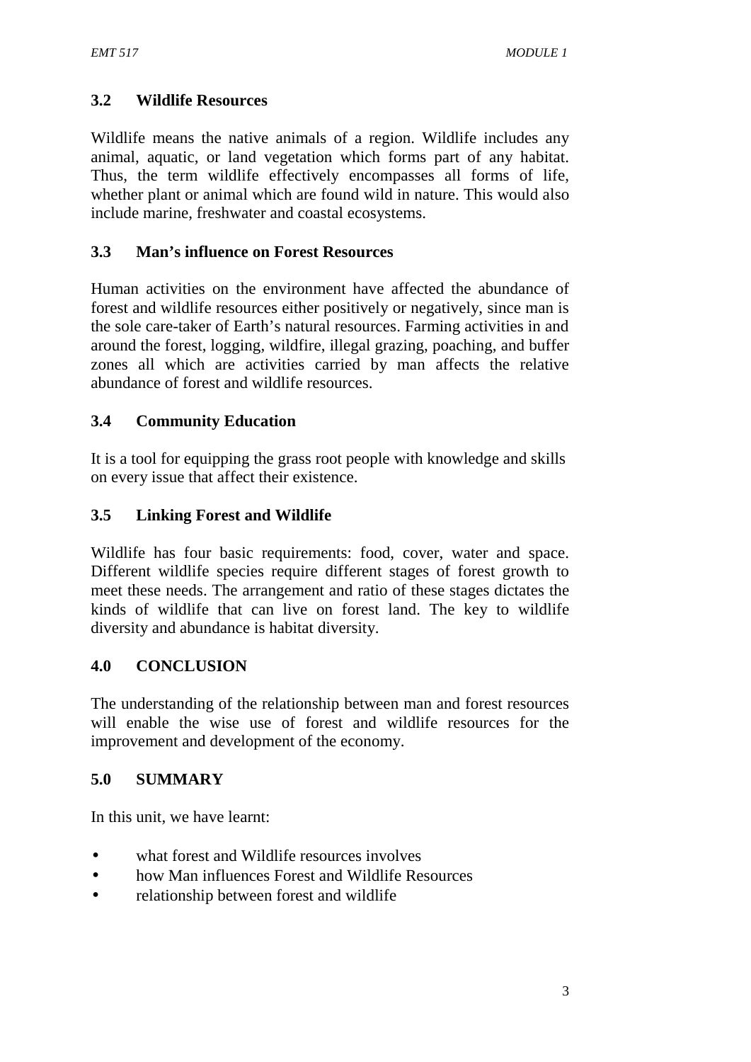## 3.2 Wildlife Resources

Wildlife means the native animals of a region. Wildlife includes any animal, aquatic, or land vegetation which forms part of any habitat. Thus, the term wildlife effectively encompasses all forms of life, whether plant or animal which are found wild in nature. This would also include marine, freshwater and coastal ecosystems.

## 3.3 Man's influence on Forest Resources

Human activities on the environment have affected the abundance of forest and wildlife resources either positively or negatively, since man is the sole care-taker of Earth's natural resources. Farming activities in and around the forest, logging, wildfire, illegal grazing, poaching, and buffer zones all which are activities carried by man affects the relative abundance of forest and wildlife resources.

## 3.4 Community Education

It is a tool for equipping the grass root people with knowledge and skills on every issue that affect their existence.

## 3.5 Linking Forest and Wildlife

Wildlife has four basic requirements: food, cover, water and space. Different wildlife species require different stages of forest growth to meet these needs. The arrangement and ratio of these stages dictates the kinds of wildlife that can live on forest land. The key to wildlife diversity and abundance is habitat diversity.

## 4.0 CONCLUSION

The understanding of the relationship between man and forest resources will enable the wise use of forest and wildlife resources for the improvement and development of the economy.

## 5.0 SUMMARY

In this unit, we have learnt:

- what forest and Wildlife resources involves
- how Man influences Forest and Wildlife Resources
- relationship between forest and wildlife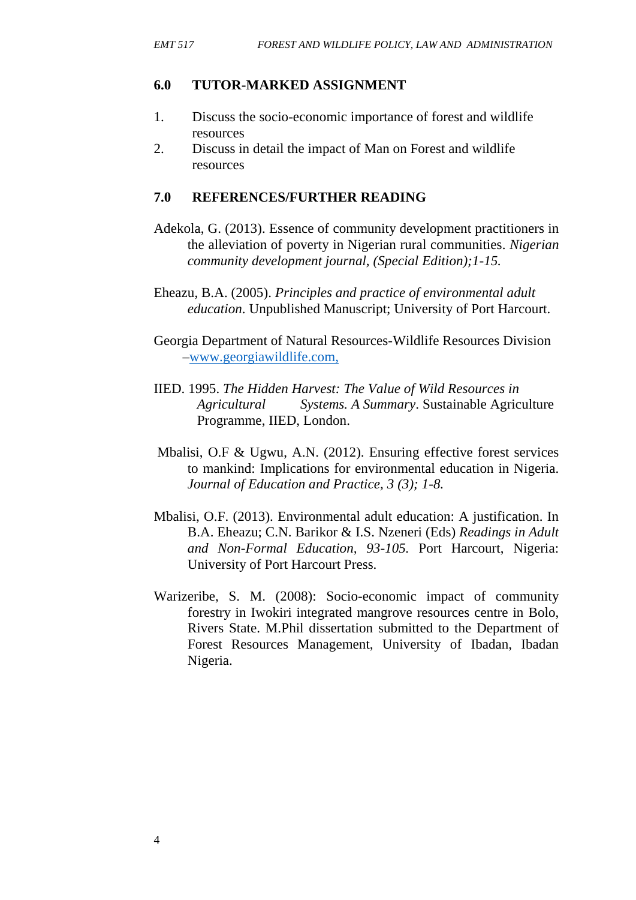## 6.0 TUTOR-MARKED ASSIGNMENT

1. Discuss the socio-economic importance of forest and wildlife resources
2. Discuss in detail the impact of Man on Forest and wildlife resources

## 7.0 REFERENCES/FURTHER READING

Adekola, G. (2013). Essence of community development practitioners in the alleviation of poverty in Nigerian rural communities. *Nigerian community development journal, (Special Edition);1-15.*

Eheazu, B.A. (2005). *Principles and practice of environmental adult education*. Unpublished Manuscript; University of Port Harcourt.

Georgia Department of Natural Resources-Wildlife Resources Division –www.georgiawildlife.com,

IIED. 1995. *The Hidden Harvest: The Value of Wild Resources in Agricultural Systems. A Summary*. Sustainable Agriculture Programme, IIED, London.

Mbalisi, O.F & Ugwu, A.N. (2012). Ensuring effective forest services to mankind: Implications for environmental education in Nigeria. *Journal of Education and Practice, 3 (3); 1-8.*

Mbalisi, O.F. (2013). Environmental adult education: A justification. In B.A. Eheazu; C.N. Barikor & I.S. Nzeneri (Eds) *Readings in Adult and Non-Formal Education, 93-105.* Port Harcourt, Nigeria: University of Port Harcourt Press.

Warizeribe, S. M. (2008): Socio-economic impact of community forestry in Iwokiri integrated mangrove resources centre in Bolo, Rivers State. M.Phil dissertation submitted to the Department of Forest Resources Management, University of Ibadan, Ibadan Nigeria.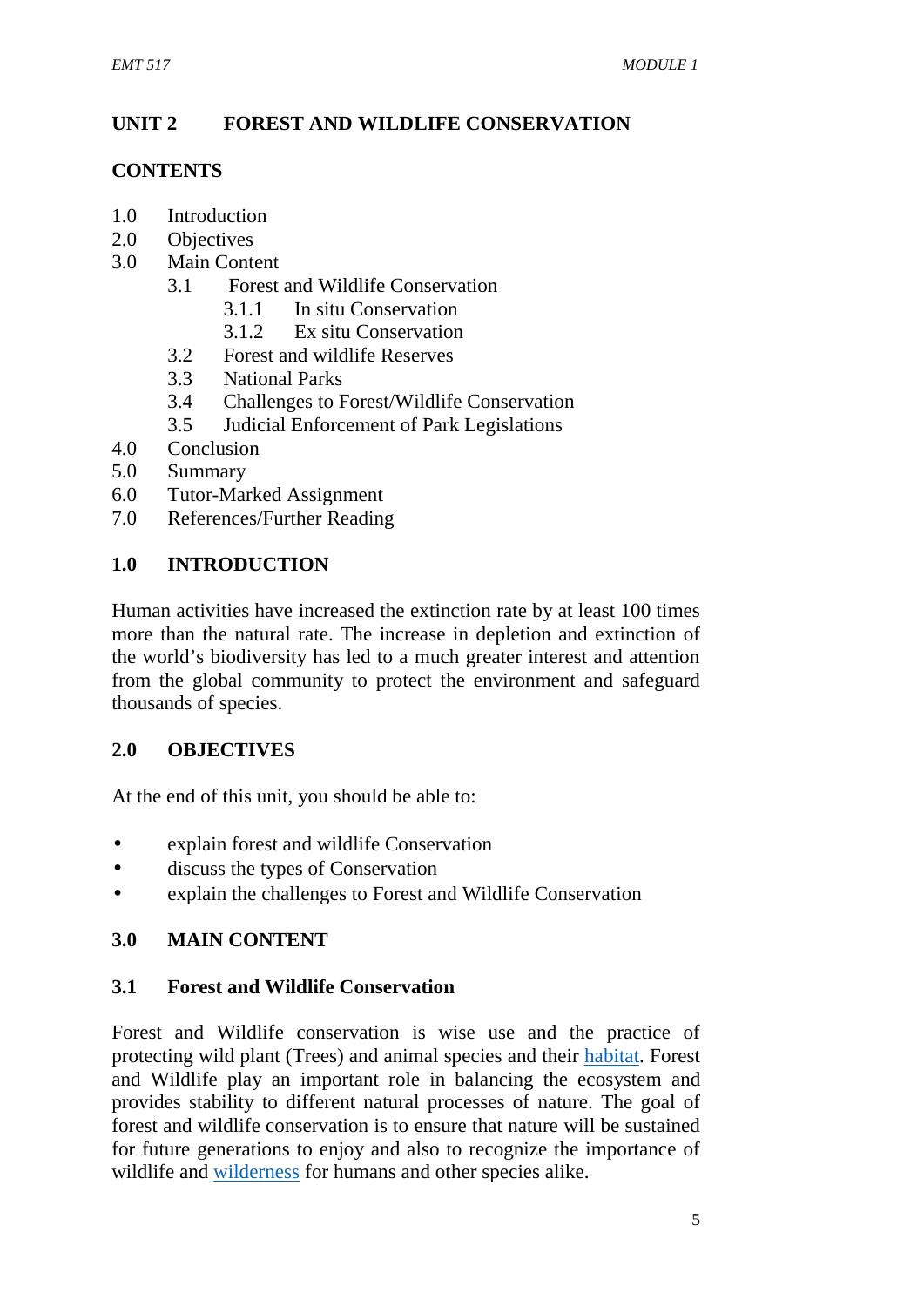## UNIT 2 FOREST AND WILDLIFE CONSERVATION

### CONTENTS

1.0 Introduction
2.0 Objectives
3.0 Main Content
    3.1 Forest and Wildlife Conservation
        3.1.1 In situ Conservation
        3.1.2 Ex situ Conservation
    3.2 Forest and wildlife Reserves
    3.3 National Parks
    3.4 Challenges to Forest/Wildlife Conservation
    3.5 Judicial Enforcement of Park Legislations
4.0 Conclusion
5.0 Summary
6.0 Tutor-Marked Assignment
7.0 References/Further Reading

### 1.0 INTRODUCTION

Human activities have increased the extinction rate by at least 100 times more than the natural rate. The increase in depletion and extinction of the world's biodiversity has led to a much greater interest and attention from the global community to protect the environment and safeguard thousands of species.

### 2.0 OBJECTIVES

At the end of this unit, you should be able to:

- explain forest and wildlife Conservation
- discuss the types of Conservation
- explain the challenges to Forest and Wildlife Conservation

### 3.0 MAIN CONTENT

#### 3.1 Forest and Wildlife Conservation

Forest and Wildlife conservation is wise use and the practice of protecting wild plant (Trees) and animal species and their habitat. Forest and Wildlife play an important role in balancing the ecosystem and provides stability to different natural processes of nature. The goal of forest and wildlife conservation is to ensure that nature will be sustained for future generations to enjoy and also to recognize the importance of wildlife and wilderness for humans and other species alike.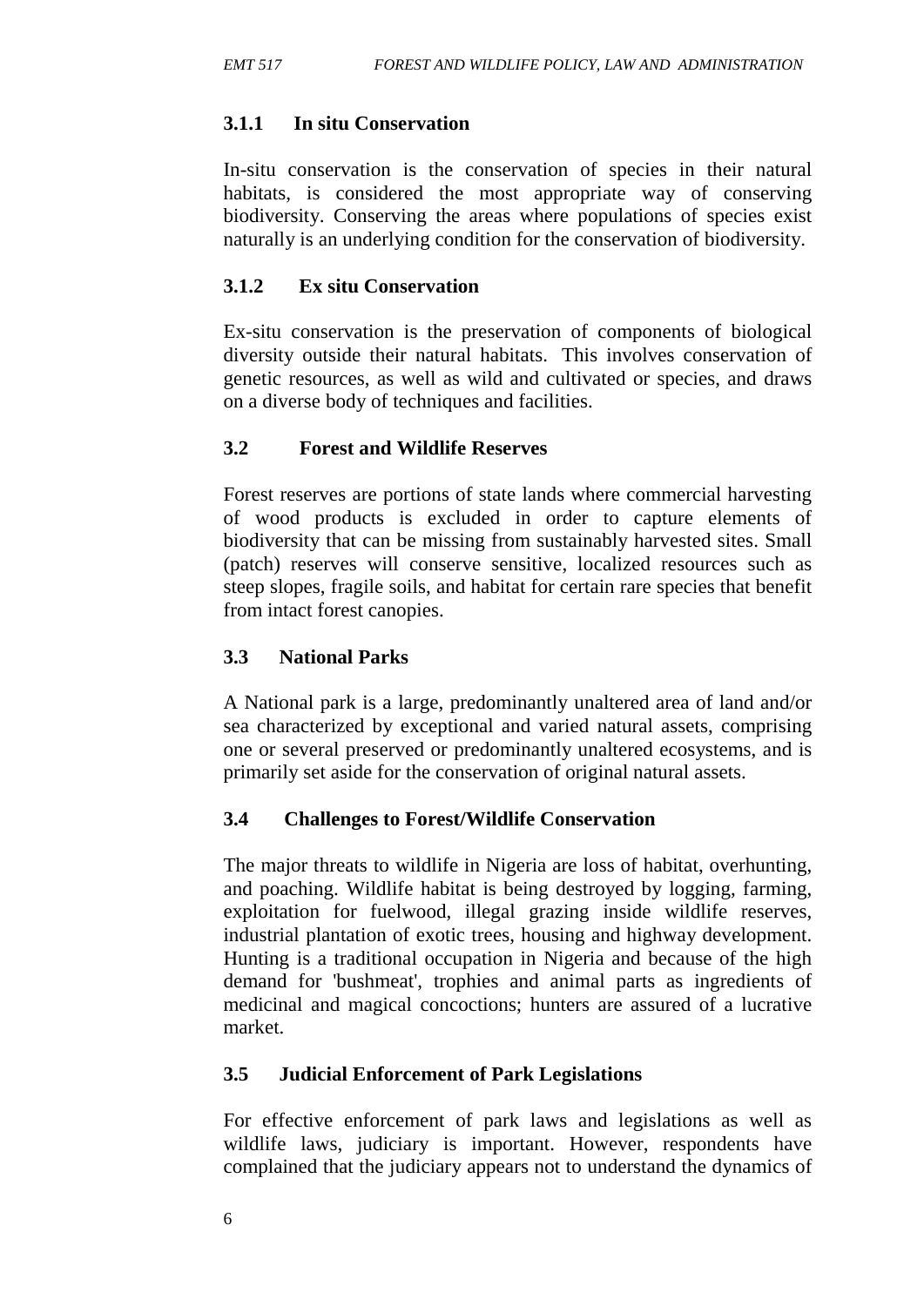### 3.1.1 In situ Conservation

In-situ conservation is the conservation of species in their natural habitats, is considered the most appropriate way of conserving biodiversity. Conserving the areas where populations of species exist naturally is an underlying condition for the conservation of biodiversity.

### 3.1.2 Ex situ Conservation

Ex-situ conservation is the preservation of components of biological diversity outside their natural habitats. This involves conservation of genetic resources, as well as wild and cultivated or species, and draws on a diverse body of techniques and facilities.

## 3.2 Forest and Wildlife Reserves

Forest reserves are portions of state lands where commercial harvesting of wood products is excluded in order to capture elements of biodiversity that can be missing from sustainably harvested sites. Small (patch) reserves will conserve sensitive, localized resources such as steep slopes, fragile soils, and habitat for certain rare species that benefit from intact forest canopies.

## 3.3 National Parks

A National park is a large, predominantly unaltered area of land and/or sea characterized by exceptional and varied natural assets, comprising one or several preserved or predominantly unaltered ecosystems, and is primarily set aside for the conservation of original natural assets.

## 3.4 Challenges to Forest/Wildlife Conservation

The major threats to wildlife in Nigeria are loss of habitat, overhunting, and poaching. Wildlife habitat is being destroyed by logging, farming, exploitation for fuelwood, illegal grazing inside wildlife reserves, industrial plantation of exotic trees, housing and highway development. Hunting is a traditional occupation in Nigeria and because of the high demand for 'bushmeat', trophies and animal parts as ingredients of medicinal and magical concoctions; hunters are assured of a lucrative market.

## 3.5 Judicial Enforcement of Park Legislations

For effective enforcement of park laws and legislations as well as wildlife laws, judiciary is important. However, respondents have complained that the judiciary appears not to understand the dynamics of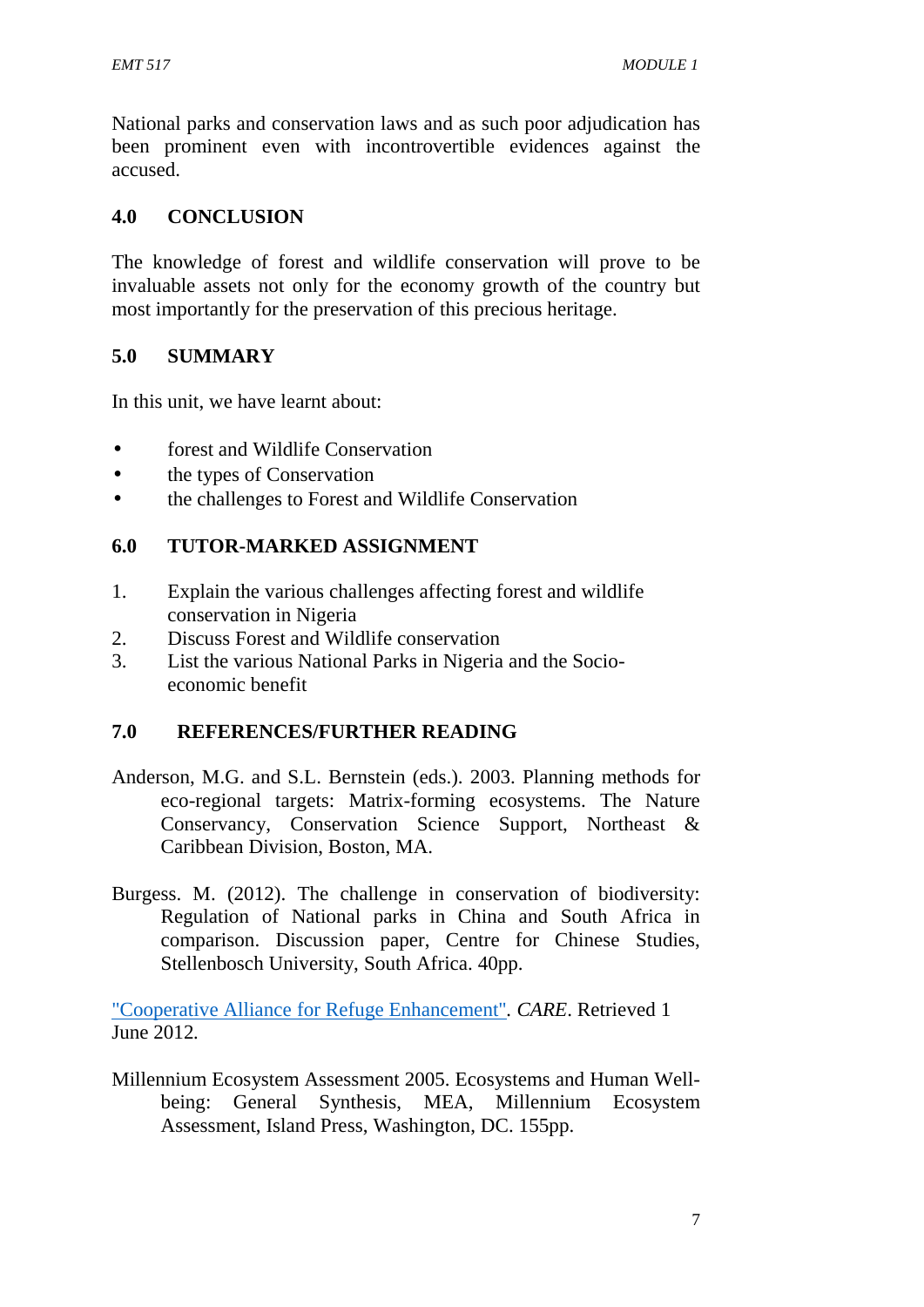National parks and conservation laws and as such poor adjudication has been prominent even with incontrovertible evidences against the accused.

## 4.0 CONCLUSION

The knowledge of forest and wildlife conservation will prove to be invaluable assets not only for the economy growth of the country but most importantly for the preservation of this precious heritage.

## 5.0 SUMMARY

In this unit, we have learnt about:

- forest and Wildlife Conservation
- the types of Conservation
- the challenges to Forest and Wildlife Conservation

## 6.0 TUTOR-MARKED ASSIGNMENT

1. Explain the various challenges affecting forest and wildlife conservation in Nigeria
2. Discuss Forest and Wildlife conservation
3. List the various National Parks in Nigeria and the Socio-economic benefit

## 7.0 REFERENCES/FURTHER READING

Anderson, M.G. and S.L. Bernstein (eds.). 2003. Planning methods for eco-regional targets: Matrix-forming ecosystems. The Nature Conservancy, Conservation Science Support, Northeast & Caribbean Division, Boston, MA.

Burgess. M. (2012). The challenge in conservation of biodiversity: Regulation of National parks in China and South Africa in comparison. Discussion paper, Centre for Chinese Studies, Stellenbosch University, South Africa. 40pp.

"Cooperative Alliance for Refuge Enhancement". *CARE*. Retrieved 1 June 2012.

Millennium Ecosystem Assessment 2005. Ecosystems and Human Well-being: General Synthesis, MEA, Millennium Ecosystem Assessment, Island Press, Washington, DC. 155pp.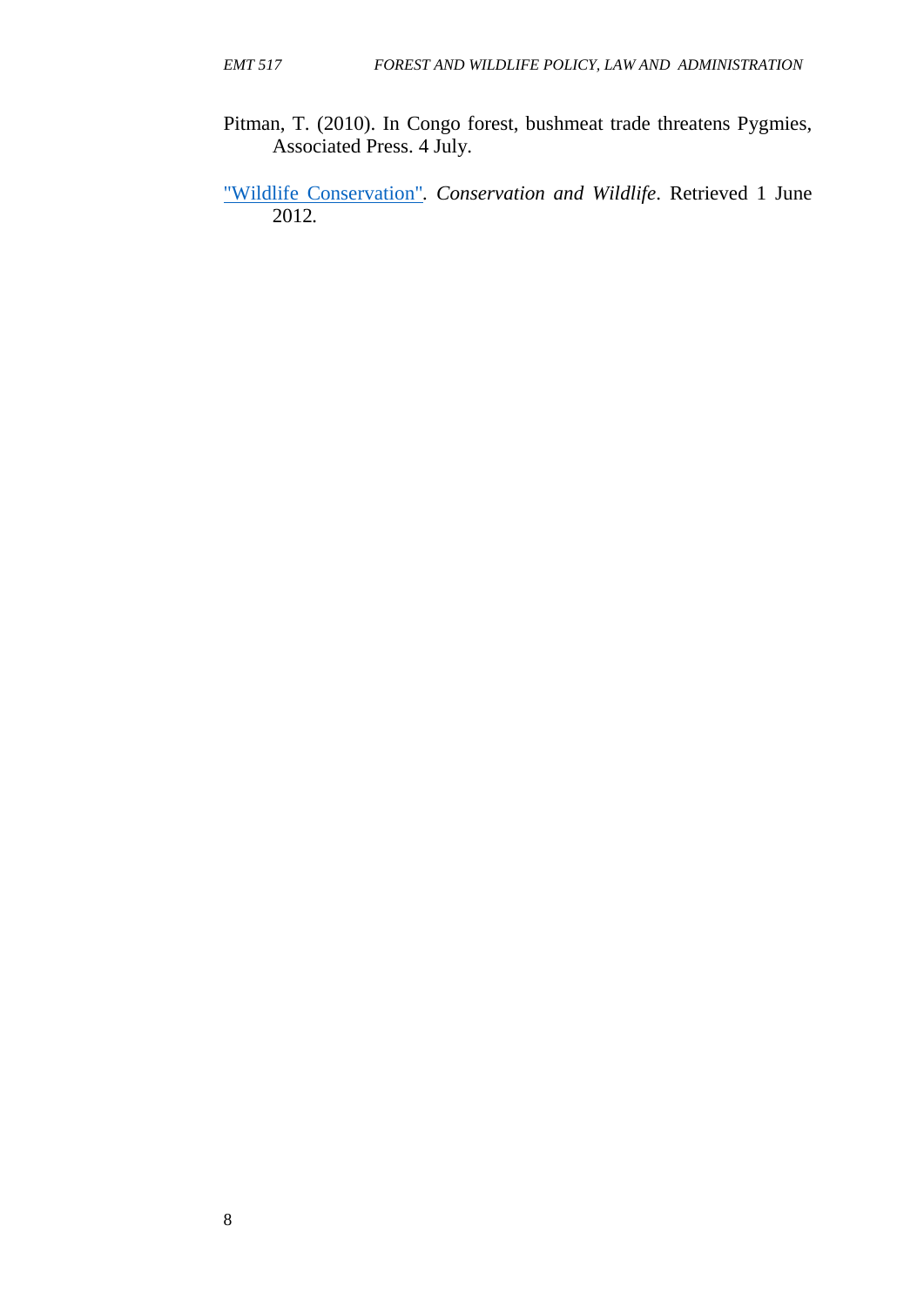Pitman, T. (2010). In Congo forest, bushmeat trade threatens Pygmies, Associated Press. 4 July.

"Wildlife Conservation". *Conservation and Wildlife*. Retrieved 1 June 2012.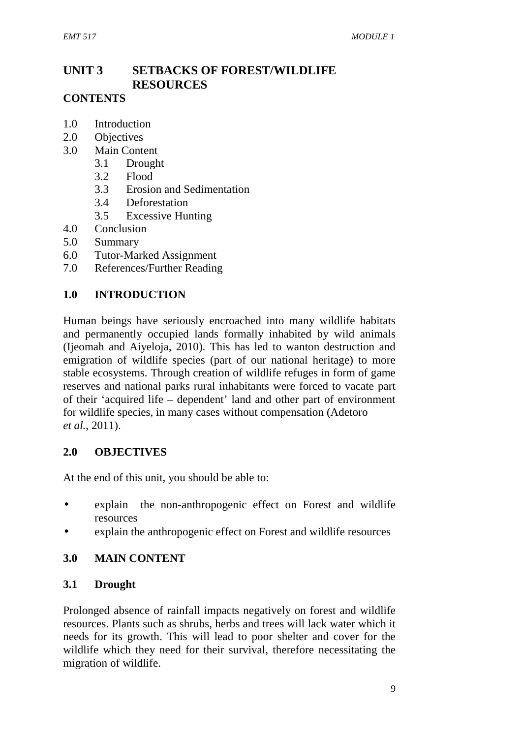# UNIT 3 SETBACKS OF FOREST/WILDLIFE RESOURCES

**CONTENTS**

1.0 Introduction
2.0 Objectives
3.0 Main Content
    3.1 Drought
    3.2 Flood
    3.3 Erosion and Sedimentation
    3.4 Deforestation
    3.5 Excessive Hunting
4.0 Conclusion
5.0 Summary
6.0 Tutor-Marked Assignment
7.0 References/Further Reading

## 1.0 INTRODUCTION

Human beings have seriously encroached into many wildlife habitats and permanently occupied lands formally inhabited by wild animals (Ijeomah and Aiyeloja, 2010). This has led to wanton destruction and emigration of wildlife species (part of our national heritage) to more stable ecosystems. Through creation of wildlife refuges in form of game reserves and national parks rural inhabitants were forced to vacate part of their 'acquired life – dependent' land and other part of environment for wildlife species, in many cases without compensation (Adetoro *et al.*, 2011).

## 2.0 OBJECTIVES

At the end of this unit, you should be able to:

- explain the non-anthropogenic effect on Forest and wildlife resources
- explain the anthropogenic effect on Forest and wildlife resources

## 3.0 MAIN CONTENT

### 3.1 Drought

Prolonged absence of rainfall impacts negatively on forest and wildlife resources. Plants such as shrubs, herbs and trees will lack water which it needs for its growth. This will lead to poor shelter and cover for the wildlife which they need for their survival, therefore necessitating the migration of wildlife.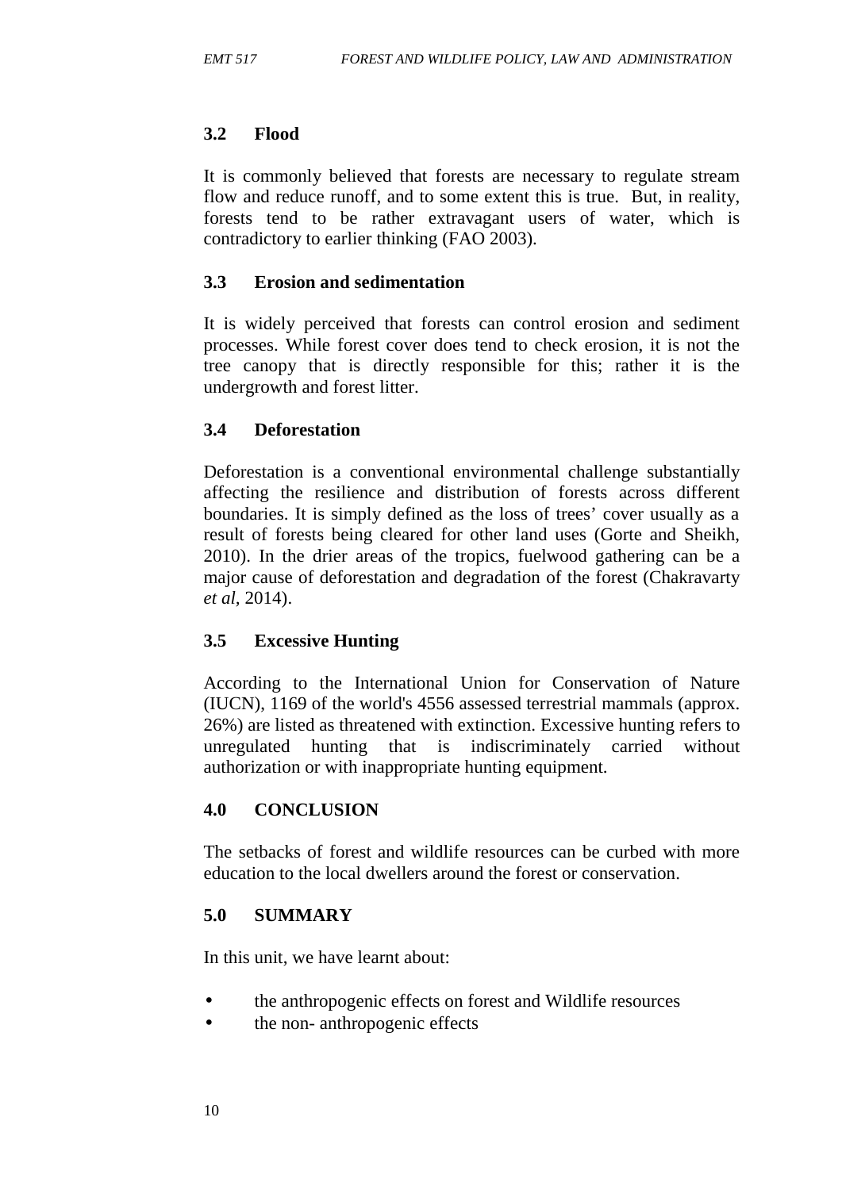### 3.2 Flood

It is commonly believed that forests are necessary to regulate stream flow and reduce runoff, and to some extent this is true. But, in reality, forests tend to be rather extravagant users of water, which is contradictory to earlier thinking (FAO 2003).

### 3.3 Erosion and sedimentation

It is widely perceived that forests can control erosion and sediment processes. While forest cover does tend to check erosion, it is not the tree canopy that is directly responsible for this; rather it is the undergrowth and forest litter.

### 3.4 Deforestation

Deforestation is a conventional environmental challenge substantially affecting the resilience and distribution of forests across different boundaries. It is simply defined as the loss of trees' cover usually as a result of forests being cleared for other land uses (Gorte and Sheikh, 2010). In the drier areas of the tropics, fuelwood gathering can be a major cause of deforestation and degradation of the forest (Chakravarty *et al*, 2014).

### 3.5 Excessive Hunting

According to the International Union for Conservation of Nature (IUCN), 1169 of the world's 4556 assessed terrestrial mammals (approx. 26%) are listed as threatened with extinction. Excessive hunting refers to unregulated hunting that is indiscriminately carried without authorization or with inappropriate hunting equipment.

## 4.0 CONCLUSION

The setbacks of forest and wildlife resources can be curbed with more education to the local dwellers around the forest or conservation.

## 5.0 SUMMARY

In this unit, we have learnt about:

- the anthropogenic effects on forest and Wildlife resources
- the non- anthropogenic effects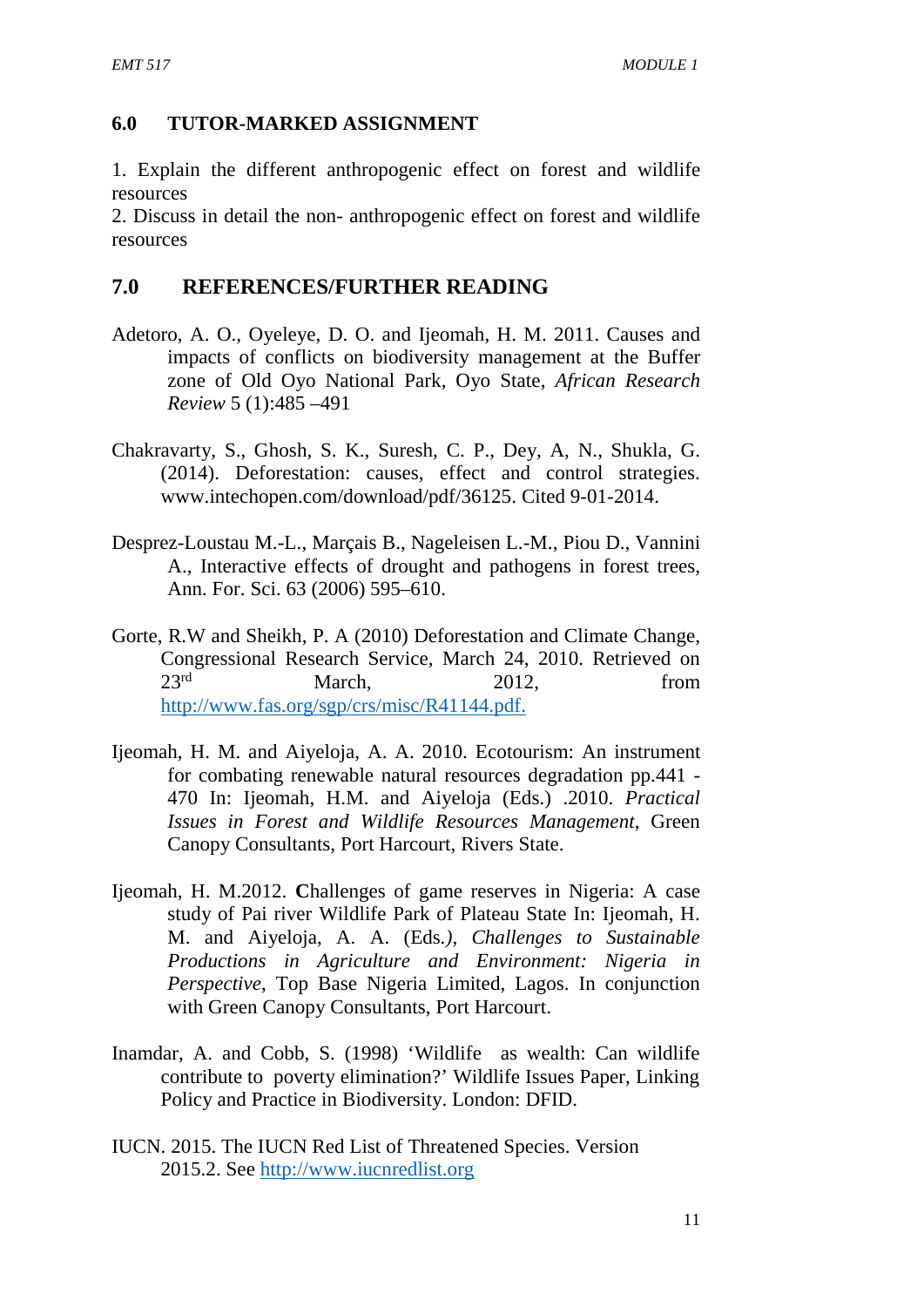## 6.0 TUTOR-MARKED ASSIGNMENT

1. Explain the different anthropogenic effect on forest and wildlife resources
2. Discuss in detail the non- anthropogenic effect on forest and wildlife resources

## 7.0 REFERENCES/FURTHER READING

Adetoro, A. O., Oyeleye, D. O. and Ijeomah, H. M. 2011. Causes and impacts of conflicts on biodiversity management at the Buffer zone of Old Oyo National Park, Oyo State, *African Research Review* 5 (1):485 –491

Chakravarty, S., Ghosh, S. K., Suresh, C. P., Dey, A, N., Shukla, G. (2014). Deforestation: causes, effect and control strategies. www.intechopen.com/download/pdf/36125. Cited 9-01-2014.

Desprez-Loustau M.-L., Marçais B., Nageleisen L.-M., Piou D., Vannini A., Interactive effects of drought and pathogens in forest trees, Ann. For. Sci. 63 (2006) 595–610.

Gorte, R.W and Sheikh, P. A (2010) Deforestation and Climate Change, Congressional Research Service, March 24, 2010. Retrieved on 23rd March, 2012, from http://www.fas.org/sgp/crs/misc/R41144.pdf.

Ijeomah, H. M. and Aiyeloja, A. A. 2010. Ecotourism: An instrument for combating renewable natural resources degradation pp.441 - 470 In: Ijeomah, H.M. and Aiyeloja (Eds.) .2010. *Practical Issues in Forest and Wildlife Resources Management*, Green Canopy Consultants, Port Harcourt, Rivers State.

Ijeomah, H. M.2012. **C**hallenges of game reserves in Nigeria: A case study of Pai river Wildlife Park of Plateau State In: Ijeomah, H. M. and Aiyeloja, A. A. (Eds.*), Challenges to Sustainable Productions in Agriculture and Environment: Nigeria in Perspective*, Top Base Nigeria Limited, Lagos. In conjunction with Green Canopy Consultants, Port Harcourt.

Inamdar, A. and Cobb, S. (1998) 'Wildlife as wealth: Can wildlife contribute to poverty elimination?' Wildlife Issues Paper, Linking Policy and Practice in Biodiversity. London: DFID.

IUCN. 2015. The IUCN Red List of Threatened Species. Version 2015.2. See http://www.iucnredlist.org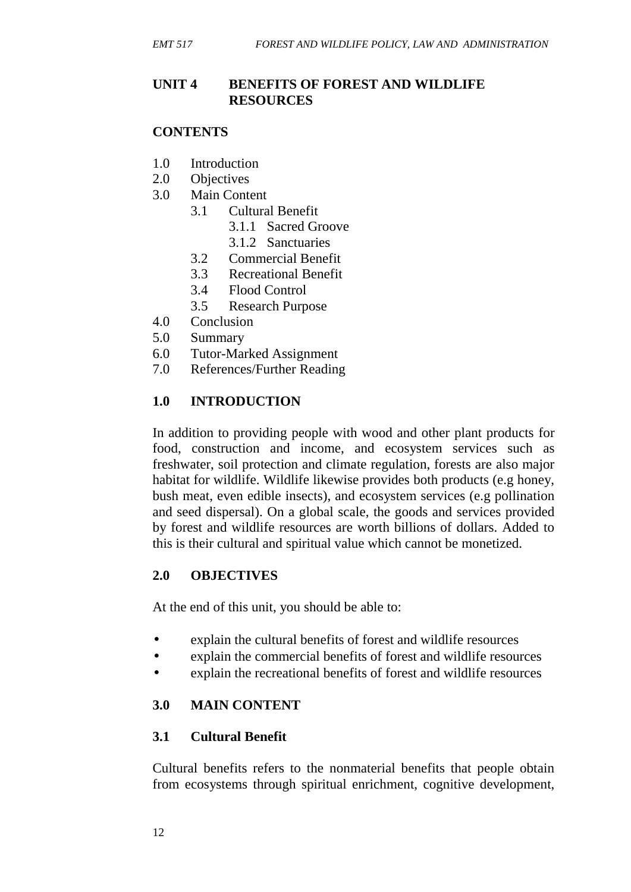## UNIT 4 BENEFITS OF FOREST AND WILDLIFE RESOURCES

**CONTENTS**

1.0 Introduction
2.0 Objectives
3.0 Main Content
  3.1 Cultural Benefit
    3.1.1 Sacred Groove
    3.1.2 Sanctuaries
  3.2 Commercial Benefit
  3.3 Recreational Benefit
  3.4 Flood Control
  3.5 Research Purpose
4.0 Conclusion
5.0 Summary
6.0 Tutor-Marked Assignment
7.0 References/Further Reading

### 1.0 INTRODUCTION

In addition to providing people with wood and other plant products for food, construction and income, and ecosystem services such as freshwater, soil protection and climate regulation, forests are also major habitat for wildlife. Wildlife likewise provides both products (e.g honey, bush meat, even edible insects), and ecosystem services (e.g pollination and seed dispersal). On a global scale, the goods and services provided by forest and wildlife resources are worth billions of dollars. Added to this is their cultural and spiritual value which cannot be monetized.

### 2.0 OBJECTIVES

At the end of this unit, you should be able to:

- explain the cultural benefits of forest and wildlife resources
- explain the commercial benefits of forest and wildlife resources
- explain the recreational benefits of forest and wildlife resources

### 3.0 MAIN CONTENT

#### 3.1 Cultural Benefit

Cultural benefits refers to the nonmaterial benefits that people obtain from ecosystems through spiritual enrichment, cognitive development,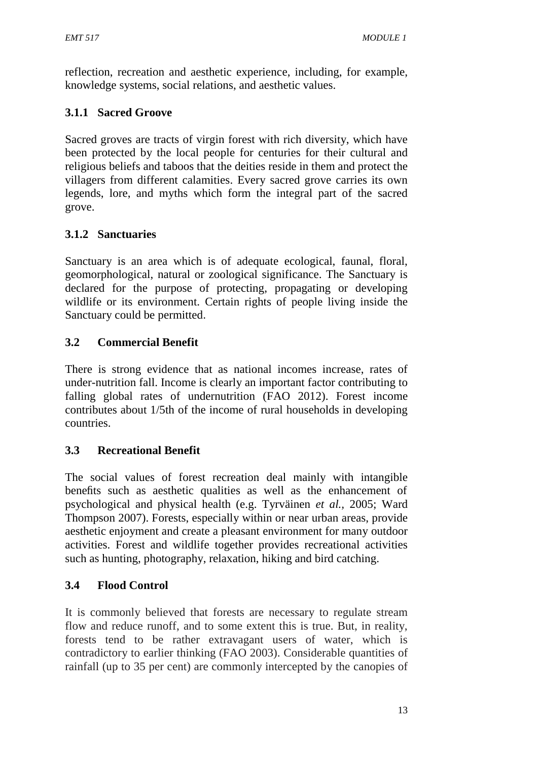reflection, recreation and aesthetic experience, including, for example, knowledge systems, social relations, and aesthetic values.

### 3.1.1 Sacred Groove

Sacred groves are tracts of virgin forest with rich diversity, which have been protected by the local people for centuries for their cultural and religious beliefs and taboos that the deities reside in them and protect the villagers from different calamities. Every sacred grove carries its own legends, lore, and myths which form the integral part of the sacred grove.

### 3.1.2 Sanctuaries

Sanctuary is an area which is of adequate ecological, faunal, floral, geomorphological, natural or zoological significance. The Sanctuary is declared for the purpose of protecting, propagating or developing wildlife or its environment. Certain rights of people living inside the Sanctuary could be permitted.

## 3.2 Commercial Benefit

There is strong evidence that as national incomes increase, rates of under-nutrition fall. Income is clearly an important factor contributing to falling global rates of undernutrition (FAO 2012). Forest income contributes about 1/5th of the income of rural households in developing countries.

## 3.3 Recreational Benefit

The social values of forest recreation deal mainly with intangible benefits such as aesthetic qualities as well as the enhancement of psychological and physical health (e.g. Tyrväinen *et al.,* 2005; Ward Thompson 2007). Forests, especially within or near urban areas, provide aesthetic enjoyment and create a pleasant environment for many outdoor activities. Forest and wildlife together provides recreational activities such as hunting, photography, relaxation, hiking and bird catching.

## 3.4 Flood Control

It is commonly believed that forests are necessary to regulate stream flow and reduce runoff, and to some extent this is true. But, in reality, forests tend to be rather extravagant users of water, which is contradictory to earlier thinking (FAO 2003). Considerable quantities of rainfall (up to 35 per cent) are commonly intercepted by the canopies of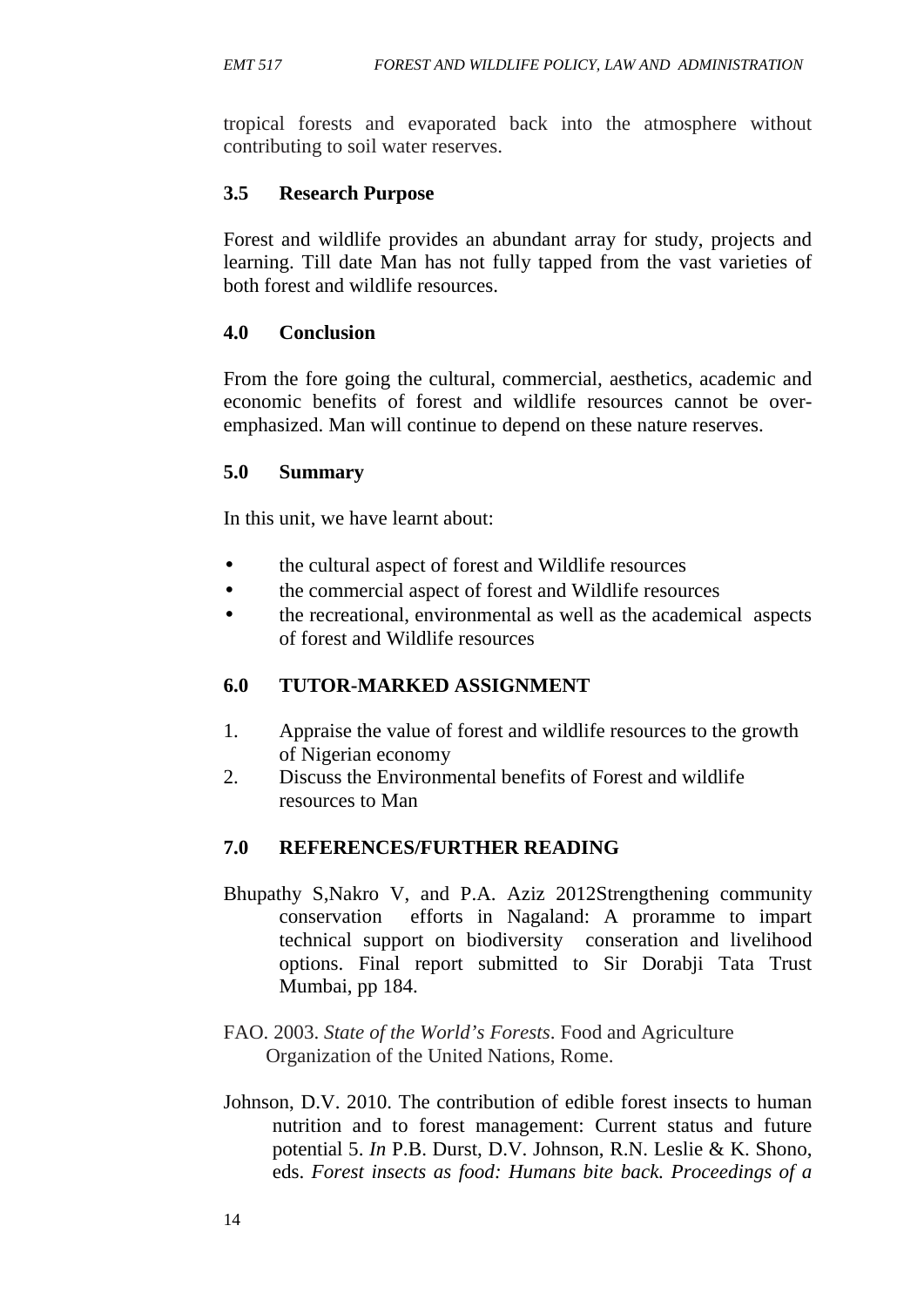tropical forests and evaporated back into the atmosphere without contributing to soil water reserves.

### 3.5 Research Purpose

Forest and wildlife provides an abundant array for study, projects and learning. Till date Man has not fully tapped from the vast varieties of both forest and wildlife resources.

## 4.0 Conclusion

From the fore going the cultural, commercial, aesthetics, academic and economic benefits of forest and wildlife resources cannot be over-emphasized. Man will continue to depend on these nature reserves.

## 5.0 Summary

In this unit, we have learnt about:

- the cultural aspect of forest and Wildlife resources
- the commercial aspect of forest and Wildlife resources
- the recreational, environmental as well as the academical aspects of forest and Wildlife resources

## 6.0 TUTOR-MARKED ASSIGNMENT

1. Appraise the value of forest and wildlife resources to the growth of Nigerian economy
2. Discuss the Environmental benefits of Forest and wildlife resources to Man

## 7.0 REFERENCES/FURTHER READING

Bhupathy S,Nakro V, and P.A. Aziz 2012Strengthening community conservation efforts in Nagaland: A proramme to impart technical support on biodiversity conseration and livelihood options. Final report submitted to Sir Dorabji Tata Trust Mumbai, pp 184.

FAO. 2003. *State of the World's Forests*. Food and Agriculture Organization of the United Nations, Rome.

Johnson, D.V. 2010. The contribution of edible forest insects to human nutrition and to forest management: Current status and future potential 5. *In* P.B. Durst, D.V. Johnson, R.N. Leslie & K. Shono, eds. *Forest insects as food: Humans bite back. Proceedings of a*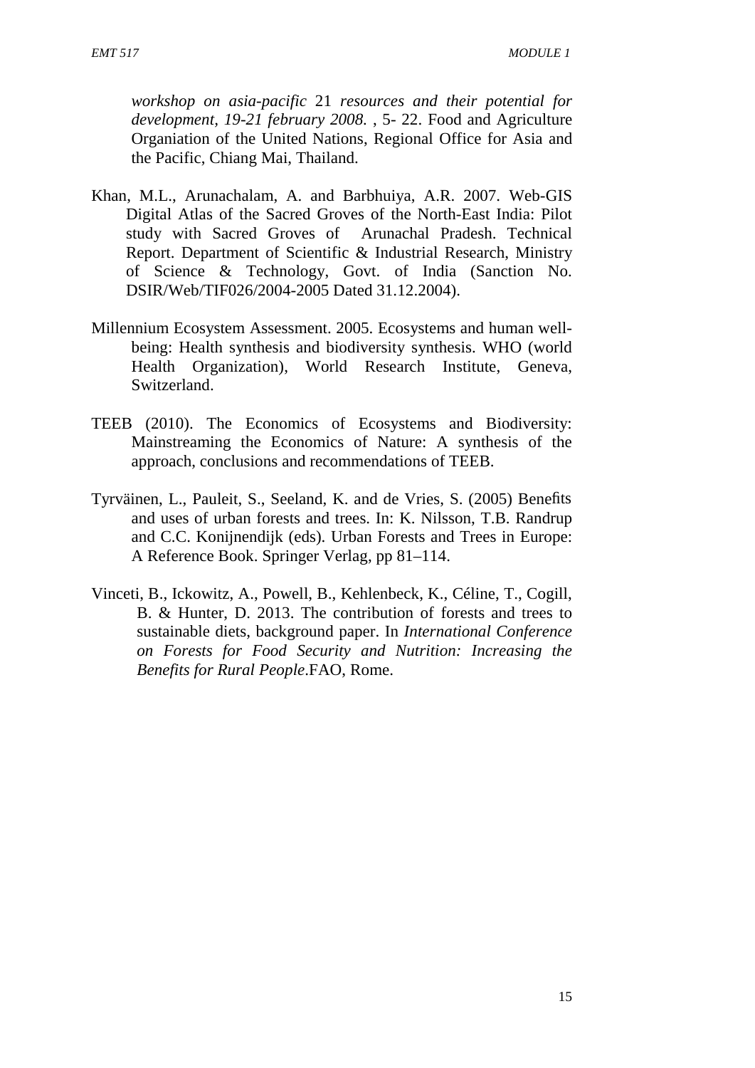*workshop on asia-pacific* 21 *resources and their potential for development, 19-21 february 2008.* , 5- 22. Food and Agriculture Organiation of the United Nations, Regional Office for Asia and the Pacific, Chiang Mai, Thailand.

Khan, M.L., Arunachalam, A. and Barbhuiya, A.R. 2007. Web-GIS Digital Atlas of the Sacred Groves of the North-East India: Pilot study with Sacred Groves of Arunachal Pradesh. Technical Report. Department of Scientific & Industrial Research, Ministry of Science & Technology, Govt. of India (Sanction No. DSIR/Web/TIF026/2004-2005 Dated 31.12.2004).

Millennium Ecosystem Assessment. 2005. Ecosystems and human well-being: Health synthesis and biodiversity synthesis. WHO (world Health Organization), World Research Institute, Geneva, Switzerland.

TEEB (2010). The Economics of Ecosystems and Biodiversity: Mainstreaming the Economics of Nature: A synthesis of the approach, conclusions and recommendations of TEEB.

Tyrväinen, L., Pauleit, S., Seeland, K. and de Vries, S. (2005) Benefits and uses of urban forests and trees. In: K. Nilsson, T.B. Randrup and C.C. Konijnendijk (eds). Urban Forests and Trees in Europe: A Reference Book. Springer Verlag, pp 81–114.

Vinceti, B., Ickowitz, A., Powell, B., Kehlenbeck, K., Céline, T., Cogill, B. & Hunter, D. 2013. The contribution of forests and trees to sustainable diets, background paper. In *International Conference on Forests for Food Security and Nutrition: Increasing the Benefits for Rural People*.FAO, Rome.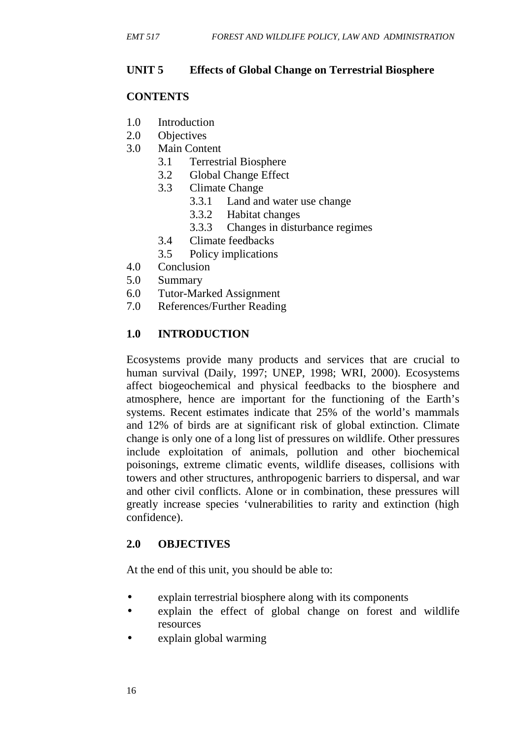## UNIT 5 Effects of Global Change on Terrestrial Biosphere

### CONTENTS

1.0 Introduction
2.0 Objectives
3.0 Main Content
   - 3.1 Terrestrial Biosphere
   - 3.2 Global Change Effect
   - 3.3 Climate Change
     - 3.3.1 Land and water use change
     - 3.3.2 Habitat changes
     - 3.3.3 Changes in disturbance regimes
   - 3.4 Climate feedbacks
   - 3.5 Policy implications

4.0 Conclusion
5.0 Summary
6.0 Tutor-Marked Assignment
7.0 References/Further Reading

### 1.0 INTRODUCTION

Ecosystems provide many products and services that are crucial to human survival (Daily, 1997; UNEP, 1998; WRI, 2000). Ecosystems affect biogeochemical and physical feedbacks to the biosphere and atmosphere, hence are important for the functioning of the Earth's systems. Recent estimates indicate that 25% of the world's mammals and 12% of birds are at significant risk of global extinction. Climate change is only one of a long list of pressures on wildlife. Other pressures include exploitation of animals, pollution and other biochemical poisonings, extreme climatic events, wildlife diseases, collisions with towers and other structures, anthropogenic barriers to dispersal, and war and other civil conflicts. Alone or in combination, these pressures will greatly increase species 'vulnerabilities to rarity and extinction (high confidence).

### 2.0 OBJECTIVES

At the end of this unit, you should be able to:

- explain terrestrial biosphere along with its components
- explain the effect of global change on forest and wildlife resources
- explain global warming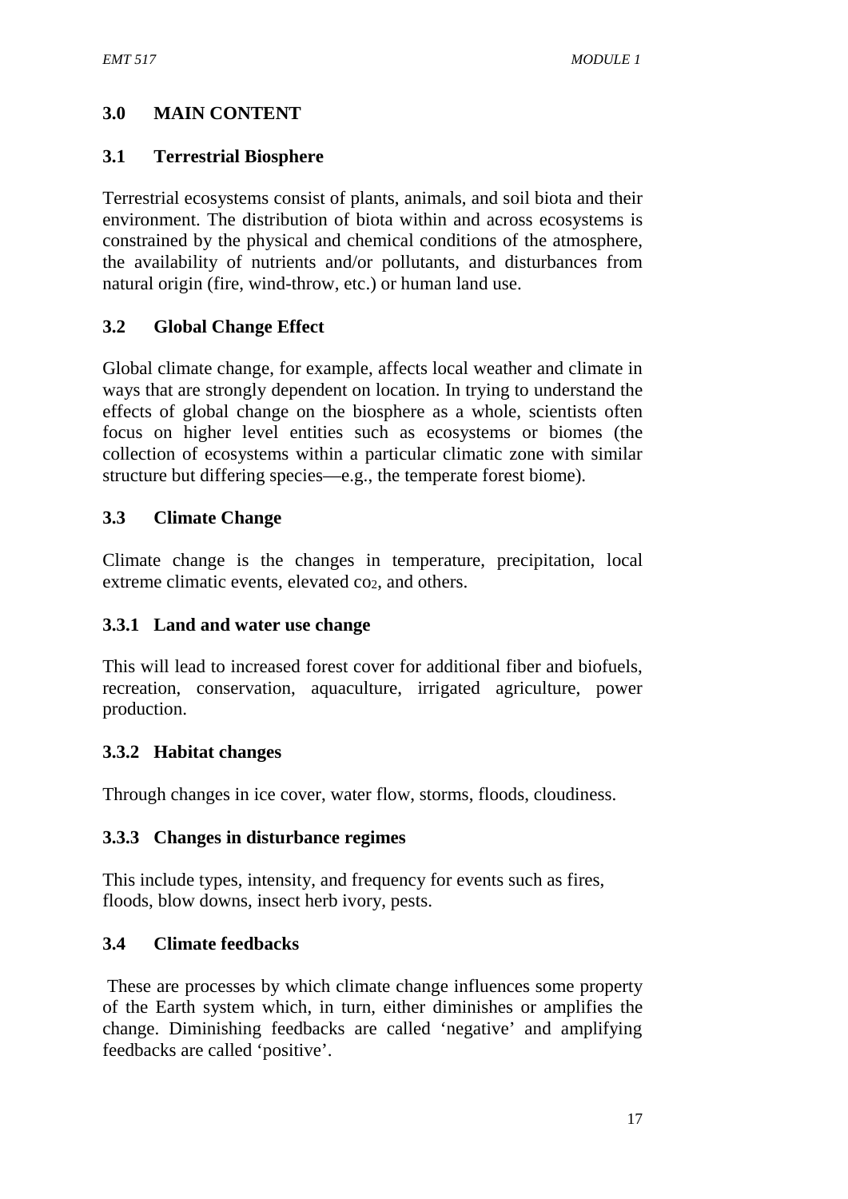## 3.0 MAIN CONTENT

### 3.1 Terrestrial Biosphere

Terrestrial ecosystems consist of plants, animals, and soil biota and their environment. The distribution of biota within and across ecosystems is constrained by the physical and chemical conditions of the atmosphere, the availability of nutrients and/or pollutants, and disturbances from natural origin (fire, wind-throw, etc.) or human land use.

### 3.2 Global Change Effect

Global climate change, for example, affects local weather and climate in ways that are strongly dependent on location. In trying to understand the effects of global change on the biosphere as a whole, scientists often focus on higher level entities such as ecosystems or biomes (the collection of ecosystems within a particular climatic zone with similar structure but differing species—e.g., the temperate forest biome).

### 3.3 Climate Change

Climate change is the changes in temperature, precipitation, local extreme climatic events, elevated $co_2$, and others.

#### 3.3.1 Land and water use change

This will lead to increased forest cover for additional fiber and biofuels, recreation, conservation, aquaculture, irrigated agriculture, power production.

#### 3.3.2 Habitat changes

Through changes in ice cover, water flow, storms, floods, cloudiness.

#### 3.3.3 Changes in disturbance regimes

This include types, intensity, and frequency for events such as fires, floods, blow downs, insect herb ivory, pests.

### 3.4 Climate feedbacks

These are processes by which climate change influences some property of the Earth system which, in turn, either diminishes or amplifies the change. Diminishing feedbacks are called 'negative' and amplifying feedbacks are called 'positive'.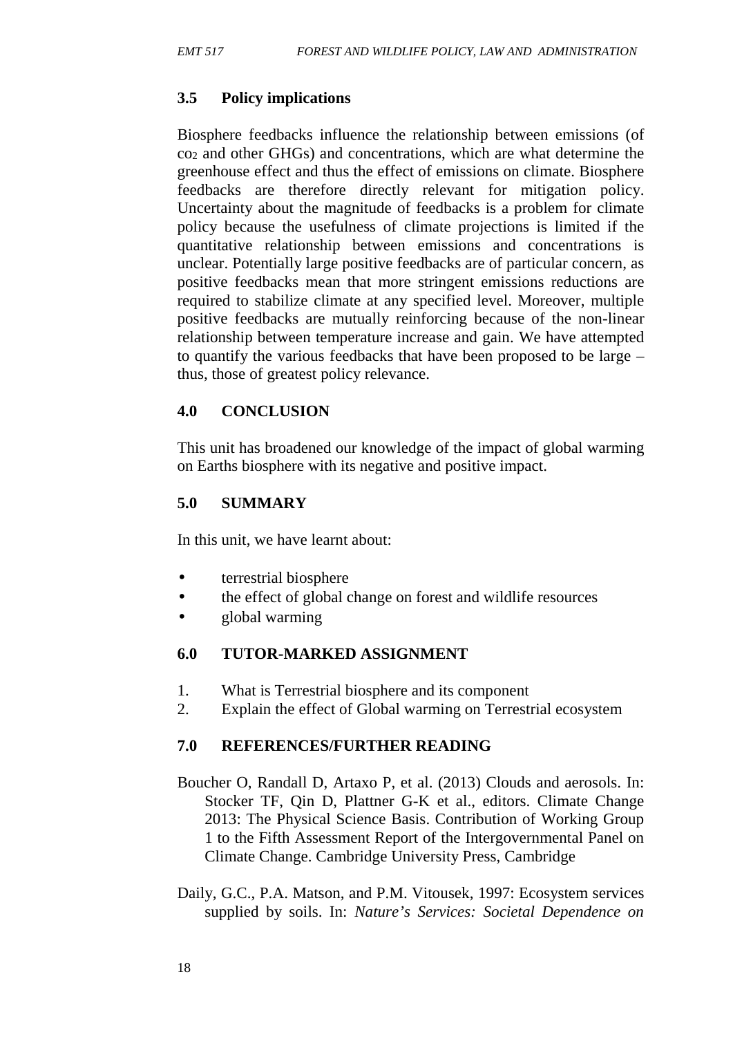### 3.5 Policy implications

Biosphere feedbacks influence the relationship between emissions (of $co_2$ and other GHGs) and concentrations, which are what determine the greenhouse effect and thus the effect of emissions on climate. Biosphere feedbacks are therefore directly relevant for mitigation policy. Uncertainty about the magnitude of feedbacks is a problem for climate policy because the usefulness of climate projections is limited if the quantitative relationship between emissions and concentrations is unclear. Potentially large positive feedbacks are of particular concern, as positive feedbacks mean that more stringent emissions reductions are required to stabilize climate at any specified level. Moreover, multiple positive feedbacks are mutually reinforcing because of the non-linear relationship between temperature increase and gain. We have attempted to quantify the various feedbacks that have been proposed to be large – thus, those of greatest policy relevance.

## 4.0 CONCLUSION

This unit has broadened our knowledge of the impact of global warming on Earths biosphere with its negative and positive impact.

## 5.0 SUMMARY

In this unit, we have learnt about:

- terrestrial biosphere
- the effect of global change on forest and wildlife resources
- global warming

## 6.0 TUTOR-MARKED ASSIGNMENT

1. What is Terrestrial biosphere and its component
2. Explain the effect of Global warming on Terrestrial ecosystem

## 7.0 REFERENCES/FURTHER READING

Boucher O, Randall D, Artaxo P, et al. (2013) Clouds and aerosols. In: Stocker TF, Qin D, Plattner G-K et al., editors. Climate Change 2013: The Physical Science Basis. Contribution of Working Group 1 to the Fifth Assessment Report of the Intergovernmental Panel on Climate Change. Cambridge University Press, Cambridge

Daily, G.C., P.A. Matson, and P.M. Vitousek, 1997: Ecosystem services supplied by soils. In: *Nature's Services: Societal Dependence on*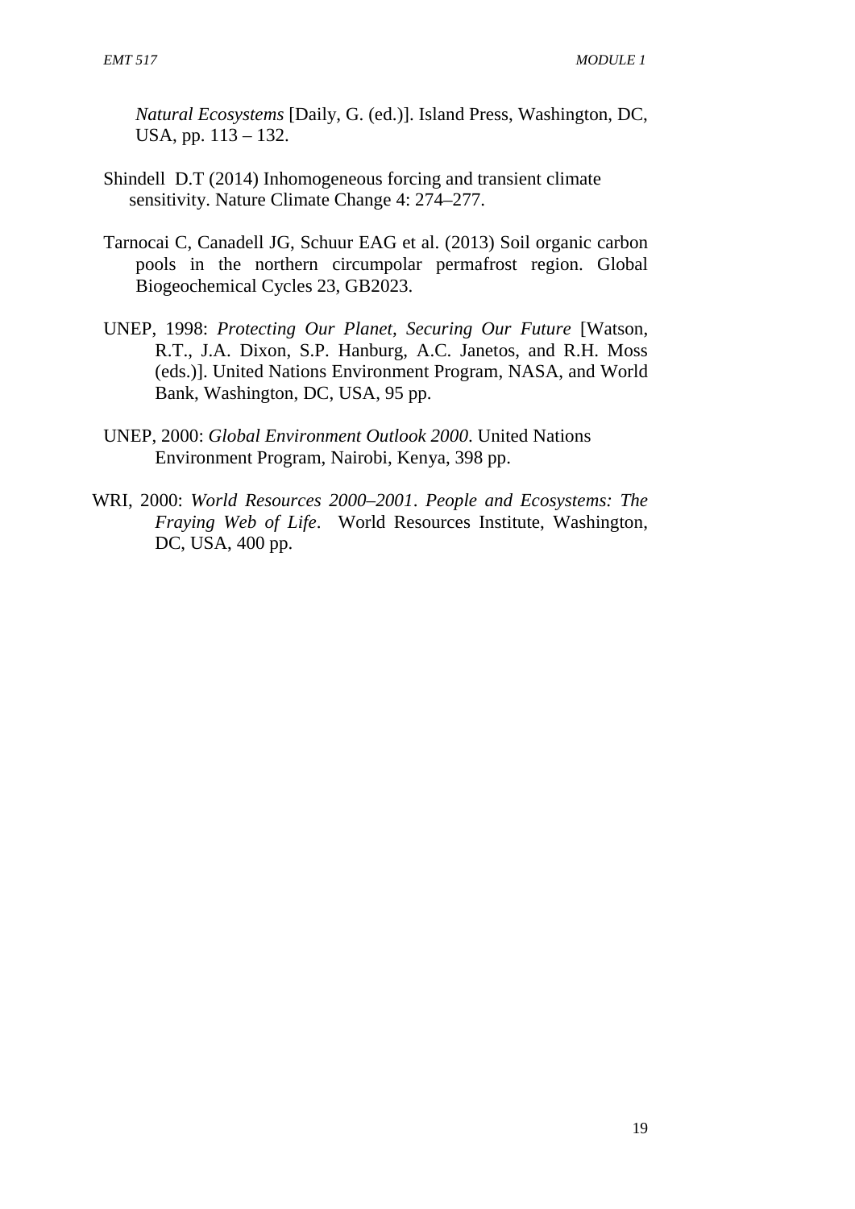*Natural Ecosystems* [Daily, G. (ed.)]. Island Press, Washington, DC, USA, pp. 113 – 132.

Shindell D.T (2014) Inhomogeneous forcing and transient climate sensitivity. Nature Climate Change 4: 274–277.

Tarnocai C, Canadell JG, Schuur EAG et al. (2013) Soil organic carbon pools in the northern circumpolar permafrost region. Global Biogeochemical Cycles 23, GB2023.

UNEP, 1998: *Protecting Our Planet, Securing Our Future* [Watson, R.T., J.A. Dixon, S.P. Hanburg, A.C. Janetos, and R.H. Moss (eds.)]. United Nations Environment Program, NASA, and World Bank, Washington, DC, USA, 95 pp.

UNEP, 2000: *Global Environment Outlook 2000*. United Nations Environment Program, Nairobi, Kenya, 398 pp.

WRI, 2000: *World Resources 2000–2001*. *People and Ecosystems: The Fraying Web of Life*. World Resources Institute, Washington, DC, USA, 400 pp.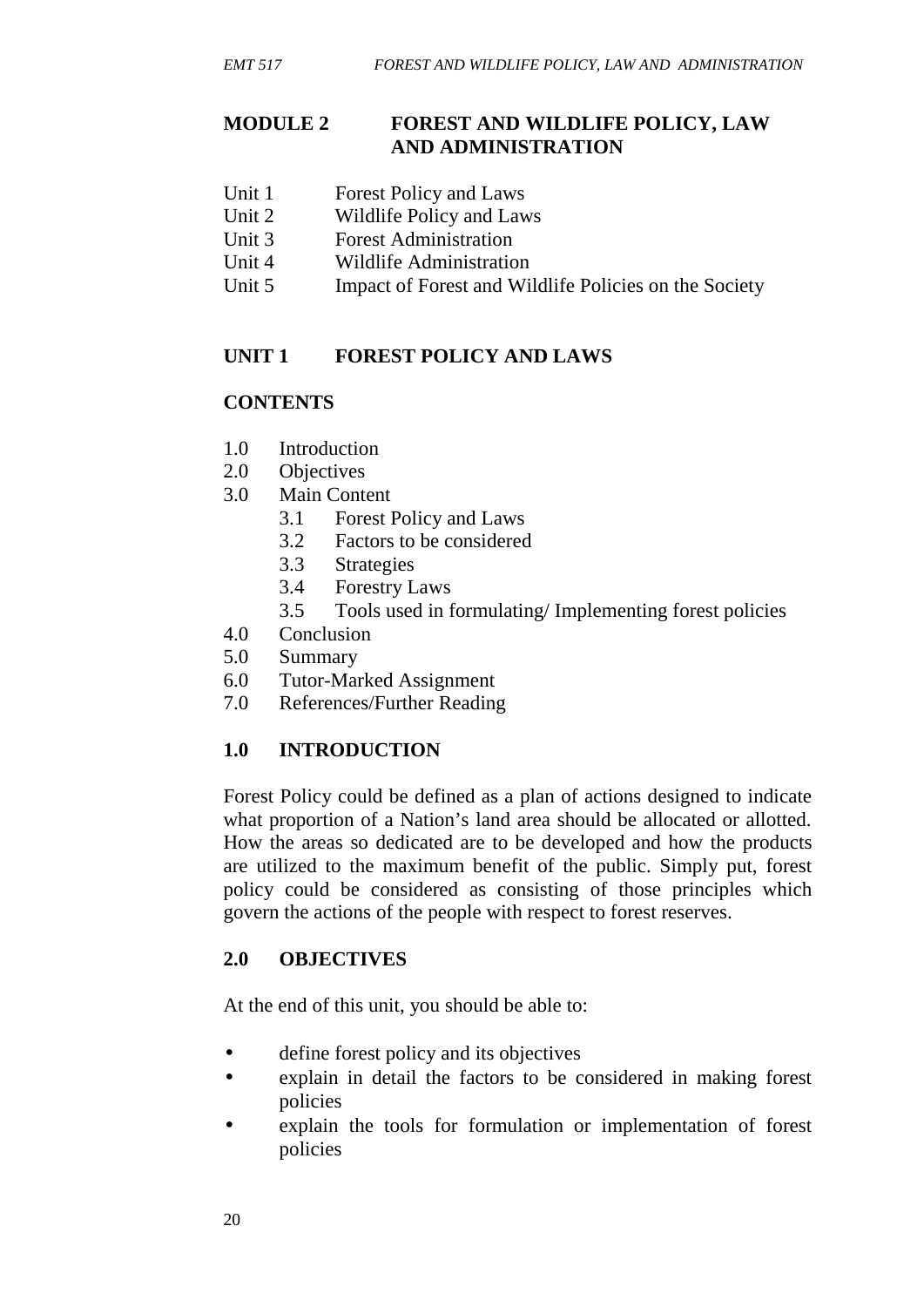# MODULE 2 FOREST AND WILDLIFE POLICY, LAW AND ADMINISTRATION

Unit 1 Forest Policy and Laws
Unit 2 Wildlife Policy and Laws
Unit 3 Forest Administration
Unit 4 Wildlife Administration
Unit 5 Impact of Forest and Wildlife Policies on the Society

## UNIT 1 FOREST POLICY AND LAWS

### CONTENTS

1.0 Introduction
2.0 Objectives
3.0 Main Content
  3.1 Forest Policy and Laws
  3.2 Factors to be considered
  3.3 Strategies
  3.4 Forestry Laws
  3.5 Tools used in formulating/ Implementing forest policies
4.0 Conclusion
5.0 Summary
6.0 Tutor-Marked Assignment
7.0 References/Further Reading

### 1.0 INTRODUCTION

Forest Policy could be defined as a plan of actions designed to indicate what proportion of a Nation's land area should be allocated or allotted. How the areas so dedicated are to be developed and how the products are utilized to the maximum benefit of the public. Simply put, forest policy could be considered as consisting of those principles which govern the actions of the people with respect to forest reserves.

### 2.0 OBJECTIVES

At the end of this unit, you should be able to:

- define forest policy and its objectives
- explain in detail the factors to be considered in making forest policies
- explain the tools for formulation or implementation of forest policies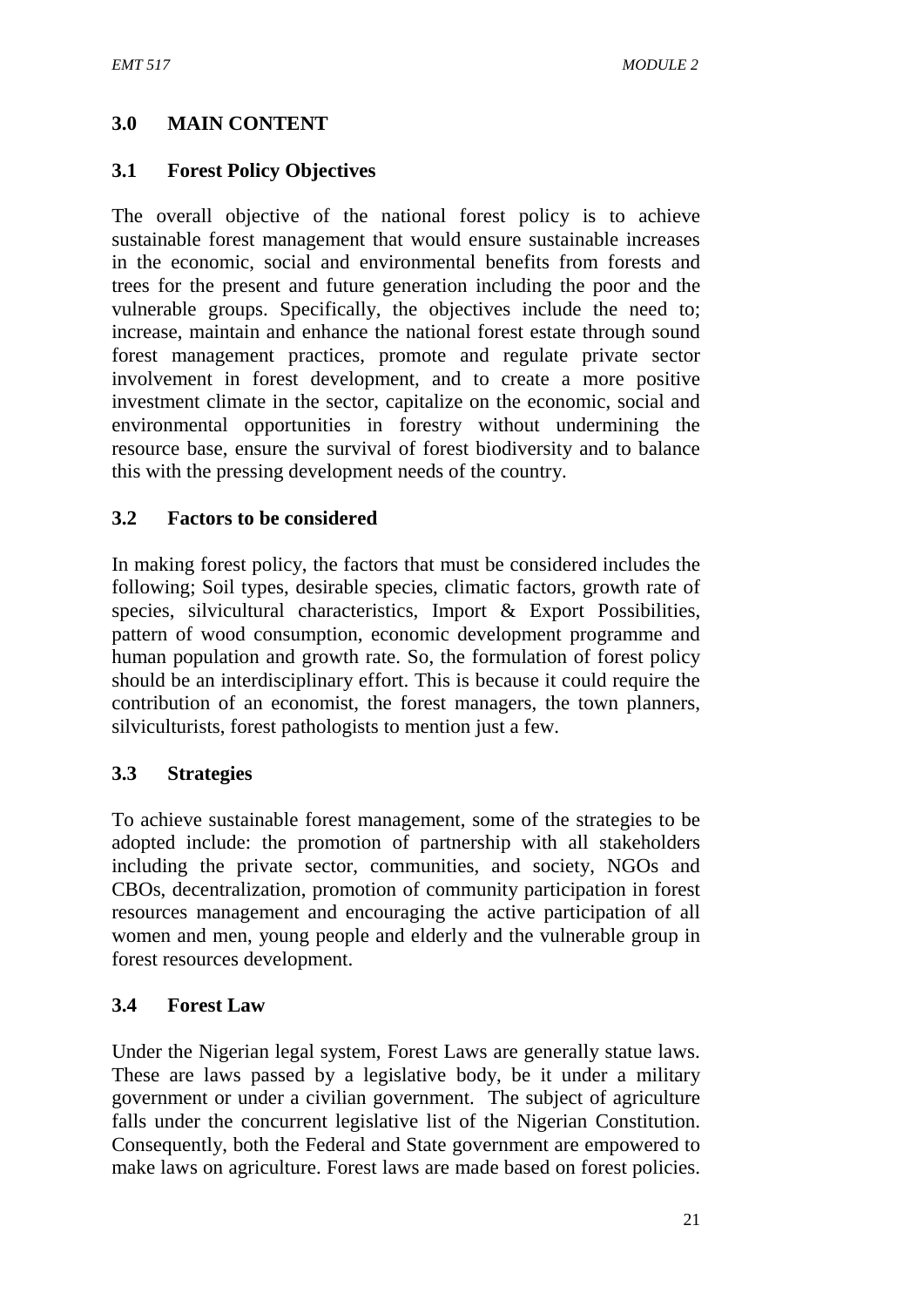## 3.0 MAIN CONTENT

### 3.1 Forest Policy Objectives

The overall objective of the national forest policy is to achieve sustainable forest management that would ensure sustainable increases in the economic, social and environmental benefits from forests and trees for the present and future generation including the poor and the vulnerable groups. Specifically, the objectives include the need to; increase, maintain and enhance the national forest estate through sound forest management practices, promote and regulate private sector involvement in forest development, and to create a more positive investment climate in the sector, capitalize on the economic, social and environmental opportunities in forestry without undermining the resource base, ensure the survival of forest biodiversity and to balance this with the pressing development needs of the country.

### 3.2 Factors to be considered

In making forest policy, the factors that must be considered includes the following; Soil types, desirable species, climatic factors, growth rate of species, silvicultural characteristics, Import & Export Possibilities, pattern of wood consumption, economic development programme and human population and growth rate. So, the formulation of forest policy should be an interdisciplinary effort. This is because it could require the contribution of an economist, the forest managers, the town planners, silviculturists, forest pathologists to mention just a few.

### 3.3 Strategies

To achieve sustainable forest management, some of the strategies to be adopted include: the promotion of partnership with all stakeholders including the private sector, communities, and society, NGOs and CBOs, decentralization, promotion of community participation in forest resources management and encouraging the active participation of all women and men, young people and elderly and the vulnerable group in forest resources development.

### 3.4 Forest Law

Under the Nigerian legal system, Forest Laws are generally statue laws. These are laws passed by a legislative body, be it under a military government or under a civilian government. The subject of agriculture falls under the concurrent legislative list of the Nigerian Constitution. Consequently, both the Federal and State government are empowered to make laws on agriculture. Forest laws are made based on forest policies.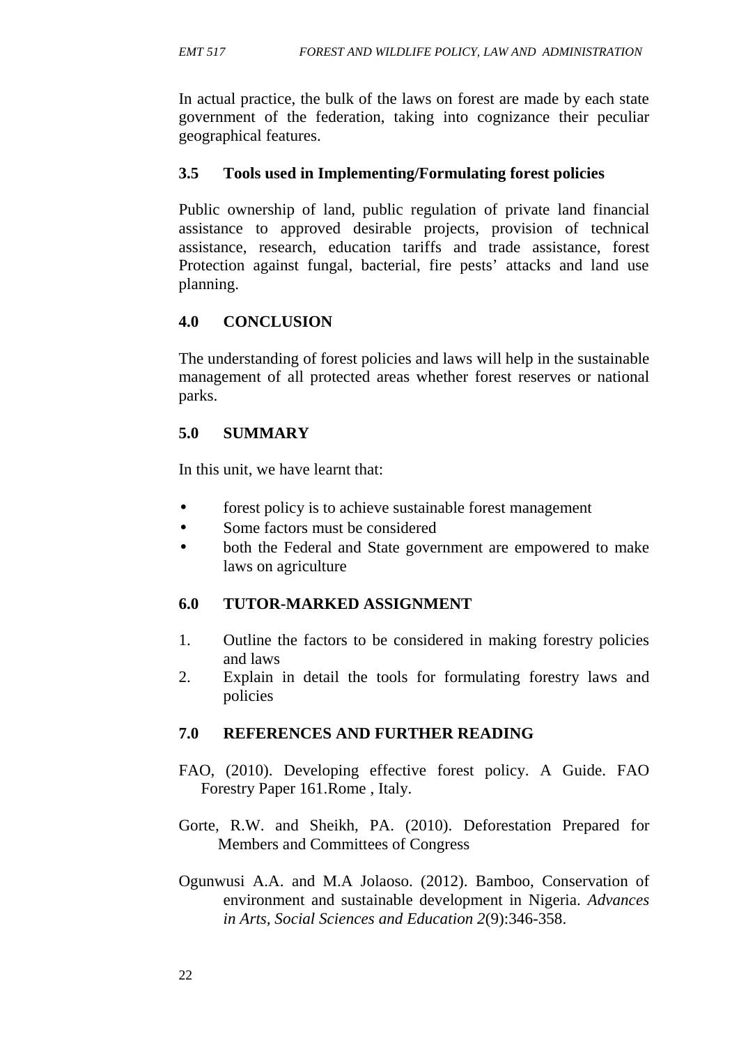In actual practice, the bulk of the laws on forest are made by each state government of the federation, taking into cognizance their peculiar geographical features.

### 3.5 Tools used in Implementing/Formulating forest policies

Public ownership of land, public regulation of private land financial assistance to approved desirable projects, provision of technical assistance, research, education tariffs and trade assistance, forest Protection against fungal, bacterial, fire pests' attacks and land use planning.

## 4.0 CONCLUSION

The understanding of forest policies and laws will help in the sustainable management of all protected areas whether forest reserves or national parks.

## 5.0 SUMMARY

In this unit, we have learnt that:

- forest policy is to achieve sustainable forest management
- Some factors must be considered
- both the Federal and State government are empowered to make laws on agriculture

## 6.0 TUTOR-MARKED ASSIGNMENT

1. Outline the factors to be considered in making forestry policies and laws
2. Explain in detail the tools for formulating forestry laws and policies

## 7.0 REFERENCES AND FURTHER READING

FAO, (2010). Developing effective forest policy. A Guide. FAO Forestry Paper 161.Rome , Italy.

Gorte, R.W. and Sheikh, PA. (2010). Deforestation Prepared for Members and Committees of Congress

Ogunwusi A.A. and M.A Jolaoso. (2012). Bamboo, Conservation of environment and sustainable development in Nigeria. *Advances in Arts, Social Sciences and Education 2*(9):346-358.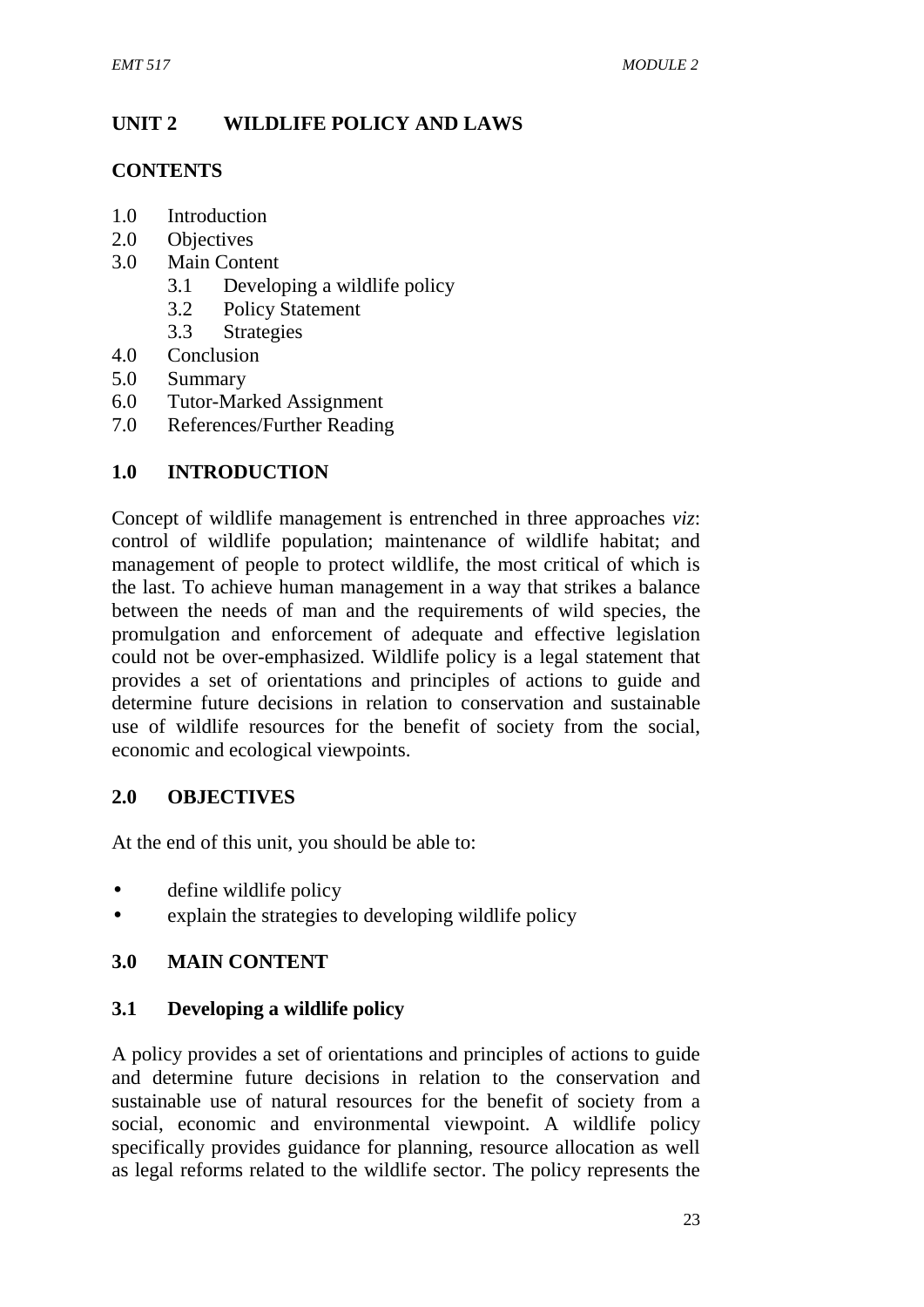## UNIT 2 WILDLIFE POLICY AND LAWS

### CONTENTS

1.0 Introduction
2.0 Objectives
3.0 Main Content
    3.1 Developing a wildlife policy
    3.2 Policy Statement
    3.3 Strategies
4.0 Conclusion
5.0 Summary
6.0 Tutor-Marked Assignment
7.0 References/Further Reading

### 1.0 INTRODUCTION

Concept of wildlife management is entrenched in three approaches *viz*: control of wildlife population; maintenance of wildlife habitat; and management of people to protect wildlife, the most critical of which is the last. To achieve human management in a way that strikes a balance between the needs of man and the requirements of wild species, the promulgation and enforcement of adequate and effective legislation could not be over-emphasized. Wildlife policy is a legal statement that provides a set of orientations and principles of actions to guide and determine future decisions in relation to conservation and sustainable use of wildlife resources for the benefit of society from the social, economic and ecological viewpoints.

### 2.0 OBJECTIVES

At the end of this unit, you should be able to:

- define wildlife policy
- explain the strategies to developing wildlife policy

### 3.0 MAIN CONTENT

#### 3.1 Developing a wildlife policy

A policy provides a set of orientations and principles of actions to guide and determine future decisions in relation to the conservation and sustainable use of natural resources for the benefit of society from a social, economic and environmental viewpoint. A wildlife policy specifically provides guidance for planning, resource allocation as well as legal reforms related to the wildlife sector. The policy represents the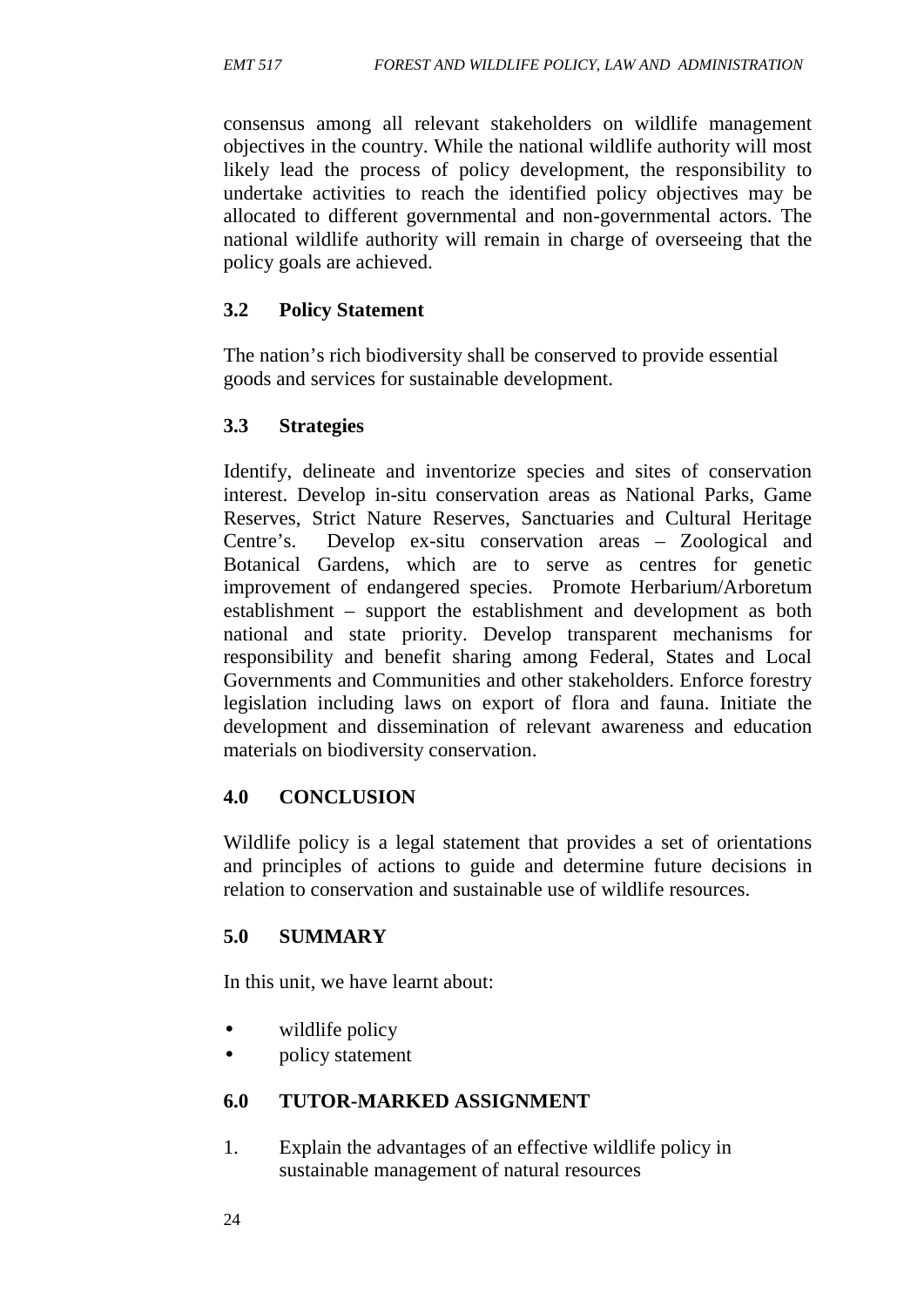consensus among all relevant stakeholders on wildlife management objectives in the country. While the national wildlife authority will most likely lead the process of policy development, the responsibility to undertake activities to reach the identified policy objectives may be allocated to different governmental and non-governmental actors. The national wildlife authority will remain in charge of overseeing that the policy goals are achieved.

### 3.2 Policy Statement

The nation's rich biodiversity shall be conserved to provide essential goods and services for sustainable development.

### 3.3 Strategies

Identify, delineate and inventorize species and sites of conservation interest. Develop in-situ conservation areas as National Parks, Game Reserves, Strict Nature Reserves, Sanctuaries and Cultural Heritage Centre's. Develop ex-situ conservation areas – Zoological and Botanical Gardens, which are to serve as centres for genetic improvement of endangered species. Promote Herbarium/Arboretum establishment – support the establishment and development as both national and state priority. Develop transparent mechanisms for responsibility and benefit sharing among Federal, States and Local Governments and Communities and other stakeholders. Enforce forestry legislation including laws on export of flora and fauna. Initiate the development and dissemination of relevant awareness and education materials on biodiversity conservation.

## 4.0 CONCLUSION

Wildlife policy is a legal statement that provides a set of orientations and principles of actions to guide and determine future decisions in relation to conservation and sustainable use of wildlife resources.

## 5.0 SUMMARY

In this unit, we have learnt about:

- wildlife policy
- policy statement

## 6.0 TUTOR-MARKED ASSIGNMENT

1. Explain the advantages of an effective wildlife policy in sustainable management of natural resources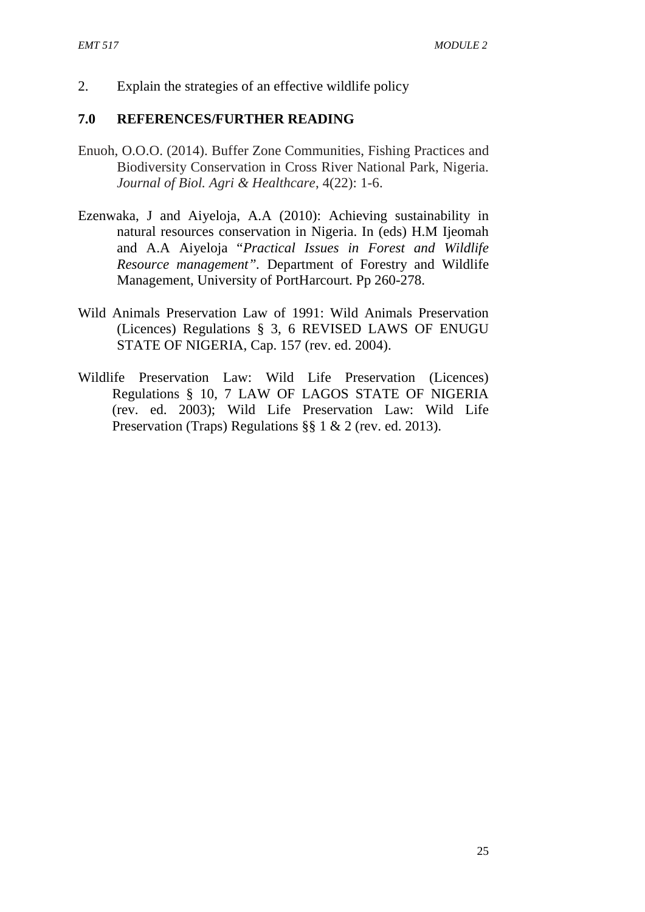2. Explain the strategies of an effective wildlife policy

## 7.0 REFERENCES/FURTHER READING

Enuoh, O.O.O. (2014). Buffer Zone Communities, Fishing Practices and Biodiversity Conservation in Cross River National Park, Nigeria. *Journal of Biol. Agri & Healthcare*, 4(22): 1-6.

Ezenwaka, J and Aiyeloja, A.A (2010): Achieving sustainability in natural resources conservation in Nigeria. In (eds) H.M Ijeomah and A.A Aiyeloja "*Practical Issues in Forest and Wildlife Resource management"*. Department of Forestry and Wildlife Management, University of PortHarcourt. Pp 260-278.

Wild Animals Preservation Law of 1991: Wild Animals Preservation (Licences) Regulations § 3, 6 REVISED LAWS OF ENUGU STATE OF NIGERIA, Cap. 157 (rev. ed. 2004).

Wildlife Preservation Law: Wild Life Preservation (Licences) Regulations § 10, 7 LAW OF LAGOS STATE OF NIGERIA (rev. ed. 2003); Wild Life Preservation Law: Wild Life Preservation (Traps) Regulations §§ 1 & 2 (rev. ed. 2013).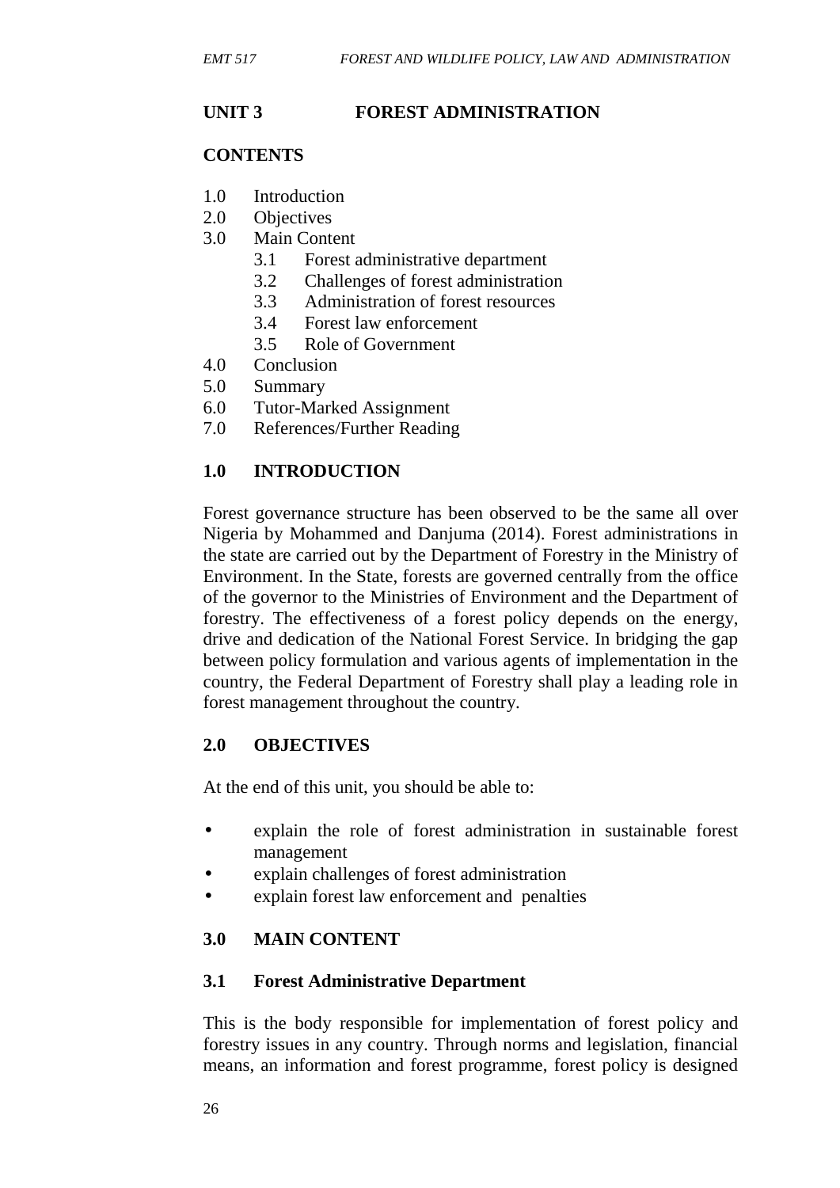## UNIT 3 FOREST ADMINISTRATION

### CONTENTS

1.0 Introduction
2.0 Objectives
3.0 Main Content
    3.1 Forest administrative department
    3.2 Challenges of forest administration
    3.3 Administration of forest resources
    3.4 Forest law enforcement
    3.5 Role of Government
4.0 Conclusion
5.0 Summary
6.0 Tutor-Marked Assignment
7.0 References/Further Reading

### 1.0 INTRODUCTION

Forest governance structure has been observed to be the same all over Nigeria by Mohammed and Danjuma (2014). Forest administrations in the state are carried out by the Department of Forestry in the Ministry of Environment. In the State, forests are governed centrally from the office of the governor to the Ministries of Environment and the Department of forestry. The effectiveness of a forest policy depends on the energy, drive and dedication of the National Forest Service. In bridging the gap between policy formulation and various agents of implementation in the country, the Federal Department of Forestry shall play a leading role in forest management throughout the country.

### 2.0 OBJECTIVES

At the end of this unit, you should be able to:

- explain the role of forest administration in sustainable forest management
- explain challenges of forest administration
- explain forest law enforcement and penalties

### 3.0 MAIN CONTENT

#### 3.1 Forest Administrative Department

This is the body responsible for implementation of forest policy and forestry issues in any country. Through norms and legislation, financial means, an information and forest programme, forest policy is designed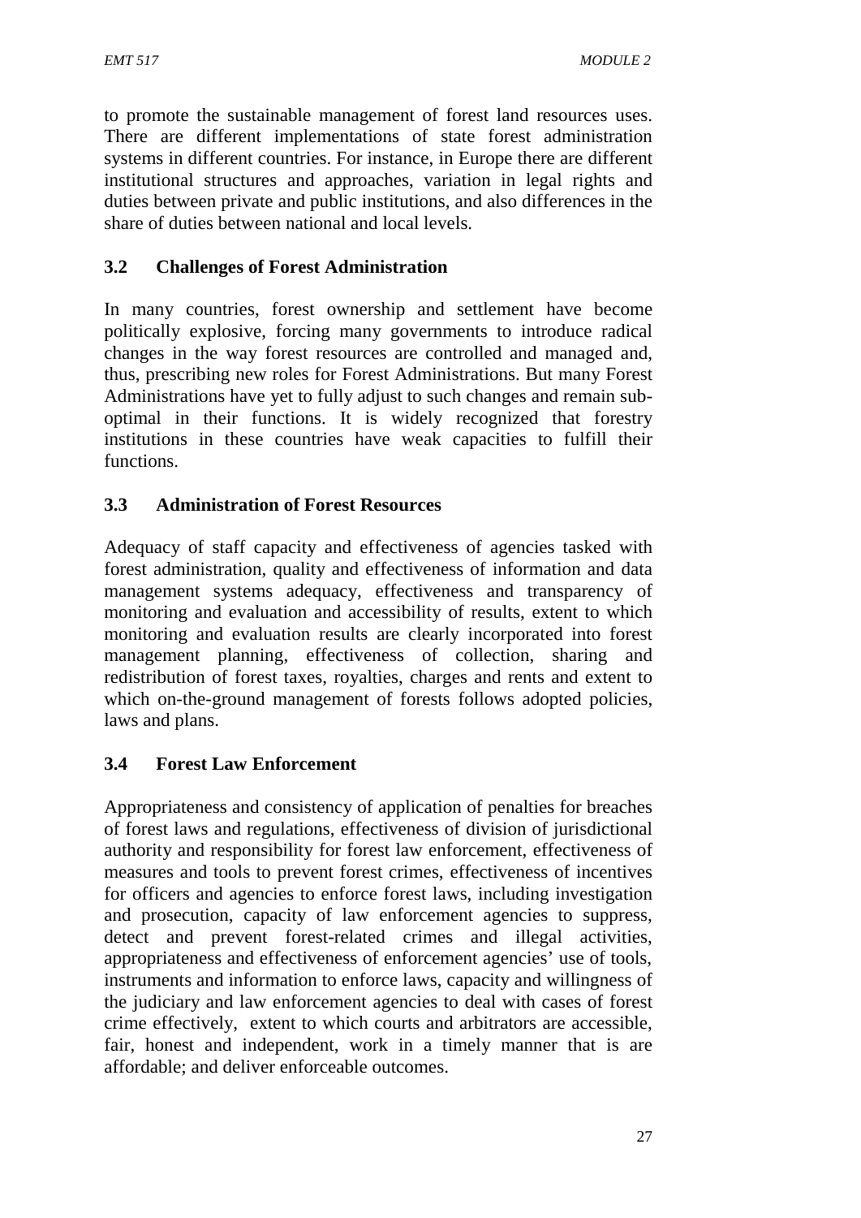to promote the sustainable management of forest land resources uses. There are different implementations of state forest administration systems in different countries. For instance, in Europe there are different institutional structures and approaches, variation in legal rights and duties between private and public institutions, and also differences in the share of duties between national and local levels.

### 3.2 Challenges of Forest Administration

In many countries, forest ownership and settlement have become politically explosive, forcing many governments to introduce radical changes in the way forest resources are controlled and managed and, thus, prescribing new roles for Forest Administrations. But many Forest Administrations have yet to fully adjust to such changes and remain sub-optimal in their functions. It is widely recognized that forestry institutions in these countries have weak capacities to fulfill their functions.

### 3.3 Administration of Forest Resources

Adequacy of staff capacity and effectiveness of agencies tasked with forest administration, quality and effectiveness of information and data management systems adequacy, effectiveness and transparency of monitoring and evaluation and accessibility of results, extent to which monitoring and evaluation results are clearly incorporated into forest management planning, effectiveness of collection, sharing and redistribution of forest taxes, royalties, charges and rents and extent to which on-the-ground management of forests follows adopted policies, laws and plans.

### 3.4 Forest Law Enforcement

Appropriateness and consistency of application of penalties for breaches of forest laws and regulations, effectiveness of division of jurisdictional authority and responsibility for forest law enforcement, effectiveness of measures and tools to prevent forest crimes, effectiveness of incentives for officers and agencies to enforce forest laws, including investigation and prosecution, capacity of law enforcement agencies to suppress, detect and prevent forest-related crimes and illegal activities, appropriateness and effectiveness of enforcement agencies' use of tools, instruments and information to enforce laws, capacity and willingness of the judiciary and law enforcement agencies to deal with cases of forest crime effectively, extent to which courts and arbitrators are accessible, fair, honest and independent, work in a timely manner that is are affordable; and deliver enforceable outcomes.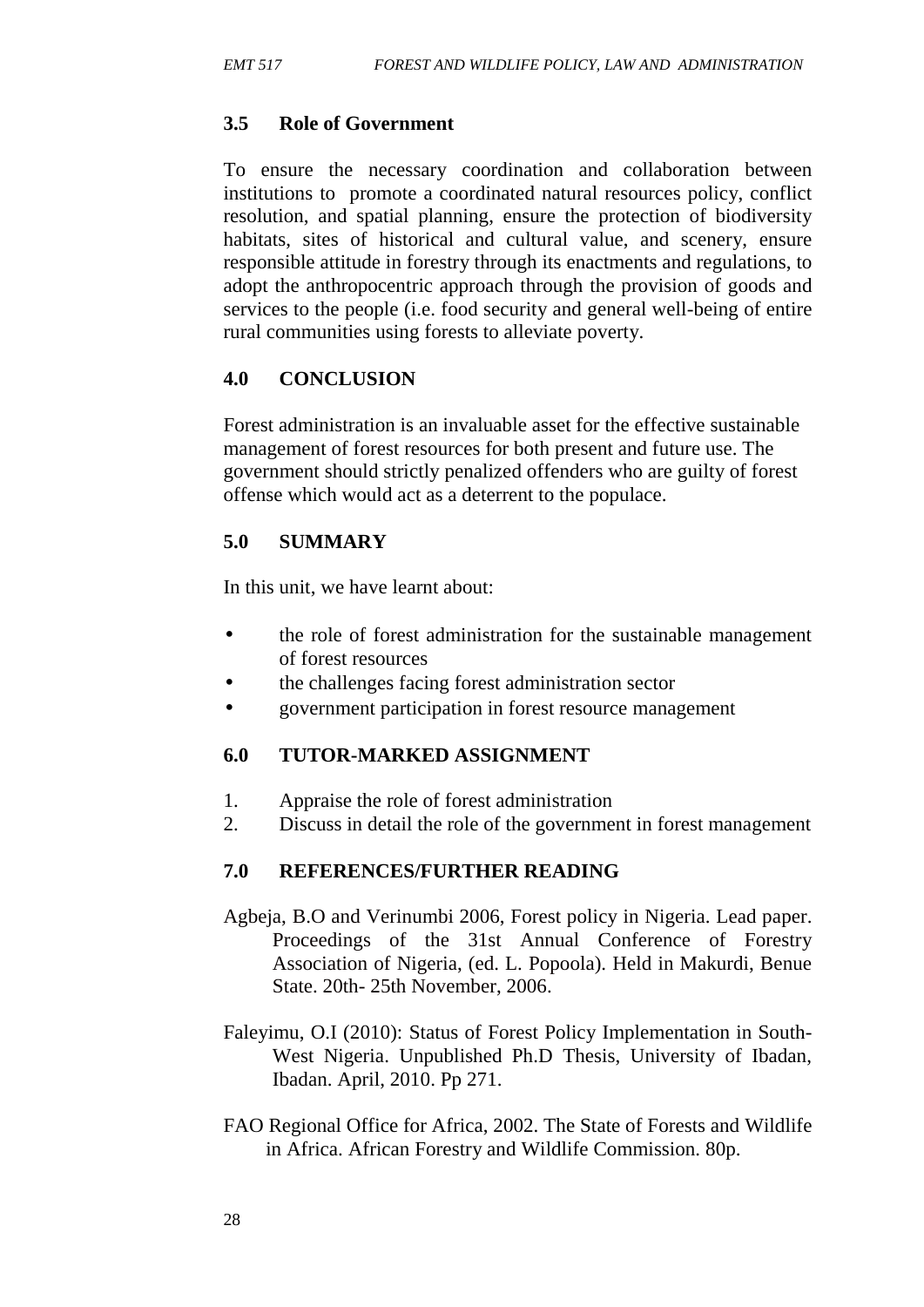### 3.5 Role of Government

To ensure the necessary coordination and collaboration between institutions to promote a coordinated natural resources policy, conflict resolution, and spatial planning, ensure the protection of biodiversity habitats, sites of historical and cultural value, and scenery, ensure responsible attitude in forestry through its enactments and regulations, to adopt the anthropocentric approach through the provision of goods and services to the people (i.e. food security and general well-being of entire rural communities using forests to alleviate poverty.

## 4.0 CONCLUSION

Forest administration is an invaluable asset for the effective sustainable management of forest resources for both present and future use. The government should strictly penalized offenders who are guilty of forest offense which would act as a deterrent to the populace.

## 5.0 SUMMARY

In this unit, we have learnt about:

- the role of forest administration for the sustainable management of forest resources
- the challenges facing forest administration sector
- government participation in forest resource management

## 6.0 TUTOR-MARKED ASSIGNMENT

1. Appraise the role of forest administration
2. Discuss in detail the role of the government in forest management

## 7.0 REFERENCES/FURTHER READING

Agbeja, B.O and Verinumbi 2006, Forest policy in Nigeria. Lead paper. Proceedings of the 31st Annual Conference of Forestry Association of Nigeria, (ed. L. Popoola). Held in Makurdi, Benue State. 20th- 25th November, 2006.

Faleyimu, O.I (2010): Status of Forest Policy Implementation in South-West Nigeria. Unpublished Ph.D Thesis, University of Ibadan, Ibadan. April, 2010. Pp 271.

FAO Regional Office for Africa, 2002. The State of Forests and Wildlife in Africa. African Forestry and Wildlife Commission. 80p.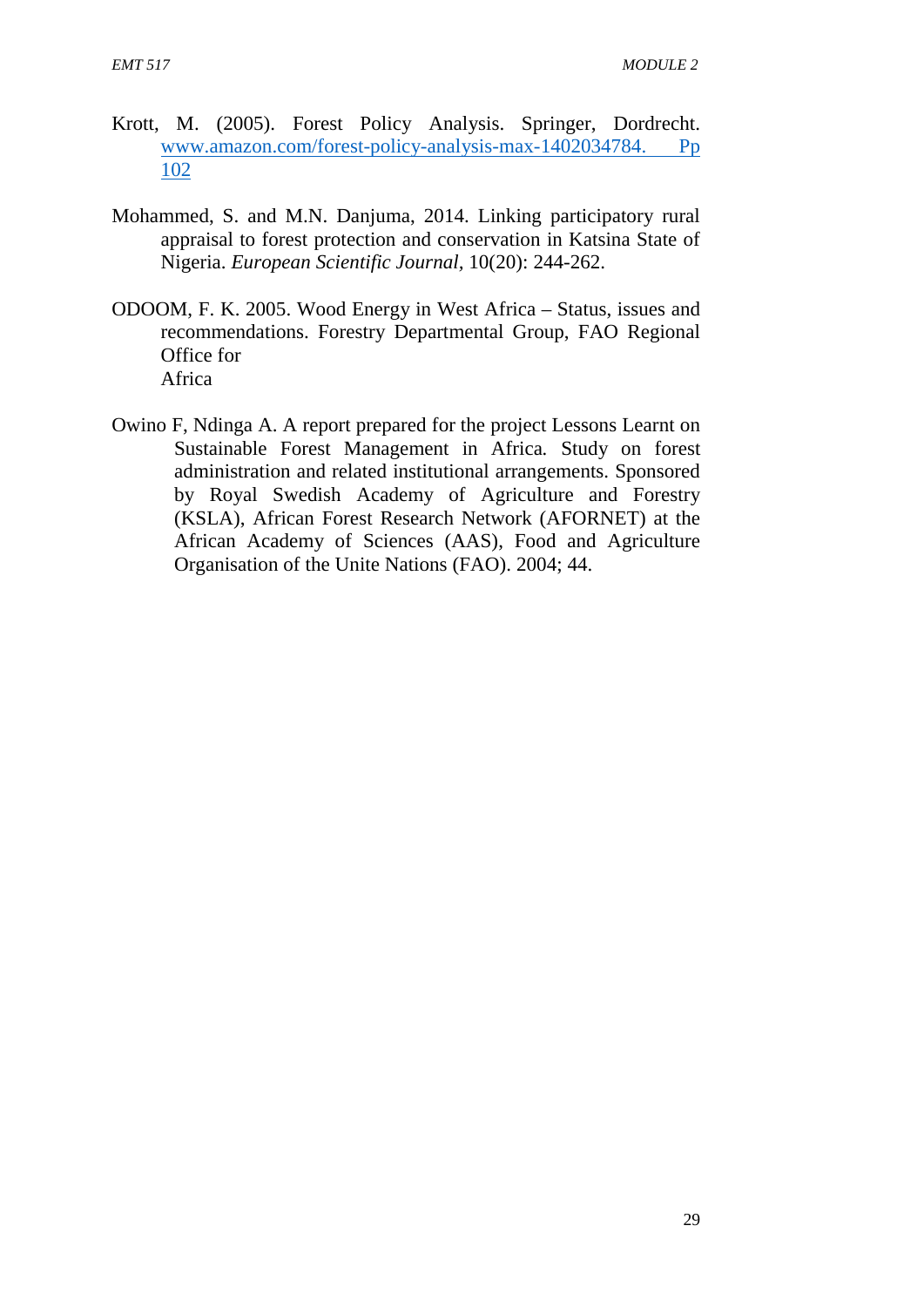Krott, M. (2005). Forest Policy Analysis. Springer, Dordrecht. www.amazon.com/forest-policy-analysis-max-1402034784. Pp 102

Mohammed, S. and M.N. Danjuma, 2014. Linking participatory rural appraisal to forest protection and conservation in Katsina State of Nigeria. *European Scientific Journal*, 10(20): 244-262.

ODOOM, F. K. 2005. Wood Energy in West Africa – Status, issues and recommendations. Forestry Departmental Group, FAO Regional Office for Africa

Owino F, Ndinga A. A report prepared for the project Lessons Learnt on Sustainable Forest Management in Africa. Study on forest administration and related institutional arrangements. Sponsored by Royal Swedish Academy of Agriculture and Forestry (KSLA), African Forest Research Network (AFORNET) at the African Academy of Sciences (AAS), Food and Agriculture Organisation of the Unite Nations (FAO). 2004; 44.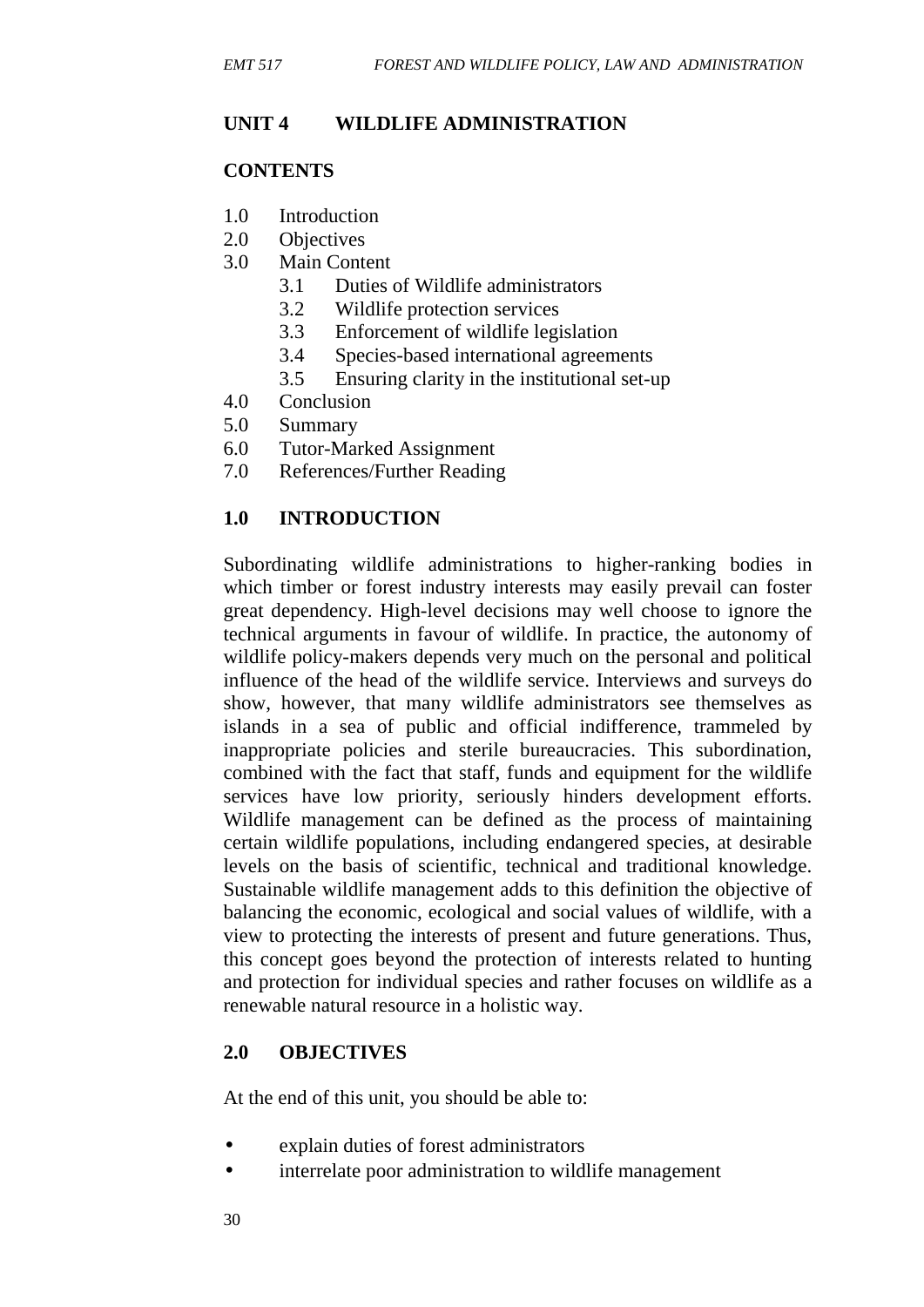## UNIT 4 WILDLIFE ADMINISTRATION

### CONTENTS

1.0 Introduction
2.0 Objectives
3.0 Main Content
    3.1 Duties of Wildlife administrators
    3.2 Wildlife protection services
    3.3 Enforcement of wildlife legislation
    3.4 Species-based international agreements
    3.5 Ensuring clarity in the institutional set-up
4.0 Conclusion
5.0 Summary
6.0 Tutor-Marked Assignment
7.0 References/Further Reading

### 1.0 INTRODUCTION

Subordinating wildlife administrations to higher-ranking bodies in which timber or forest industry interests may easily prevail can foster great dependency. High-level decisions may well choose to ignore the technical arguments in favour of wildlife. In practice, the autonomy of wildlife policy-makers depends very much on the personal and political influence of the head of the wildlife service. Interviews and surveys do show, however, that many wildlife administrators see themselves as islands in a sea of public and official indifference, trammeled by inappropriate policies and sterile bureaucracies. This subordination, combined with the fact that staff, funds and equipment for the wildlife services have low priority, seriously hinders development efforts. Wildlife management can be defined as the process of maintaining certain wildlife populations, including endangered species, at desirable levels on the basis of scientific, technical and traditional knowledge. Sustainable wildlife management adds to this definition the objective of balancing the economic, ecological and social values of wildlife, with a view to protecting the interests of present and future generations. Thus, this concept goes beyond the protection of interests related to hunting and protection for individual species and rather focuses on wildlife as a renewable natural resource in a holistic way.

### 2.0 OBJECTIVES

At the end of this unit, you should be able to:

- explain duties of forest administrators
- interrelate poor administration to wildlife management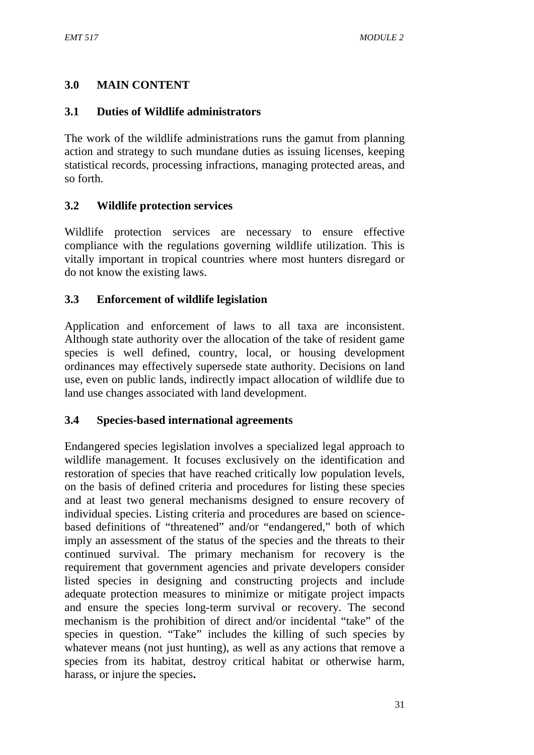## 3.0 MAIN CONTENT

### 3.1 Duties of Wildlife administrators

The work of the wildlife administrations runs the gamut from planning action and strategy to such mundane duties as issuing licenses, keeping statistical records, processing infractions, managing protected areas, and so forth.

### 3.2 Wildlife protection services

Wildlife protection services are necessary to ensure effective compliance with the regulations governing wildlife utilization. This is vitally important in tropical countries where most hunters disregard or do not know the existing laws.

### 3.3 Enforcement of wildlife legislation

Application and enforcement of laws to all taxa are inconsistent. Although state authority over the allocation of the take of resident game species is well defined, country, local, or housing development ordinances may effectively supersede state authority. Decisions on land use, even on public lands, indirectly impact allocation of wildlife due to land use changes associated with land development.

### 3.4 Species-based international agreements

Endangered species legislation involves a specialized legal approach to wildlife management. It focuses exclusively on the identification and restoration of species that have reached critically low population levels, on the basis of defined criteria and procedures for listing these species and at least two general mechanisms designed to ensure recovery of individual species. Listing criteria and procedures are based on science-based definitions of "threatened" and/or "endangered," both of which imply an assessment of the status of the species and the threats to their continued survival. The primary mechanism for recovery is the requirement that government agencies and private developers consider listed species in designing and constructing projects and include adequate protection measures to minimize or mitigate project impacts and ensure the species long-term survival or recovery. The second mechanism is the prohibition of direct and/or incidental "take" of the species in question. "Take" includes the killing of such species by whatever means (not just hunting), as well as any actions that remove a species from its habitat, destroy critical habitat or otherwise harm, harass, or injure the species.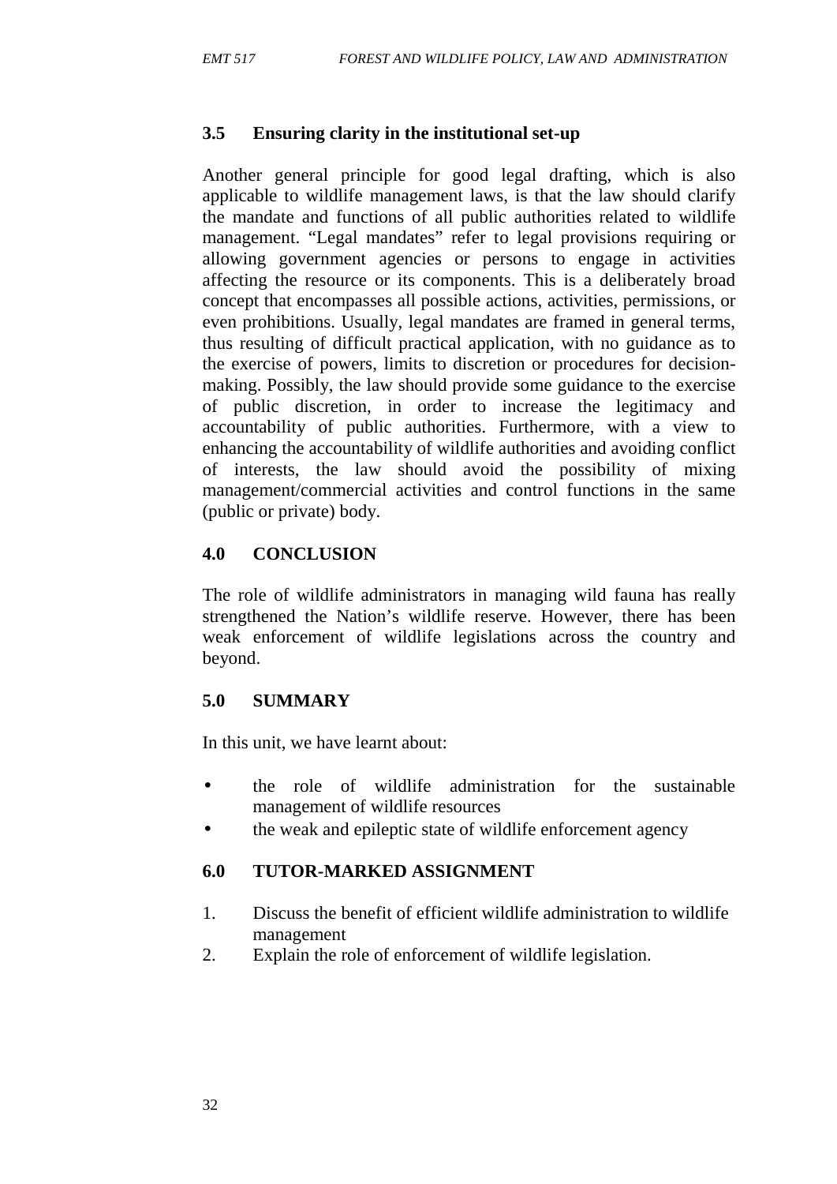## 3.5 Ensuring clarity in the institutional set-up

Another general principle for good legal drafting, which is also applicable to wildlife management laws, is that the law should clarify the mandate and functions of all public authorities related to wildlife management. "Legal mandates" refer to legal provisions requiring or allowing government agencies or persons to engage in activities affecting the resource or its components. This is a deliberately broad concept that encompasses all possible actions, activities, permissions, or even prohibitions. Usually, legal mandates are framed in general terms, thus resulting of difficult practical application, with no guidance as to the exercise of powers, limits to discretion or procedures for decision-making. Possibly, the law should provide some guidance to the exercise of public discretion, in order to increase the legitimacy and accountability of public authorities. Furthermore, with a view to enhancing the accountability of wildlife authorities and avoiding conflict of interests, the law should avoid the possibility of mixing management/commercial activities and control functions in the same (public or private) body.

## 4.0 CONCLUSION

The role of wildlife administrators in managing wild fauna has really strengthened the Nation's wildlife reserve. However, there has been weak enforcement of wildlife legislations across the country and beyond.

## 5.0 SUMMARY

In this unit, we have learnt about:

- the role of wildlife administration for the sustainable management of wildlife resources
- the weak and epileptic state of wildlife enforcement agency

## 6.0 TUTOR-MARKED ASSIGNMENT

1. Discuss the benefit of efficient wildlife administration to wildlife management
2. Explain the role of enforcement of wildlife legislation.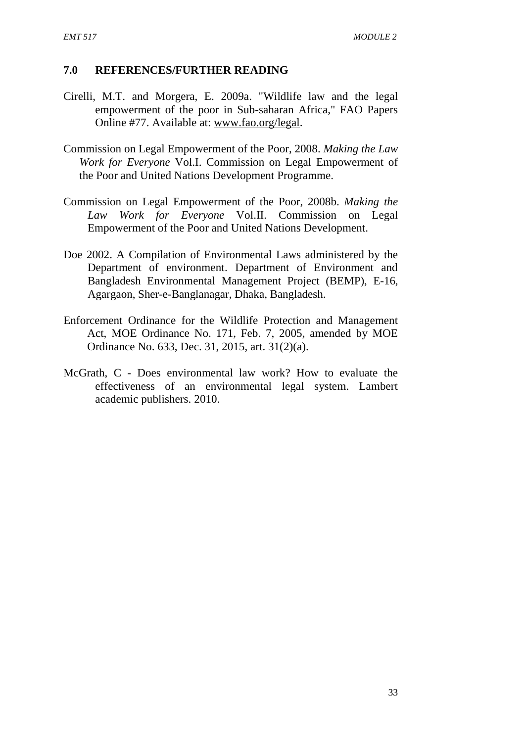## 7.0 REFERENCES/FURTHER READING

Cirelli, M.T. and Morgera, E. 2009a. "Wildlife law and the legal empowerment of the poor in Sub-saharan Africa," FAO Papers Online #77. Available at: www.fao.org/legal.

Commission on Legal Empowerment of the Poor, 2008. *Making the Law Work for Everyone* Vol.I. Commission on Legal Empowerment of the Poor and United Nations Development Programme.

Commission on Legal Empowerment of the Poor, 2008b. *Making the Law Work for Everyone* Vol.II. Commission on Legal Empowerment of the Poor and United Nations Development.

Doe 2002. A Compilation of Environmental Laws administered by the Department of environment. Department of Environment and Bangladesh Environmental Management Project (BEMP), E-16, Agargaon, Sher-e-Banglanagar, Dhaka, Bangladesh.

Enforcement Ordinance for the Wildlife Protection and Management Act, MOE Ordinance No. 171, Feb. 7, 2005, amended by MOE Ordinance No. 633, Dec. 31, 2015, art. 31(2)(a).

McGrath, C - Does environmental law work? How to evaluate the effectiveness of an environmental legal system. Lambert academic publishers. 2010.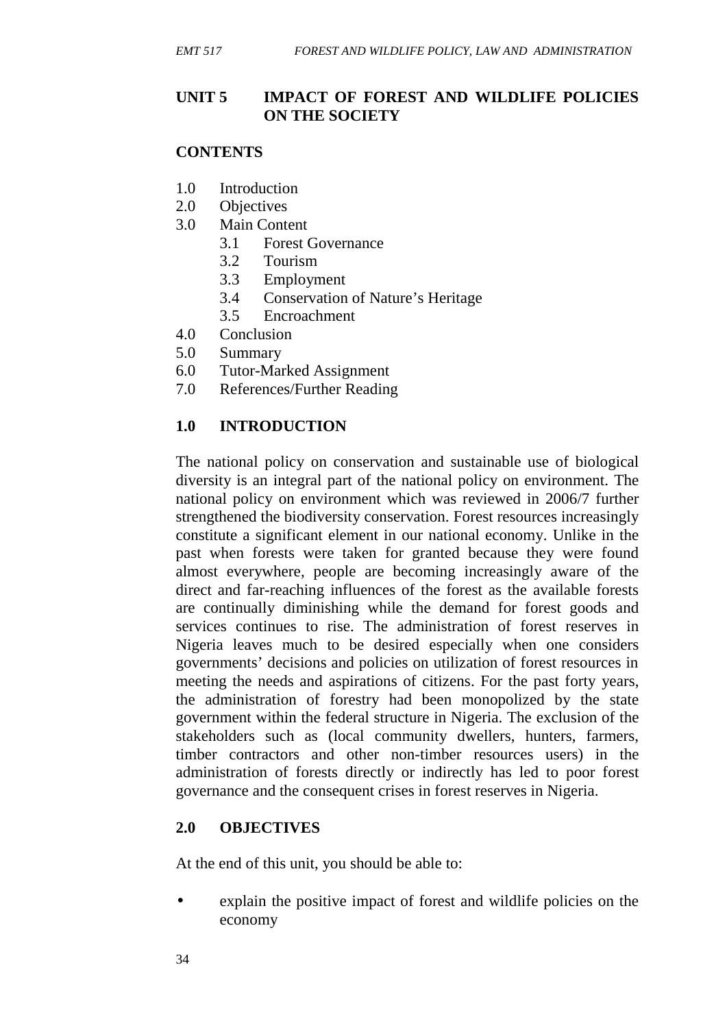## UNIT 5 IMPACT OF FOREST AND WILDLIFE POLICIES ON THE SOCIETY

### CONTENTS

- 1.0 Introduction
- 2.0 Objectives
- 3.0 Main Content
  - 3.1 Forest Governance
  - 3.2 Tourism
  - 3.3 Employment
  - 3.4 Conservation of Nature's Heritage
  - 3.5 Encroachment
- 4.0 Conclusion
- 5.0 Summary
- 6.0 Tutor-Marked Assignment
- 7.0 References/Further Reading

### 1.0 INTRODUCTION

The national policy on conservation and sustainable use of biological diversity is an integral part of the national policy on environment. The national policy on environment which was reviewed in 2006/7 further strengthened the biodiversity conservation. Forest resources increasingly constitute a significant element in our national economy. Unlike in the past when forests were taken for granted because they were found almost everywhere, people are becoming increasingly aware of the direct and far-reaching influences of the forest as the available forests are continually diminishing while the demand for forest goods and services continues to rise. The administration of forest reserves in Nigeria leaves much to be desired especially when one considers governments' decisions and policies on utilization of forest resources in meeting the needs and aspirations of citizens. For the past forty years, the administration of forestry had been monopolized by the state government within the federal structure in Nigeria. The exclusion of the stakeholders such as (local community dwellers, hunters, farmers, timber contractors and other non-timber resources users) in the administration of forests directly or indirectly has led to poor forest governance and the consequent crises in forest reserves in Nigeria.

### 2.0 OBJECTIVES

At the end of this unit, you should be able to:

- explain the positive impact of forest and wildlife policies on the economy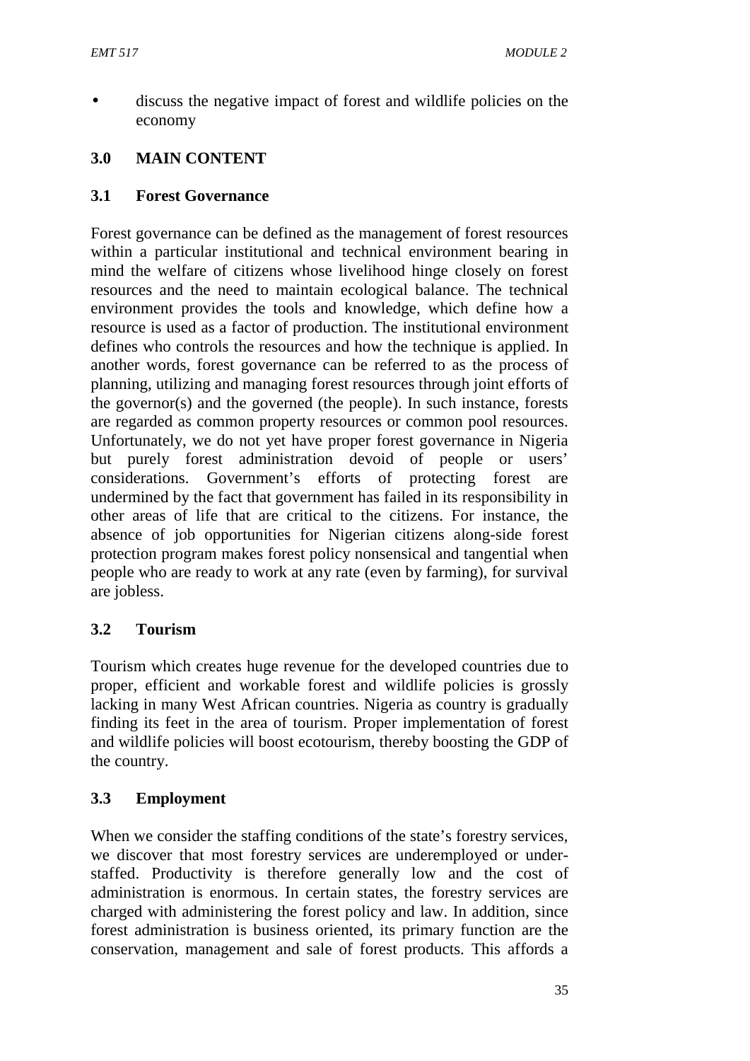- discuss the negative impact of forest and wildlife policies on the economy

## 3.0 MAIN CONTENT

### 3.1 Forest Governance

Forest governance can be defined as the management of forest resources within a particular institutional and technical environment bearing in mind the welfare of citizens whose livelihood hinge closely on forest resources and the need to maintain ecological balance. The technical environment provides the tools and knowledge, which define how a resource is used as a factor of production. The institutional environment defines who controls the resources and how the technique is applied. In another words, forest governance can be referred to as the process of planning, utilizing and managing forest resources through joint efforts of the governor(s) and the governed (the people). In such instance, forests are regarded as common property resources or common pool resources. Unfortunately, we do not yet have proper forest governance in Nigeria but purely forest administration devoid of people or users' considerations. Government's efforts of protecting forest are undermined by the fact that government has failed in its responsibility in other areas of life that are critical to the citizens. For instance, the absence of job opportunities for Nigerian citizens along-side forest protection program makes forest policy nonsensical and tangential when people who are ready to work at any rate (even by farming), for survival are jobless.

### 3.2 Tourism

Tourism which creates huge revenue for the developed countries due to proper, efficient and workable forest and wildlife policies is grossly lacking in many West African countries. Nigeria as country is gradually finding its feet in the area of tourism. Proper implementation of forest and wildlife policies will boost ecotourism, thereby boosting the GDP of the country.

### 3.3 Employment

When we consider the staffing conditions of the state's forestry services, we discover that most forestry services are underemployed or under-staffed. Productivity is therefore generally low and the cost of administration is enormous. In certain states, the forestry services are charged with administering the forest policy and law. In addition, since forest administration is business oriented, its primary function are the conservation, management and sale of forest products. This affords a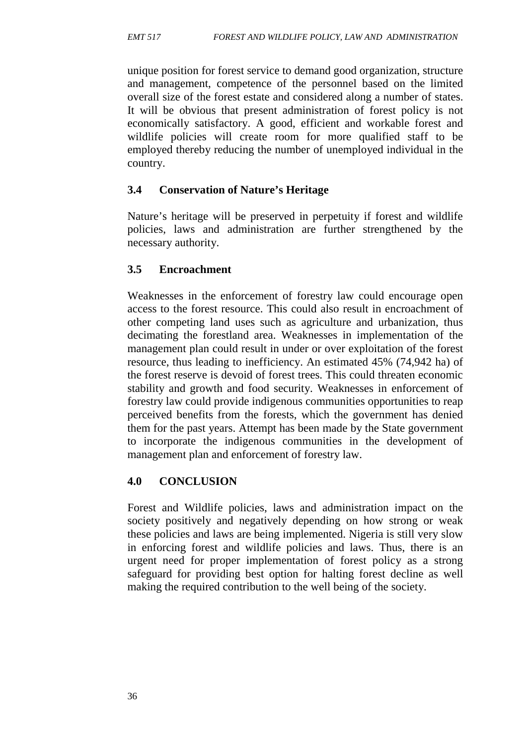unique position for forest service to demand good organization, structure and management, competence of the personnel based on the limited overall size of the forest estate and considered along a number of states. It will be obvious that present administration of forest policy is not economically satisfactory. A good, efficient and workable forest and wildlife policies will create room for more qualified staff to be employed thereby reducing the number of unemployed individual in the country.

### 3.4 Conservation of Nature's Heritage

Nature's heritage will be preserved in perpetuity if forest and wildlife policies, laws and administration are further strengthened by the necessary authority.

### 3.5 Encroachment

Weaknesses in the enforcement of forestry law could encourage open access to the forest resource. This could also result in encroachment of other competing land uses such as agriculture and urbanization, thus decimating the forestland area. Weaknesses in implementation of the management plan could result in under or over exploitation of the forest resource, thus leading to inefficiency. An estimated 45% (74,942 ha) of the forest reserve is devoid of forest trees. This could threaten economic stability and growth and food security. Weaknesses in enforcement of forestry law could provide indigenous communities opportunities to reap perceived benefits from the forests, which the government has denied them for the past years. Attempt has been made by the State government to incorporate the indigenous communities in the development of management plan and enforcement of forestry law.

## 4.0 CONCLUSION

Forest and Wildlife policies, laws and administration impact on the society positively and negatively depending on how strong or weak these policies and laws are being implemented. Nigeria is still very slow in enforcing forest and wildlife policies and laws. Thus, there is an urgent need for proper implementation of forest policy as a strong safeguard for providing best option for halting forest decline as well making the required contribution to the well being of the society.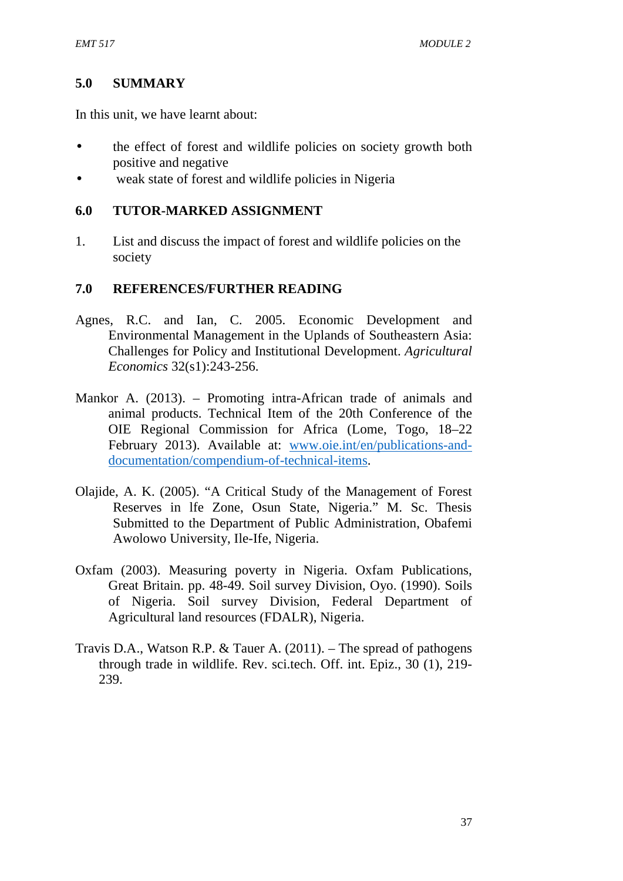## 5.0 SUMMARY

In this unit, we have learnt about:

- the effect of forest and wildlife policies on society growth both positive and negative
- weak state of forest and wildlife policies in Nigeria

## 6.0 TUTOR-MARKED ASSIGNMENT

1. List and discuss the impact of forest and wildlife policies on the society

## 7.0 REFERENCES/FURTHER READING

Agnes, R.C. and Ian, C. 2005. Economic Development and Environmental Management in the Uplands of Southeastern Asia: Challenges for Policy and Institutional Development. *Agricultural Economics* 32(s1):243-256.

Mankor A. (2013). – Promoting intra-African trade of animals and animal products. Technical Item of the 20th Conference of the OIE Regional Commission for Africa (Lome, Togo, 18–22 February 2013). Available at: www.oie.int/en/publications-and-documentation/compendium-of-technical-items.

Olajide, A. K. (2005). "A Critical Study of the Management of Forest Reserves in lfe Zone, Osun State, Nigeria." M. Sc. Thesis Submitted to the Department of Public Administration, Obafemi Awolowo University, Ile-Ife, Nigeria.

Oxfam (2003). Measuring poverty in Nigeria. Oxfam Publications, Great Britain. pp. 48-49. Soil survey Division, Oyo. (1990). Soils of Nigeria. Soil survey Division, Federal Department of Agricultural land resources (FDALR), Nigeria.

Travis D.A., Watson R.P. & Tauer A. (2011). – The spread of pathogens through trade in wildlife. Rev. sci.tech. Off. int. Epiz., 30 (1), 219-239.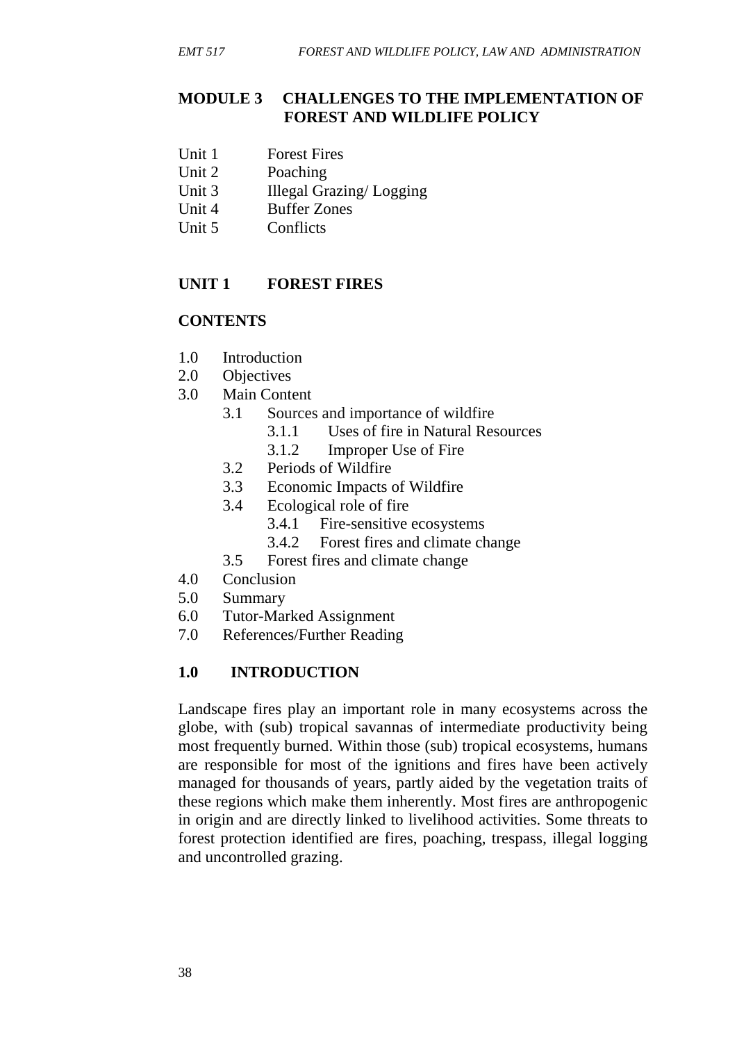## MODULE 3 CHALLENGES TO THE IMPLEMENTATION OF FOREST AND WILDLIFE POLICY

- Unit 1 Forest Fires
- Unit 2 Poaching
- Unit 3 Illegal Grazing/ Logging
- Unit 4 Buffer Zones
- Unit 5 Conflicts

## UNIT 1 FOREST FIRES

### CONTENTS

- 1.0 Introduction
- 2.0 Objectives
- 3.0 Main Content
    - 3.1 Sources and importance of wildfire
        - 3.1.1 Uses of fire in Natural Resources
        - 3.1.2 Improper Use of Fire
    - 3.2 Periods of Wildfire
    - 3.3 Economic Impacts of Wildfire
    - 3.4 Ecological role of fire
        - 3.4.1 Fire-sensitive ecosystems
        - 3.4.2 Forest fires and climate change
    - 3.5 Forest fires and climate change
- 4.0 Conclusion
- 5.0 Summary
- 6.0 Tutor-Marked Assignment
- 7.0 References/Further Reading

### 1.0 INTRODUCTION

Landscape fires play an important role in many ecosystems across the globe, with (sub) tropical savannas of intermediate productivity being most frequently burned. Within those (sub) tropical ecosystems, humans are responsible for most of the ignitions and fires have been actively managed for thousands of years, partly aided by the vegetation traits of these regions which make them inherently. Most fires are anthropogenic in origin and are directly linked to livelihood activities. Some threats to forest protection identified are fires, poaching, trespass, illegal logging and uncontrolled grazing.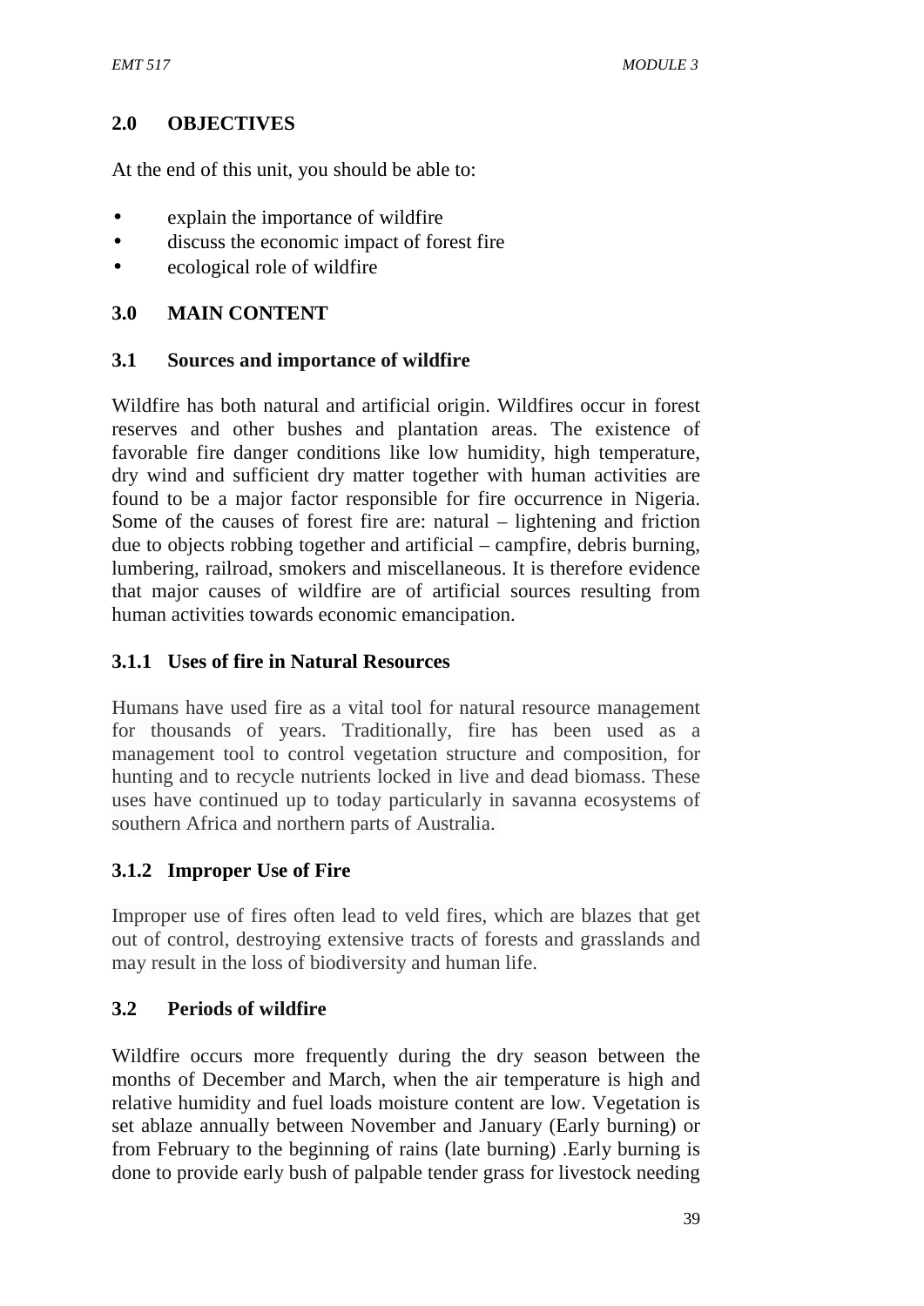## 2.0 OBJECTIVES

At the end of this unit, you should be able to:

- explain the importance of wildfire
- discuss the economic impact of forest fire
- ecological role of wildfire

## 3.0 MAIN CONTENT

### 3.1 Sources and importance of wildfire

Wildfire has both natural and artificial origin. Wildfires occur in forest reserves and other bushes and plantation areas. The existence of favorable fire danger conditions like low humidity, high temperature, dry wind and sufficient dry matter together with human activities are found to be a major factor responsible for fire occurrence in Nigeria. Some of the causes of forest fire are: natural – lightening and friction due to objects robbing together and artificial – campfire, debris burning, lumbering, railroad, smokers and miscellaneous. It is therefore evidence that major causes of wildfire are of artificial sources resulting from human activities towards economic emancipation.

#### 3.1.1 Uses of fire in Natural Resources

Humans have used fire as a vital tool for natural resource management for thousands of years. Traditionally, fire has been used as a management tool to control vegetation structure and composition, for hunting and to recycle nutrients locked in live and dead biomass. These uses have continued up to today particularly in savanna ecosystems of southern Africa and northern parts of Australia.

#### 3.1.2 Improper Use of Fire

Improper use of fires often lead to veld fires, which are blazes that get out of control, destroying extensive tracts of forests and grasslands and may result in the loss of biodiversity and human life.

### 3.2 Periods of wildfire

Wildfire occurs more frequently during the dry season between the months of December and March, when the air temperature is high and relative humidity and fuel loads moisture content are low. Vegetation is set ablaze annually between November and January (Early burning) or from February to the beginning of rains (late burning) .Early burning is done to provide early bush of palpable tender grass for livestock needing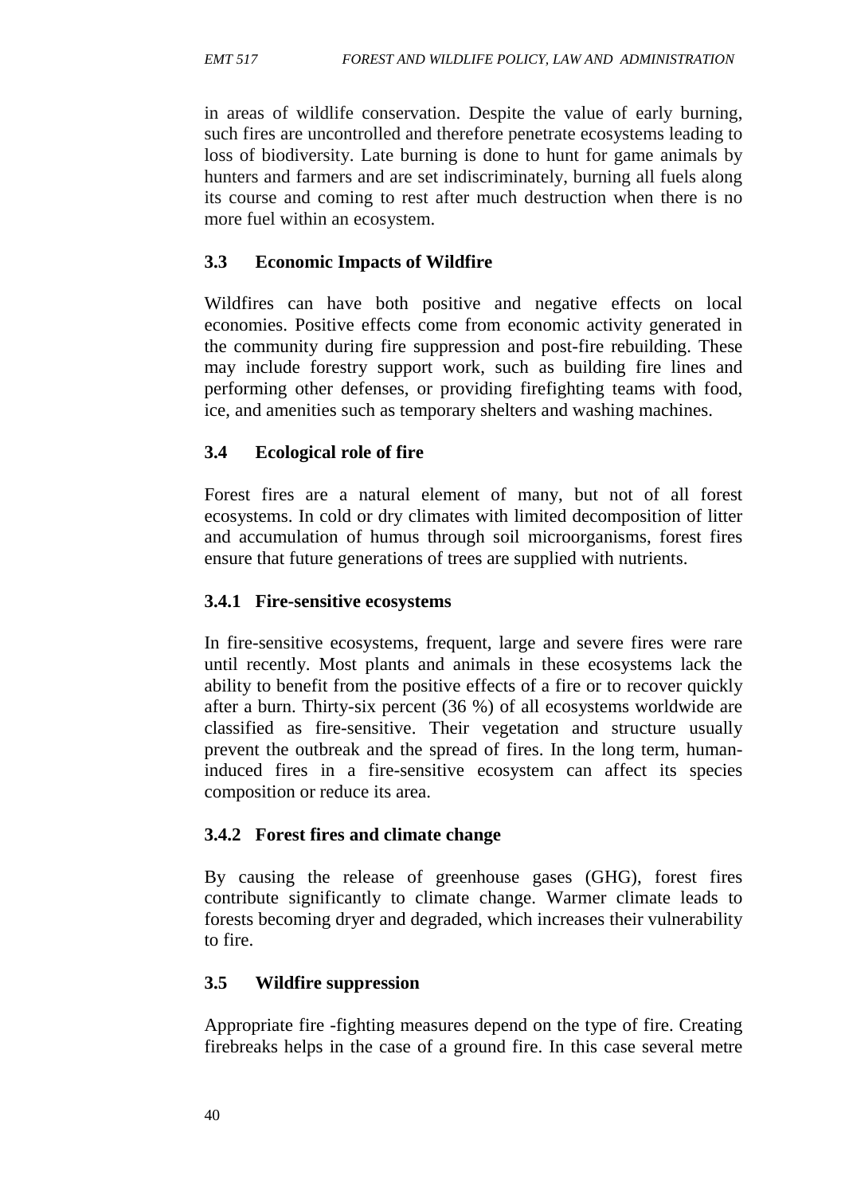in areas of wildlife conservation. Despite the value of early burning, such fires are uncontrolled and therefore penetrate ecosystems leading to loss of biodiversity. Late burning is done to hunt for game animals by hunters and farmers and are set indiscriminately, burning all fuels along its course and coming to rest after much destruction when there is no more fuel within an ecosystem.

## 3.3 Economic Impacts of Wildfire

Wildfires can have both positive and negative effects on local economies. Positive effects come from economic activity generated in the community during fire suppression and post-fire rebuilding. These may include forestry support work, such as building fire lines and performing other defenses, or providing firefighting teams with food, ice, and amenities such as temporary shelters and washing machines.

## 3.4 Ecological role of fire

Forest fires are a natural element of many, but not of all forest ecosystems. In cold or dry climates with limited decomposition of litter and accumulation of humus through soil microorganisms, forest fires ensure that future generations of trees are supplied with nutrients.

### 3.4.1 Fire-sensitive ecosystems

In fire-sensitive ecosystems, frequent, large and severe fires were rare until recently. Most plants and animals in these ecosystems lack the ability to benefit from the positive effects of a fire or to recover quickly after a burn. Thirty-six percent (36 %) of all ecosystems worldwide are classified as fire-sensitive. Their vegetation and structure usually prevent the outbreak and the spread of fires. In the long term, human-induced fires in a fire-sensitive ecosystem can affect its species composition or reduce its area.

### 3.4.2 Forest fires and climate change

By causing the release of greenhouse gases (GHG), forest fires contribute significantly to climate change. Warmer climate leads to forests becoming dryer and degraded, which increases their vulnerability to fire.

## 3.5 Wildfire suppression

Appropriate fire -fighting measures depend on the type of fire. Creating firebreaks helps in the case of a ground fire. In this case several metre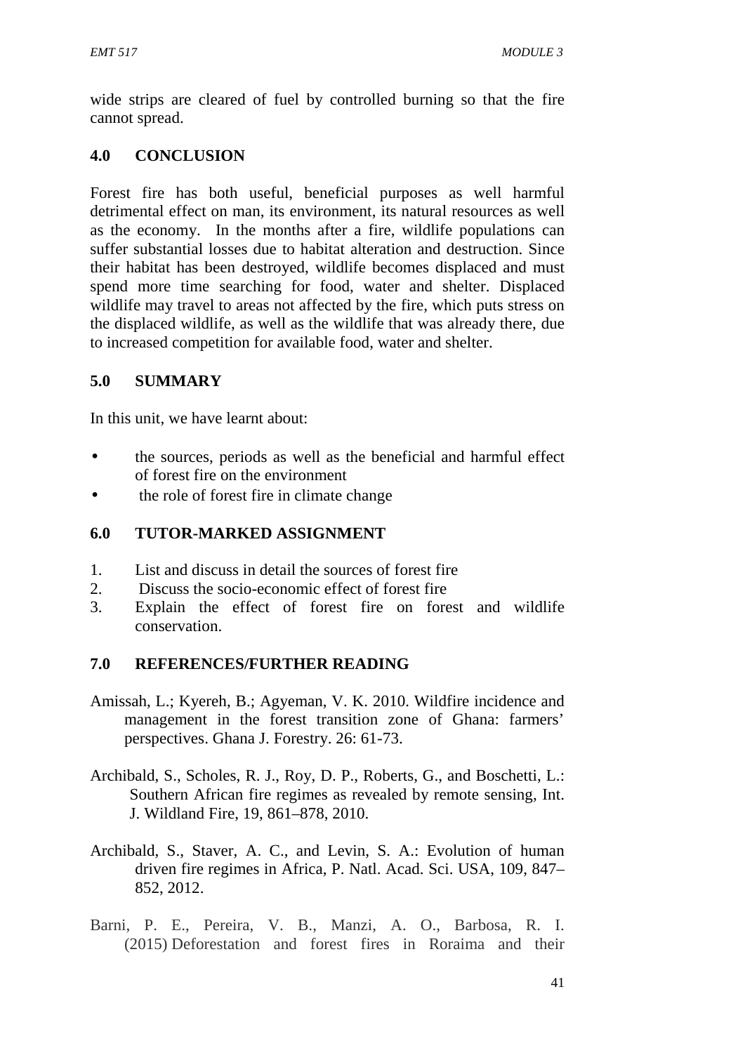wide strips are cleared of fuel by controlled burning so that the fire cannot spread.

## 4.0 CONCLUSION

Forest fire has both useful, beneficial purposes as well harmful detrimental effect on man, its environment, its natural resources as well as the economy. In the months after a fire, wildlife populations can suffer substantial losses due to habitat alteration and destruction. Since their habitat has been destroyed, wildlife becomes displaced and must spend more time searching for food, water and shelter. Displaced wildlife may travel to areas not affected by the fire, which puts stress on the displaced wildlife, as well as the wildlife that was already there, due to increased competition for available food, water and shelter.

## 5.0 SUMMARY

In this unit, we have learnt about:

- the sources, periods as well as the beneficial and harmful effect of forest fire on the environment
- the role of forest fire in climate change

## 6.0 TUTOR-MARKED ASSIGNMENT

1. List and discuss in detail the sources of forest fire
2. Discuss the socio-economic effect of forest fire
3. Explain the effect of forest fire on forest and wildlife conservation.

## 7.0 REFERENCES/FURTHER READING

Amissah, L.; Kyereh, B.; Agyeman, V. K. 2010. Wildfire incidence and management in the forest transition zone of Ghana: farmers' perspectives. Ghana J. Forestry. 26: 61-73.

Archibald, S., Scholes, R. J., Roy, D. P., Roberts, G., and Boschetti, L.: Southern African fire regimes as revealed by remote sensing, Int. J. Wildland Fire, 19, 861–878, 2010.

Archibald, S., Staver, A. C., and Levin, S. A.: Evolution of human driven fire regimes in Africa, P. Natl. Acad. Sci. USA, 109, 847–852, 2012.

Barni, P. E., Pereira, V. B., Manzi, A. O., Barbosa, R. I. (2015) Deforestation and forest fires in Roraima and their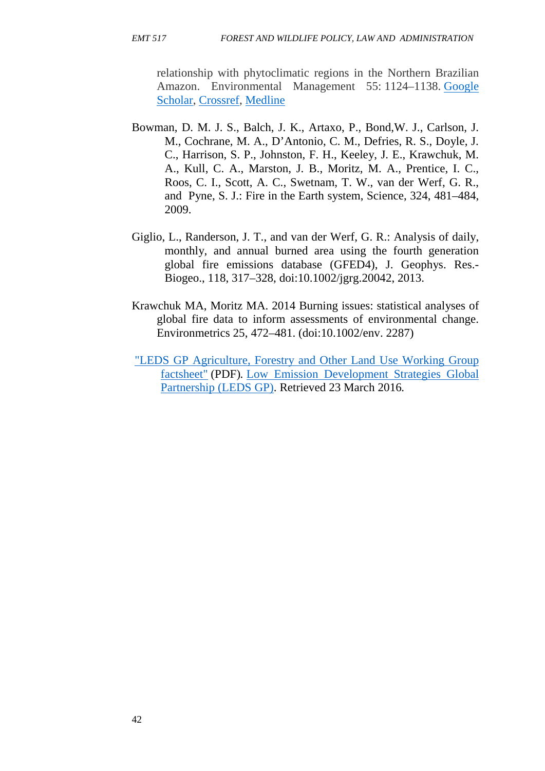relationship with phytoclimatic regions in the Northern Brazilian Amazon. Environmental Management 55: 1124–1138. Google Scholar, Crossref, Medline

Bowman, D. M. J. S., Balch, J. K., Artaxo, P., Bond,W. J., Carlson, J. M., Cochrane, M. A., D'Antonio, C. M., Defries, R. S., Doyle, J. C., Harrison, S. P., Johnston, F. H., Keeley, J. E., Krawchuk, M. A., Kull, C. A., Marston, J. B., Moritz, M. A., Prentice, I. C., Roos, C. I., Scott, A. C., Swetnam, T. W., van der Werf, G. R., and Pyne, S. J.: Fire in the Earth system, Science, 324, 481–484, 2009.

Giglio, L., Randerson, J. T., and van der Werf, G. R.: Analysis of daily, monthly, and annual burned area using the fourth generation global fire emissions database (GFED4), J. Geophys. Res.-Biogeo., 118, 317–328, doi:10.1002/jgrg.20042, 2013.

Krawchuk MA, Moritz MA. 2014 Burning issues: statistical analyses of global fire data to inform assessments of environmental change. Environmetrics 25, 472–481. (doi:10.1002/env. 2287)

"LEDS GP Agriculture, Forestry and Other Land Use Working Group factsheet" (PDF). Low Emission Development Strategies Global Partnership (LEDS GP). Retrieved 23 March 2016.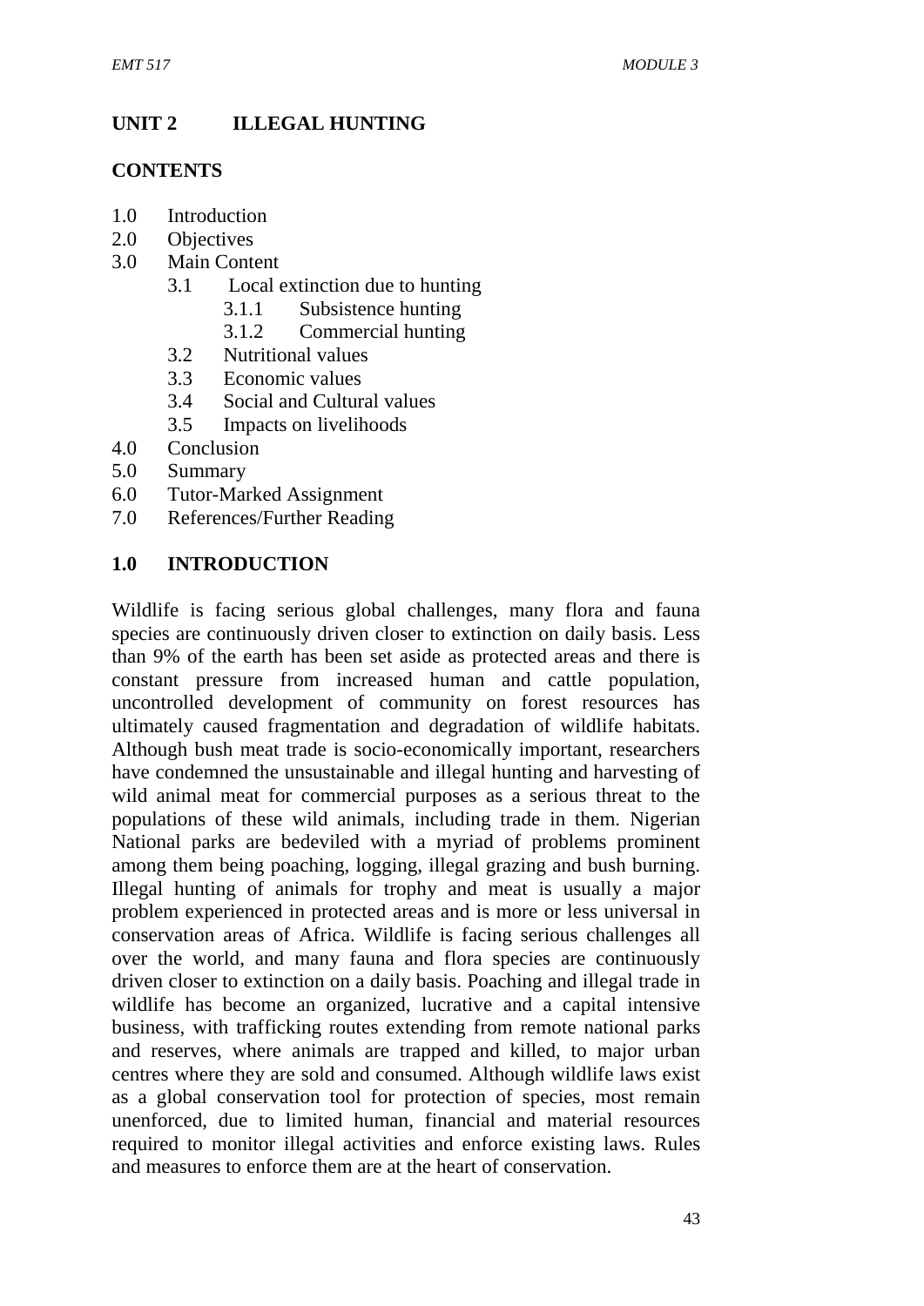## UNIT 2 ILLEGAL HUNTING

**CONTENTS**

1.0 Introduction
2.0 Objectives
3.0 Main Content
    3.1 Local extinction due to hunting
        3.1.1 Subsistence hunting
        3.1.2 Commercial hunting
    3.2 Nutritional values
    3.3 Economic values
    3.4 Social and Cultural values
    3.5 Impacts on livelihoods
4.0 Conclusion
5.0 Summary
6.0 Tutor-Marked Assignment
7.0 References/Further Reading

### 1.0 INTRODUCTION

Wildlife is facing serious global challenges, many flora and fauna species are continuously driven closer to extinction on daily basis. Less than 9% of the earth has been set aside as protected areas and there is constant pressure from increased human and cattle population, uncontrolled development of community on forest resources has ultimately caused fragmentation and degradation of wildlife habitats. Although bush meat trade is socio-economically important, researchers have condemned the unsustainable and illegal hunting and harvesting of wild animal meat for commercial purposes as a serious threat to the populations of these wild animals, including trade in them. Nigerian National parks are bedeviled with a myriad of problems prominent among them being poaching, logging, illegal grazing and bush burning. Illegal hunting of animals for trophy and meat is usually a major problem experienced in protected areas and is more or less universal in conservation areas of Africa. Wildlife is facing serious challenges all over the world, and many fauna and flora species are continuously driven closer to extinction on a daily basis. Poaching and illegal trade in wildlife has become an organized, lucrative and a capital intensive business, with trafficking routes extending from remote national parks and reserves, where animals are trapped and killed, to major urban centres where they are sold and consumed. Although wildlife laws exist as a global conservation tool for protection of species, most remain unenforced, due to limited human, financial and material resources required to monitor illegal activities and enforce existing laws. Rules and measures to enforce them are at the heart of conservation.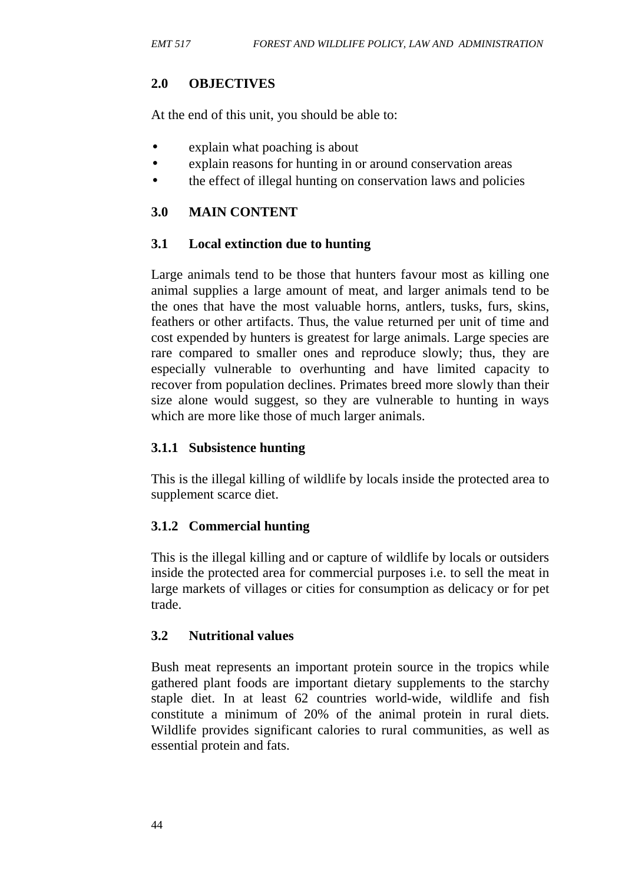## 2.0 OBJECTIVES

At the end of this unit, you should be able to:

- explain what poaching is about
- explain reasons for hunting in or around conservation areas
- the effect of illegal hunting on conservation laws and policies

## 3.0 MAIN CONTENT

### 3.1 Local extinction due to hunting

Large animals tend to be those that hunters favour most as killing one animal supplies a large amount of meat, and larger animals tend to be the ones that have the most valuable horns, antlers, tusks, furs, skins, feathers or other artifacts. Thus, the value returned per unit of time and cost expended by hunters is greatest for large animals. Large species are rare compared to smaller ones and reproduce slowly; thus, they are especially vulnerable to overhunting and have limited capacity to recover from population declines. Primates breed more slowly than their size alone would suggest, so they are vulnerable to hunting in ways which are more like those of much larger animals.

#### 3.1.1 Subsistence hunting

This is the illegal killing of wildlife by locals inside the protected area to supplement scarce diet.

#### 3.1.2 Commercial hunting

This is the illegal killing and or capture of wildlife by locals or outsiders inside the protected area for commercial purposes i.e. to sell the meat in large markets of villages or cities for consumption as delicacy or for pet trade.

### 3.2 Nutritional values

Bush meat represents an important protein source in the tropics while gathered plant foods are important dietary supplements to the starchy staple diet. In at least 62 countries world-wide, wildlife and fish constitute a minimum of 20% of the animal protein in rural diets. Wildlife provides significant calories to rural communities, as well as essential protein and fats.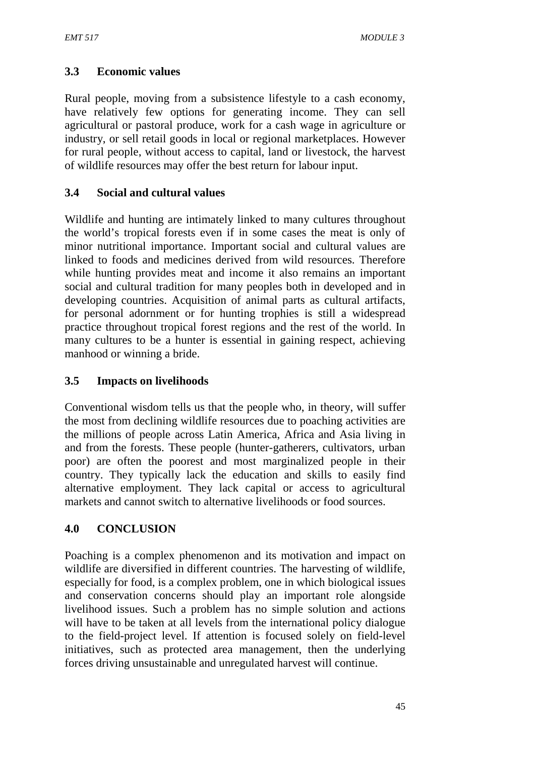### 3.3 Economic values

Rural people, moving from a subsistence lifestyle to a cash economy, have relatively few options for generating income. They can sell agricultural or pastoral produce, work for a cash wage in agriculture or industry, or sell retail goods in local or regional marketplaces. However for rural people, without access to capital, land or livestock, the harvest of wildlife resources may offer the best return for labour input.

### 3.4 Social and cultural values

Wildlife and hunting are intimately linked to many cultures throughout the world's tropical forests even if in some cases the meat is only of minor nutritional importance. Important social and cultural values are linked to foods and medicines derived from wild resources. Therefore while hunting provides meat and income it also remains an important social and cultural tradition for many peoples both in developed and in developing countries. Acquisition of animal parts as cultural artifacts, for personal adornment or for hunting trophies is still a widespread practice throughout tropical forest regions and the rest of the world. In many cultures to be a hunter is essential in gaining respect, achieving manhood or winning a bride.

### 3.5 Impacts on livelihoods

Conventional wisdom tells us that the people who, in theory, will suffer the most from declining wildlife resources due to poaching activities are the millions of people across Latin America, Africa and Asia living in and from the forests. These people (hunter-gatherers, cultivators, urban poor) are often the poorest and most marginalized people in their country. They typically lack the education and skills to easily find alternative employment. They lack capital or access to agricultural markets and cannot switch to alternative livelihoods or food sources.

## 4.0 CONCLUSION

Poaching is a complex phenomenon and its motivation and impact on wildlife are diversified in different countries. The harvesting of wildlife, especially for food, is a complex problem, one in which biological issues and conservation concerns should play an important role alongside livelihood issues. Such a problem has no simple solution and actions will have to be taken at all levels from the international policy dialogue to the field-project level. If attention is focused solely on field-level initiatives, such as protected area management, then the underlying forces driving unsustainable and unregulated harvest will continue.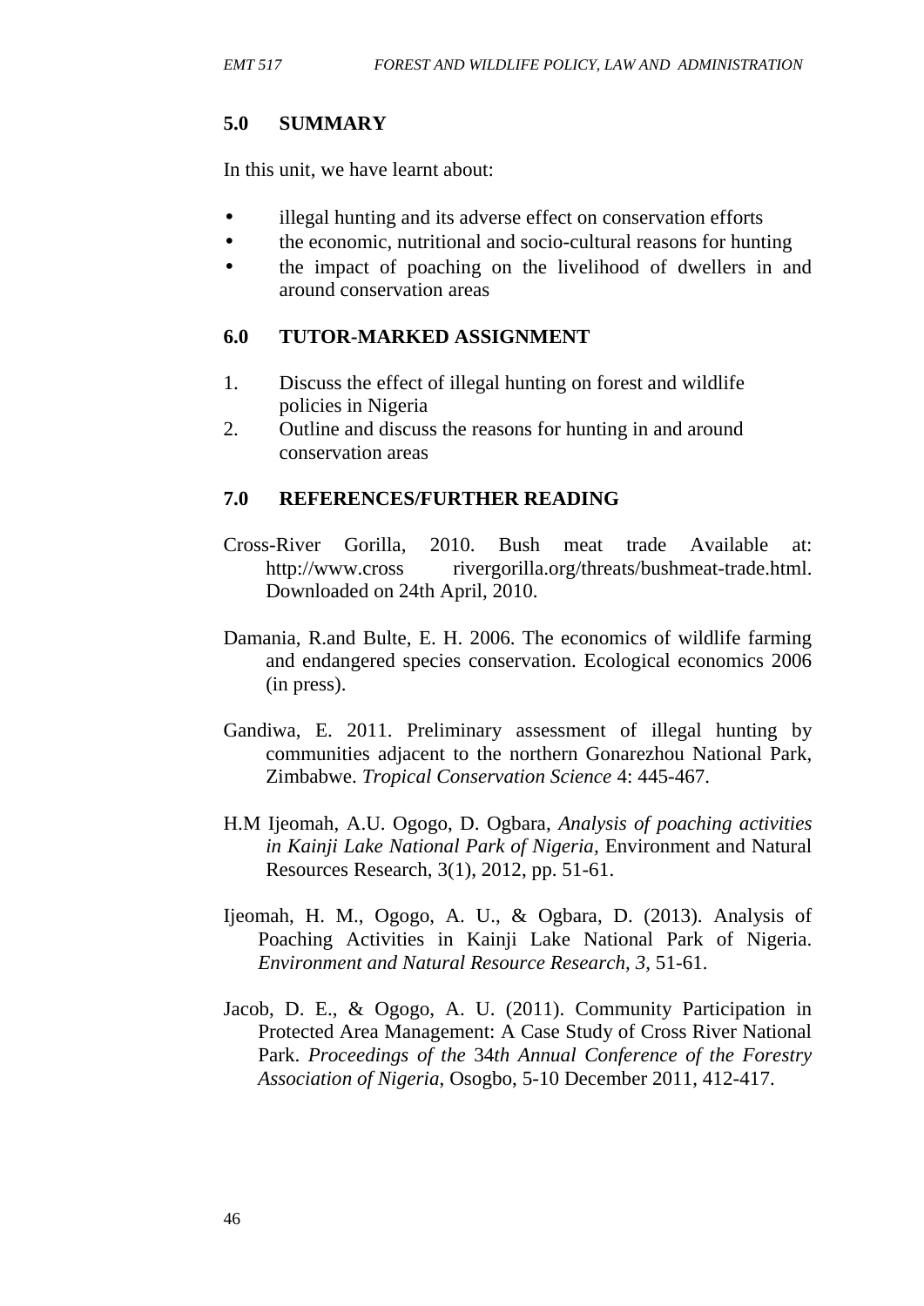## 5.0 SUMMARY

In this unit, we have learnt about:

- illegal hunting and its adverse effect on conservation efforts
- the economic, nutritional and socio-cultural reasons for hunting
- the impact of poaching on the livelihood of dwellers in and around conservation areas

## 6.0 TUTOR-MARKED ASSIGNMENT

1. Discuss the effect of illegal hunting on forest and wildlife policies in Nigeria
2. Outline and discuss the reasons for hunting in and around conservation areas

## 7.0 REFERENCES/FURTHER READING

Cross-River Gorilla, 2010. Bush meat trade Available at: http://www.cross rivergorilla.org/threats/bushmeat-trade.html. Downloaded on 24th April, 2010.

Damania, R.and Bulte, E. H. 2006. The economics of wildlife farming and endangered species conservation. Ecological economics 2006 (in press).

Gandiwa, E. 2011. Preliminary assessment of illegal hunting by communities adjacent to the northern Gonarezhou National Park, Zimbabwe. *Tropical Conservation Science* 4: 445-467.

H.M Ijeomah, A.U. Ogogo, D. Ogbara, *Analysis of poaching activities in Kainji Lake National Park of Nigeria*, Environment and Natural Resources Research, 3(1), 2012, pp. 51-61.

Ijeomah, H. M., Ogogo, A. U., & Ogbara, D. (2013). Analysis of Poaching Activities in Kainji Lake National Park of Nigeria. *Environment and Natural Resource Research, 3*, 51-61.

Jacob, D. E., & Ogogo, A. U. (2011). Community Participation in Protected Area Management: A Case Study of Cross River National Park. *Proceedings of the* 34*th Annual Conference of the Forestry Association of Nigeria*, Osogbo, 5-10 December 2011, 412-417.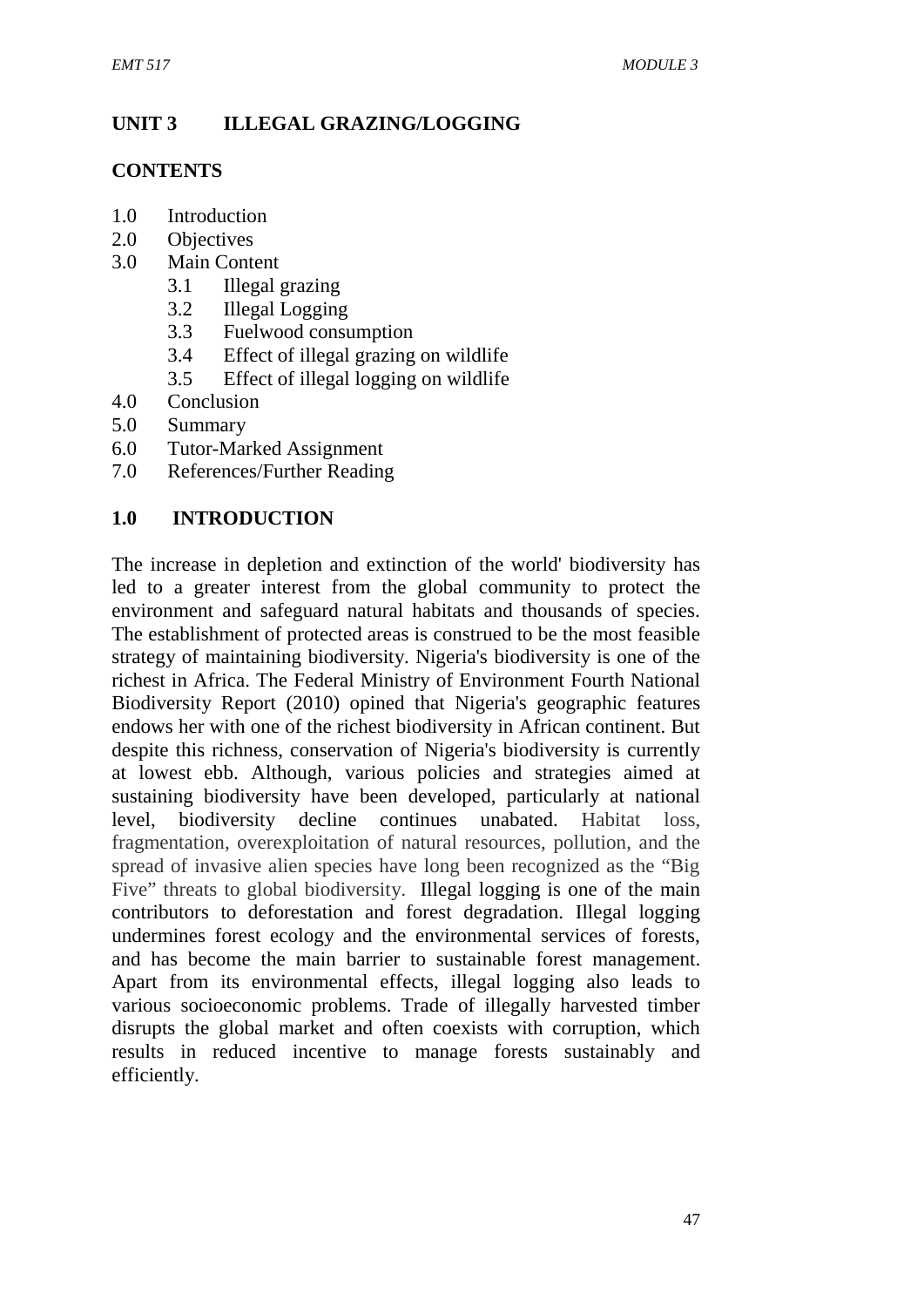## UNIT 3 ILLEGAL GRAZING/LOGGING

**CONTENTS**

- 1.0 Introduction
- 2.0 Objectives
- 3.0 Main Content
  - 3.1 Illegal grazing
  - 3.2 Illegal Logging
  - 3.3 Fuelwood consumption
  - 3.4 Effect of illegal grazing on wildlife
  - 3.5 Effect of illegal logging on wildlife
- 4.0 Conclusion
- 5.0 Summary
- 6.0 Tutor-Marked Assignment
- 7.0 References/Further Reading

### 1.0 INTRODUCTION

The increase in depletion and extinction of the world' biodiversity has led to a greater interest from the global community to protect the environment and safeguard natural habitats and thousands of species. The establishment of protected areas is construed to be the most feasible strategy of maintaining biodiversity. Nigeria's biodiversity is one of the richest in Africa. The Federal Ministry of Environment Fourth National Biodiversity Report (2010) opined that Nigeria's geographic features endows her with one of the richest biodiversity in African continent. But despite this richness, conservation of Nigeria's biodiversity is currently at lowest ebb. Although, various policies and strategies aimed at sustaining biodiversity have been developed, particularly at national level, biodiversity decline continues unabated. Habitat loss, fragmentation, overexploitation of natural resources, pollution, and the spread of invasive alien species have long been recognized as the "Big Five" threats to global biodiversity. Illegal logging is one of the main contributors to deforestation and forest degradation. Illegal logging undermines forest ecology and the environmental services of forests, and has become the main barrier to sustainable forest management. Apart from its environmental effects, illegal logging also leads to various socioeconomic problems. Trade of illegally harvested timber disrupts the global market and often coexists with corruption, which results in reduced incentive to manage forests sustainably and efficiently.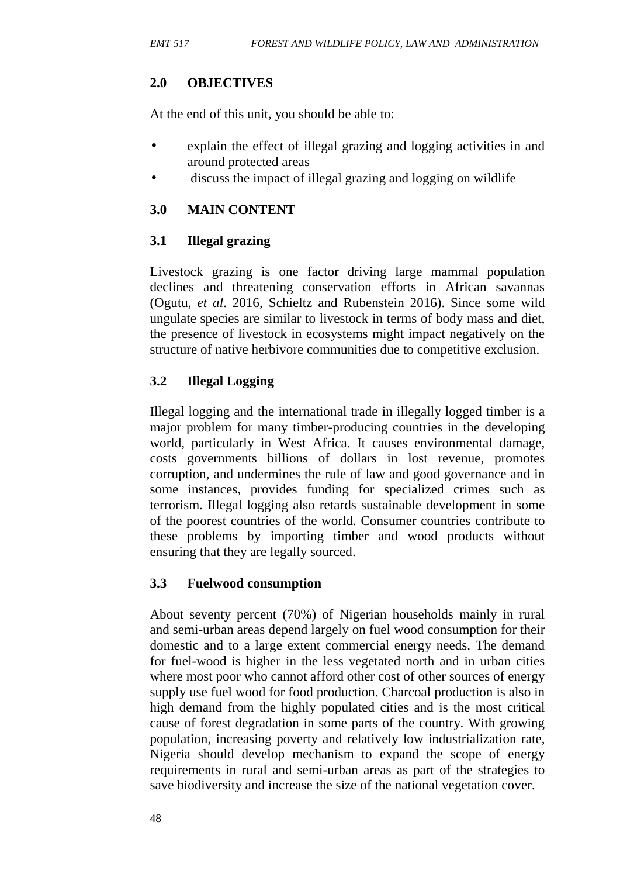## 2.0 OBJECTIVES

At the end of this unit, you should be able to:

- explain the effect of illegal grazing and logging activities in and around protected areas
- discuss the impact of illegal grazing and logging on wildlife

## 3.0 MAIN CONTENT

### 3.1 Illegal grazing

Livestock grazing is one factor driving large mammal population declines and threatening conservation efforts in African savannas (Ogutu, *et al*. 2016, Schieltz and Rubenstein 2016). Since some wild ungulate species are similar to livestock in terms of body mass and diet, the presence of livestock in ecosystems might impact negatively on the structure of native herbivore communities due to competitive exclusion.

### 3.2 Illegal Logging

Illegal logging and the international trade in illegally logged timber is a major problem for many timber-producing countries in the developing world, particularly in West Africa. It causes environmental damage, costs governments billions of dollars in lost revenue, promotes corruption, and undermines the rule of law and good governance and in some instances, provides funding for specialized crimes such as terrorism. Illegal logging also retards sustainable development in some of the poorest countries of the world. Consumer countries contribute to these problems by importing timber and wood products without ensuring that they are legally sourced.

### 3.3 Fuelwood consumption

About seventy percent (70%) of Nigerian households mainly in rural and semi-urban areas depend largely on fuel wood consumption for their domestic and to a large extent commercial energy needs. The demand for fuel-wood is higher in the less vegetated north and in urban cities where most poor who cannot afford other cost of other sources of energy supply use fuel wood for food production. Charcoal production is also in high demand from the highly populated cities and is the most critical cause of forest degradation in some parts of the country. With growing population, increasing poverty and relatively low industrialization rate, Nigeria should develop mechanism to expand the scope of energy requirements in rural and semi-urban areas as part of the strategies to save biodiversity and increase the size of the national vegetation cover.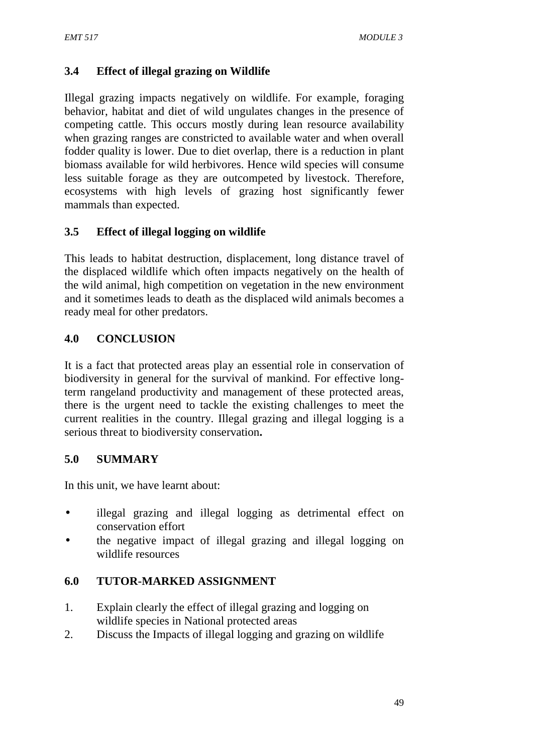### 3.4 Effect of illegal grazing on Wildlife

Illegal grazing impacts negatively on wildlife. For example, foraging behavior, habitat and diet of wild ungulates changes in the presence of competing cattle. This occurs mostly during lean resource availability when grazing ranges are constricted to available water and when overall fodder quality is lower. Due to diet overlap, there is a reduction in plant biomass available for wild herbivores. Hence wild species will consume less suitable forage as they are outcompeted by livestock. Therefore, ecosystems with high levels of grazing host significantly fewer mammals than expected.

### 3.5 Effect of illegal logging on wildlife

This leads to habitat destruction, displacement, long distance travel of the displaced wildlife which often impacts negatively on the health of the wild animal, high competition on vegetation in the new environment and it sometimes leads to death as the displaced wild animals becomes a ready meal for other predators.

## 4.0 CONCLUSION

It is a fact that protected areas play an essential role in conservation of biodiversity in general for the survival of mankind. For effective long-term rangeland productivity and management of these protected areas, there is the urgent need to tackle the existing challenges to meet the current realities in the country. Illegal grazing and illegal logging is a serious threat to biodiversity conservation**.**

## 5.0 SUMMARY

In this unit, we have learnt about:

- illegal grazing and illegal logging as detrimental effect on conservation effort
- the negative impact of illegal grazing and illegal logging on wildlife resources

## 6.0 TUTOR-MARKED ASSIGNMENT

1. Explain clearly the effect of illegal grazing and logging on wildlife species in National protected areas
2. Discuss the Impacts of illegal logging and grazing on wildlife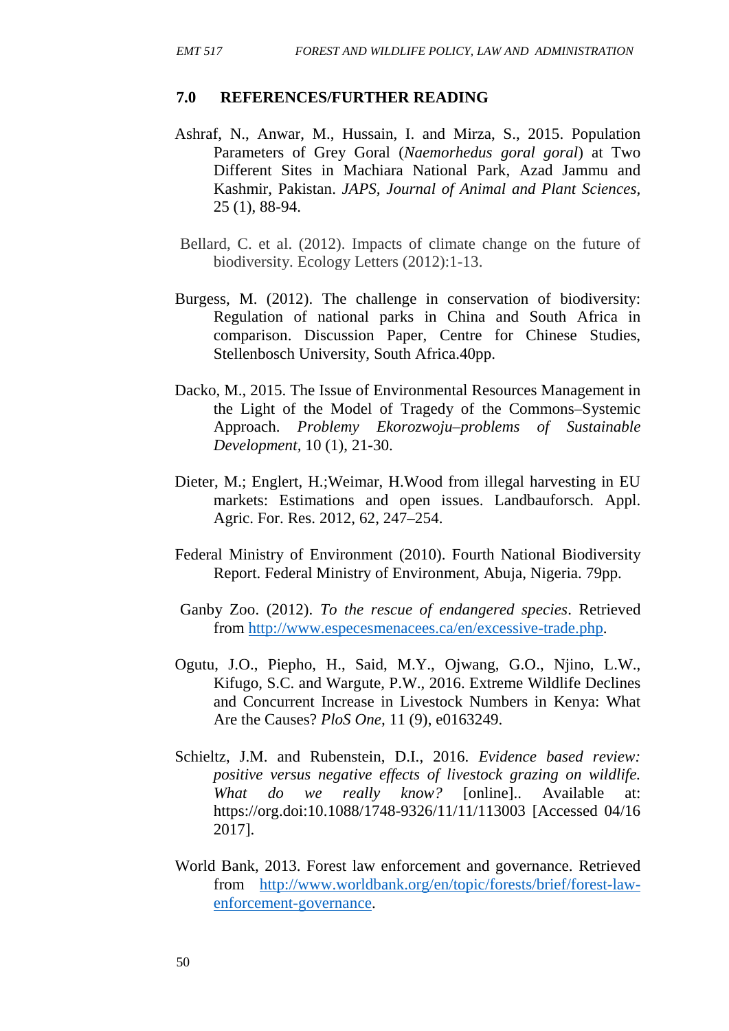## 7.0 REFERENCES/FURTHER READING

Ashraf, N., Anwar, M., Hussain, I. and Mirza, S., 2015. Population Parameters of Grey Goral (*Naemorhedus goral goral*) at Two Different Sites in Machiara National Park, Azad Jammu and Kashmir, Pakistan. *JAPS, Journal of Animal and Plant Sciences,* 25 (1), 88-94.

Bellard, C. et al. (2012). Impacts of climate change on the future of biodiversity. Ecology Letters (2012):1-13.

Burgess, M. (2012). The challenge in conservation of biodiversity: Regulation of national parks in China and South Africa in comparison. Discussion Paper, Centre for Chinese Studies, Stellenbosch University, South Africa.40pp.

Dacko, M., 2015. The Issue of Environmental Resources Management in the Light of the Model of Tragedy of the Commons–Systemic Approach. *Problemy Ekorozwoju–problems of Sustainable Development,* 10 (1), 21-30.

Dieter, M.; Englert, H.;Weimar, H.Wood from illegal harvesting in EU markets: Estimations and open issues. Landbauforsch. Appl. Agric. For. Res. 2012, 62, 247–254.

Federal Ministry of Environment (2010). Fourth National Biodiversity Report. Federal Ministry of Environment, Abuja, Nigeria. 79pp.

Ganby Zoo. (2012). *To the rescue of endangered species*. Retrieved from http://www.especesmenacees.ca/en/excessive-trade.php.

Ogutu, J.O., Piepho, H., Said, M.Y., Ojwang, G.O., Njino, L.W., Kifugo, S.C. and Wargute, P.W., 2016. Extreme Wildlife Declines and Concurrent Increase in Livestock Numbers in Kenya: What Are the Causes? *PloS One,* 11 (9), e0163249.

Schieltz, J.M. and Rubenstein, D.I., 2016. *Evidence based review: positive versus negative effects of livestock grazing on wildlife. What do we really know?* [online].. Available at: https://org.doi:10.1088/1748-9326/11/11/113003 [Accessed 04/16 2017].

World Bank, 2013. Forest law enforcement and governance. Retrieved from http://www.worldbank.org/en/topic/forests/brief/forest-law-enforcement-governance.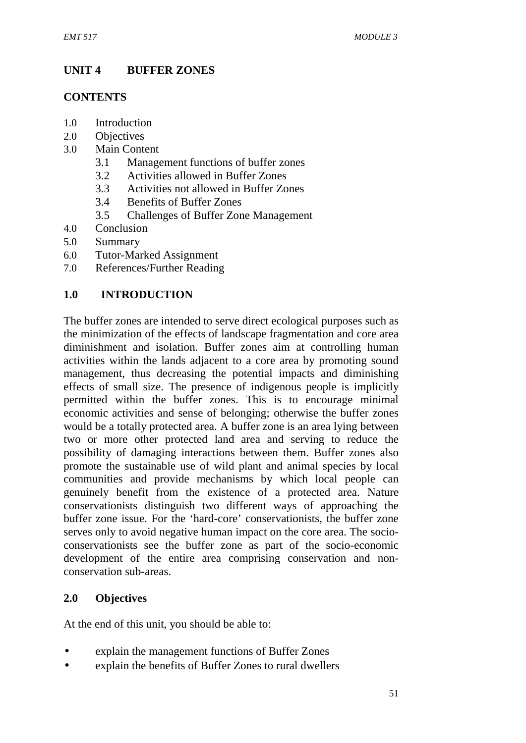## UNIT 4 BUFFER ZONES

### CONTENTS

1.0 Introduction
2.0 Objectives
3.0 Main Content
    3.1 Management functions of buffer zones
    3.2 Activities allowed in Buffer Zones
    3.3 Activities not allowed in Buffer Zones
    3.4 Benefits of Buffer Zones
    3.5 Challenges of Buffer Zone Management
4.0 Conclusion
5.0 Summary
6.0 Tutor-Marked Assignment
7.0 References/Further Reading

### 1.0 INTRODUCTION

The buffer zones are intended to serve direct ecological purposes such as the minimization of the effects of landscape fragmentation and core area diminishment and isolation. Buffer zones aim at controlling human activities within the lands adjacent to a core area by promoting sound management, thus decreasing the potential impacts and diminishing effects of small size. The presence of indigenous people is implicitly permitted within the buffer zones. This is to encourage minimal economic activities and sense of belonging; otherwise the buffer zones would be a totally protected area. A buffer zone is an area lying between two or more other protected land area and serving to reduce the possibility of damaging interactions between them. Buffer zones also promote the sustainable use of wild plant and animal species by local communities and provide mechanisms by which local people can genuinely benefit from the existence of a protected area. Nature conservationists distinguish two different ways of approaching the buffer zone issue. For the 'hard-core' conservationists, the buffer zone serves only to avoid negative human impact on the core area. The socio-conservationists see the buffer zone as part of the socio-economic development of the entire area comprising conservation and non-conservation sub-areas.

### 2.0 Objectives

At the end of this unit, you should be able to:

- explain the management functions of Buffer Zones
- explain the benefits of Buffer Zones to rural dwellers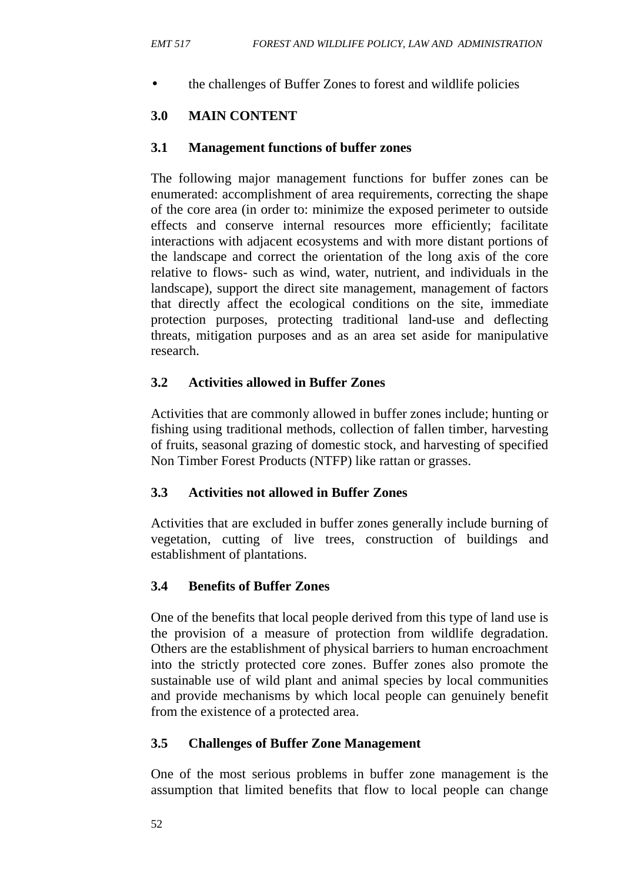- the challenges of Buffer Zones to forest and wildlife policies

## 3.0 MAIN CONTENT

### 3.1 Management functions of buffer zones

The following major management functions for buffer zones can be enumerated: accomplishment of area requirements, correcting the shape of the core area (in order to: minimize the exposed perimeter to outside effects and conserve internal resources more efficiently; facilitate interactions with adjacent ecosystems and with more distant portions of the landscape and correct the orientation of the long axis of the core relative to flows- such as wind, water, nutrient, and individuals in the landscape), support the direct site management, management of factors that directly affect the ecological conditions on the site, immediate protection purposes, protecting traditional land-use and deflecting threats, mitigation purposes and as an area set aside for manipulative research.

### 3.2 Activities allowed in Buffer Zones

Activities that are commonly allowed in buffer zones include; hunting or fishing using traditional methods, collection of fallen timber, harvesting of fruits, seasonal grazing of domestic stock, and harvesting of specified Non Timber Forest Products (NTFP) like rattan or grasses.

### 3.3 Activities not allowed in Buffer Zones

Activities that are excluded in buffer zones generally include burning of vegetation, cutting of live trees, construction of buildings and establishment of plantations.

### 3.4 Benefits of Buffer Zones

One of the benefits that local people derived from this type of land use is the provision of a measure of protection from wildlife degradation. Others are the establishment of physical barriers to human encroachment into the strictly protected core zones. Buffer zones also promote the sustainable use of wild plant and animal species by local communities and provide mechanisms by which local people can genuinely benefit from the existence of a protected area.

### 3.5 Challenges of Buffer Zone Management

One of the most serious problems in buffer zone management is the assumption that limited benefits that flow to local people can change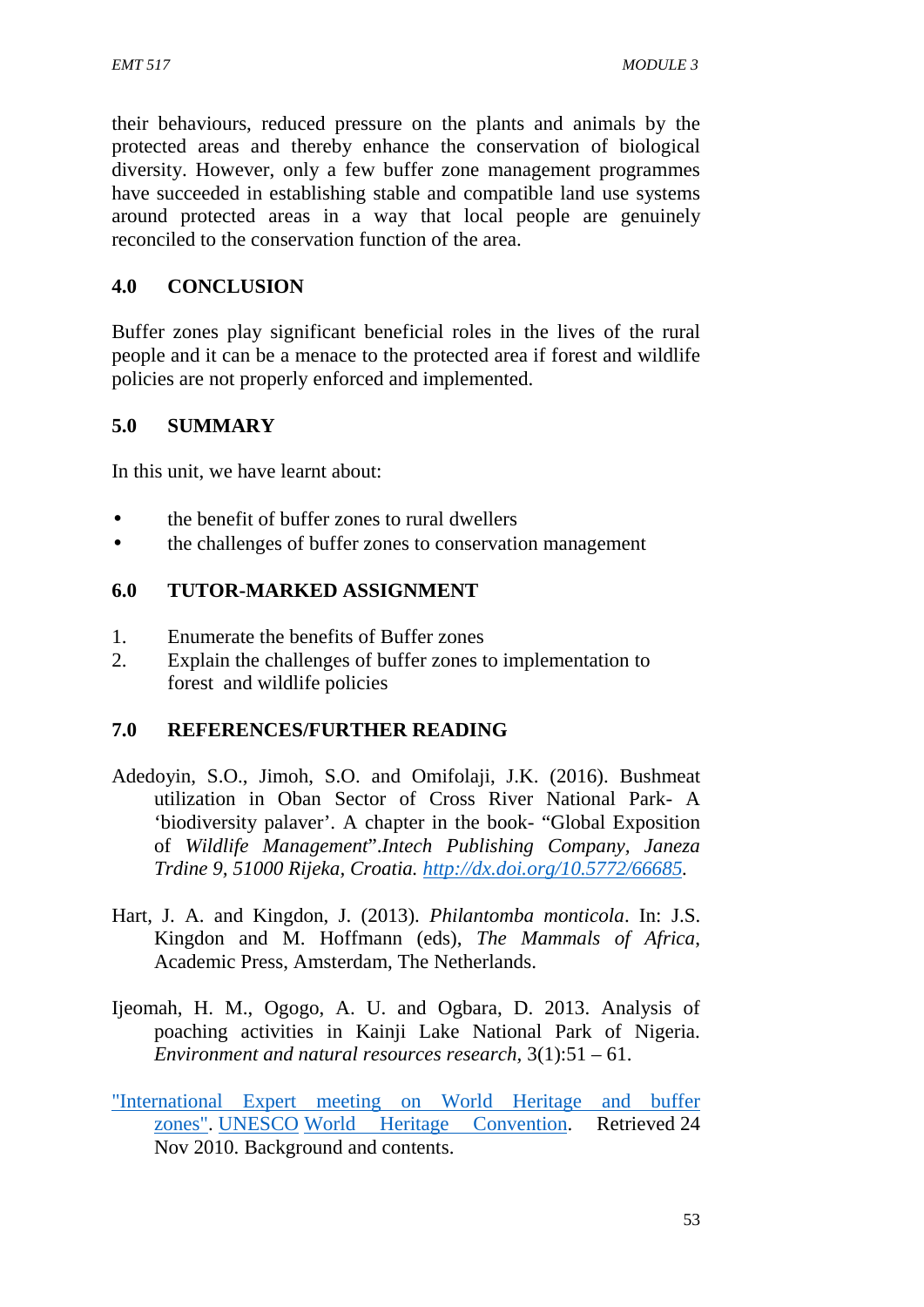their behaviours, reduced pressure on the plants and animals by the protected areas and thereby enhance the conservation of biological diversity. However, only a few buffer zone management programmes have succeeded in establishing stable and compatible land use systems around protected areas in a way that local people are genuinely reconciled to the conservation function of the area.

## 4.0 CONCLUSION

Buffer zones play significant beneficial roles in the lives of the rural people and it can be a menace to the protected area if forest and wildlife policies are not properly enforced and implemented.

## 5.0 SUMMARY

In this unit, we have learnt about:

- the benefit of buffer zones to rural dwellers
- the challenges of buffer zones to conservation management

## 6.0 TUTOR-MARKED ASSIGNMENT

1. Enumerate the benefits of Buffer zones
2. Explain the challenges of buffer zones to implementation to forest and wildlife policies

## 7.0 REFERENCES/FURTHER READING

Adedoyin, S.O., Jimoh, S.O. and Omifolaji, J.K. (2016). Bushmeat utilization in Oban Sector of Cross River National Park- A 'biodiversity palaver'. A chapter in the book- "Global Exposition of *Wildlife Management*".*Intech Publishing Company, Janeza Trdine 9, 51000 Rijeka, Croatia.* *http://dx.doi.org/10.5772/66685.*

Hart, J. A. and Kingdon, J. (2013). *Philantomba monticola*. In: J.S. Kingdon and M. Hoffmann (eds), *The Mammals of Africa*, Academic Press, Amsterdam, The Netherlands.

Ijeomah, H. M., Ogogo, A. U. and Ogbara, D. 2013. Analysis of poaching activities in Kainji Lake National Park of Nigeria. *Environment and natural resources research*, 3(1):51 – 61.

"International Expert meeting on World Heritage and buffer zones". UNESCO World Heritage Convention. Retrieved 24 Nov 2010. Background and contents.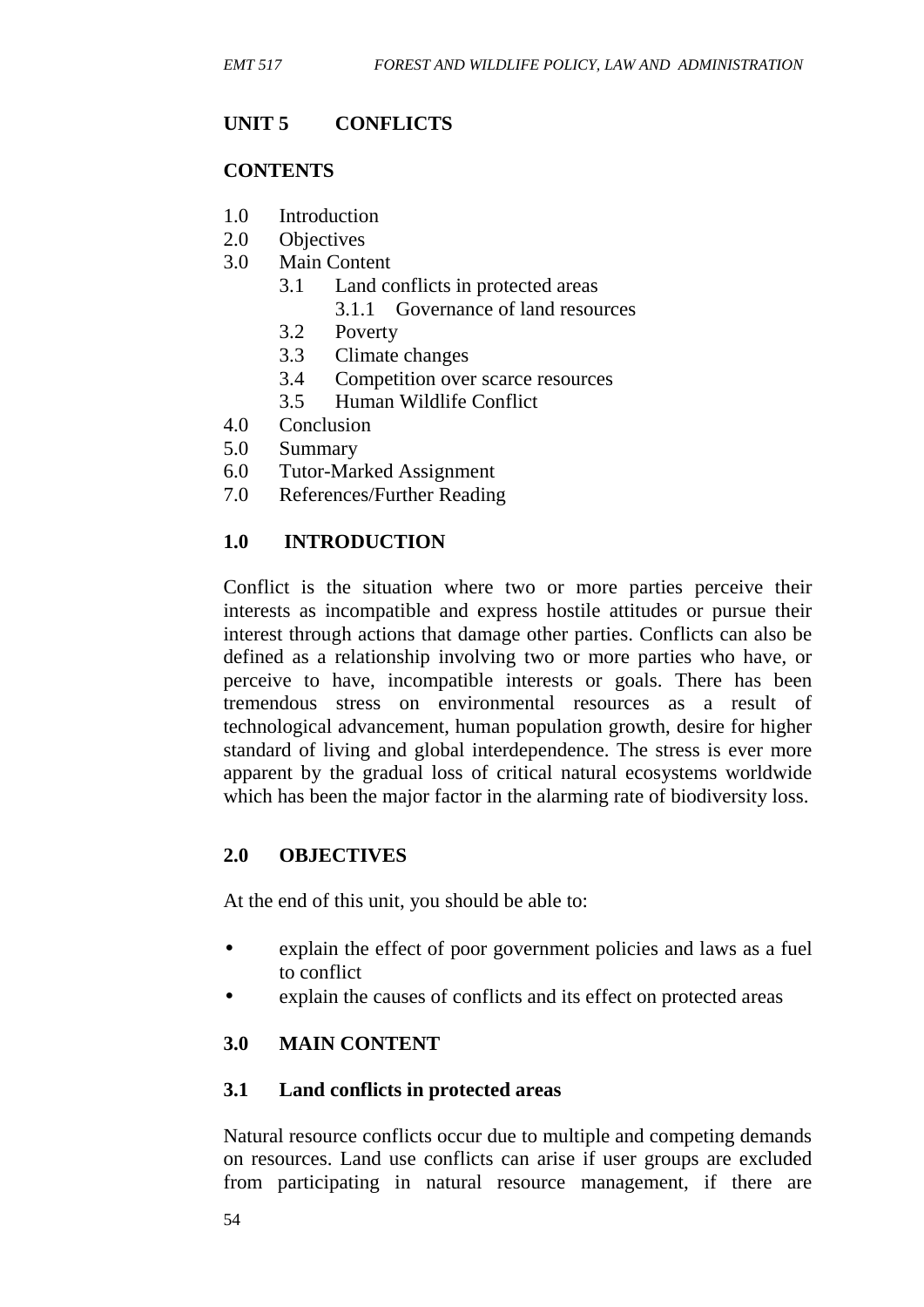## UNIT 5 CONFLICTS

### CONTENTS

1.0 Introduction
2.0 Objectives
3.0 Main Content
  3.1 Land conflicts in protected areas
    3.1.1 Governance of land resources
  3.2 Poverty
  3.3 Climate changes
  3.4 Competition over scarce resources
  3.5 Human Wildlife Conflict
4.0 Conclusion
5.0 Summary
6.0 Tutor-Marked Assignment
7.0 References/Further Reading

### 1.0 INTRODUCTION

Conflict is the situation where two or more parties perceive their interests as incompatible and express hostile attitudes or pursue their interest through actions that damage other parties. Conflicts can also be defined as a relationship involving two or more parties who have, or perceive to have, incompatible interests or goals. There has been tremendous stress on environmental resources as a result of technological advancement, human population growth, desire for higher standard of living and global interdependence. The stress is ever more apparent by the gradual loss of critical natural ecosystems worldwide which has been the major factor in the alarming rate of biodiversity loss.

### 2.0 OBJECTIVES

At the end of this unit, you should be able to:

- explain the effect of poor government policies and laws as a fuel to conflict
- explain the causes of conflicts and its effect on protected areas

### 3.0 MAIN CONTENT

### 3.1 Land conflicts in protected areas

Natural resource conflicts occur due to multiple and competing demands on resources. Land use conflicts can arise if user groups are excluded from participating in natural resource management, if there are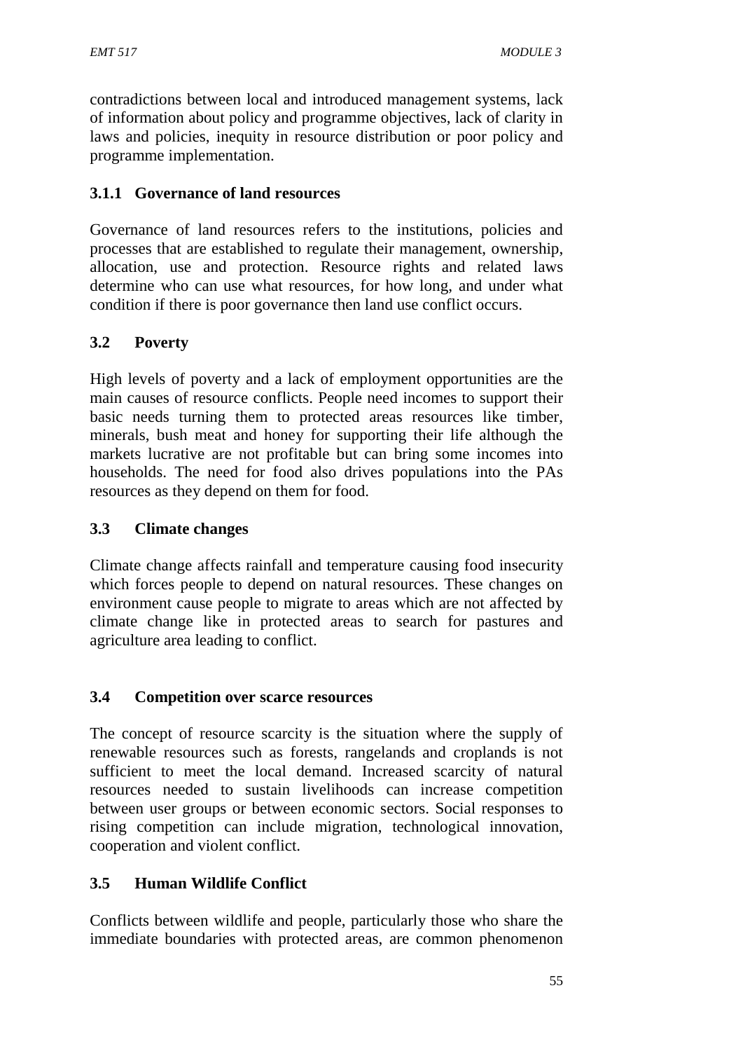contradictions between local and introduced management systems, lack of information about policy and programme objectives, lack of clarity in laws and policies, inequity in resource distribution or poor policy and programme implementation.

### 3.1.1 Governance of land resources

Governance of land resources refers to the institutions, policies and processes that are established to regulate their management, ownership, allocation, use and protection. Resource rights and related laws determine who can use what resources, for how long, and under what condition if there is poor governance then land use conflict occurs.

## 3.2 Poverty

High levels of poverty and a lack of employment opportunities are the main causes of resource conflicts. People need incomes to support their basic needs turning them to protected areas resources like timber, minerals, bush meat and honey for supporting their life although the markets lucrative are not profitable but can bring some incomes into households. The need for food also drives populations into the PAs resources as they depend on them for food.

## 3.3 Climate changes

Climate change affects rainfall and temperature causing food insecurity which forces people to depend on natural resources. These changes on environment cause people to migrate to areas which are not affected by climate change like in protected areas to search for pastures and agriculture area leading to conflict.

## 3.4 Competition over scarce resources

The concept of resource scarcity is the situation where the supply of renewable resources such as forests, rangelands and croplands is not sufficient to meet the local demand. Increased scarcity of natural resources needed to sustain livelihoods can increase competition between user groups or between economic sectors. Social responses to rising competition can include migration, technological innovation, cooperation and violent conflict.

## 3.5 Human Wildlife Conflict

Conflicts between wildlife and people, particularly those who share the immediate boundaries with protected areas, are common phenomenon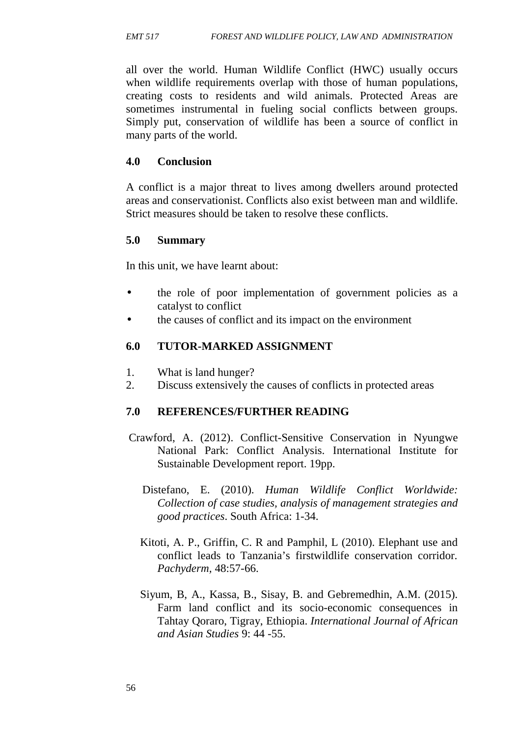all over the world. Human Wildlife Conflict (HWC) usually occurs when wildlife requirements overlap with those of human populations, creating costs to residents and wild animals. Protected Areas are sometimes instrumental in fueling social conflicts between groups. Simply put, conservation of wildlife has been a source of conflict in many parts of the world.

## 4.0 Conclusion

A conflict is a major threat to lives among dwellers around protected areas and conservationist. Conflicts also exist between man and wildlife. Strict measures should be taken to resolve these conflicts.

## 5.0 Summary

In this unit, we have learnt about:

- the role of poor implementation of government policies as a catalyst to conflict
- the causes of conflict and its impact on the environment

## 6.0 TUTOR-MARKED ASSIGNMENT

1. What is land hunger?
2. Discuss extensively the causes of conflicts in protected areas

## 7.0 REFERENCES/FURTHER READING

Crawford, A. (2012). Conflict-Sensitive Conservation in Nyungwe National Park: Conflict Analysis. International Institute for Sustainable Development report. 19pp.

Distefano, E. (2010). *Human Wildlife Conflict Worldwide: Collection of case studies, analysis of management strategies and good practices*. South Africa: 1-34.

Kitoti, A. P., Griffin, C. R and Pamphil, L (2010). Elephant use and conflict leads to Tanzania's firstwildlife conservation corridor. *Pachyderm,* 48:57-66.

Siyum, B, A., Kassa, B., Sisay, B. and Gebremedhin, A.M. (2015). Farm land conflict and its socio-economic consequences in Tahtay Qoraro, Tigray, Ethiopia. *International Journal of African and Asian Studies* 9: 44 -55.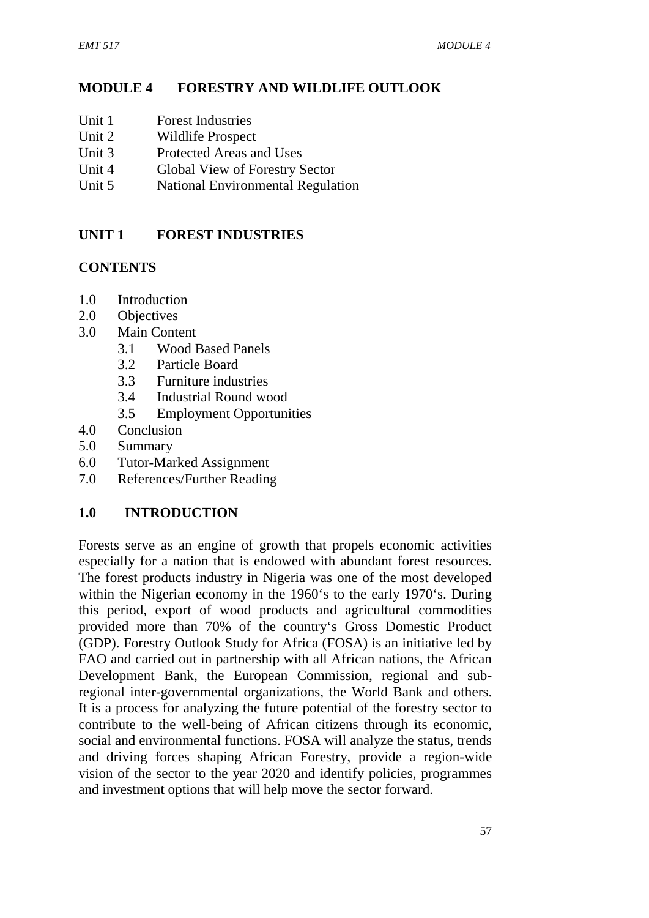# MODULE 4 FORESTRY AND WILDLIFE OUTLOOK

Unit 1 Forest Industries
Unit 2 Wildlife Prospect
Unit 3 Protected Areas and Uses
Unit 4 Global View of Forestry Sector
Unit 5 National Environmental Regulation

## UNIT 1 FOREST INDUSTRIES

### CONTENTS

1.0 Introduction
2.0 Objectives
3.0 Main Content
  3.1 Wood Based Panels
  3.2 Particle Board
  3.3 Furniture industries
  3.4 Industrial Round wood
  3.5 Employment Opportunities
4.0 Conclusion
5.0 Summary
6.0 Tutor-Marked Assignment
7.0 References/Further Reading

### 1.0 INTRODUCTION

Forests serve as an engine of growth that propels economic activities especially for a nation that is endowed with abundant forest resources. The forest products industry in Nigeria was one of the most developed within the Nigerian economy in the 1960's to the early 1970's. During this period, export of wood products and agricultural commodities provided more than 70% of the country's Gross Domestic Product (GDP). Forestry Outlook Study for Africa (FOSA) is an initiative led by FAO and carried out in partnership with all African nations, the African Development Bank, the European Commission, regional and sub-regional inter-governmental organizations, the World Bank and others. It is a process for analyzing the future potential of the forestry sector to contribute to the well-being of African citizens through its economic, social and environmental functions. FOSA will analyze the status, trends and driving forces shaping African Forestry, provide a region-wide vision of the sector to the year 2020 and identify policies, programmes and investment options that will help move the sector forward.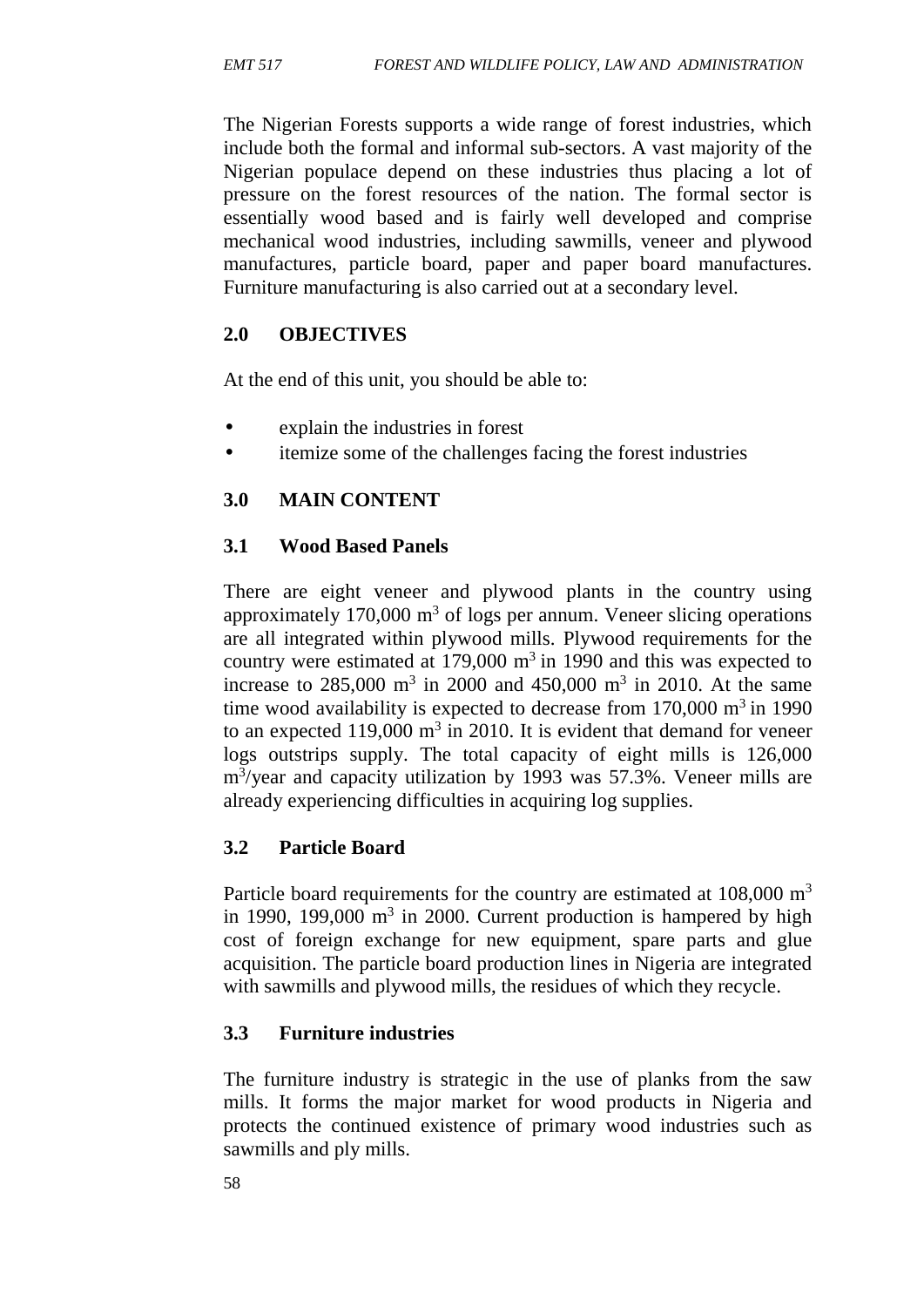The Nigerian Forests supports a wide range of forest industries, which include both the formal and informal sub-sectors. A vast majority of the Nigerian populace depend on these industries thus placing a lot of pressure on the forest resources of the nation. The formal sector is essentially wood based and is fairly well developed and comprise mechanical wood industries, including sawmills, veneer and plywood manufactures, particle board, paper and paper board manufactures. Furniture manufacturing is also carried out at a secondary level.

## 2.0 OBJECTIVES

At the end of this unit, you should be able to:

- explain the industries in forest
- itemize some of the challenges facing the forest industries

## 3.0 MAIN CONTENT

### 3.1 Wood Based Panels

There are eight veneer and plywood plants in the country using approximately 170,000 $m^3$ of logs per annum. Veneer slicing operations are all integrated within plywood mills. Plywood requirements for the country were estimated at 179,000 $m^3$ in 1990 and this was expected to increase to 285,000 $m^3$ in 2000 and 450,000 $m^3$ in 2010. At the same time wood availability is expected to decrease from 170,000 $m^3$ in 1990 to an expected 119,000 $m^3$ in 2010. It is evident that demand for veneer logs outstrips supply. The total capacity of eight mills is 126,000 $m^3$/year and capacity utilization by 1993 was 57.3%. Veneer mills are already experiencing difficulties in acquiring log supplies.

### 3.2 Particle Board

Particle board requirements for the country are estimated at 108,000 $m^3$ in 1990, 199,000 $m^3$ in 2000. Current production is hampered by high cost of foreign exchange for new equipment, spare parts and glue acquisition. The particle board production lines in Nigeria are integrated with sawmills and plywood mills, the residues of which they recycle.

### 3.3 Furniture industries

The furniture industry is strategic in the use of planks from the saw mills. It forms the major market for wood products in Nigeria and protects the continued existence of primary wood industries such as sawmills and ply mills.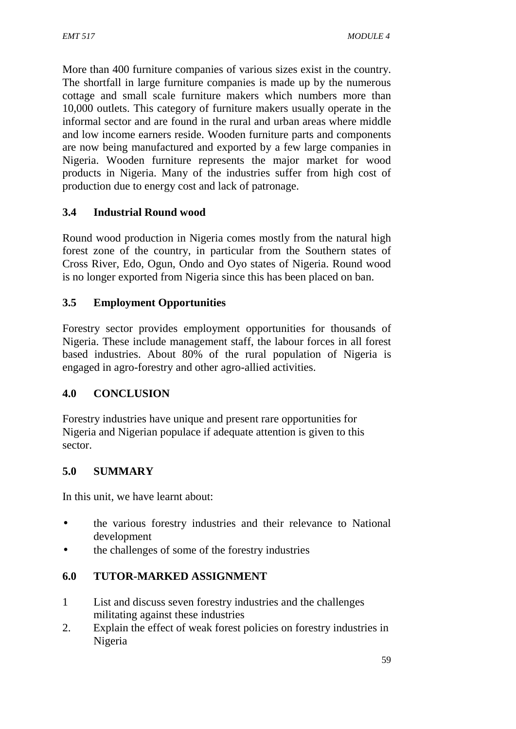More than 400 furniture companies of various sizes exist in the country. The shortfall in large furniture companies is made up by the numerous cottage and small scale furniture makers which numbers more than 10,000 outlets. This category of furniture makers usually operate in the informal sector and are found in the rural and urban areas where middle and low income earners reside. Wooden furniture parts and components are now being manufactured and exported by a few large companies in Nigeria. Wooden furniture represents the major market for wood products in Nigeria. Many of the industries suffer from high cost of production due to energy cost and lack of patronage.

### 3.4 Industrial Round wood

Round wood production in Nigeria comes mostly from the natural high forest zone of the country, in particular from the Southern states of Cross River, Edo, Ogun, Ondo and Oyo states of Nigeria. Round wood is no longer exported from Nigeria since this has been placed on ban.

### 3.5 Employment Opportunities

Forestry sector provides employment opportunities for thousands of Nigeria. These include management staff, the labour forces in all forest based industries. About 80% of the rural population of Nigeria is engaged in agro-forestry and other agro-allied activities.

## 4.0 CONCLUSION

Forestry industries have unique and present rare opportunities for Nigeria and Nigerian populace if adequate attention is given to this sector.

## 5.0 SUMMARY

In this unit, we have learnt about:

- the various forestry industries and their relevance to National development
- the challenges of some of the forestry industries

## 6.0 TUTOR-MARKED ASSIGNMENT

1. List and discuss seven forestry industries and the challenges militating against these industries
2. Explain the effect of weak forest policies on forestry industries in Nigeria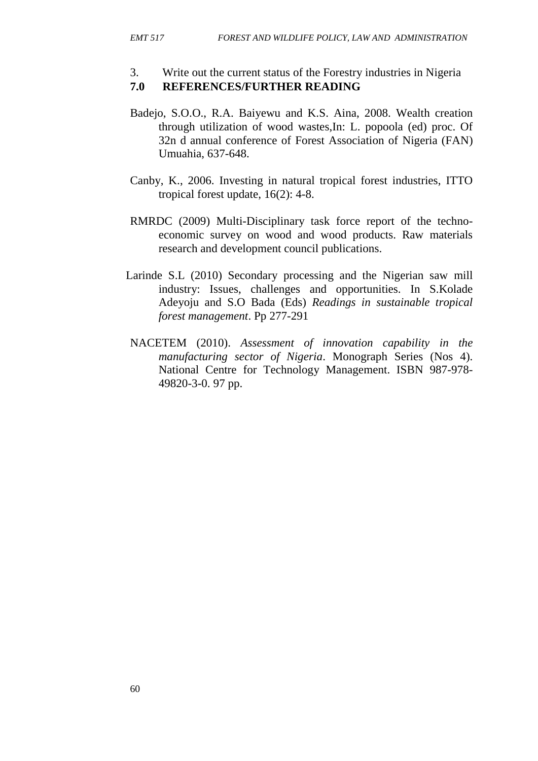3. Write out the current status of the Forestry industries in Nigeria

## 7.0 REFERENCES/FURTHER READING

Badejo, S.O.O., R.A. Baiyewu and K.S. Aina, 2008. Wealth creation through utilization of wood wastes,In: L. popoola (ed) proc. Of 32n d annual conference of Forest Association of Nigeria (FAN) Umuahia, 637-648.

Canby, K., 2006. Investing in natural tropical forest industries, ITTO tropical forest update, 16(2): 4-8.

RMRDC (2009) Multi-Disciplinary task force report of the techno-economic survey on wood and wood products. Raw materials research and development council publications.

Larinde S.L (2010) Secondary processing and the Nigerian saw mill industry: Issues, challenges and opportunities. In S.Kolade Adeyoju and S.O Bada (Eds) *Readings in sustainable tropical forest management*. Pp 277-291

NACETEM (2010). *Assessment of innovation capability in the manufacturing sector of Nigeria*. Monograph Series (Nos 4). National Centre for Technology Management. ISBN 987-978-49820-3-0. 97 pp.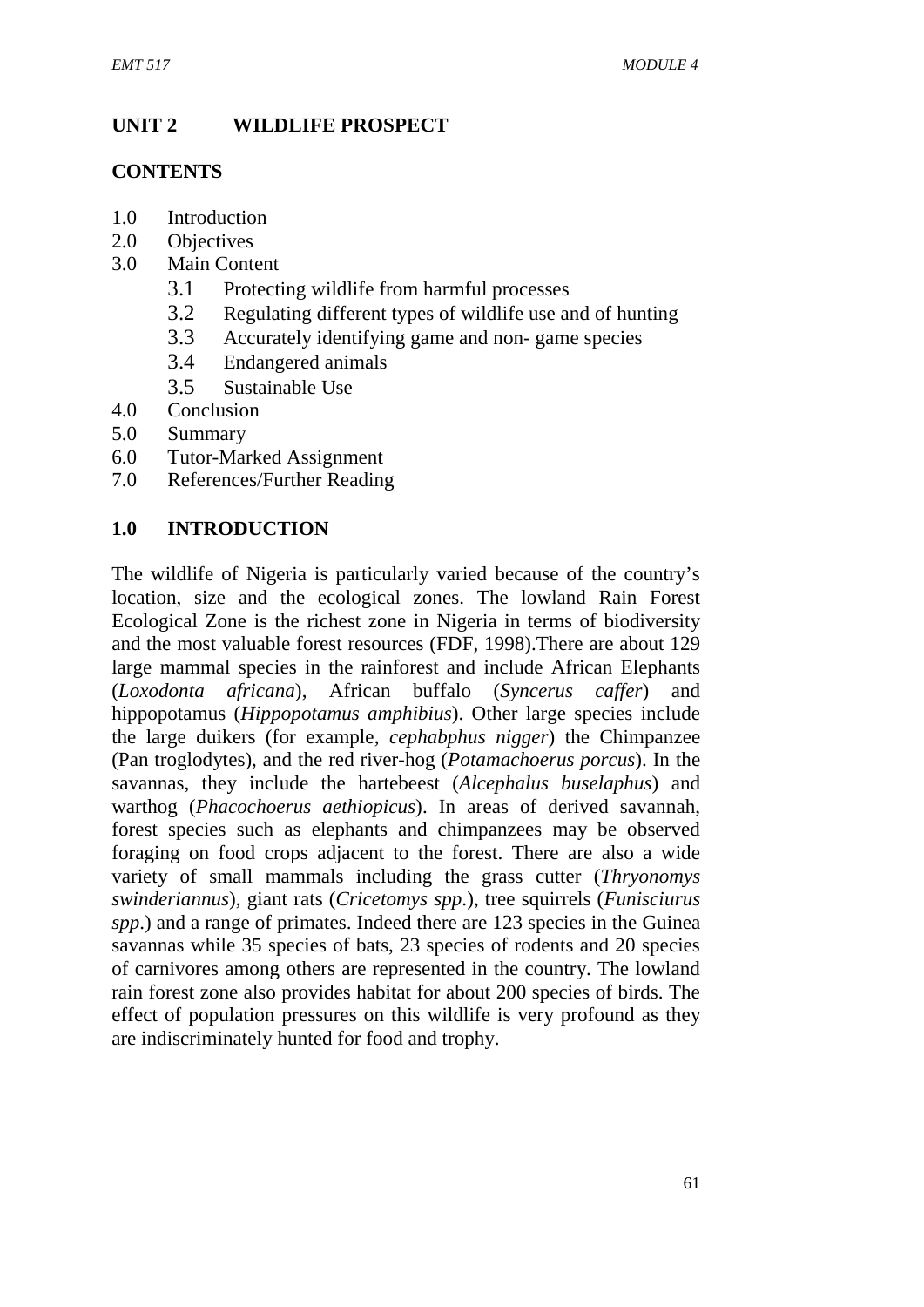## UNIT 2 WILDLIFE PROSPECT

### CONTENTS

1.0 Introduction
2.0 Objectives
3.0 Main Content
 3.1 Protecting wildlife from harmful processes
 3.2 Regulating different types of wildlife use and of hunting
 3.3 Accurately identifying game and non- game species
 3.4 Endangered animals
 3.5 Sustainable Use
4.0 Conclusion
5.0 Summary
6.0 Tutor-Marked Assignment
7.0 References/Further Reading

### 1.0 INTRODUCTION

The wildlife of Nigeria is particularly varied because of the country's location, size and the ecological zones. The lowland Rain Forest Ecological Zone is the richest zone in Nigeria in terms of biodiversity and the most valuable forest resources (FDF, 1998).There are about 129 large mammal species in the rainforest and include African Elephants (*Loxodonta africana*), African buffalo (*Syncerus caffer*) and hippopotamus (*Hippopotamus amphibius*). Other large species include the large duikers (for example, *cephabphus nigger*) the Chimpanzee (Pan troglodytes), and the red river-hog (*Potamachoerus porcus*). In the savannas, they include the hartebeest (*Alcephalus buselaphus*) and warthog (*Phacochoerus aethiopicus*). In areas of derived savannah, forest species such as elephants and chimpanzees may be observed foraging on food crops adjacent to the forest. There are also a wide variety of small mammals including the grass cutter (*Thryonomys swinderiannus*), giant rats (*Cricetomys spp*.), tree squirrels (*Funisciurus spp*.) and a range of primates. Indeed there are 123 species in the Guinea savannas while 35 species of bats, 23 species of rodents and 20 species of carnivores among others are represented in the country. The lowland rain forest zone also provides habitat for about 200 species of birds. The effect of population pressures on this wildlife is very profound as they are indiscriminately hunted for food and trophy.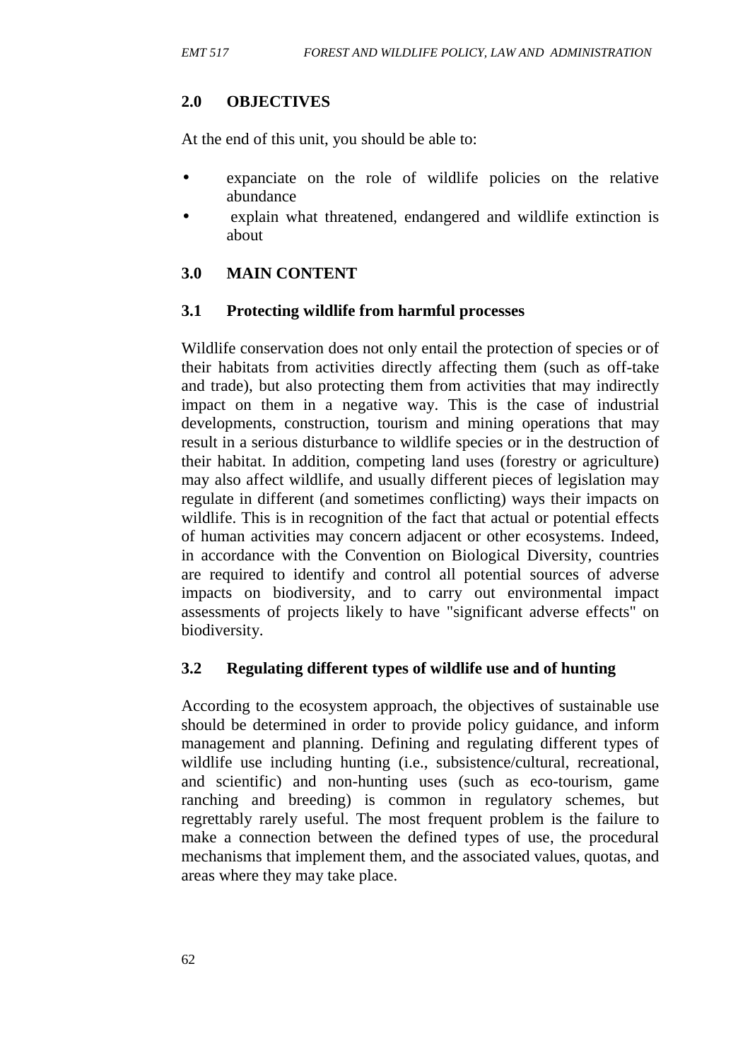## 2.0 OBJECTIVES

At the end of this unit, you should be able to:

- expanciate on the role of wildlife policies on the relative abundance
- explain what threatened, endangered and wildlife extinction is about

## 3.0 MAIN CONTENT

### 3.1 Protecting wildlife from harmful processes

Wildlife conservation does not only entail the protection of species or of their habitats from activities directly affecting them (such as off-take and trade), but also protecting them from activities that may indirectly impact on them in a negative way. This is the case of industrial developments, construction, tourism and mining operations that may result in a serious disturbance to wildlife species or in the destruction of their habitat. In addition, competing land uses (forestry or agriculture) may also affect wildlife, and usually different pieces of legislation may regulate in different (and sometimes conflicting) ways their impacts on wildlife. This is in recognition of the fact that actual or potential effects of human activities may concern adjacent or other ecosystems. Indeed, in accordance with the Convention on Biological Diversity, countries are required to identify and control all potential sources of adverse impacts on biodiversity, and to carry out environmental impact assessments of projects likely to have "significant adverse effects" on biodiversity.

### 3.2 Regulating different types of wildlife use and of hunting

According to the ecosystem approach, the objectives of sustainable use should be determined in order to provide policy guidance, and inform management and planning. Defining and regulating different types of wildlife use including hunting (i.e., subsistence/cultural, recreational, and scientific) and non-hunting uses (such as eco-tourism, game ranching and breeding) is common in regulatory schemes, but regrettably rarely useful. The most frequent problem is the failure to make a connection between the defined types of use, the procedural mechanisms that implement them, and the associated values, quotas, and areas where they may take place.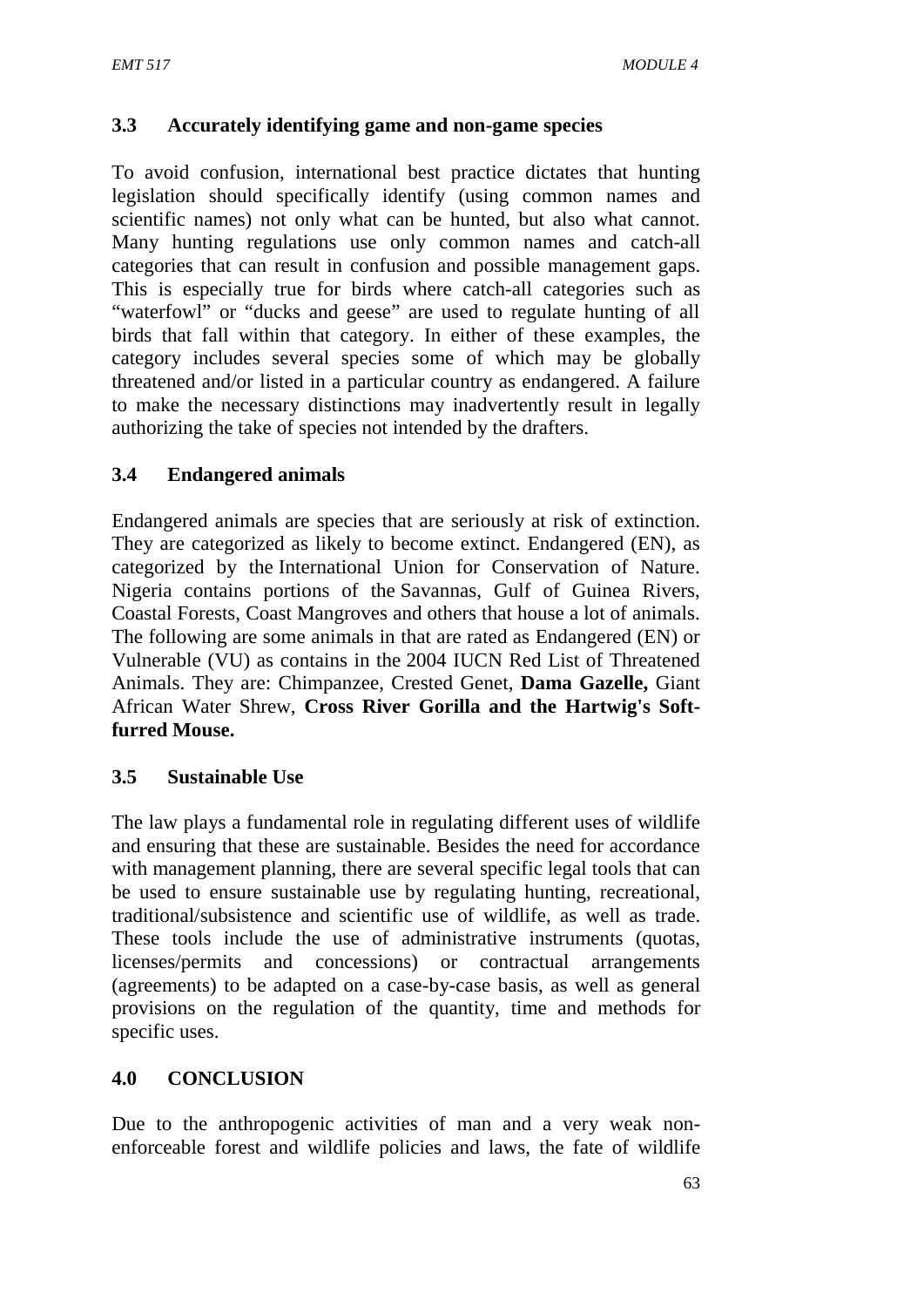## 3.3 Accurately identifying game and non-game species

To avoid confusion, international best practice dictates that hunting legislation should specifically identify (using common names and scientific names) not only what can be hunted, but also what cannot. Many hunting regulations use only common names and catch-all categories that can result in confusion and possible management gaps. This is especially true for birds where catch-all categories such as "waterfowl" or "ducks and geese" are used to regulate hunting of all birds that fall within that category. In either of these examples, the category includes several species some of which may be globally threatened and/or listed in a particular country as endangered. A failure to make the necessary distinctions may inadvertently result in legally authorizing the take of species not intended by the drafters.

## 3.4 Endangered animals

Endangered animals are species that are seriously at risk of extinction. They are categorized as likely to become extinct. Endangered (EN), as categorized by the International Union for Conservation of Nature. Nigeria contains portions of the Savannas, Gulf of Guinea Rivers, Coastal Forests, Coast Mangroves and others that house a lot of animals. The following are some animals in that are rated as Endangered (EN) or Vulnerable (VU) as contains in the 2004 IUCN Red List of Threatened Animals. They are: Chimpanzee, Crested Genet, **Dama Gazelle,** Giant African Water Shrew, **Cross River Gorilla and the Hartwig's Soft-furred Mouse.**

## 3.5 Sustainable Use

The law plays a fundamental role in regulating different uses of wildlife and ensuring that these are sustainable. Besides the need for accordance with management planning, there are several specific legal tools that can be used to ensure sustainable use by regulating hunting, recreational, traditional/subsistence and scientific use of wildlife, as well as trade. These tools include the use of administrative instruments (quotas, licenses/permits and concessions) or contractual arrangements (agreements) to be adapted on a case-by-case basis, as well as general provisions on the regulation of the quantity, time and methods for specific uses.

## 4.0 CONCLUSION

Due to the anthropogenic activities of man and a very weak non-enforceable forest and wildlife policies and laws, the fate of wildlife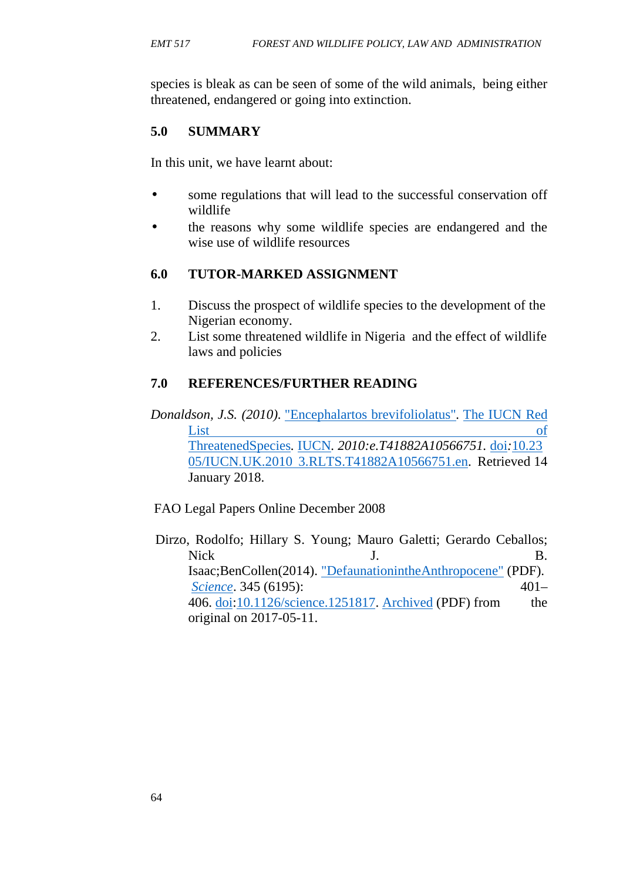species is bleak as can be seen of some of the wild animals, being either threatened, endangered or going into extinction.

## 5.0 SUMMARY

In this unit, we have learnt about:

- some regulations that will lead to the successful conservation off wildlife
- the reasons why some wildlife species are endangered and the wise use of wildlife resources

## 6.0 TUTOR-MARKED ASSIGNMENT

1. Discuss the prospect of wildlife species to the development of the Nigerian economy.
2. List some threatened wildlife in Nigeria and the effect of wildlife laws and policies

## 7.0 REFERENCES/FURTHER READING

*Donaldson, J.S. (2010).* "Encephalartos brevifoliolatus". The IUCN Red List of ThreatenedSpecies. IUCN. *2010:e.T41882A10566751.* doi:10.2305/IUCN.UK.2010_3.RLTS.T41882A10566751.en. Retrieved 14 January 2018.

FAO Legal Papers Online December 2008

Dirzo, Rodolfo; Hillary S. Young; Mauro Galetti; Gerardo Ceballos; Nick J. B. Isaac;BenCollen(2014). "DefaunationintheAnthropocene" (PDF). *Science*. 345 (6195): 401–406. doi:10.1126/science.1251817. Archived (PDF) from the original on 2017-05-11.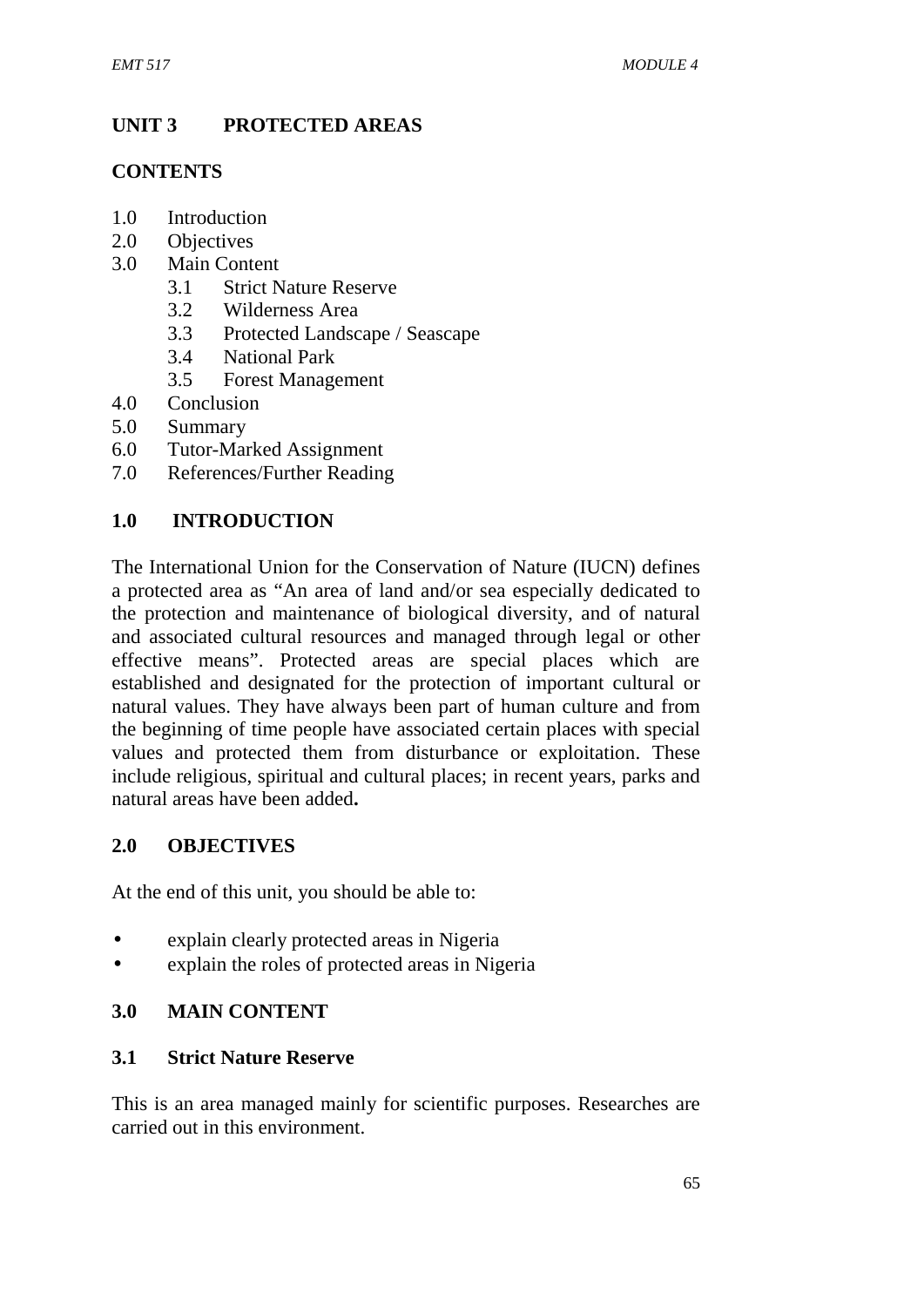# UNIT 3 PROTECTED AREAS

## CONTENTS

1.0 Introduction
2.0 Objectives
3.0 Main Content
   3.1 Strict Nature Reserve
   3.2 Wilderness Area
   3.3 Protected Landscape / Seascape
   3.4 National Park
   3.5 Forest Management
4.0 Conclusion
5.0 Summary
6.0 Tutor-Marked Assignment
7.0 References/Further Reading

## 1.0 INTRODUCTION

The International Union for the Conservation of Nature (IUCN) defines a protected area as "An area of land and/or sea especially dedicated to the protection and maintenance of biological diversity, and of natural and associated cultural resources and managed through legal or other effective means". Protected areas are special places which are established and designated for the protection of important cultural or natural values. They have always been part of human culture and from the beginning of time people have associated certain places with special values and protected them from disturbance or exploitation. These include religious, spiritual and cultural places; in recent years, parks and natural areas have been added**.**

## 2.0 OBJECTIVES

At the end of this unit, you should be able to:

- explain clearly protected areas in Nigeria
- explain the roles of protected areas in Nigeria

## 3.0 MAIN CONTENT

### 3.1 Strict Nature Reserve

This is an area managed mainly for scientific purposes. Researches are carried out in this environment.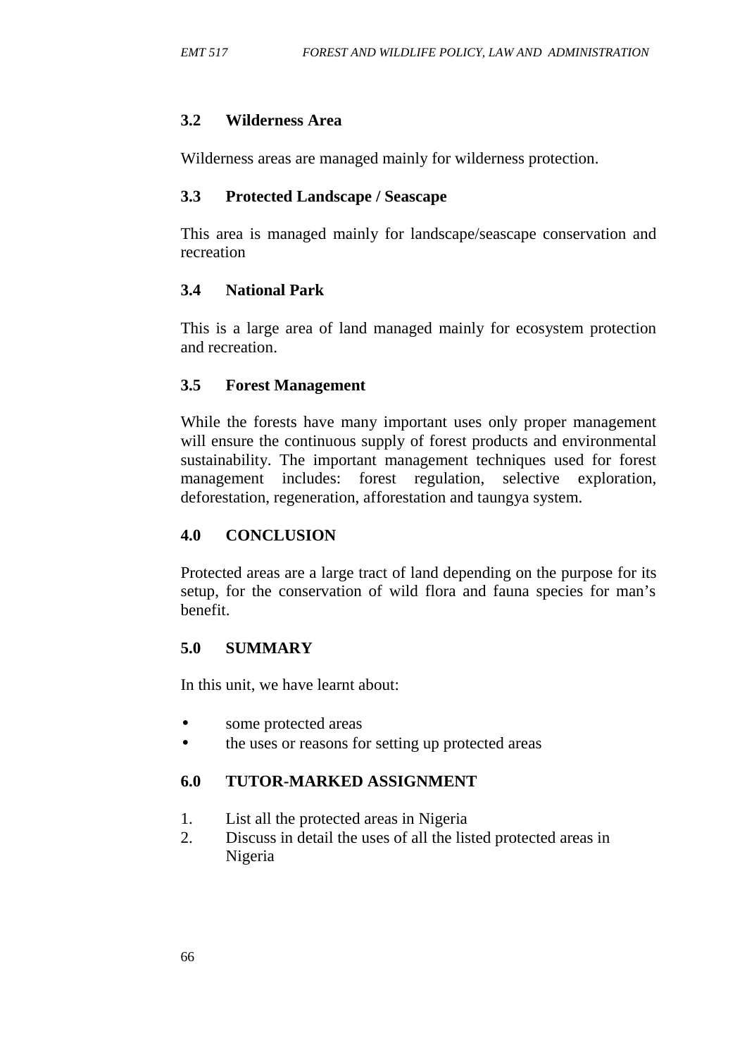### 3.2 Wilderness Area

Wilderness areas are managed mainly for wilderness protection.

### 3.3 Protected Landscape / Seascape

This area is managed mainly for landscape/seascape conservation and recreation

### 3.4 National Park

This is a large area of land managed mainly for ecosystem protection and recreation.

### 3.5 Forest Management

While the forests have many important uses only proper management will ensure the continuous supply of forest products and environmental sustainability. The important management techniques used for forest management includes: forest regulation, selective exploration, deforestation, regeneration, afforestation and taungya system.

## 4.0 CONCLUSION

Protected areas are a large tract of land depending on the purpose for its setup, for the conservation of wild flora and fauna species for man's benefit.

## 5.0 SUMMARY

In this unit, we have learnt about:

- some protected areas
- the uses or reasons for setting up protected areas

## 6.0 TUTOR-MARKED ASSIGNMENT

1. List all the protected areas in Nigeria
2. Discuss in detail the uses of all the listed protected areas in Nigeria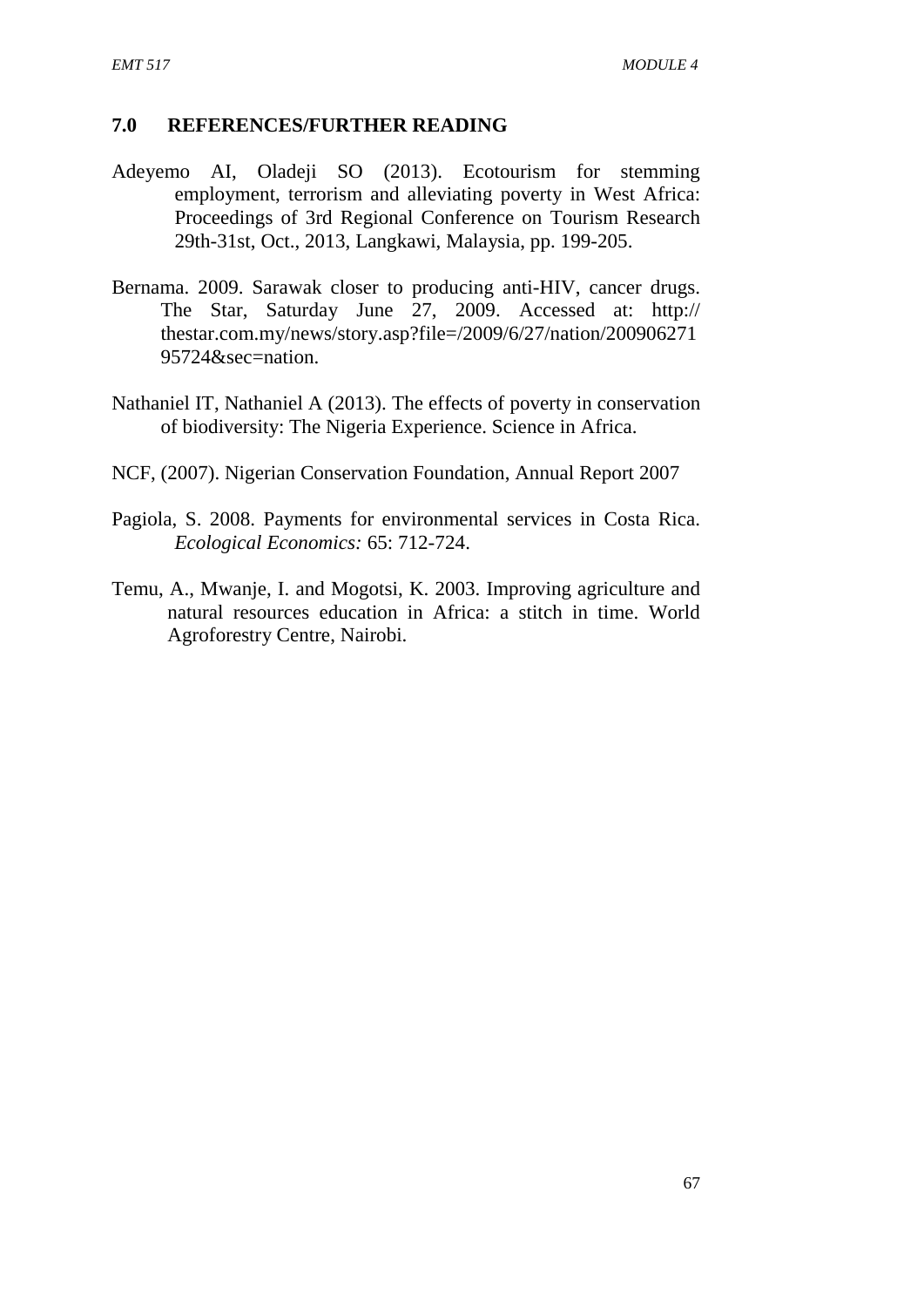## 7.0 REFERENCES/FURTHER READING

Adeyemo AI, Oladeji SO (2013). Ecotourism for stemming employment, terrorism and alleviating poverty in West Africa: Proceedings of 3rd Regional Conference on Tourism Research 29th-31st, Oct., 2013, Langkawi, Malaysia, pp. 199-205.

Bernama. 2009. Sarawak closer to producing anti-HIV, cancer drugs. The Star, Saturday June 27, 2009. Accessed at: http:// thestar.com.my/news/story.asp?file=/2009/6/27/nation/200906271 95724&sec=nation.

Nathaniel IT, Nathaniel A (2013). The effects of poverty in conservation of biodiversity: The Nigeria Experience. Science in Africa.

NCF, (2007). Nigerian Conservation Foundation, Annual Report 2007

Pagiola, S. 2008. Payments for environmental services in Costa Rica. *Ecological Economics:* 65: 712-724.

Temu, A., Mwanje, I. and Mogotsi, K. 2003. Improving agriculture and natural resources education in Africa: a stitch in time. World Agroforestry Centre, Nairobi.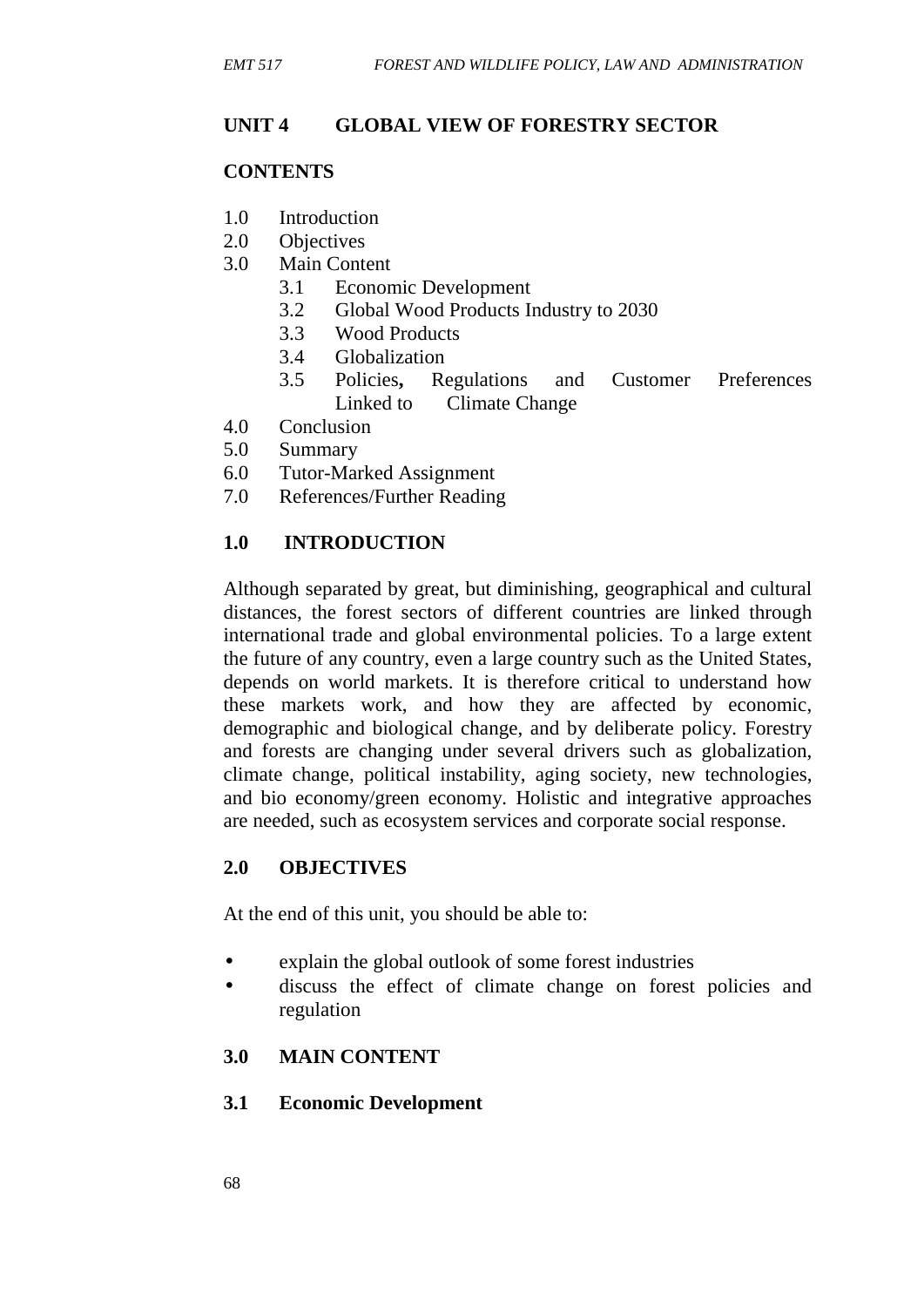## UNIT 4 GLOBAL VIEW OF FORESTRY SECTOR

### CONTENTS

1.0 Introduction
2.0 Objectives
3.0 Main Content
   - 3.1 Economic Development
   - 3.2 Global Wood Products Industry to 2030
   - 3.3 Wood Products
   - 3.4 Globalization
   - 3.5 Policies**,** Regulations and Customer Preferences Linked to Climate Change

4.0 Conclusion
5.0 Summary
6.0 Tutor-Marked Assignment
7.0 References/Further Reading

### 1.0 INTRODUCTION

Although separated by great, but diminishing, geographical and cultural distances, the forest sectors of different countries are linked through international trade and global environmental policies. To a large extent the future of any country, even a large country such as the United States, depends on world markets. It is therefore critical to understand how these markets work, and how they are affected by economic, demographic and biological change, and by deliberate policy. Forestry and forests are changing under several drivers such as globalization, climate change, political instability, aging society, new technologies, and bio economy/green economy. Holistic and integrative approaches are needed, such as ecosystem services and corporate social response.

### 2.0 OBJECTIVES

At the end of this unit, you should be able to:

- explain the global outlook of some forest industries
- discuss the effect of climate change on forest policies and regulation

### 3.0 MAIN CONTENT

### 3.1 Economic Development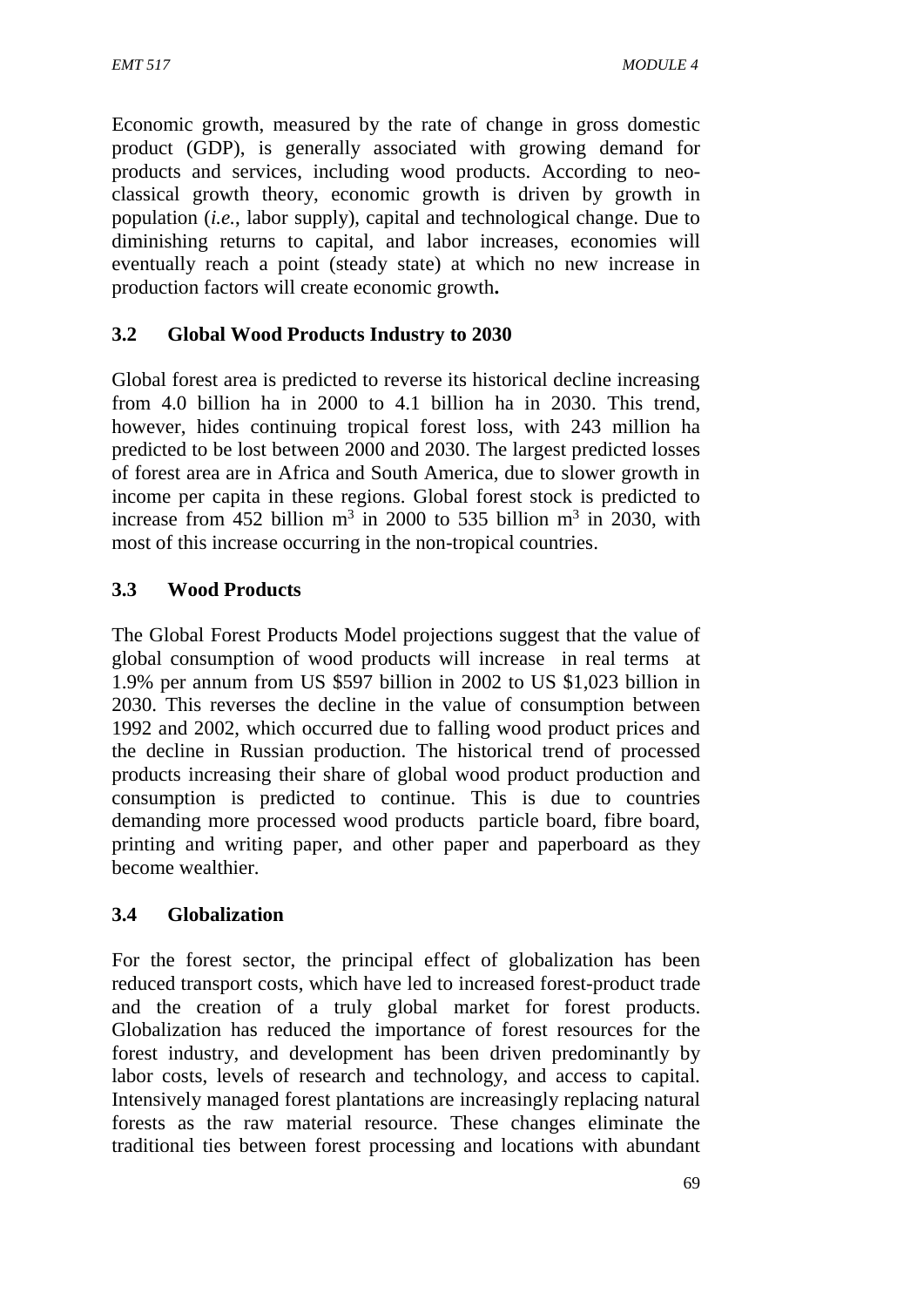Economic growth, measured by the rate of change in gross domestic product (GDP), is generally associated with growing demand for products and services, including wood products. According to neo-classical growth theory, economic growth is driven by growth in population (*i.e.*, labor supply), capital and technological change. Due to diminishing returns to capital, and labor increases, economies will eventually reach a point (steady state) at which no new increase in production factors will create economic growth**.**

### 3.2 Global Wood Products Industry to 2030

Global forest area is predicted to reverse its historical decline increasing from 4.0 billion ha in 2000 to 4.1 billion ha in 2030. This trend, however, hides continuing tropical forest loss, with 243 million ha predicted to be lost between 2000 and 2030. The largest predicted losses of forest area are in Africa and South America, due to slower growth in income per capita in these regions. Global forest stock is predicted to increase from 452 billion $m^3$ in 2000 to 535 billion $m^3$ in 2030, with most of this increase occurring in the non-tropical countries.

### 3.3 Wood Products

The Global Forest Products Model projections suggest that the value of global consumption of wood products will increase in real terms at 1.9% per annum from US $597 billion in 2002 to US $1,023 billion in 2030. This reverses the decline in the value of consumption between 1992 and 2002, which occurred due to falling wood product prices and the decline in Russian production. The historical trend of processed products increasing their share of global wood product production and consumption is predicted to continue. This is due to countries demanding more processed wood products particle board, fibre board, printing and writing paper, and other paper and paperboard as they become wealthier.

### 3.4 Globalization

For the forest sector, the principal effect of globalization has been reduced transport costs, which have led to increased forest-product trade and the creation of a truly global market for forest products. Globalization has reduced the importance of forest resources for the forest industry, and development has been driven predominantly by labor costs, levels of research and technology, and access to capital. Intensively managed forest plantations are increasingly replacing natural forests as the raw material resource. These changes eliminate the traditional ties between forest processing and locations with abundant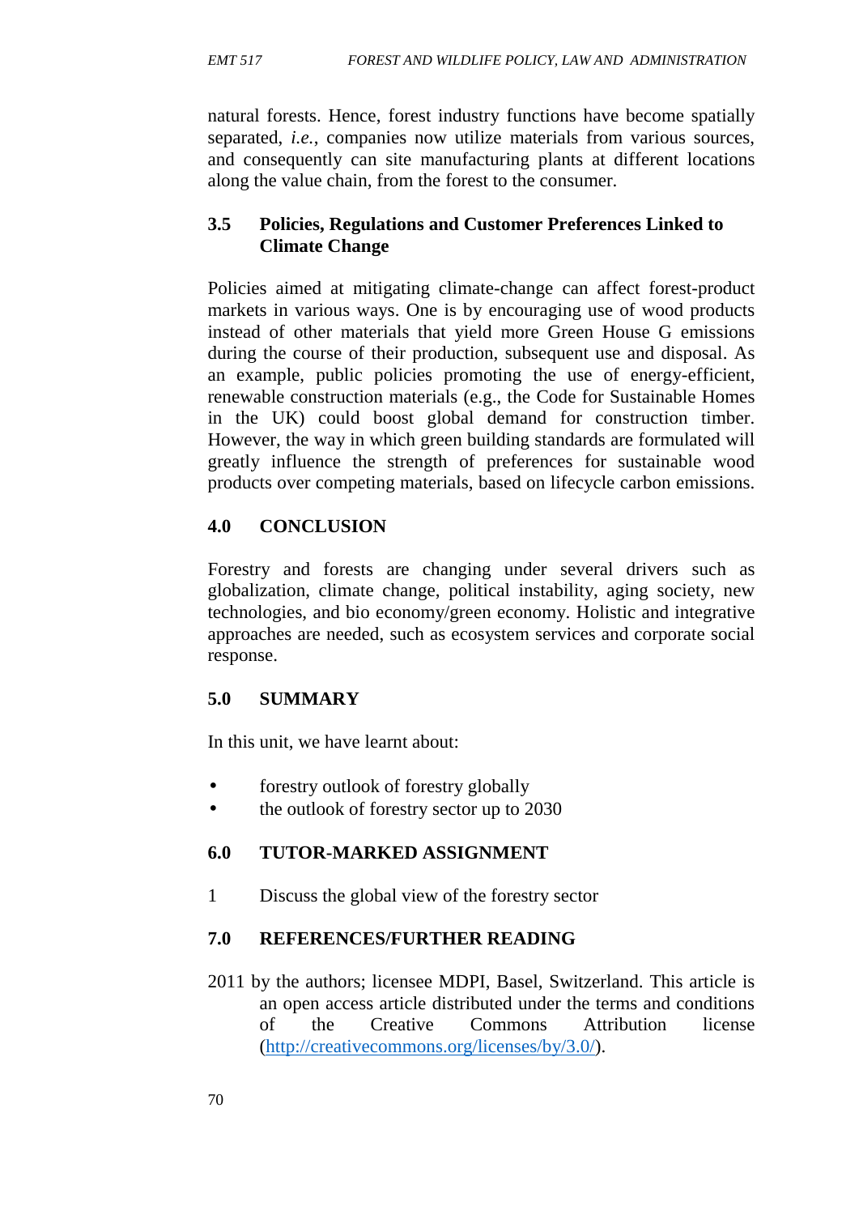natural forests. Hence, forest industry functions have become spatially separated, *i.e.*, companies now utilize materials from various sources, and consequently can site manufacturing plants at different locations along the value chain, from the forest to the consumer.

### 3.5 Policies, Regulations and Customer Preferences Linked to Climate Change

Policies aimed at mitigating climate-change can affect forest-product markets in various ways. One is by encouraging use of wood products instead of other materials that yield more Green House G emissions during the course of their production, subsequent use and disposal. As an example, public policies promoting the use of energy-efficient, renewable construction materials (e.g., the Code for Sustainable Homes in the UK) could boost global demand for construction timber. However, the way in which green building standards are formulated will greatly influence the strength of preferences for sustainable wood products over competing materials, based on lifecycle carbon emissions.

## 4.0 CONCLUSION

Forestry and forests are changing under several drivers such as globalization, climate change, political instability, aging society, new technologies, and bio economy/green economy. Holistic and integrative approaches are needed, such as ecosystem services and corporate social response.

## 5.0 SUMMARY

In this unit, we have learnt about:

- forestry outlook of forestry globally
- the outlook of forestry sector up to 2030

## 6.0 TUTOR-MARKED ASSIGNMENT

1 Discuss the global view of the forestry sector

## 7.0 REFERENCES/FURTHER READING

2011 by the authors; licensee MDPI, Basel, Switzerland. This article is an open access article distributed under the terms and conditions of the Creative Commons Attribution license (http://creativecommons.org/licenses/by/3.0/).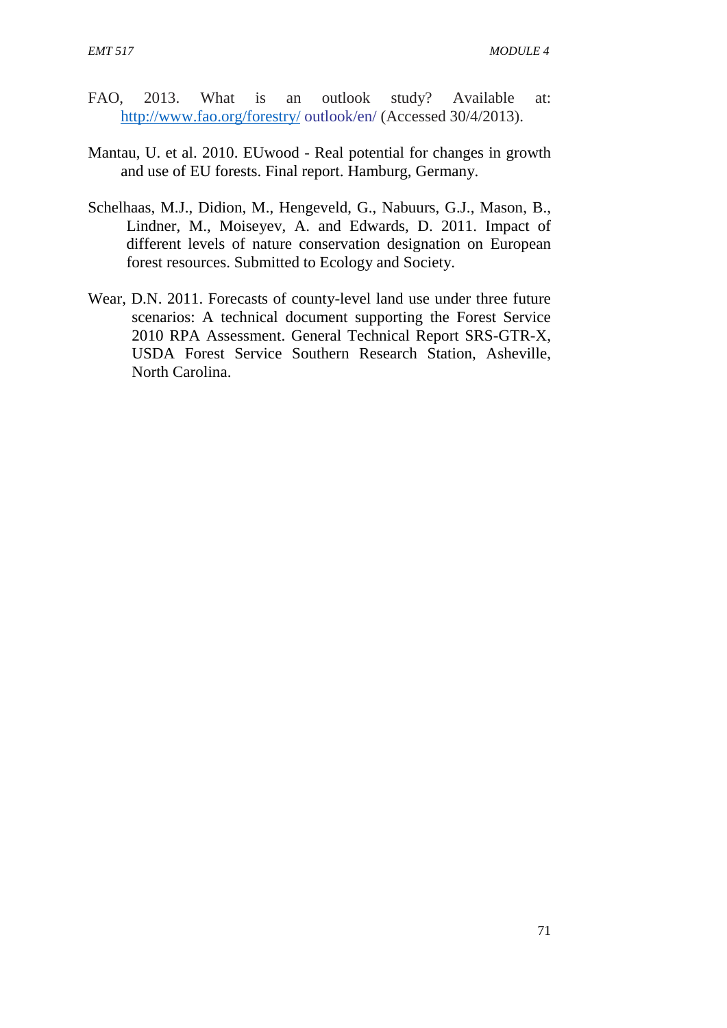FAO, 2013. What is an outlook study? Available at: http://www.fao.org/forestry/ outlook/en/ (Accessed 30/4/2013).

Mantau, U. et al. 2010. EUwood - Real potential for changes in growth and use of EU forests. Final report. Hamburg, Germany.

Schelhaas, M.J., Didion, M., Hengeveld, G., Nabuurs, G.J., Mason, B., Lindner, M., Moiseyev, A. and Edwards, D. 2011. Impact of different levels of nature conservation designation on European forest resources. Submitted to Ecology and Society.

Wear, D.N. 2011. Forecasts of county-level land use under three future scenarios: A technical document supporting the Forest Service 2010 RPA Assessment. General Technical Report SRS-GTR-X, USDA Forest Service Southern Research Station, Asheville, North Carolina.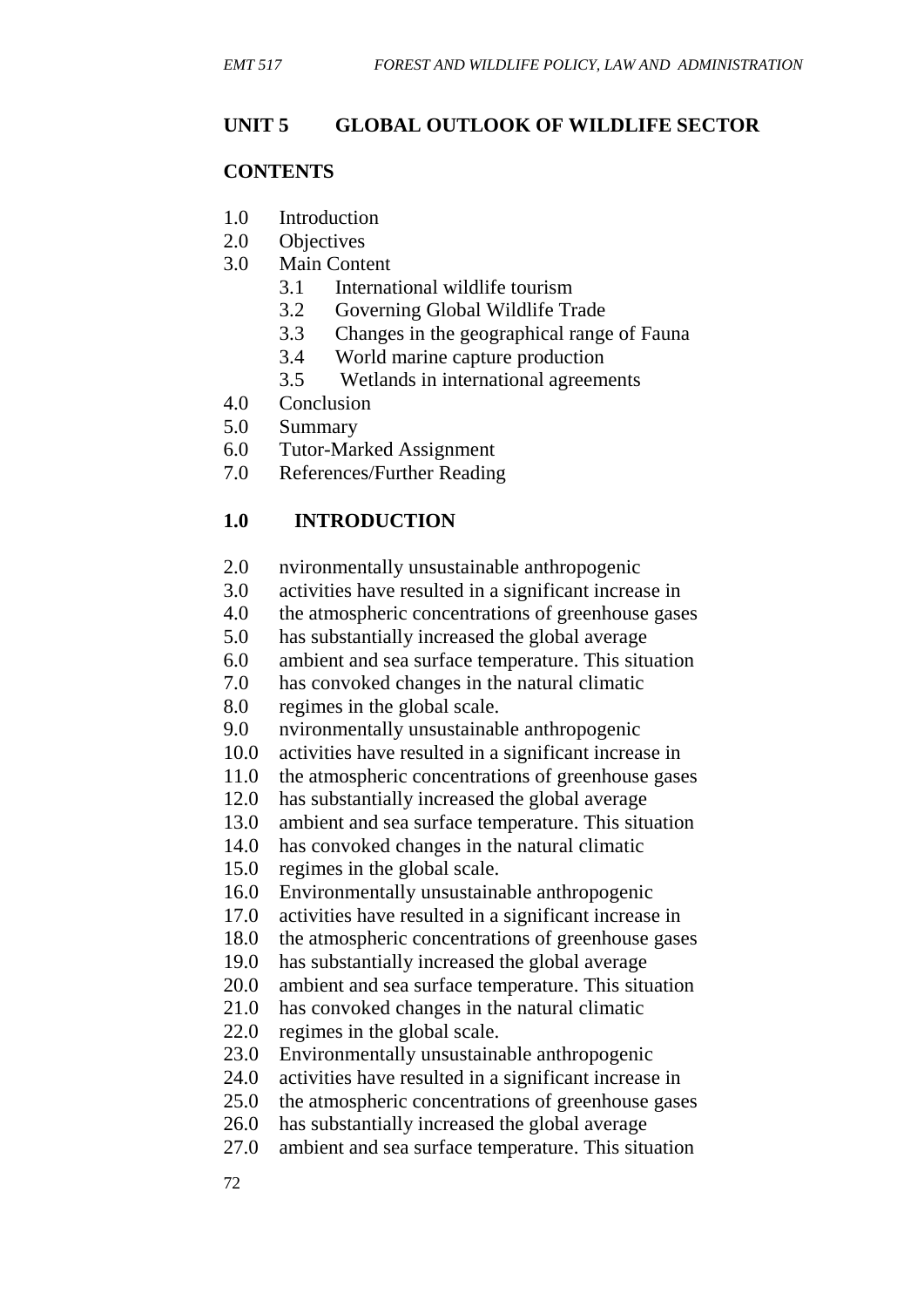## UNIT 5 GLOBAL OUTLOOK OF WILDLIFE SECTOR

### CONTENTS

1.0 Introduction
2.0 Objectives
3.0 Main Content
    3.1 International wildlife tourism
    3.2 Governing Global Wildlife Trade
    3.3 Changes in the geographical range of Fauna
    3.4 World marine capture production
    3.5 Wetlands in international agreements
4.0 Conclusion
5.0 Summary
6.0 Tutor-Marked Assignment
7.0 References/Further Reading

### 1.0 INTRODUCTION

2.0 nvironmentally unsustainable anthropogenic
3.0 activities have resulted in a significant increase in
4.0 the atmospheric concentrations of greenhouse gases
5.0 has substantially increased the global average
6.0 ambient and sea surface temperature. This situation
7.0 has convoked changes in the natural climatic
8.0 regimes in the global scale.
9.0 nvironmentally unsustainable anthropogenic
10.0 activities have resulted in a significant increase in
11.0 the atmospheric concentrations of greenhouse gases
12.0 has substantially increased the global average
13.0 ambient and sea surface temperature. This situation
14.0 has convoked changes in the natural climatic
15.0 regimes in the global scale.
16.0 Environmentally unsustainable anthropogenic
17.0 activities have resulted in a significant increase in
18.0 the atmospheric concentrations of greenhouse gases
19.0 has substantially increased the global average
20.0 ambient and sea surface temperature. This situation
21.0 has convoked changes in the natural climatic
22.0 regimes in the global scale.
23.0 Environmentally unsustainable anthropogenic
24.0 activities have resulted in a significant increase in
25.0 the atmospheric concentrations of greenhouse gases
26.0 has substantially increased the global average
27.0 ambient and sea surface temperature. This situation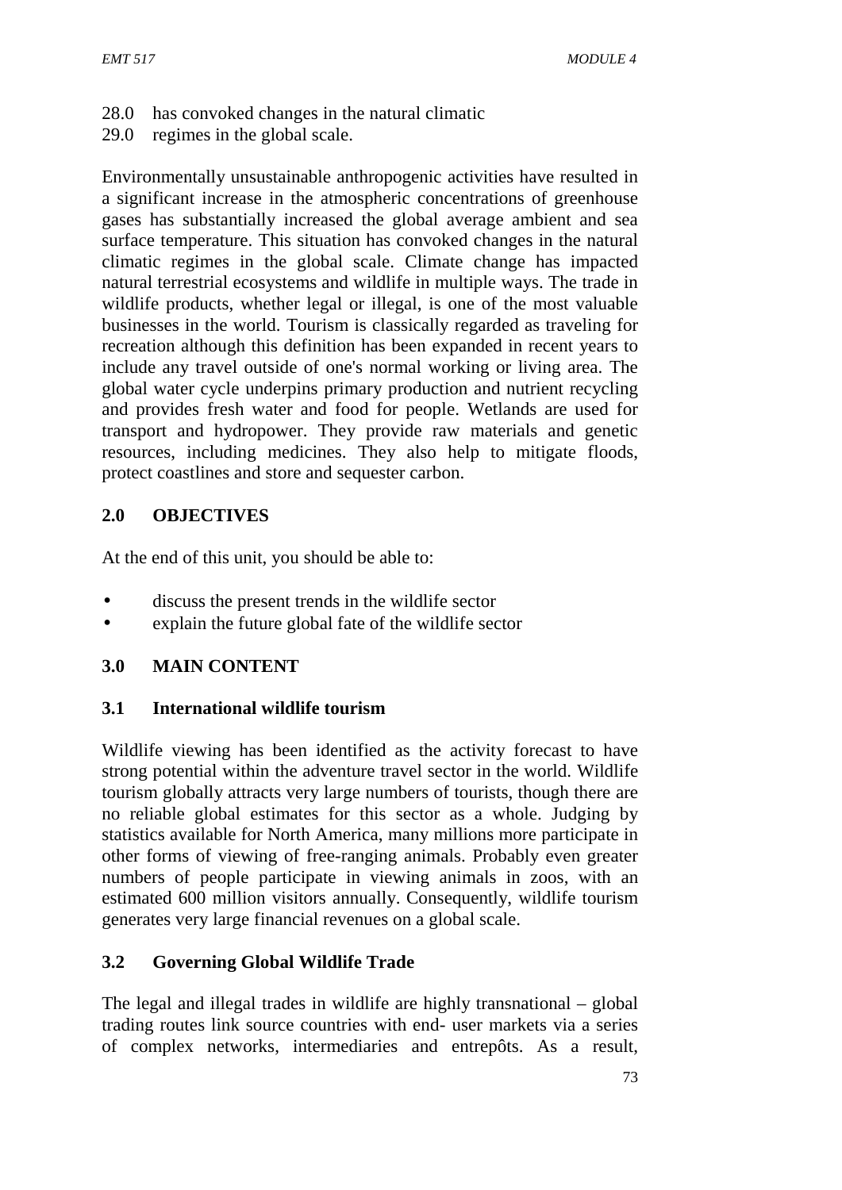28.0 has convoked changes in the natural climatic
29.0 regimes in the global scale.

Environmentally unsustainable anthropogenic activities have resulted in a significant increase in the atmospheric concentrations of greenhouse gases has substantially increased the global average ambient and sea surface temperature. This situation has convoked changes in the natural climatic regimes in the global scale. Climate change has impacted natural terrestrial ecosystems and wildlife in multiple ways. The trade in wildlife products, whether legal or illegal, is one of the most valuable businesses in the world. Tourism is classically regarded as traveling for recreation although this definition has been expanded in recent years to include any travel outside of one's normal working or living area. The global water cycle underpins primary production and nutrient recycling and provides fresh water and food for people. Wetlands are used for transport and hydropower. They provide raw materials and genetic resources, including medicines. They also help to mitigate floods, protect coastlines and store and sequester carbon.

## 2.0 OBJECTIVES

At the end of this unit, you should be able to:

- discuss the present trends in the wildlife sector
- explain the future global fate of the wildlife sector

## 3.0 MAIN CONTENT

### 3.1 International wildlife tourism

Wildlife viewing has been identified as the activity forecast to have strong potential within the adventure travel sector in the world. Wildlife tourism globally attracts very large numbers of tourists, though there are no reliable global estimates for this sector as a whole. Judging by statistics available for North America, many millions more participate in other forms of viewing of free-ranging animals. Probably even greater numbers of people participate in viewing animals in zoos, with an estimated 600 million visitors annually. Consequently, wildlife tourism generates very large financial revenues on a global scale.

### 3.2 Governing Global Wildlife Trade

The legal and illegal trades in wildlife are highly transnational – global trading routes link source countries with end- user markets via a series of complex networks, intermediaries and entrepôts. As a result,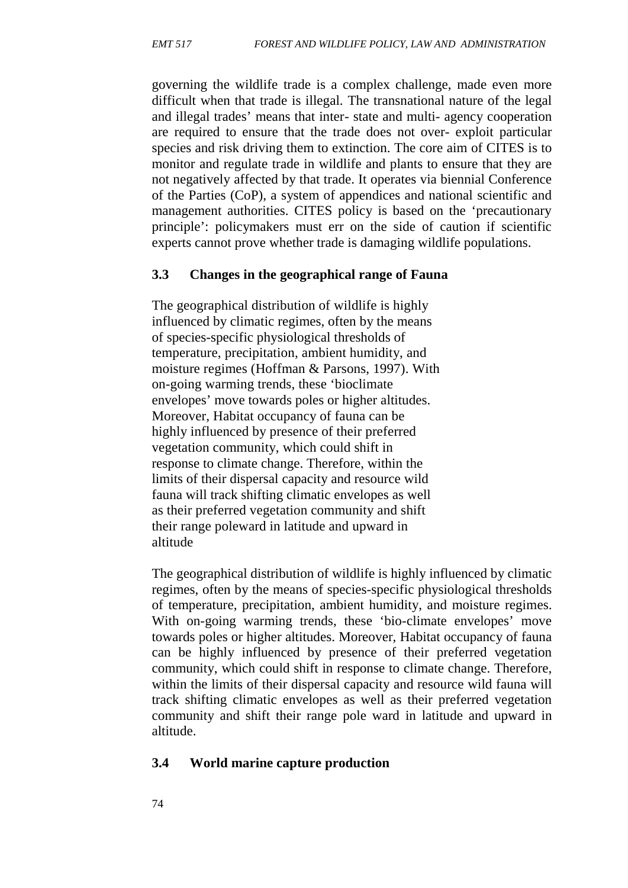governing the wildlife trade is a complex challenge, made even more difficult when that trade is illegal. The transnational nature of the legal and illegal trades' means that inter- state and multi- agency cooperation are required to ensure that the trade does not over- exploit particular species and risk driving them to extinction. The core aim of CITES is to monitor and regulate trade in wildlife and plants to ensure that they are not negatively affected by that trade. It operates via biennial Conference of the Parties (CoP), a system of appendices and national scientific and management authorities. CITES policy is based on the 'precautionary principle': policymakers must err on the side of caution if scientific experts cannot prove whether trade is damaging wildlife populations.

### 3.3 Changes in the geographical range of Fauna

The geographical distribution of wildlife is highly influenced by climatic regimes, often by the means of species-specific physiological thresholds of temperature, precipitation, ambient humidity, and moisture regimes (Hoffman & Parsons, 1997). With on-going warming trends, these 'bioclimate envelopes' move towards poles or higher altitudes. Moreover, Habitat occupancy of fauna can be highly influenced by presence of their preferred vegetation community, which could shift in response to climate change. Therefore, within the limits of their dispersal capacity and resource wild fauna will track shifting climatic envelopes as well as their preferred vegetation community and shift their range poleward in latitude and upward in altitude

The geographical distribution of wildlife is highly influenced by climatic regimes, often by the means of species-specific physiological thresholds of temperature, precipitation, ambient humidity, and moisture regimes. With on-going warming trends, these 'bio-climate envelopes' move towards poles or higher altitudes. Moreover, Habitat occupancy of fauna can be highly influenced by presence of their preferred vegetation community, which could shift in response to climate change. Therefore, within the limits of their dispersal capacity and resource wild fauna will track shifting climatic envelopes as well as their preferred vegetation community and shift their range pole ward in latitude and upward in altitude.

### 3.4 World marine capture production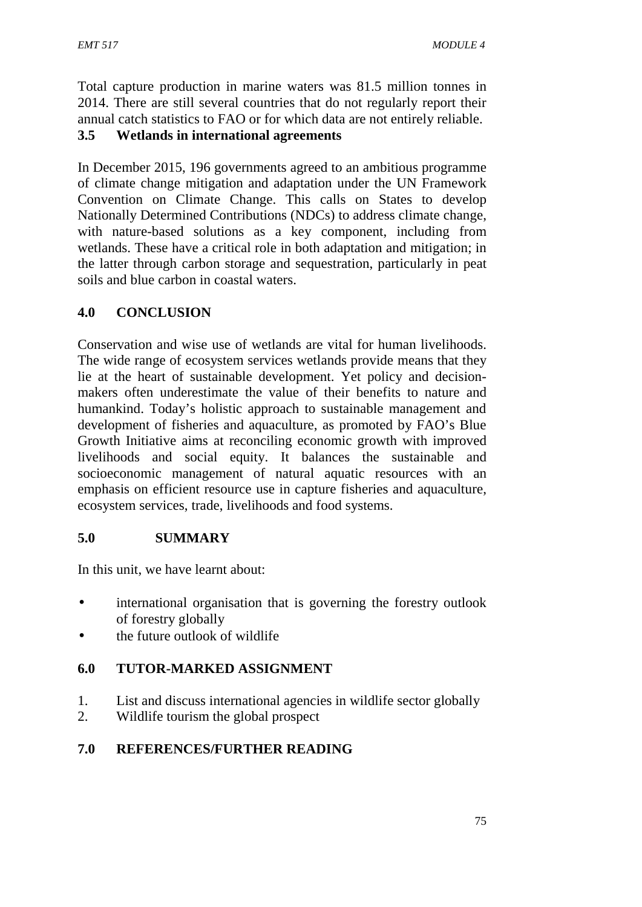Total capture production in marine waters was 81.5 million tonnes in 2014. There are still several countries that do not regularly report their annual catch statistics to FAO or for which data are not entirely reliable.

### 3.5 Wetlands in international agreements

In December 2015, 196 governments agreed to an ambitious programme of climate change mitigation and adaptation under the UN Framework Convention on Climate Change. This calls on States to develop Nationally Determined Contributions (NDCs) to address climate change, with nature-based solutions as a key component, including from wetlands. These have a critical role in both adaptation and mitigation; in the latter through carbon storage and sequestration, particularly in peat soils and blue carbon in coastal waters.

## 4.0 CONCLUSION

Conservation and wise use of wetlands are vital for human livelihoods. The wide range of ecosystem services wetlands provide means that they lie at the heart of sustainable development. Yet policy and decision-makers often underestimate the value of their benefits to nature and humankind. Today's holistic approach to sustainable management and development of fisheries and aquaculture, as promoted by FAO's Blue Growth Initiative aims at reconciling economic growth with improved livelihoods and social equity. It balances the sustainable and socioeconomic management of natural aquatic resources with an emphasis on efficient resource use in capture fisheries and aquaculture, ecosystem services, trade, livelihoods and food systems.

## 5.0 SUMMARY

In this unit, we have learnt about:

- international organisation that is governing the forestry outlook of forestry globally
- the future outlook of wildlife

## 6.0 TUTOR-MARKED ASSIGNMENT

1. List and discuss international agencies in wildlife sector globally
2. Wildlife tourism the global prospect

## 7.0 REFERENCES/FURTHER READING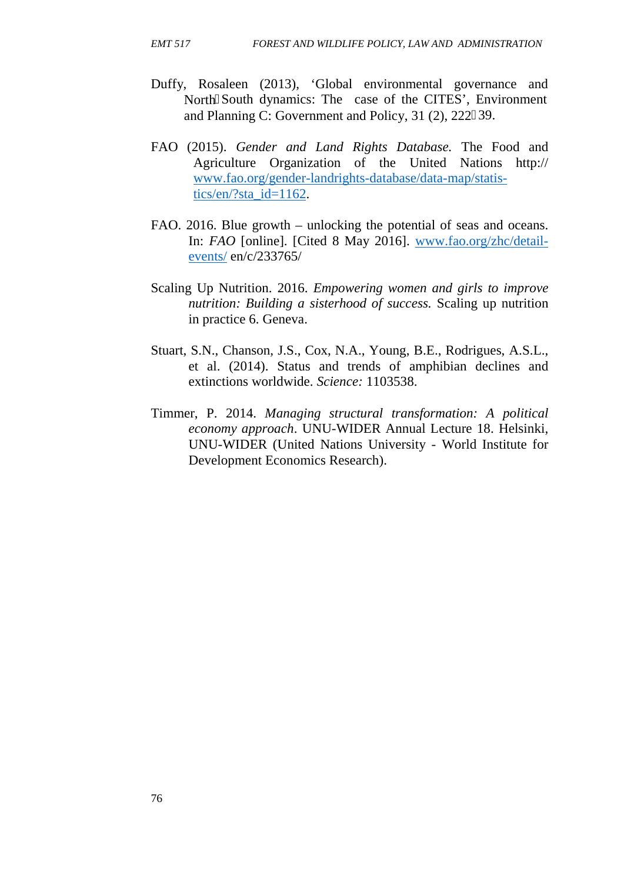Duffy, Rosaleen (2013), 'Global environmental governance and North South dynamics: The case of the CITES', Environment and Planning C: Government and Policy, 31 (2), 222 39.

FAO (2015). *Gender and Land Rights Database.* The Food and Agriculture Organization of the United Nations http:// www.fao.org/gender-landrights-database/data-map/statis-tics/en/?sta_id=1162.

FAO. 2016. Blue growth – unlocking the potential of seas and oceans. In: *FAO* [online]. [Cited 8 May 2016]. www.fao.org/zhc/detail-events/ en/c/233765/

Scaling Up Nutrition. 2016. *Empowering women and girls to improve nutrition: Building a sisterhood of success.* Scaling up nutrition in practice 6. Geneva.

Stuart, S.N., Chanson, J.S., Cox, N.A., Young, B.E., Rodrigues, A.S.L., et al. (2014). Status and trends of amphibian declines and extinctions worldwide. *Science:* 1103538.

Timmer, P. 2014. *Managing structural transformation: A political economy approach*. UNU-WIDER Annual Lecture 18. Helsinki, UNU-WIDER (United Nations University - World Institute for Development Economics Research).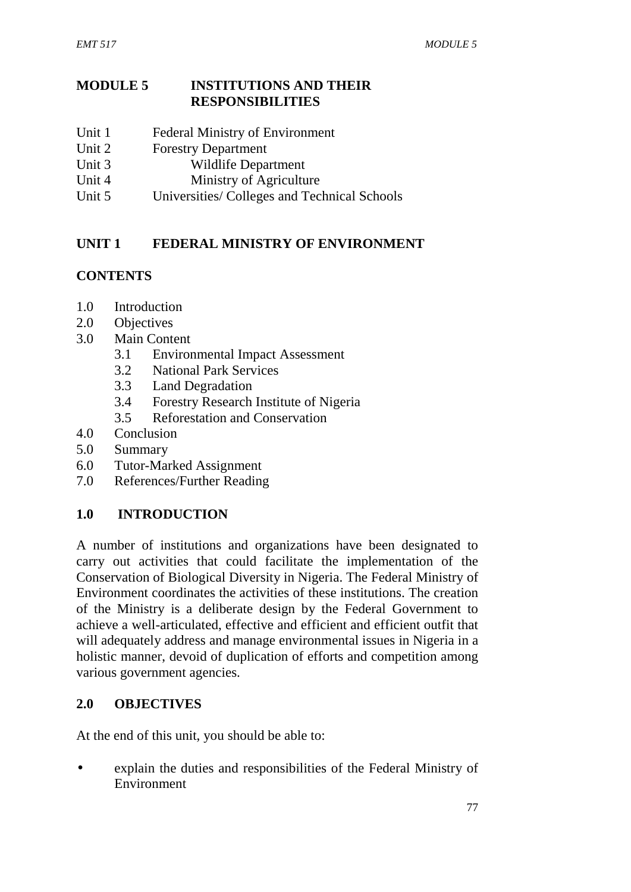## MODULE 5 INSTITUTIONS AND THEIR RESPONSIBILITIES

Unit 1 Federal Ministry of Environment
Unit 2 Forestry Department
Unit 3 Wildlife Department
Unit 4 Ministry of Agriculture
Unit 5 Universities/ Colleges and Technical Schools

## UNIT 1 FEDERAL MINISTRY OF ENVIRONMENT

### CONTENTS

1.0 Introduction
2.0 Objectives
3.0 Main Content
  3.1 Environmental Impact Assessment
  3.2 National Park Services
  3.3 Land Degradation
  3.4 Forestry Research Institute of Nigeria
  3.5 Reforestation and Conservation
4.0 Conclusion
5.0 Summary
6.0 Tutor-Marked Assignment
7.0 References/Further Reading

### 1.0 INTRODUCTION

A number of institutions and organizations have been designated to carry out activities that could facilitate the implementation of the Conservation of Biological Diversity in Nigeria. The Federal Ministry of Environment coordinates the activities of these institutions. The creation of the Ministry is a deliberate design by the Federal Government to achieve a well-articulated, effective and efficient and efficient outfit that will adequately address and manage environmental issues in Nigeria in a holistic manner, devoid of duplication of efforts and competition among various government agencies.

### 2.0 OBJECTIVES

At the end of this unit, you should be able to:

- explain the duties and responsibilities of the Federal Ministry of Environment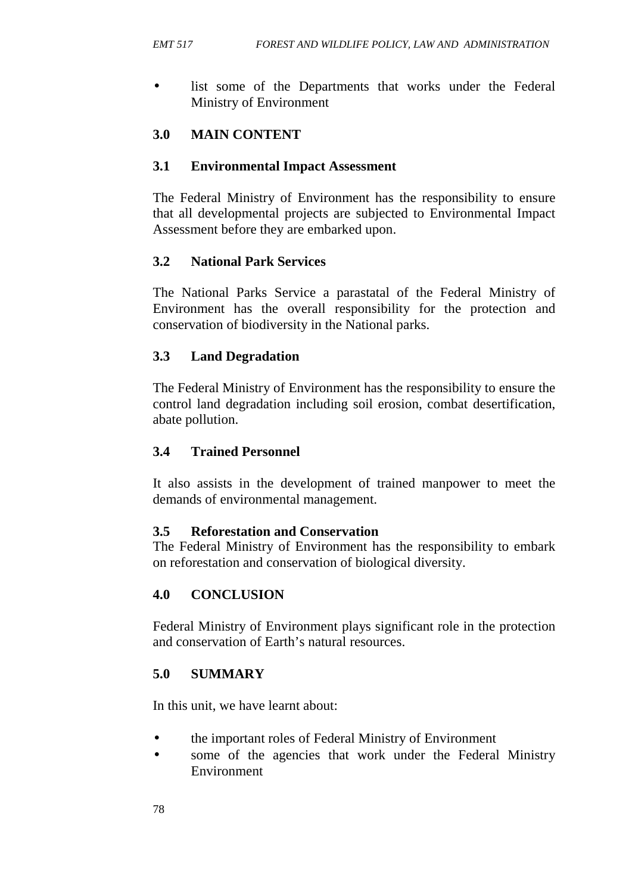- list some of the Departments that works under the Federal Ministry of Environment

## 3.0 MAIN CONTENT

### 3.1 Environmental Impact Assessment

The Federal Ministry of Environment has the responsibility to ensure that all developmental projects are subjected to Environmental Impact Assessment before they are embarked upon.

### 3.2 National Park Services

The National Parks Service a parastatal of the Federal Ministry of Environment has the overall responsibility for the protection and conservation of biodiversity in the National parks.

### 3.3 Land Degradation

The Federal Ministry of Environment has the responsibility to ensure the control land degradation including soil erosion, combat desertification, abate pollution.

### 3.4 Trained Personnel

It also assists in the development of trained manpower to meet the demands of environmental management.

### 3.5 Reforestation and Conservation

The Federal Ministry of Environment has the responsibility to embark on reforestation and conservation of biological diversity.

## 4.0 CONCLUSION

Federal Ministry of Environment plays significant role in the protection and conservation of Earth's natural resources.

## 5.0 SUMMARY

In this unit, we have learnt about:

- the important roles of Federal Ministry of Environment
- some of the agencies that work under the Federal Ministry Environment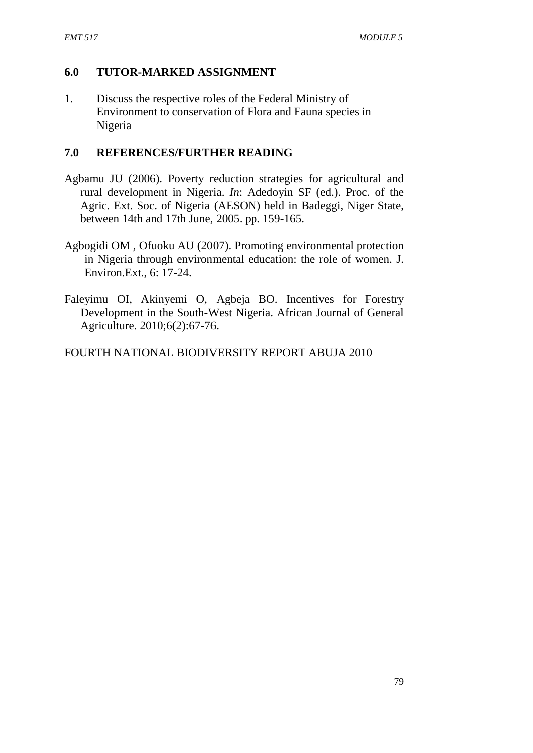## 6.0 TUTOR-MARKED ASSIGNMENT

1. Discuss the respective roles of the Federal Ministry of Environment to conservation of Flora and Fauna species in Nigeria

## 7.0 REFERENCES/FURTHER READING

Agbamu JU (2006). Poverty reduction strategies for agricultural and rural development in Nigeria. *In*: Adedoyin SF (ed.). Proc. of the Agric. Ext. Soc. of Nigeria (AESON) held in Badeggi, Niger State, between 14th and 17th June, 2005. pp. 159-165.

Agbogidi OM , Ofuoku AU (2007). Promoting environmental protection in Nigeria through environmental education: the role of women. J. Environ.Ext., 6: 17-24.

Faleyimu OI, Akinyemi O, Agbeja BO. Incentives for Forestry Development in the South-West Nigeria. African Journal of General Agriculture. 2010;6(2):67-76.

FOURTH NATIONAL BIODIVERSITY REPORT ABUJA 2010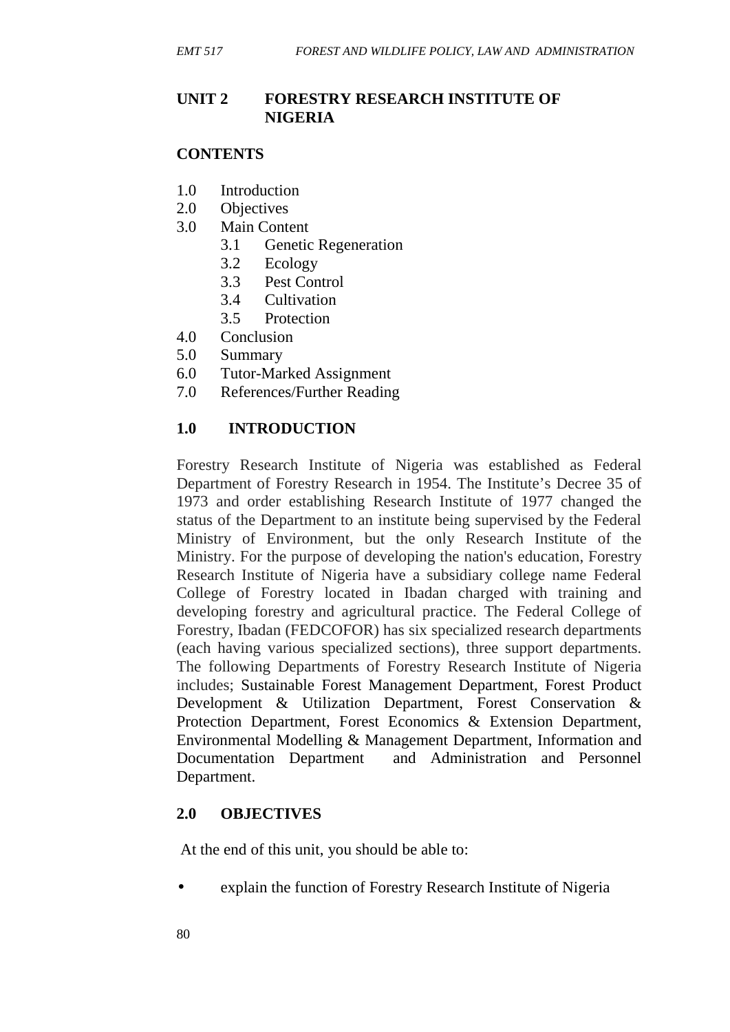## UNIT 2 FORESTRY RESEARCH INSTITUTE OF NIGERIA

**CONTENTS**

1.0 Introduction
2.0 Objectives
3.0 Main Content
   3.1 Genetic Regeneration
   3.2 Ecology
   3.3 Pest Control
   3.4 Cultivation
   3.5 Protection
4.0 Conclusion
5.0 Summary
6.0 Tutor-Marked Assignment
7.0 References/Further Reading

### 1.0 INTRODUCTION

Forestry Research Institute of Nigeria was established as Federal Department of Forestry Research in 1954. The Institute's Decree 35 of 1973 and order establishing Research Institute of 1977 changed the status of the Department to an institute being supervised by the Federal Ministry of Environment, but the only Research Institute of the Ministry. For the purpose of developing the nation's education, Forestry Research Institute of Nigeria have a subsidiary college name Federal College of Forestry located in Ibadan charged with training and developing forestry and agricultural practice. The Federal College of Forestry, Ibadan (FEDCOFOR) has six specialized research departments (each having various specialized sections), three support departments. The following Departments of Forestry Research Institute of Nigeria includes; Sustainable Forest Management Department, Forest Product Development & Utilization Department, Forest Conservation & Protection Department, Forest Economics & Extension Department, Environmental Modelling & Management Department, Information and Documentation Department and Administration and Personnel Department.

### 2.0 OBJECTIVES

At the end of this unit, you should be able to:

- explain the function of Forestry Research Institute of Nigeria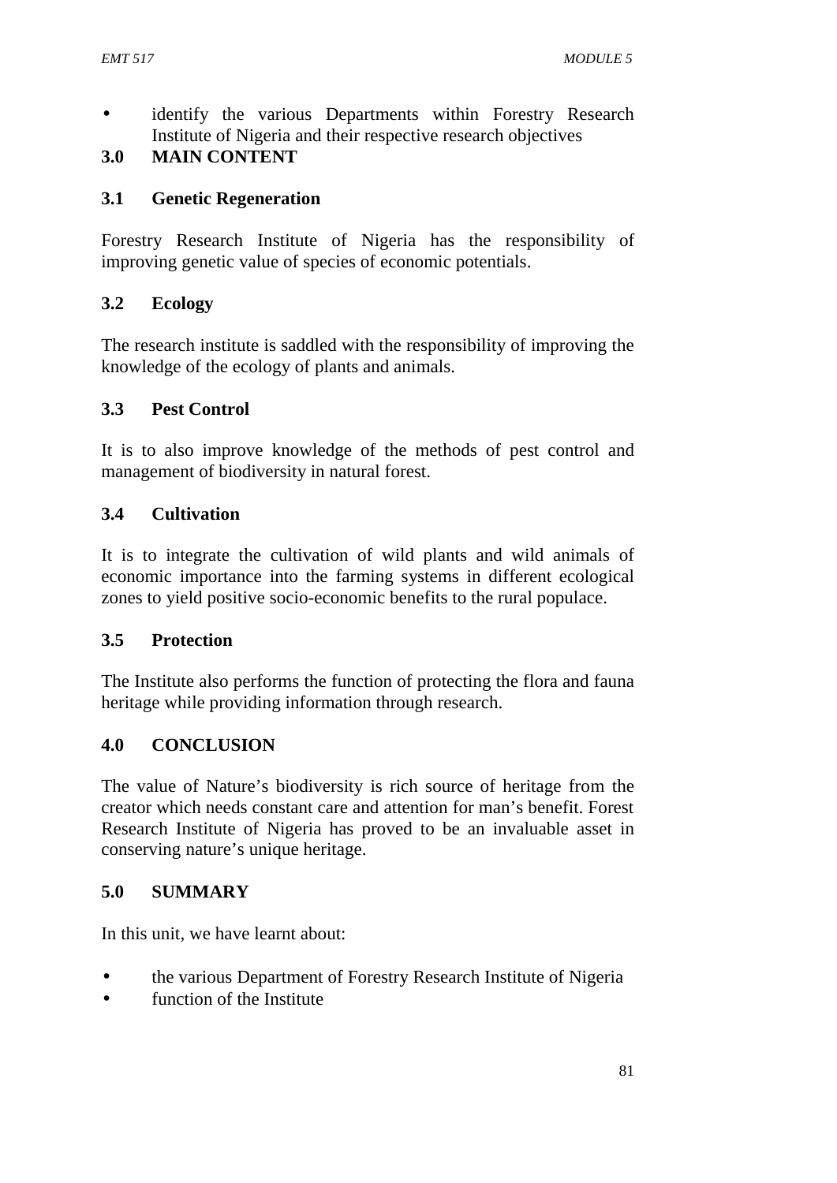- identify the various Departments within Forestry Research Institute of Nigeria and their respective research objectives

## 3.0 MAIN CONTENT

### 3.1 Genetic Regeneration

Forestry Research Institute of Nigeria has the responsibility of improving genetic value of species of economic potentials.

### 3.2 Ecology

The research institute is saddled with the responsibility of improving the knowledge of the ecology of plants and animals.

### 3.3 Pest Control

It is to also improve knowledge of the methods of pest control and management of biodiversity in natural forest.

### 3.4 Cultivation

It is to integrate the cultivation of wild plants and wild animals of economic importance into the farming systems in different ecological zones to yield positive socio-economic benefits to the rural populace.

### 3.5 Protection

The Institute also performs the function of protecting the flora and fauna heritage while providing information through research.

## 4.0 CONCLUSION

The value of Nature's biodiversity is rich source of heritage from the creator which needs constant care and attention for man's benefit. Forest Research Institute of Nigeria has proved to be an invaluable asset in conserving nature's unique heritage.

## 5.0 SUMMARY

In this unit, we have learnt about:

- the various Department of Forestry Research Institute of Nigeria
- function of the Institute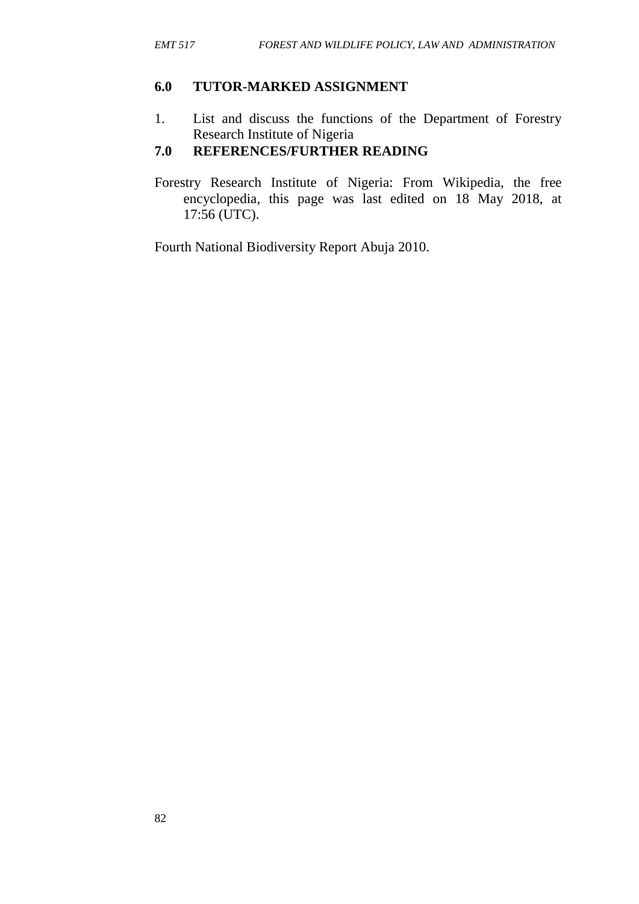## 6.0 TUTOR-MARKED ASSIGNMENT

1. List and discuss the functions of the Department of Forestry Research Institute of Nigeria

## 7.0 REFERENCES/FURTHER READING

Forestry Research Institute of Nigeria: From Wikipedia, the free encyclopedia, this page was last edited on 18 May 2018, at 17:56 (UTC).

Fourth National Biodiversity Report Abuja 2010.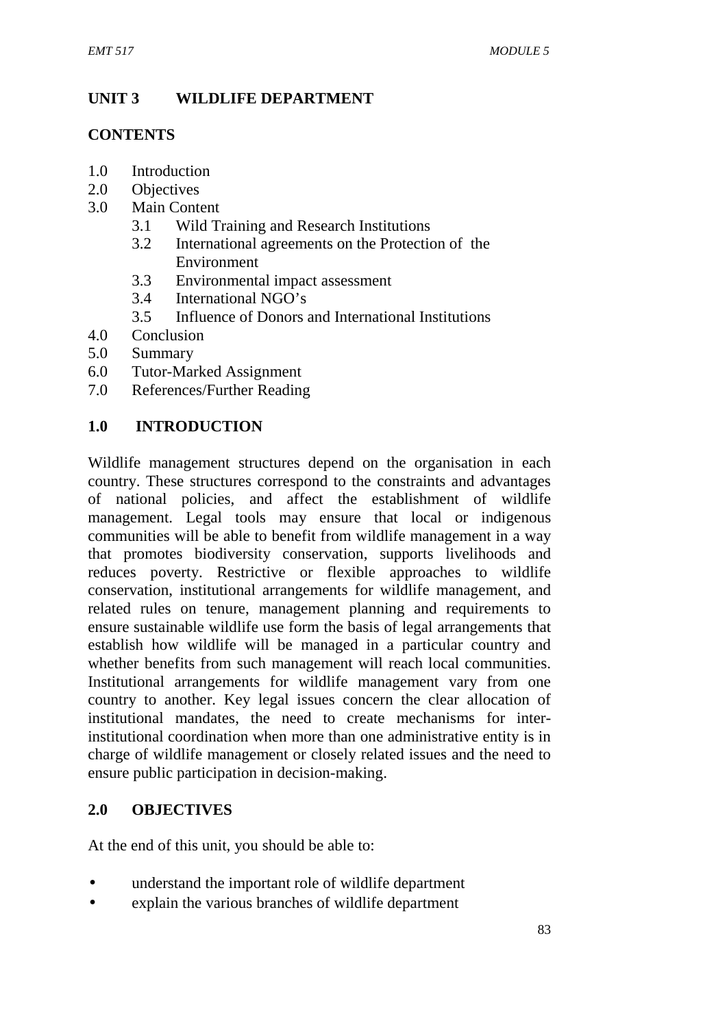## UNIT 3 WILDLIFE DEPARTMENT

### CONTENTS

1.0 Introduction
2.0 Objectives
3.0 Main Content
    3.1 Wild Training and Research Institutions
    3.2 International agreements on the Protection of the Environment
    3.3 Environmental impact assessment
    3.4 International NGO's
    3.5 Influence of Donors and International Institutions
4.0 Conclusion
5.0 Summary
6.0 Tutor-Marked Assignment
7.0 References/Further Reading

### 1.0 INTRODUCTION

Wildlife management structures depend on the organisation in each country. These structures correspond to the constraints and advantages of national policies, and affect the establishment of wildlife management. Legal tools may ensure that local or indigenous communities will be able to benefit from wildlife management in a way that promotes biodiversity conservation, supports livelihoods and reduces poverty. Restrictive or flexible approaches to wildlife conservation, institutional arrangements for wildlife management, and related rules on tenure, management planning and requirements to ensure sustainable wildlife use form the basis of legal arrangements that establish how wildlife will be managed in a particular country and whether benefits from such management will reach local communities. Institutional arrangements for wildlife management vary from one country to another. Key legal issues concern the clear allocation of institutional mandates, the need to create mechanisms for inter-institutional coordination when more than one administrative entity is in charge of wildlife management or closely related issues and the need to ensure public participation in decision-making.

### 2.0 OBJECTIVES

At the end of this unit, you should be able to:

- understand the important role of wildlife department
- explain the various branches of wildlife department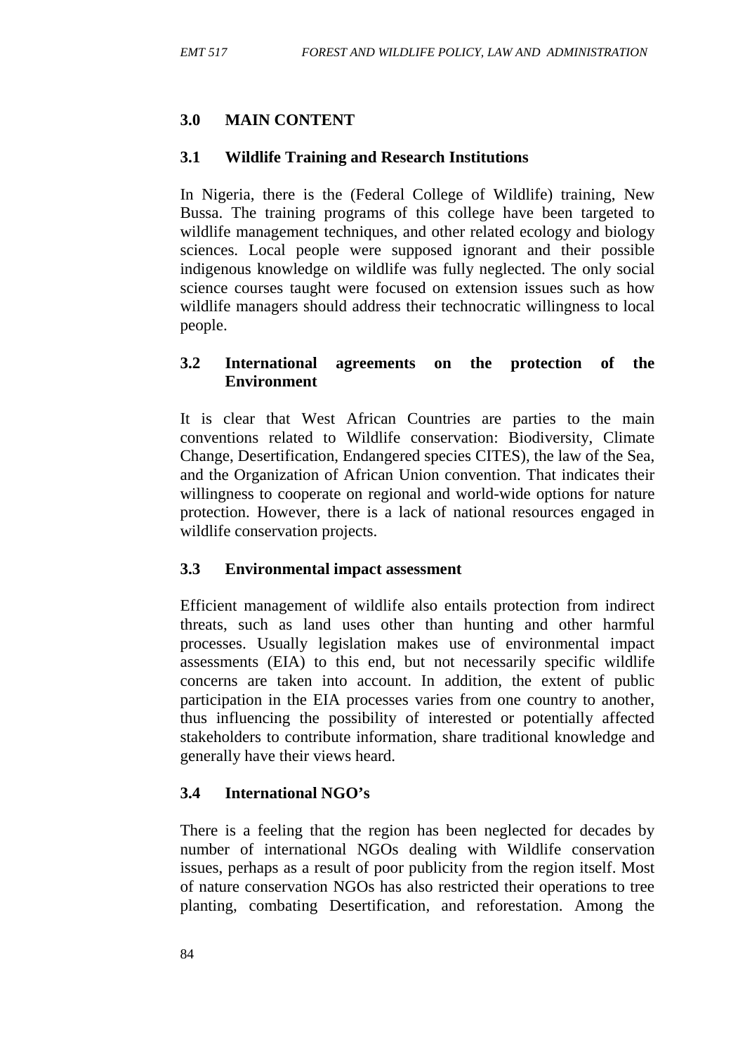## 3.0 MAIN CONTENT

### 3.1 Wildlife Training and Research Institutions

In Nigeria, there is the (Federal College of Wildlife) training, New Bussa. The training programs of this college have been targeted to wildlife management techniques, and other related ecology and biology sciences. Local people were supposed ignorant and their possible indigenous knowledge on wildlife was fully neglected. The only social science courses taught were focused on extension issues such as how wildlife managers should address their technocratic willingness to local people.

### 3.2 International agreements on the protection of the Environment

It is clear that West African Countries are parties to the main conventions related to Wildlife conservation: Biodiversity, Climate Change, Desertification, Endangered species CITES), the law of the Sea, and the Organization of African Union convention. That indicates their willingness to cooperate on regional and world-wide options for nature protection. However, there is a lack of national resources engaged in wildlife conservation projects.

### 3.3 Environmental impact assessment

Efficient management of wildlife also entails protection from indirect threats, such as land uses other than hunting and other harmful processes. Usually legislation makes use of environmental impact assessments (EIA) to this end, but not necessarily specific wildlife concerns are taken into account. In addition, the extent of public participation in the EIA processes varies from one country to another, thus influencing the possibility of interested or potentially affected stakeholders to contribute information, share traditional knowledge and generally have their views heard.

### 3.4 International NGO's

There is a feeling that the region has been neglected for decades by number of international NGOs dealing with Wildlife conservation issues, perhaps as a result of poor publicity from the region itself. Most of nature conservation NGOs has also restricted their operations to tree planting, combating Desertification, and reforestation. Among the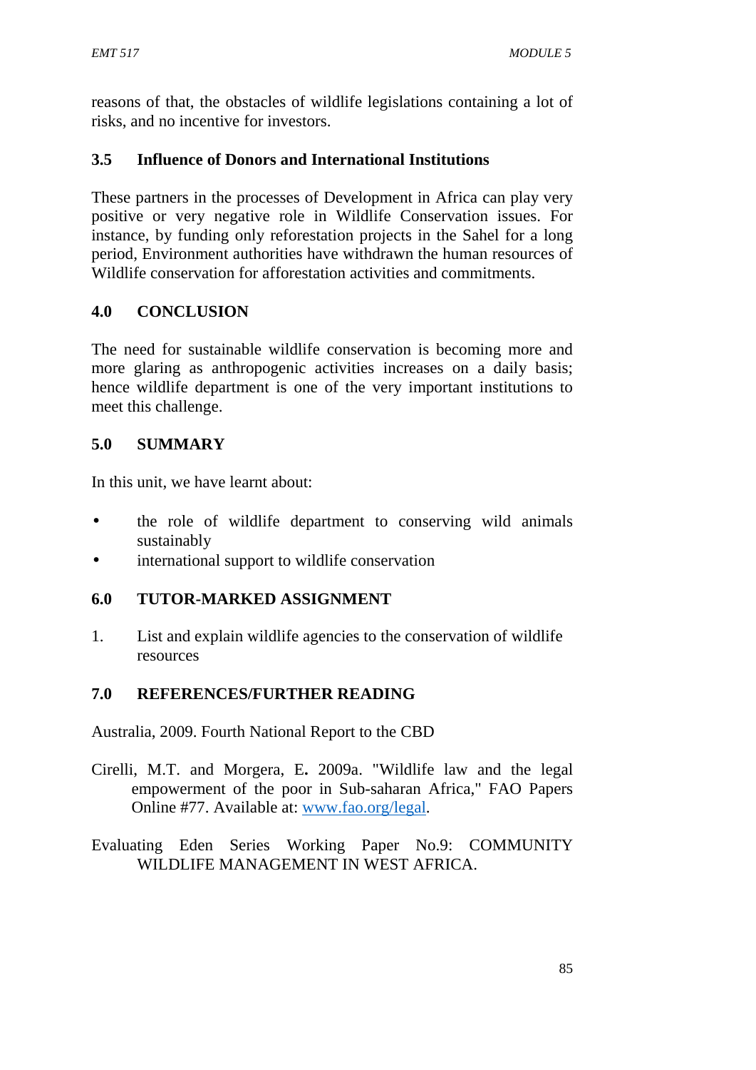reasons of that, the obstacles of wildlife legislations containing a lot of risks, and no incentive for investors.

### 3.5 Influence of Donors and International Institutions

These partners in the processes of Development in Africa can play very positive or very negative role in Wildlife Conservation issues. For instance, by funding only reforestation projects in the Sahel for a long period, Environment authorities have withdrawn the human resources of Wildlife conservation for afforestation activities and commitments.

## 4.0 CONCLUSION

The need for sustainable wildlife conservation is becoming more and more glaring as anthropogenic activities increases on a daily basis; hence wildlife department is one of the very important institutions to meet this challenge.

## 5.0 SUMMARY

In this unit, we have learnt about:

- the role of wildlife department to conserving wild animals sustainably
- international support to wildlife conservation

## 6.0 TUTOR-MARKED ASSIGNMENT

1. List and explain wildlife agencies to the conservation of wildlife resources

## 7.0 REFERENCES/FURTHER READING

Australia, 2009. Fourth National Report to the CBD

Cirelli, M.T. and Morgera, E**.** 2009a. "Wildlife law and the legal empowerment of the poor in Sub-saharan Africa," FAO Papers Online #77. Available at: [www.fao.org/legal](www.fao.org/legal).

Evaluating Eden Series Working Paper No.9: COMMUNITY WILDLIFE MANAGEMENT IN WEST AFRICA.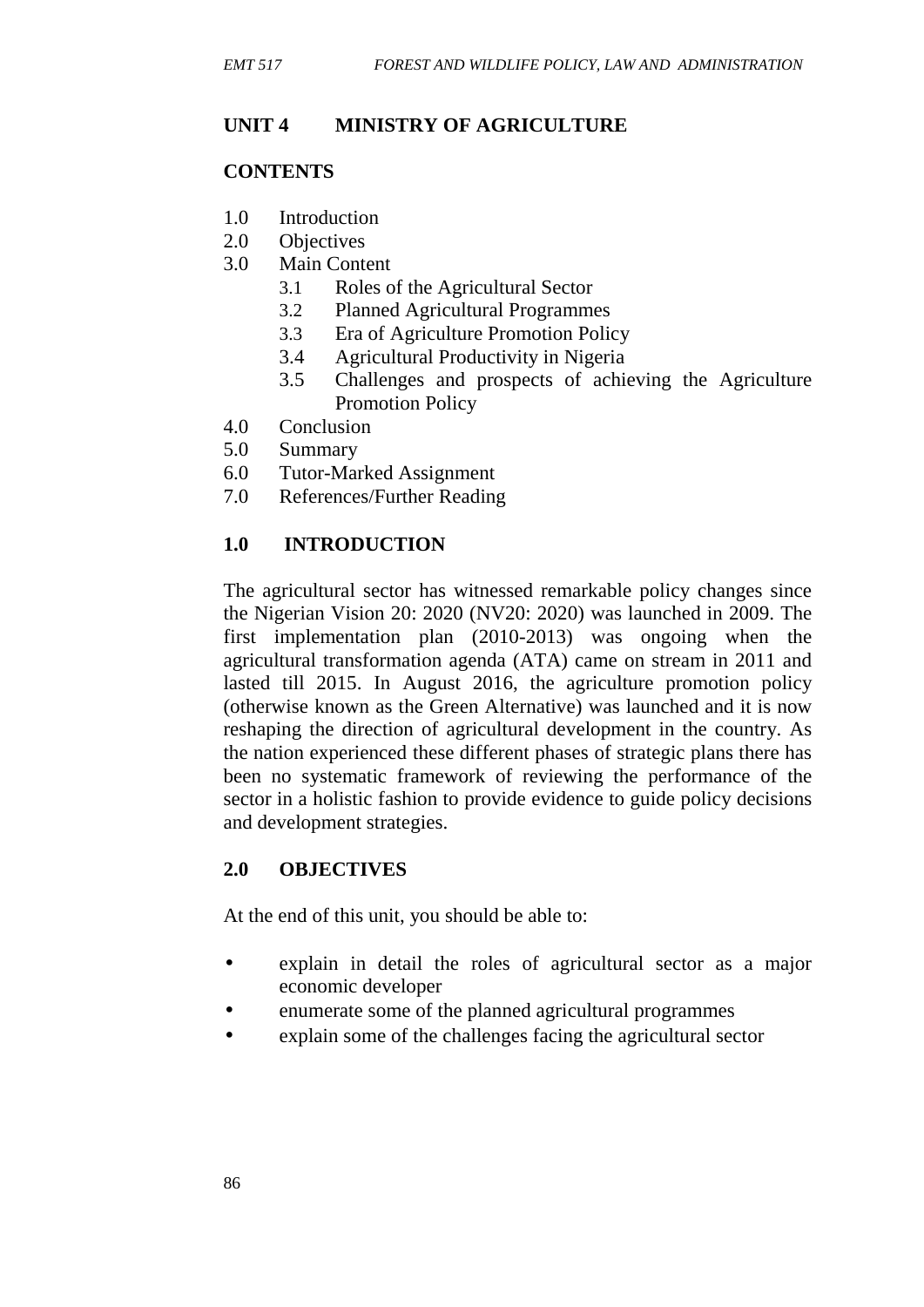## UNIT 4 MINISTRY OF AGRICULTURE

### CONTENTS

1.0 Introduction
2.0 Objectives
3.0 Main Content
    3.1 Roles of the Agricultural Sector
    3.2 Planned Agricultural Programmes
    3.3 Era of Agriculture Promotion Policy
    3.4 Agricultural Productivity in Nigeria
    3.5 Challenges and prospects of achieving the Agriculture Promotion Policy
4.0 Conclusion
5.0 Summary
6.0 Tutor-Marked Assignment
7.0 References/Further Reading

### 1.0 INTRODUCTION

The agricultural sector has witnessed remarkable policy changes since the Nigerian Vision 20: 2020 (NV20: 2020) was launched in 2009. The first implementation plan (2010-2013) was ongoing when the agricultural transformation agenda (ATA) came on stream in 2011 and lasted till 2015. In August 2016, the agriculture promotion policy (otherwise known as the Green Alternative) was launched and it is now reshaping the direction of agricultural development in the country. As the nation experienced these different phases of strategic plans there has been no systematic framework of reviewing the performance of the sector in a holistic fashion to provide evidence to guide policy decisions and development strategies.

### 2.0 OBJECTIVES

At the end of this unit, you should be able to:

- explain in detail the roles of agricultural sector as a major economic developer
- enumerate some of the planned agricultural programmes
- explain some of the challenges facing the agricultural sector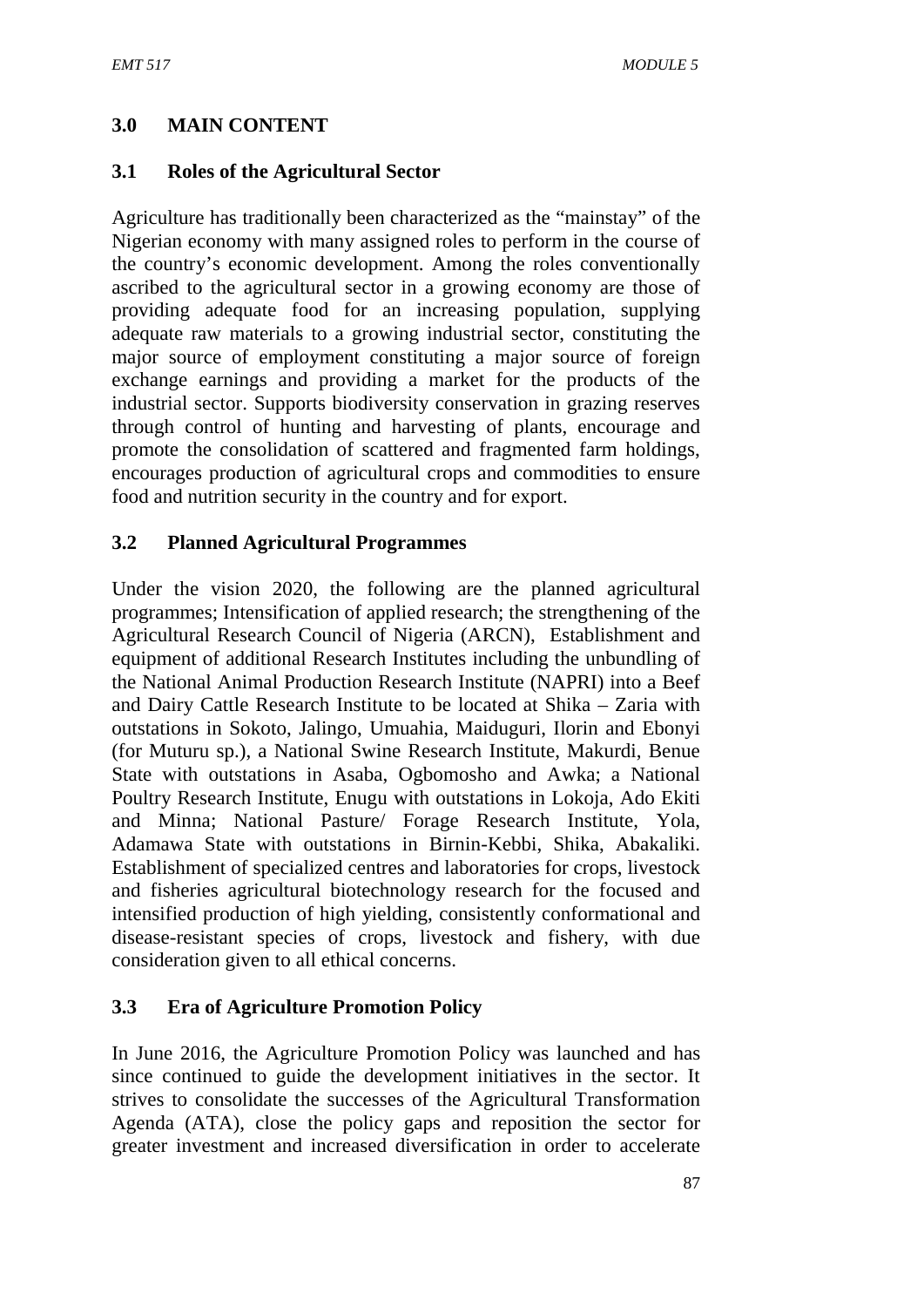## 3.0 MAIN CONTENT

### 3.1 Roles of the Agricultural Sector

Agriculture has traditionally been characterized as the “mainstay” of the Nigerian economy with many assigned roles to perform in the course of the country’s economic development. Among the roles conventionally ascribed to the agricultural sector in a growing economy are those of providing adequate food for an increasing population, supplying adequate raw materials to a growing industrial sector, constituting the major source of employment constituting a major source of foreign exchange earnings and providing a market for the products of the industrial sector. Supports biodiversity conservation in grazing reserves through control of hunting and harvesting of plants, encourage and promote the consolidation of scattered and fragmented farm holdings, encourages production of agricultural crops and commodities to ensure food and nutrition security in the country and for export.

### 3.2 Planned Agricultural Programmes

Under the vision 2020, the following are the planned agricultural programmes; Intensification of applied research; the strengthening of the Agricultural Research Council of Nigeria (ARCN), Establishment and equipment of additional Research Institutes including the unbundling of the National Animal Production Research Institute (NAPRI) into a Beef and Dairy Cattle Research Institute to be located at Shika – Zaria with outstations in Sokoto, Jalingo, Umuahia, Maiduguri, Ilorin and Ebonyi (for Muturu sp.), a National Swine Research Institute, Makurdi, Benue State with outstations in Asaba, Ogbomosho and Awka; a National Poultry Research Institute, Enugu with outstations in Lokoja, Ado Ekiti and Minna; National Pasture/ Forage Research Institute, Yola, Adamawa State with outstations in Birnin-Kebbi, Shika, Abakaliki. Establishment of specialized centres and laboratories for crops, livestock and fisheries agricultural biotechnology research for the focused and intensified production of high yielding, consistently conformational and disease-resistant species of crops, livestock and fishery, with due consideration given to all ethical concerns.

### 3.3 Era of Agriculture Promotion Policy

In June 2016, the Agriculture Promotion Policy was launched and has since continued to guide the development initiatives in the sector. It strives to consolidate the successes of the Agricultural Transformation Agenda (ATA), close the policy gaps and reposition the sector for greater investment and increased diversification in order to accelerate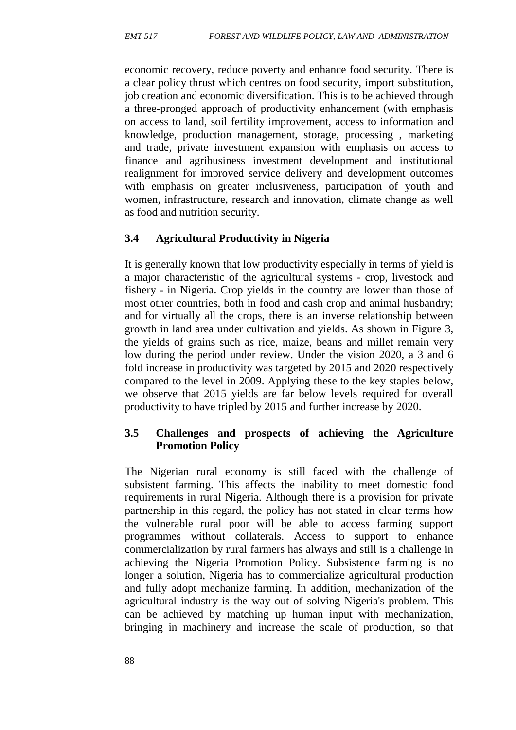economic recovery, reduce poverty and enhance food security. There is a clear policy thrust which centres on food security, import substitution, job creation and economic diversification. This is to be achieved through a three-pronged approach of productivity enhancement (with emphasis on access to land, soil fertility improvement, access to information and knowledge, production management, storage, processing , marketing and trade, private investment expansion with emphasis on access to finance and agribusiness investment development and institutional realignment for improved service delivery and development outcomes with emphasis on greater inclusiveness, participation of youth and women, infrastructure, research and innovation, climate change as well as food and nutrition security.

### 3.4 Agricultural Productivity in Nigeria

It is generally known that low productivity especially in terms of yield is a major characteristic of the agricultural systems - crop, livestock and fishery - in Nigeria. Crop yields in the country are lower than those of most other countries, both in food and cash crop and animal husbandry; and for virtually all the crops, there is an inverse relationship between growth in land area under cultivation and yields. As shown in Figure 3, the yields of grains such as rice, maize, beans and millet remain very low during the period under review. Under the vision 2020, a 3 and 6 fold increase in productivity was targeted by 2015 and 2020 respectively compared to the level in 2009. Applying these to the key staples below, we observe that 2015 yields are far below levels required for overall productivity to have tripled by 2015 and further increase by 2020.

### 3.5 Challenges and prospects of achieving the Agriculture Promotion Policy

The Nigerian rural economy is still faced with the challenge of subsistent farming. This affects the inability to meet domestic food requirements in rural Nigeria. Although there is a provision for private partnership in this regard, the policy has not stated in clear terms how the vulnerable rural poor will be able to access farming support programmes without collaterals. Access to support to enhance commercialization by rural farmers has always and still is a challenge in achieving the Nigeria Promotion Policy. Subsistence farming is no longer a solution, Nigeria has to commercialize agricultural production and fully adopt mechanize farming. In addition, mechanization of the agricultural industry is the way out of solving Nigeria's problem. This can be achieved by matching up human input with mechanization, bringing in machinery and increase the scale of production, so that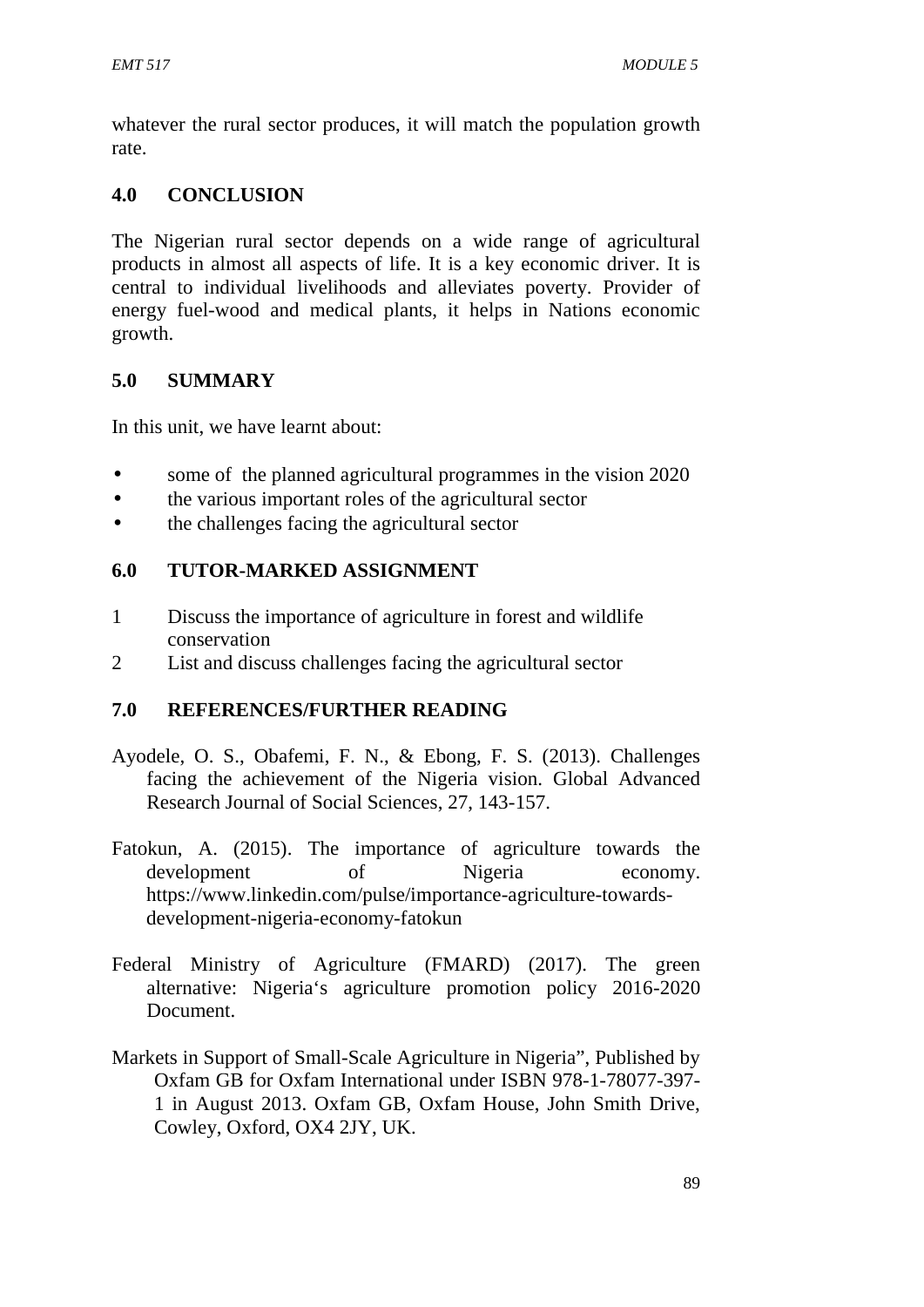whatever the rural sector produces, it will match the population growth rate.

## 4.0 CONCLUSION

The Nigerian rural sector depends on a wide range of agricultural products in almost all aspects of life. It is a key economic driver. It is central to individual livelihoods and alleviates poverty. Provider of energy fuel-wood and medical plants, it helps in Nations economic growth.

## 5.0 SUMMARY

In this unit, we have learnt about:

- some of the planned agricultural programmes in the vision 2020
- the various important roles of the agricultural sector
- the challenges facing the agricultural sector

## 6.0 TUTOR-MARKED ASSIGNMENT

1. Discuss the importance of agriculture in forest and wildlife conservation
2. List and discuss challenges facing the agricultural sector

## 7.0 REFERENCES/FURTHER READING

Ayodele, O. S., Obafemi, F. N., & Ebong, F. S. (2013). Challenges facing the achievement of the Nigeria vision. Global Advanced Research Journal of Social Sciences, 27, 143-157.

Fatokun, A. (2015). The importance of agriculture towards the development of Nigeria economy. https://www.linkedin.com/pulse/importance-agriculture-towards-development-nigeria-economy-fatokun

Federal Ministry of Agriculture (FMARD) (2017). The green alternative: Nigeria's agriculture promotion policy 2016-2020 Document.

Markets in Support of Small-Scale Agriculture in Nigeria", Published by Oxfam GB for Oxfam International under ISBN 978-1-78077-397-1 in August 2013. Oxfam GB, Oxfam House, John Smith Drive, Cowley, Oxford, OX4 2JY, UK.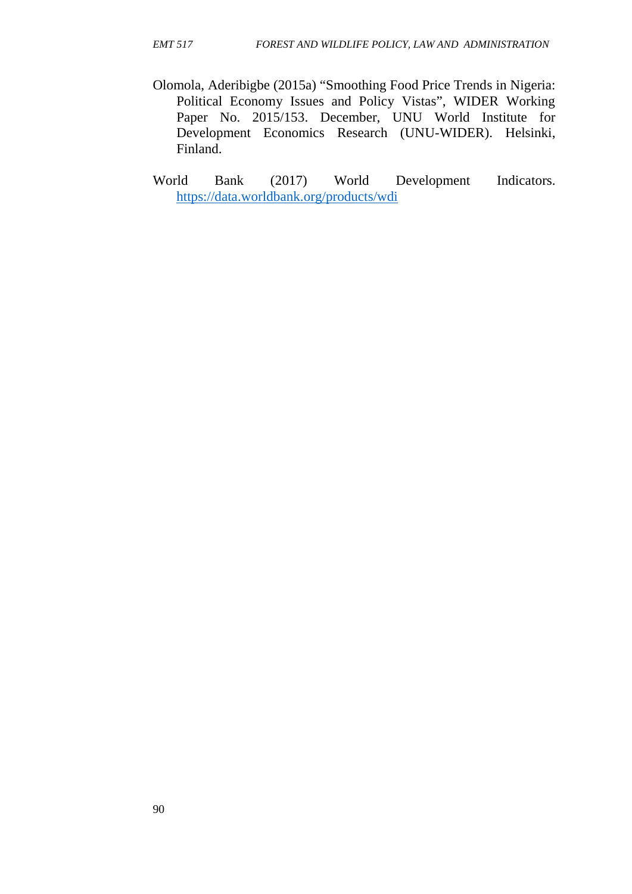Olomola, Aderibigbe (2015a) “Smoothing Food Price Trends in Nigeria: Political Economy Issues and Policy Vistas”, WIDER Working Paper No. 2015/153. December, UNU World Institute for Development Economics Research (UNU-WIDER). Helsinki, Finland.

World Bank (2017) World Development Indicators. https://data.worldbank.org/products/wdi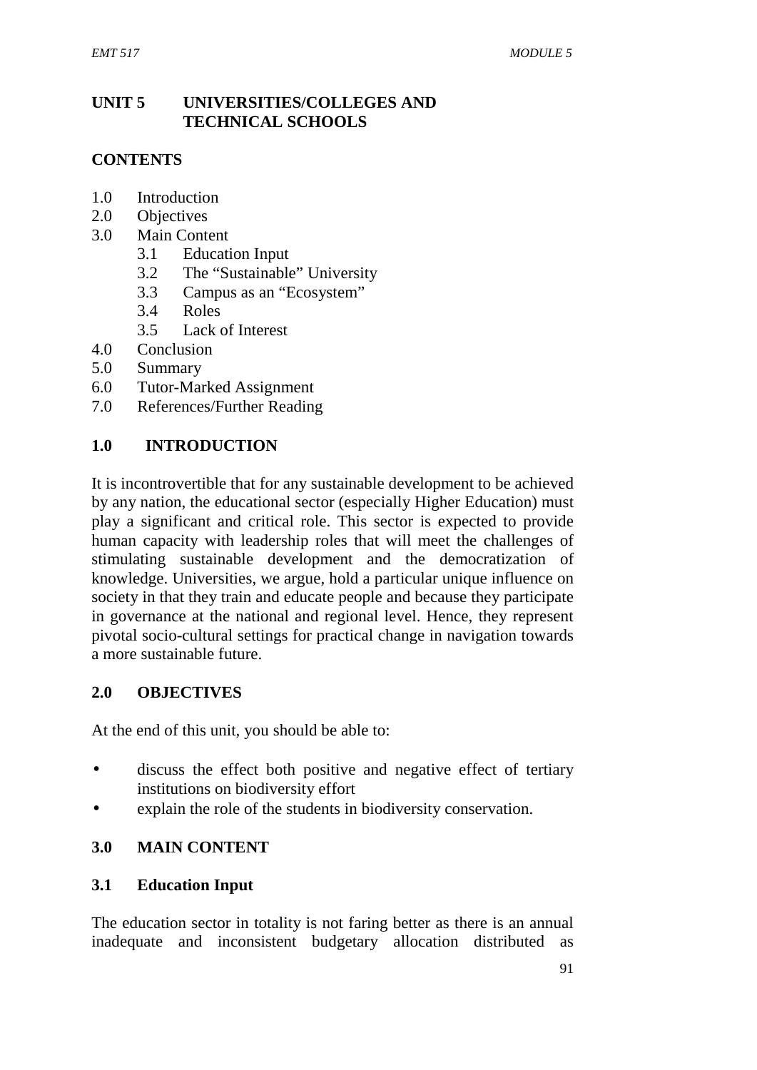## UNIT 5 UNIVERSITIES/COLLEGES AND TECHNICAL SCHOOLS

### CONTENTS

1.0 Introduction
2.0 Objectives
3.0 Main Content
  3.1 Education Input
  3.2 The "Sustainable" University
  3.3 Campus as an "Ecosystem"
  3.4 Roles
  3.5 Lack of Interest
4.0 Conclusion
5.0 Summary
6.0 Tutor-Marked Assignment
7.0 References/Further Reading

### 1.0 INTRODUCTION

It is incontrovertible that for any sustainable development to be achieved by any nation, the educational sector (especially Higher Education) must play a significant and critical role. This sector is expected to provide human capacity with leadership roles that will meet the challenges of stimulating sustainable development and the democratization of knowledge. Universities, we argue, hold a particular unique influence on society in that they train and educate people and because they participate in governance at the national and regional level. Hence, they represent pivotal socio-cultural settings for practical change in navigation towards a more sustainable future.

### 2.0 OBJECTIVES

At the end of this unit, you should be able to:

- discuss the effect both positive and negative effect of tertiary institutions on biodiversity effort
- explain the role of the students in biodiversity conservation.

### 3.0 MAIN CONTENT

### 3.1 Education Input

The education sector in totality is not faring better as there is an annual inadequate and inconsistent budgetary allocation distributed as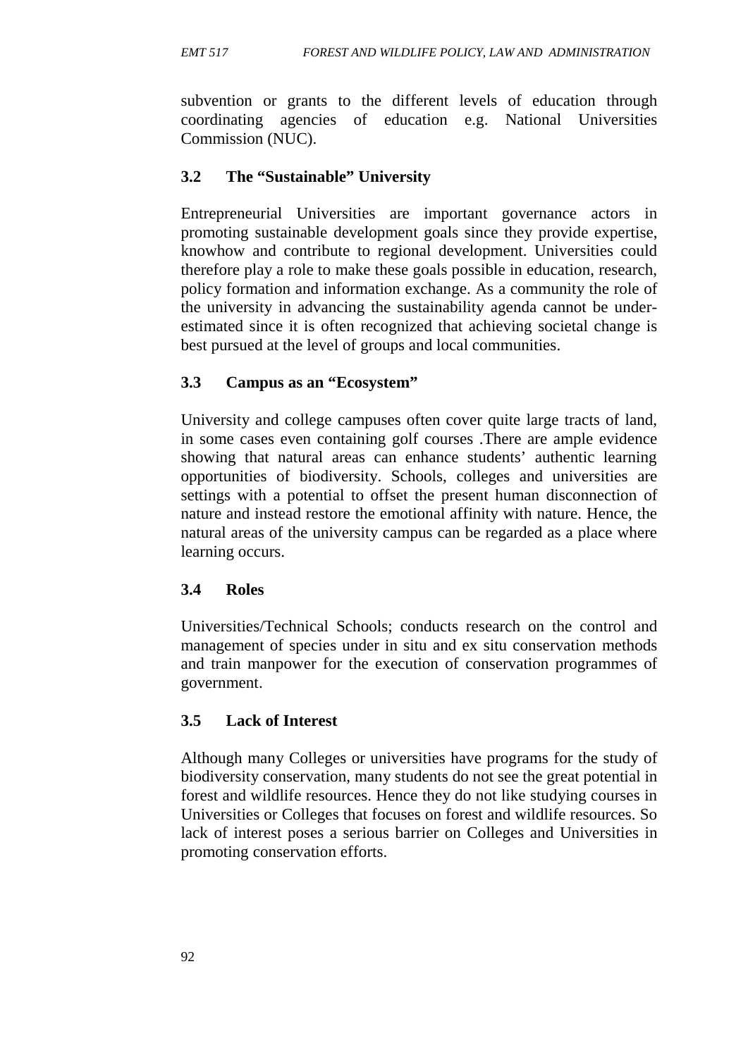subvention or grants to the different levels of education through coordinating agencies of education e.g. National Universities Commission (NUC).

### 3.2 The "Sustainable" University

Entrepreneurial Universities are important governance actors in promoting sustainable development goals since they provide expertise, knowhow and contribute to regional development. Universities could therefore play a role to make these goals possible in education, research, policy formation and information exchange. As a community the role of the university in advancing the sustainability agenda cannot be under-estimated since it is often recognized that achieving societal change is best pursued at the level of groups and local communities.

### 3.3 Campus as an "Ecosystem"

University and college campuses often cover quite large tracts of land, in some cases even containing golf courses .There are ample evidence showing that natural areas can enhance students' authentic learning opportunities of biodiversity. Schools, colleges and universities are settings with a potential to offset the present human disconnection of nature and instead restore the emotional affinity with nature. Hence, the natural areas of the university campus can be regarded as a place where learning occurs.

### 3.4 Roles

Universities/Technical Schools; conducts research on the control and management of species under in situ and ex situ conservation methods and train manpower for the execution of conservation programmes of government.

### 3.5 Lack of Interest

Although many Colleges or universities have programs for the study of biodiversity conservation, many students do not see the great potential in forest and wildlife resources. Hence they do not like studying courses in Universities or Colleges that focuses on forest and wildlife resources. So lack of interest poses a serious barrier on Colleges and Universities in promoting conservation efforts.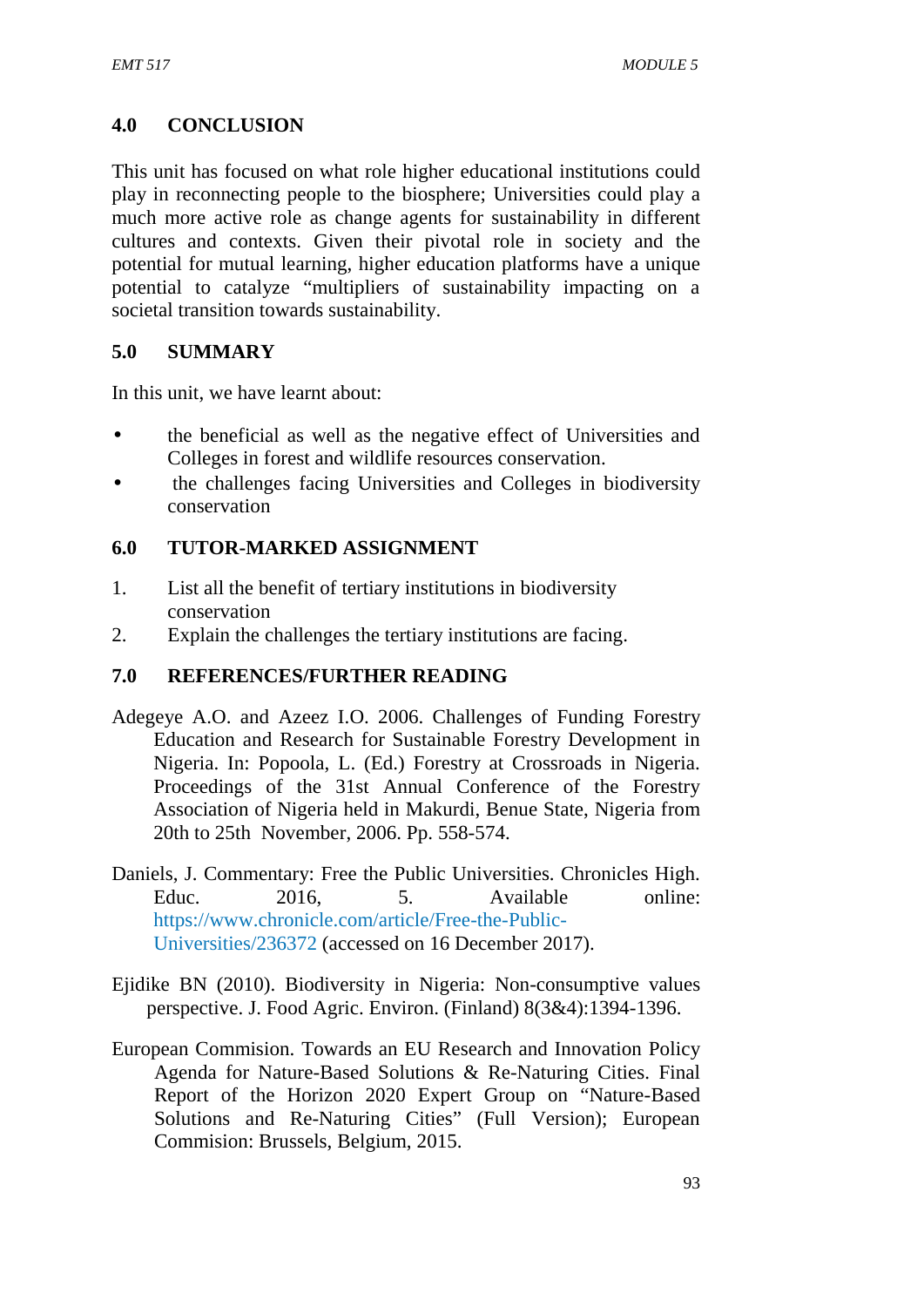## 4.0 CONCLUSION

This unit has focused on what role higher educational institutions could play in reconnecting people to the biosphere; Universities could play a much more active role as change agents for sustainability in different cultures and contexts. Given their pivotal role in society and the potential for mutual learning, higher education platforms have a unique potential to catalyze "multipliers of sustainability impacting on a societal transition towards sustainability.

## 5.0 SUMMARY

In this unit, we have learnt about:

- the beneficial as well as the negative effect of Universities and Colleges in forest and wildlife resources conservation.
- the challenges facing Universities and Colleges in biodiversity conservation

## 6.0 TUTOR-MARKED ASSIGNMENT

1. List all the benefit of tertiary institutions in biodiversity conservation
2. Explain the challenges the tertiary institutions are facing.

## 7.0 REFERENCES/FURTHER READING

Adegeye A.O. and Azeez I.O. 2006. Challenges of Funding Forestry Education and Research for Sustainable Forestry Development in Nigeria. In: Popoola, L. (Ed.) Forestry at Crossroads in Nigeria. Proceedings of the 31st Annual Conference of the Forestry Association of Nigeria held in Makurdi, Benue State, Nigeria from 20th to 25th November, 2006. Pp. 558-574.

Daniels, J. Commentary: Free the Public Universities. Chronicles High. Educ. 2016, 5. Available online: https://www.chronicle.com/article/Free-the-Public-Universities/236372 (accessed on 16 December 2017).

Ejidike BN (2010). Biodiversity in Nigeria: Non-consumptive values perspective. J. Food Agric. Environ. (Finland) 8(3&4):1394-1396.

European Commision. Towards an EU Research and Innovation Policy Agenda for Nature-Based Solutions & Re-Naturing Cities. Final Report of the Horizon 2020 Expert Group on "Nature-Based Solutions and Re-Naturing Cities" (Full Version); European Commision: Brussels, Belgium, 2015.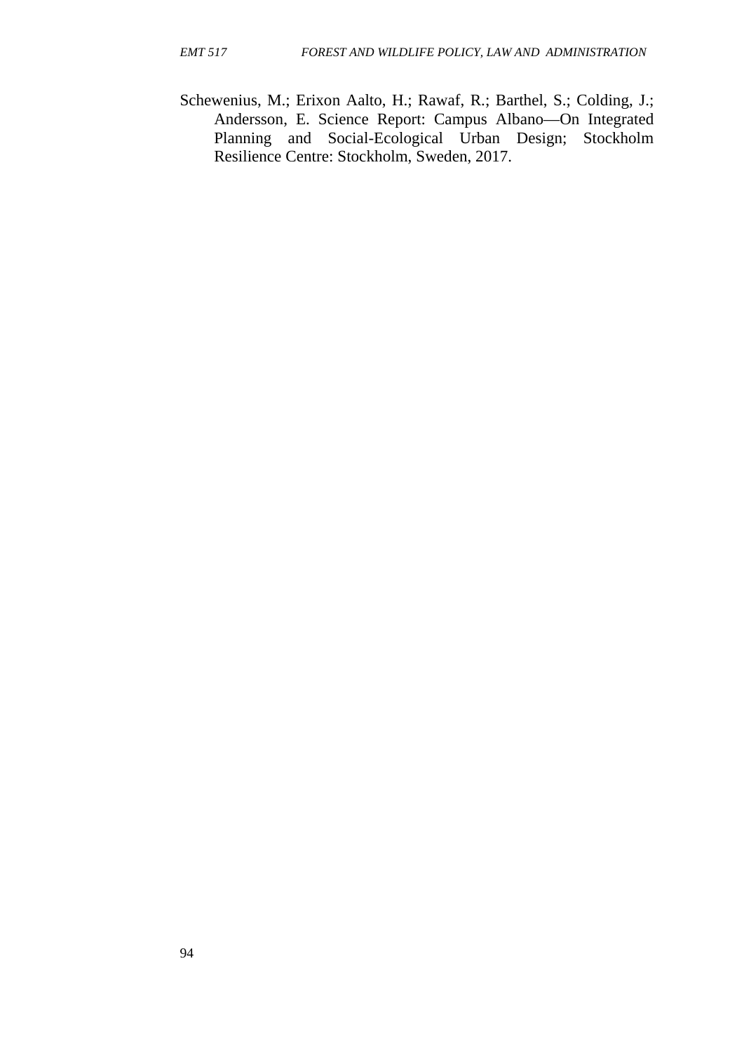Schewenius, M.; Erixon Aalto, H.; Rawaf, R.; Barthel, S.; Colding, J.; Andersson, E. Science Report: Campus Albano—On Integrated Planning and Social-Ecological Urban Design; Stockholm Resilience Centre: Stockholm, Sweden, 2017.